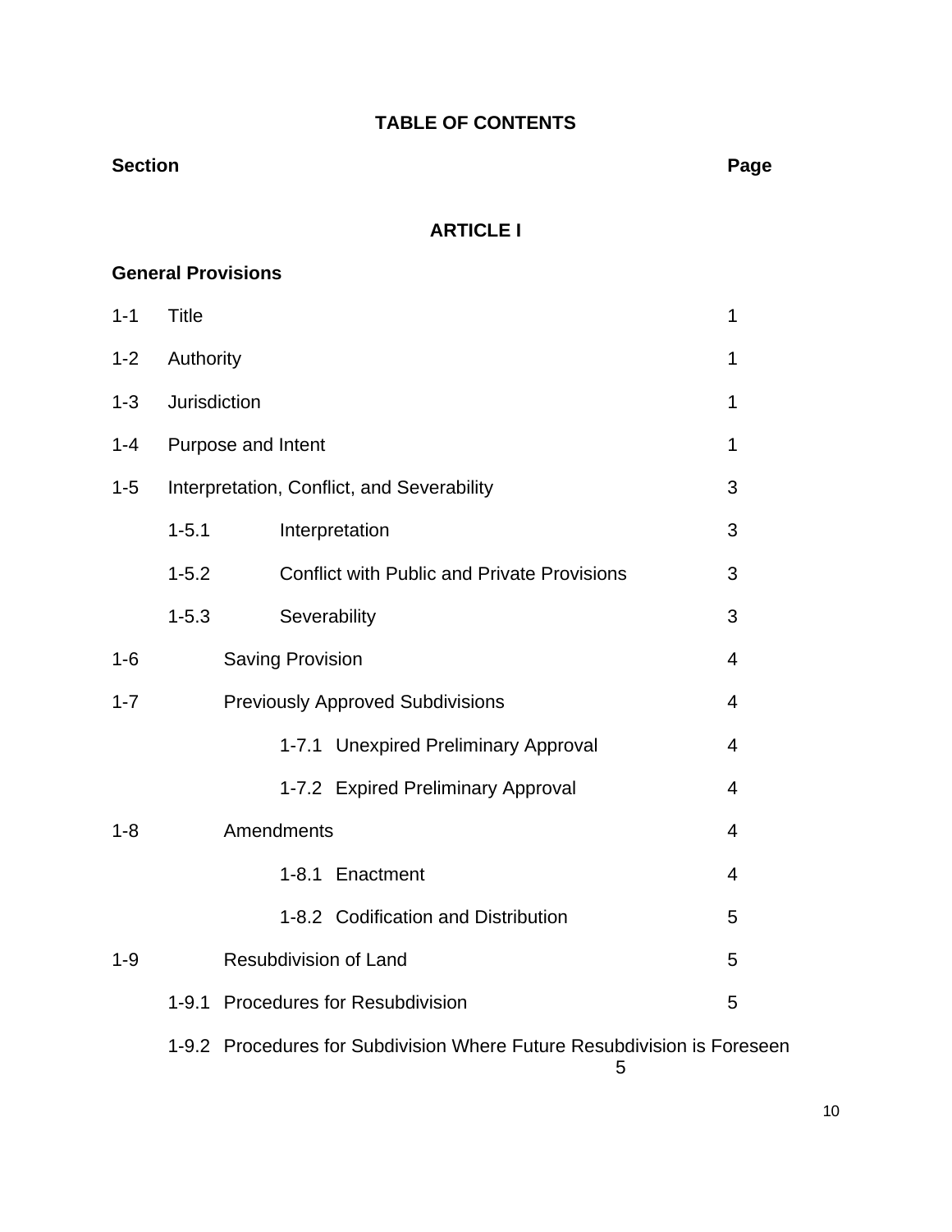# TABLE OF CONTENTS

| Section | | Page |
|---|---|---|
| | **ARTICLE I** | |
| **General Provisions** | | |
| 1-1 | Title | 1 |
| 1-2 | Authority | 1 |
| 1-3 | Jurisdiction | 1 |
| 1-4 | Purpose and Intent | 1 |
| 1-5 | Interpretation, Conflict, and Severability | 3 |
| | 1-5.1 Interpretation | 3 |
| | 1-5.2 Conflict with Public and Private Provisions | 3 |
| | 1-5.3 Severability | 3 |
| 1-6 | Saving Provision | 4 |
| 1-7 | Previously Approved Subdivisions | 4 |
| | 1-7.1 Unexpired Preliminary Approval | 4 |
| | 1-7.2 Expired Preliminary Approval | 4 |
| 1-8 | Amendments | 4 |
| | 1-8.1 Enactment | 4 |
| | 1-8.2 Codification and Distribution | 5 |
| 1-9 | Resubdivision of Land | 5 |
| | 1-9.1 Procedures for Resubdivision | 5 |
| | 1-9.2 Procedures for Subdivision Where Future Resubdivision is Foreseen | 5 |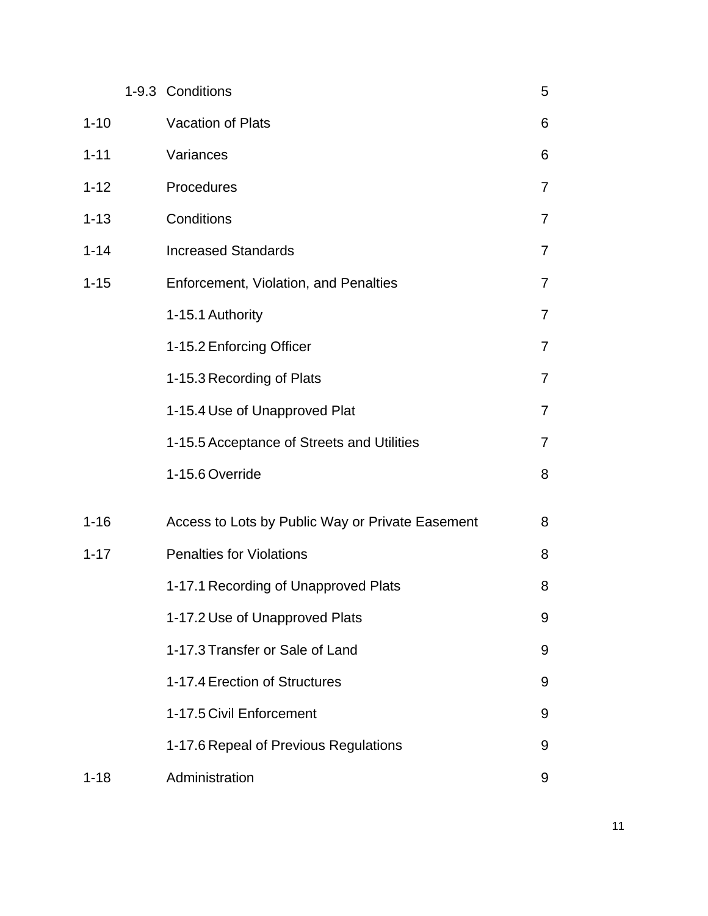| | | | |
|---|---|---|---|
| | 1-9.3 | Conditions | 5 |
| 1-10 | | Vacation of Plats | 6 |
| 1-11 | | Variances | 6 |
| 1-12 | | Procedures | 7 |
| 1-13 | | Conditions | 7 |
| 1-14 | | Increased Standards | 7 |
| 1-15 | | Enforcement, Violation, and Penalties | 7 |
| | | 1-15.1 Authority | 7 |
| | | 1-15.2 Enforcing Officer | 7 |
| | | 1-15.3 Recording of Plats | 7 |
| | | 1-15.4 Use of Unapproved Plat | 7 |
| | | 1-15.5 Acceptance of Streets and Utilities | 7 |
| | | 1-15.6 Override | 8 |
| 1-16 | | Access to Lots by Public Way or Private Easement | 8 |
| 1-17 | | Penalties for Violations | 8 |
| | | 1-17.1 Recording of Unapproved Plats | 8 |
| | | 1-17.2 Use of Unapproved Plats | 9 |
| | | 1-17.3 Transfer or Sale of Land | 9 |
| | | 1-17.4 Erection of Structures | 9 |
| | | 1-17.5 Civil Enforcement | 9 |
| | | 1-17.6 Repeal of Previous Regulations | 9 |
| 1-18 | | Administration | 9 |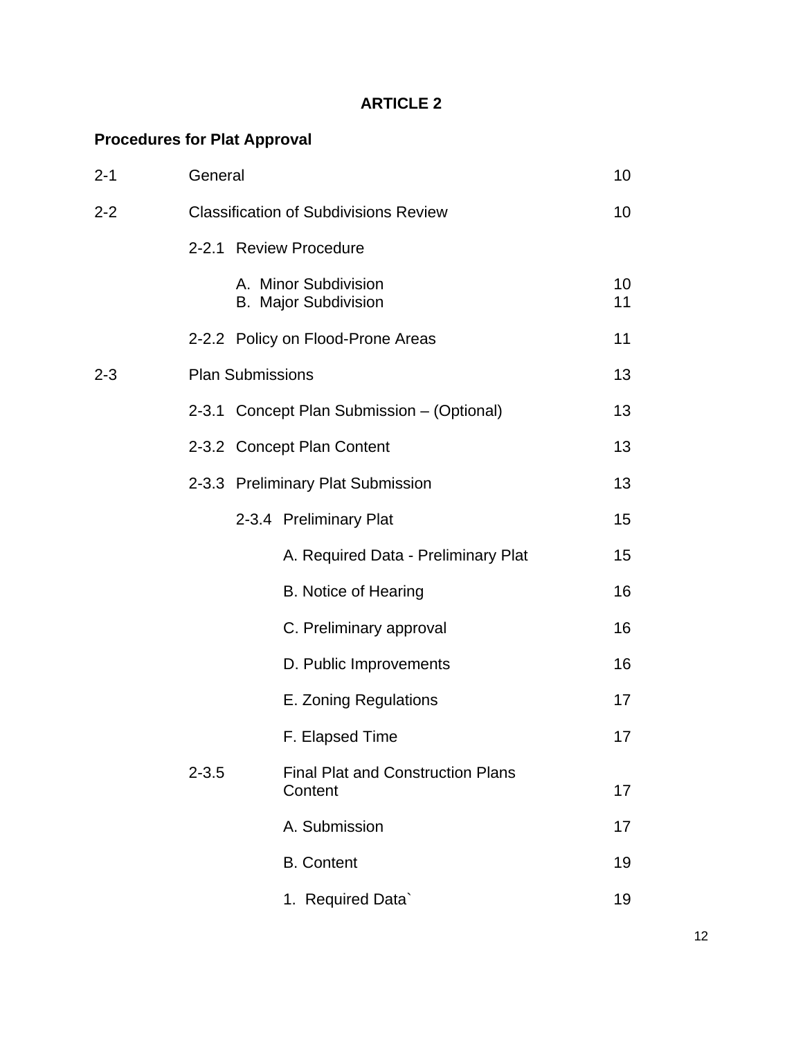# ARTICLE 2

**Procedures for Plat Approval**

| | | |
|---|---|---|
| 2-1 | General | 10 |
| 2-2 | Classification of Subdivisions Review | 10 |
| | 2-2.1 Review Procedure | |
| | A. Minor Subdivision | 10 |
| | B. Major Subdivision | 11 |
| | 2-2.2 Policy on Flood-Prone Areas | 11 |
| 2-3 | Plan Submissions | 13 |
| | 2-3.1 Concept Plan Submission – (Optional) | 13 |
| | 2-3.2 Concept Plan Content | 13 |
| | 2-3.3 Preliminary Plat Submission | 13 |
| | 2-3.4 Preliminary Plat | 15 |
| | A. Required Data - Preliminary Plat | 15 |
| | B. Notice of Hearing | 16 |
| | C. Preliminary approval | 16 |
| | D. Public Improvements | 16 |
| | E. Zoning Regulations | 17 |
| | F. Elapsed Time | 17 |
| | 2-3.5 Final Plat and Construction Plans Content | 17 |
| | A. Submission | 17 |
| | B. Content | 19 |
| | 1. Required Data` | 19 |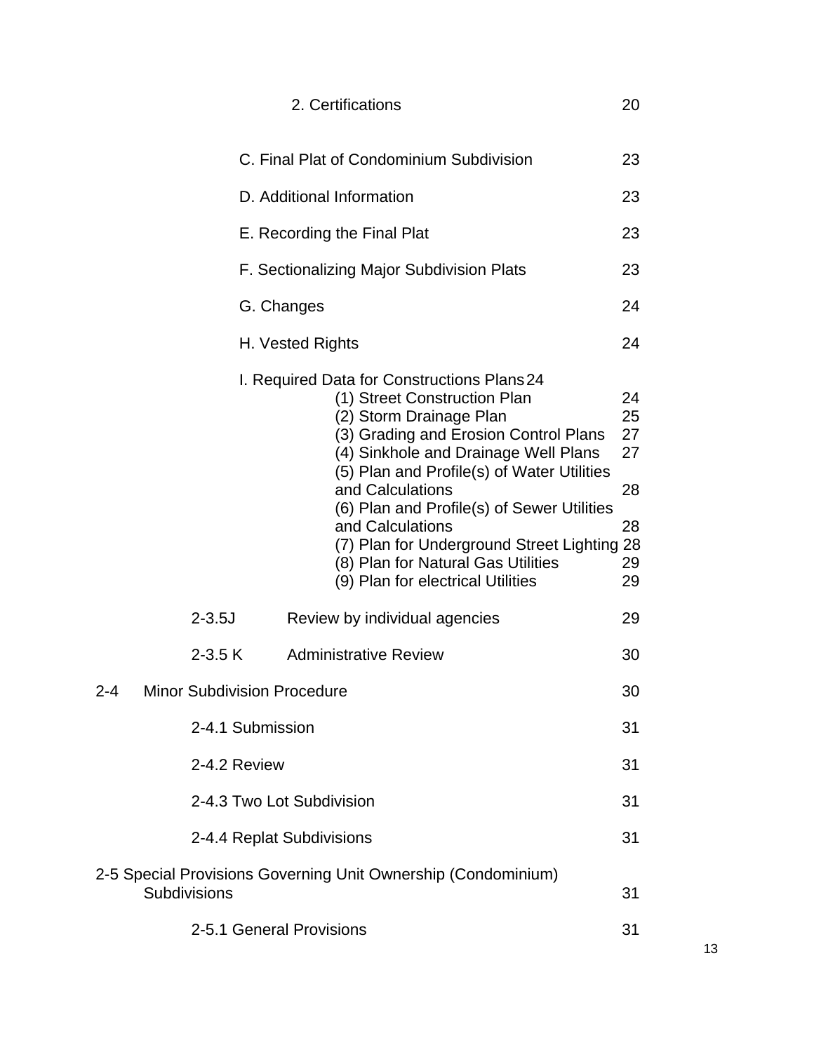| | | | Page |
|---|---|---|---|
| | | 2. Certifications | 20 |
| | C. Final Plat of Condominium Subdivision | | 23 |
| | D. Additional Information | | 23 |
| | E. Recording the Final Plat | | 23 |
| | F. Sectionalizing Major Subdivision Plats | | 23 |
| | G. Changes | | 24 |
| | H. Vested Rights | | 24 |
| | I. Required Data for Constructions Plans | | 24 |
| | | (1) Street Construction Plan | 24 |
| | | (2) Storm Drainage Plan | 25 |
| | | (3) Grading and Erosion Control Plans | 27 |
| | | (4) Sinkhole and Drainage Well Plans | 27 |
| | | (5) Plan and Profile(s) of Water Utilities and Calculations | 28 |
| | | (6) Plan and Profile(s) of Sewer Utilities and Calculations | 28 |
| | | (7) Plan for Underground Street Lighting | 28 |
| | | (8) Plan for Natural Gas Utilities | 29 |
| | | (9) Plan for electrical Utilities | 29 |
| | 2-3.5J | Review by individual agencies | 29 |
| | 2-3.5 K | Administrative Review | 30 |
| 2-4 | Minor Subdivision Procedure | | 30 |
| | 2-4.1 Submission | | 31 |
| | 2-4.2 Review | | 31 |
| | 2-4.3 Two Lot Subdivision | | 31 |
| | 2-4.4 Replat Subdivisions | | 31 |
| 2-5 | Special Provisions Governing Unit Ownership (Condominium) Subdivisions | | 31 |
| | 2-5.1 General Provisions | | 31 |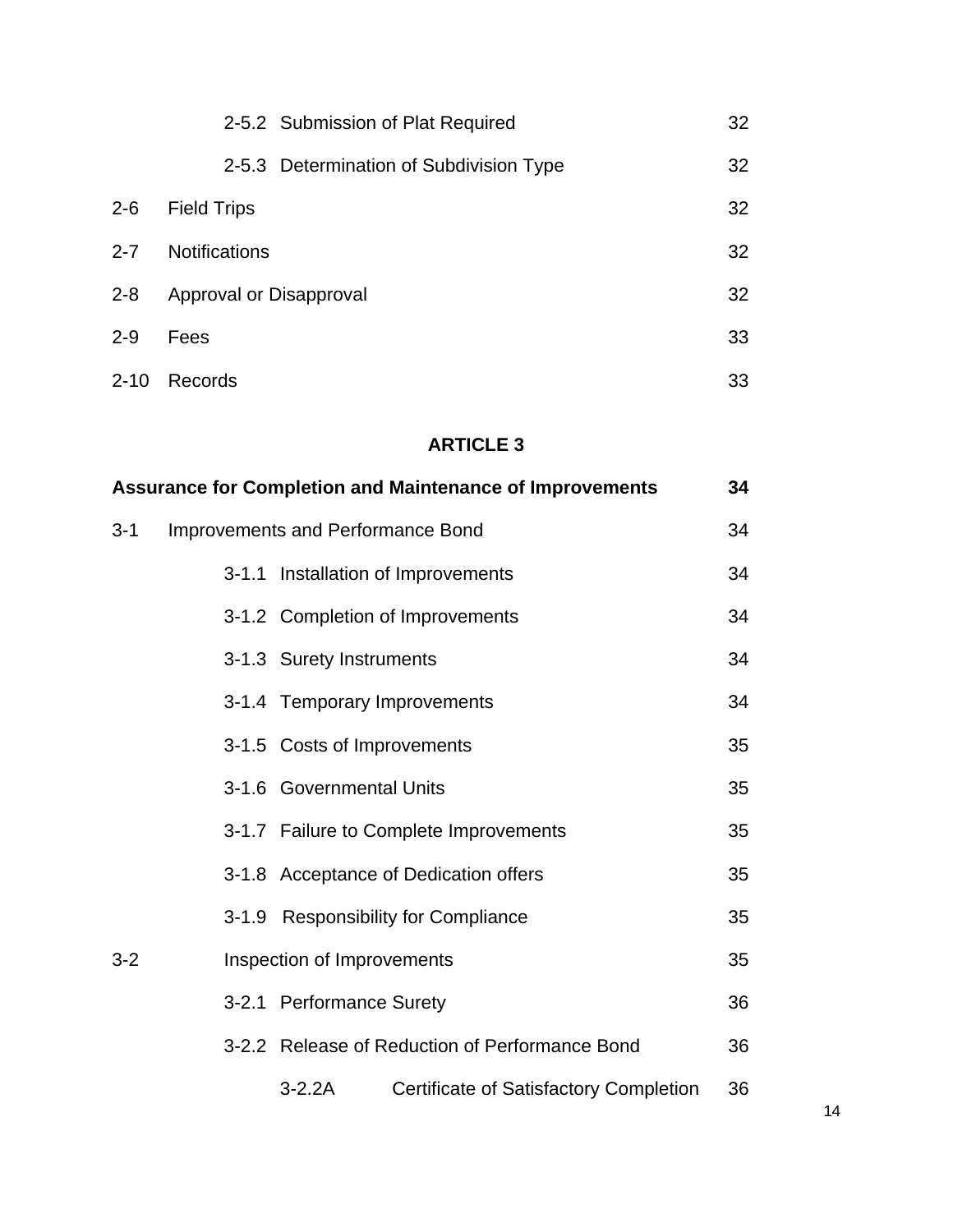| | | |
|---|---|---|
| | 2-5.2 Submission of Plat Required | 32 |
| | 2-5.3 Determination of Subdivision Type | 32 |
| 2-6 | Field Trips | 32 |
| 2-7 | Notifications | 32 |
| 2-8 | Approval or Disapproval | 32 |
| 2-9 | Fees | 33 |
| 2-10 | Records | 33 |

## ARTICLE 3

| | | |
|---|---|---|
| **Assurance for Completion and Maintenance of Improvements** | | **34** |
| 3-1 | Improvements and Performance Bond | 34 |
| | 3-1.1 Installation of Improvements | 34 |
| | 3-1.2 Completion of Improvements | 34 |
| | 3-1.3 Surety Instruments | 34 |
| | 3-1.4 Temporary Improvements | 34 |
| | 3-1.5 Costs of Improvements | 35 |
| | 3-1.6 Governmental Units | 35 |
| | 3-1.7 Failure to Complete Improvements | 35 |
| | 3-1.8 Acceptance of Dedication offers | 35 |
| | 3-1.9 Responsibility for Compliance | 35 |
| 3-2 | Inspection of Improvements | 35 |
| | 3-2.1 Performance Surety | 36 |
| | 3-2.2 Release of Reduction of Performance Bond | 36 |
| | 3-2.2A Certificate of Satisfactory Completion | 36 |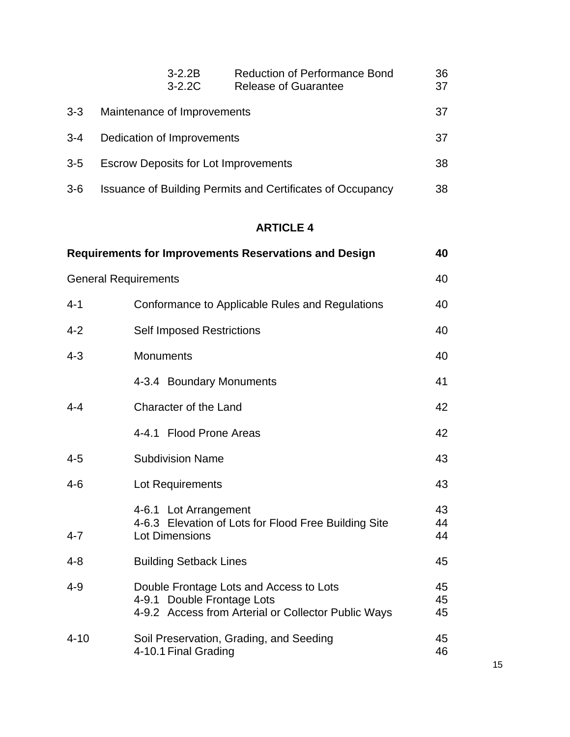| | | |
|---|---|---|
| 3-2.2B | Reduction of Performance Bond | 36 |
| 3-2.2C | Release of Guarantee | 37 |
| 3-3 | Maintenance of Improvements | 37 |
| 3-4 | Dedication of Improvements | 37 |
| 3-5 | Escrow Deposits for Lot Improvements | 38 |
| 3-6 | Issuance of Building Permits and Certificates of Occupancy | 38 |

## ARTICLE 4

| | | |
|---|---|---|
| **Requirements for Improvements Reservations and Design** | | **40** |
| General Requirements | | 40 |
| 4-1 | Conformance to Applicable Rules and Regulations | 40 |
| 4-2 | Self Imposed Restrictions | 40 |
| 4-3 | Monuments | 40 |
| | 4-3.4 Boundary Monuments | 41 |
| 4-4 | Character of the Land | 42 |
| | 4-4.1 Flood Prone Areas | 42 |
| 4-5 | Subdivision Name | 43 |
| 4-6 | Lot Requirements | 43 |
| | 4-6.1 Lot Arrangement | 43 |
| | 4-6.3 Elevation of Lots for Flood Free Building Site | 44 |
| 4-7 | Lot Dimensions | 44 |
| 4-8 | Building Setback Lines | 45 |
| 4-9 | Double Frontage Lots and Access to Lots | 45 |
| | 4-9.1 Double Frontage Lots | 45 |
| | 4-9.2 Access from Arterial or Collector Public Ways | 45 |
| 4-10 | Soil Preservation, Grading, and Seeding | 45 |
| | 4-10.1 Final Grading | 46 |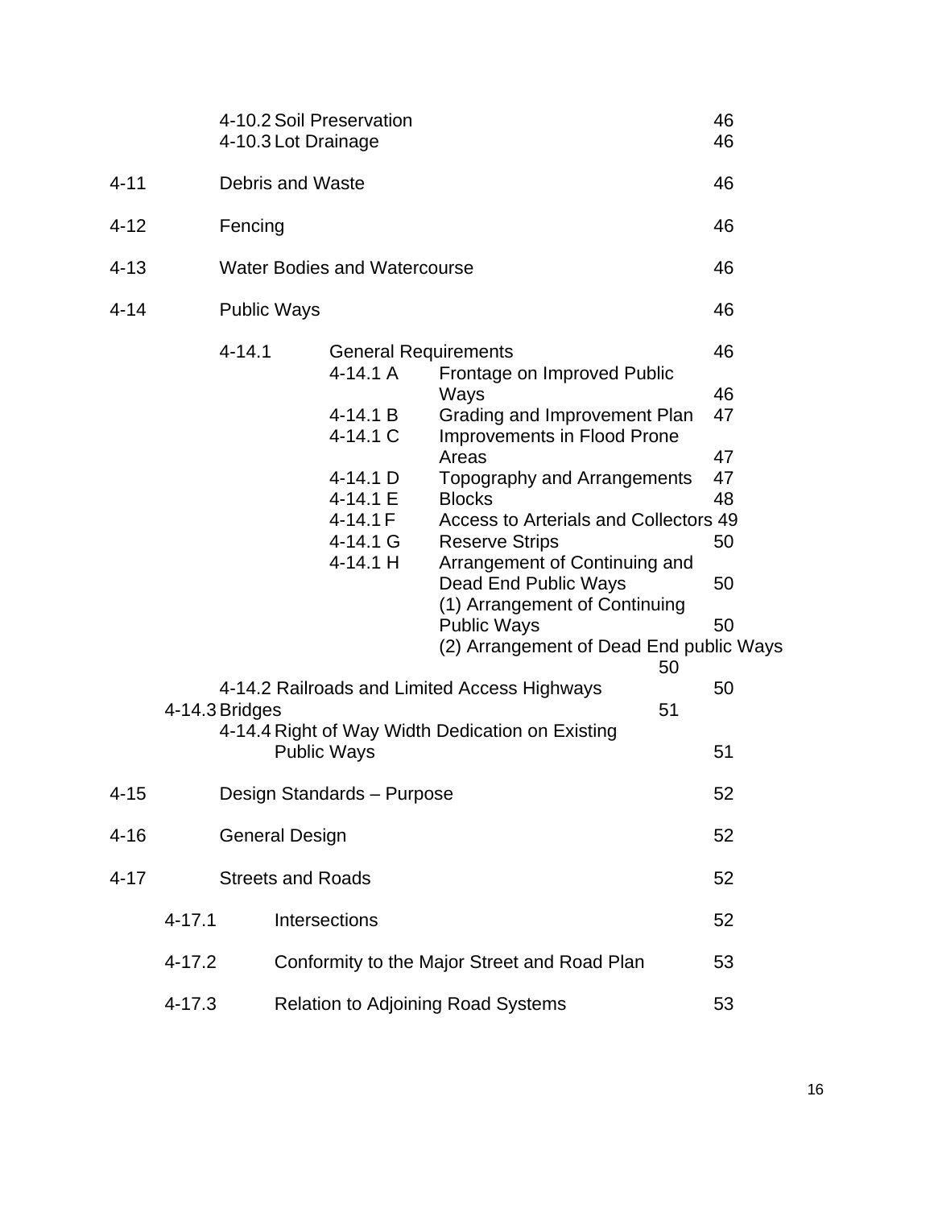| | | | | |
|---|---|---|---|---|
| | 4-10.2 | Soil Preservation | | 46 |
| | 4-10.3 | Lot Drainage | | 46 |
| 4-11 | | Debris and Waste | | 46 |
| 4-12 | | Fencing | | 46 |
| 4-13 | | Water Bodies and Watercourse | | 46 |
| 4-14 | | Public Ways | | 46 |
| | 4-14.1 | General Requirements | | 46 |
| | | 4-14.1 A | Frontage on Improved Public Ways | 46 |
| | | 4-14.1 B | Grading and Improvement Plan | 47 |
| | | 4-14.1 C | Improvements in Flood Prone Areas | 47 |
| | | 4-14.1 D | Topography and Arrangements | 47 |
| | | 4-14.1 E | Blocks | 48 |
| | | 4-14.1 F | Access to Arterials and Collectors | 49 |
| | | 4-14.1 G | Reserve Strips | 50 |
| | | 4-14.1 H | Arrangement of Continuing and Dead End Public Ways | 50 |
| | | | (1) Arrangement of Continuing Public Ways | 50 |
| | | | (2) Arrangement of Dead End public Ways | 50 |
| | 4-14.2 | Railroads and Limited Access Highways | | 50 |
| | 4-14.3 | Bridges | | 51 |
| | 4-14.4 | Right of Way Width Dedication on Existing Public Ways | | 51 |
| 4-15 | | Design Standards – Purpose | | 52 |
| 4-16 | | General Design | | 52 |
| 4-17 | | Streets and Roads | | 52 |
| | 4-17.1 | Intersections | | 52 |
| | 4-17.2 | Conformity to the Major Street and Road Plan | | 53 |
| | 4-17.3 | Relation to Adjoining Road Systems | | 53 |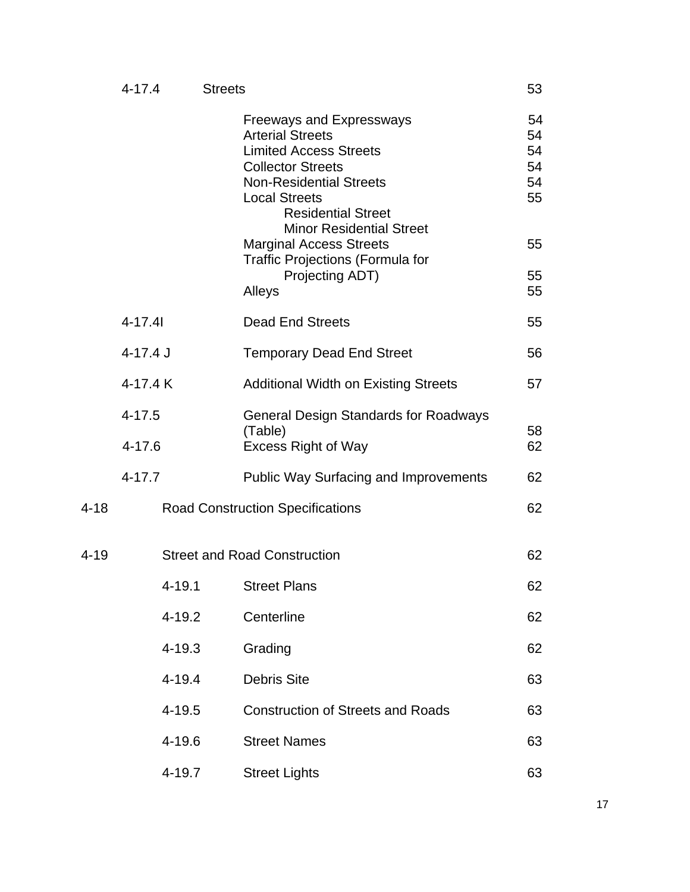| | | | |
|---|---|---|---|
| | 4-17.4 | Streets | 53 |
| | | Freeways and Expressways | 54 |
| | | Arterial Streets | 54 |
| | | Limited Access Streets | 54 |
| | | Collector Streets | 54 |
| | | Non-Residential Streets | 54 |
| | | Local Streets | 55 |
| | | Residential Street | |
| | | Minor Residential Street | |
| | | Marginal Access Streets | 55 |
| | | Traffic Projections (Formula for Projecting ADT) | 55 |
| | | Alleys | 55 |
| | 4-17.4I | Dead End Streets | 55 |
| | 4-17.4 J | Temporary Dead End Street | 56 |
| | 4-17.4 K | Additional Width on Existing Streets | 57 |
| | 4-17.5 | General Design Standards for Roadways (Table) | 58 |
| | 4-17.6 | Excess Right of Way | 62 |
| | 4-17.7 | Public Way Surfacing and Improvements | 62 |
| 4-18 | | Road Construction Specifications | 62 |
| 4-19 | | Street and Road Construction | 62 |
| | 4-19.1 | Street Plans | 62 |
| | 4-19.2 | Centerline | 62 |
| | 4-19.3 | Grading | 62 |
| | 4-19.4 | Debris Site | 63 |
| | 4-19.5 | Construction of Streets and Roads | 63 |
| | 4-19.6 | Street Names | 63 |
| | 4-19.7 | Street Lights | 63 |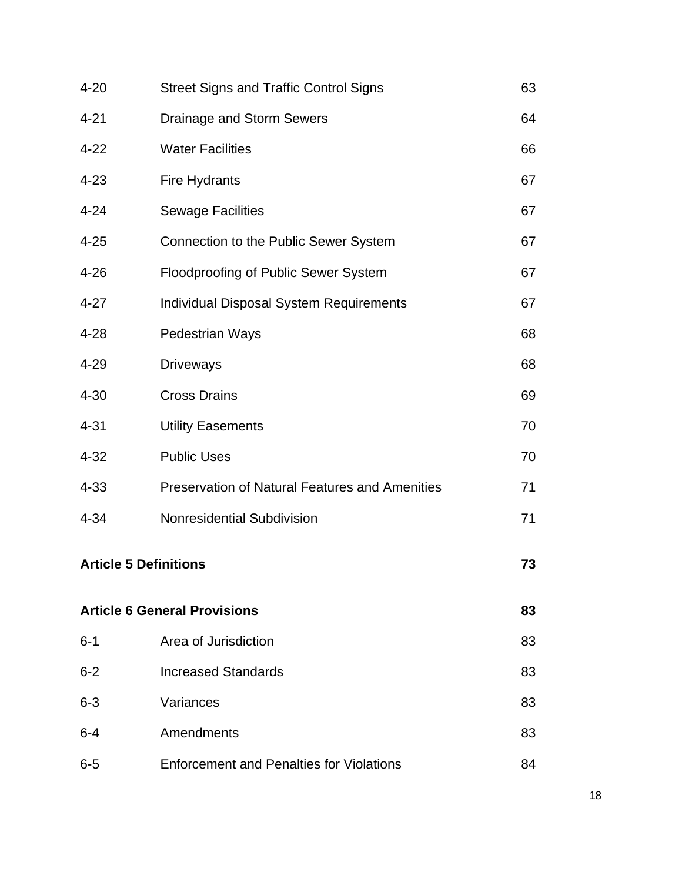| | | |
|---|---|---|
| 4-20 | Street Signs and Traffic Control Signs | 63 |
| 4-21 | Drainage and Storm Sewers | 64 |
| 4-22 | Water Facilities | 66 |
| 4-23 | Fire Hydrants | 67 |
| 4-24 | Sewage Facilities | 67 |
| 4-25 | Connection to the Public Sewer System | 67 |
| 4-26 | Floodproofing of Public Sewer System | 67 |
| 4-27 | Individual Disposal System Requirements | 67 |
| 4-28 | Pedestrian Ways | 68 |
| 4-29 | Driveways | 68 |
| 4-30 | Cross Drains | 69 |
| 4-31 | Utility Easements | 70 |
| 4-32 | Public Uses | 70 |
| 4-33 | Preservation of Natural Features and Amenities | 71 |
| 4-34 | Nonresidential Subdivision | 71 |
| **Article 5 Definitions** | | **73** |
| **Article 6 General Provisions** | | **83** |
| 6-1 | Area of Jurisdiction | 83 |
| 6-2 | Increased Standards | 83 |
| 6-3 | Variances | 83 |
| 6-4 | Amendments | 83 |
| 6-5 | Enforcement and Penalties for Violations | 84 |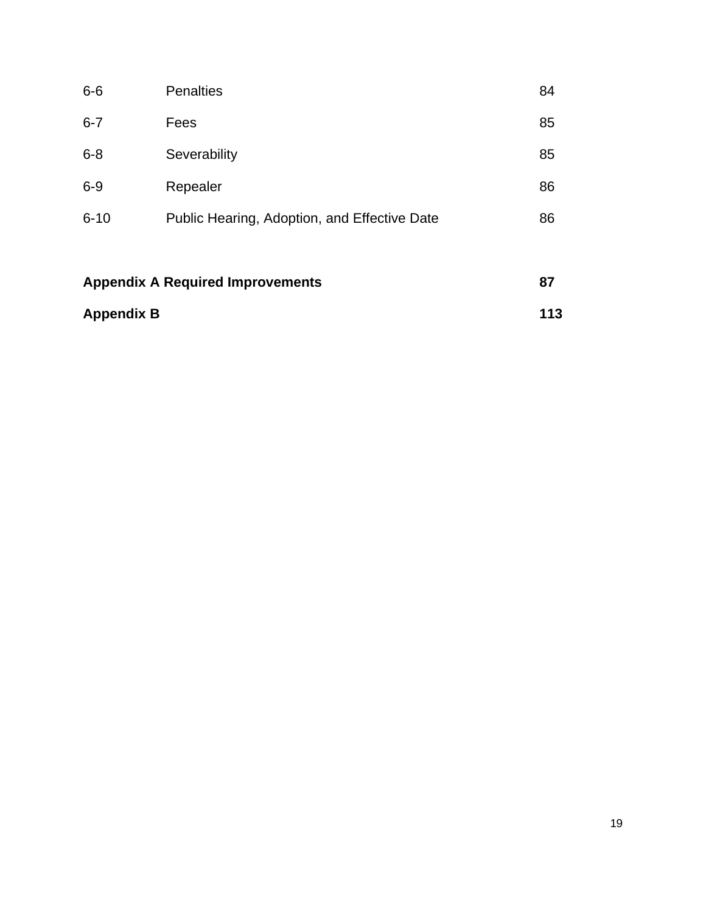| | | |
|---|---|---|
| 6-6 | Penalties | 84 |
| 6-7 | Fees | 85 |
| 6-8 | Severability | 85 |
| 6-9 | Repealer | 86 |
| 6-10 | Public Hearing, Adoption, and Effective Date | 86 |

**Appendix A Required Improvements** **87**

**Appendix B** **113**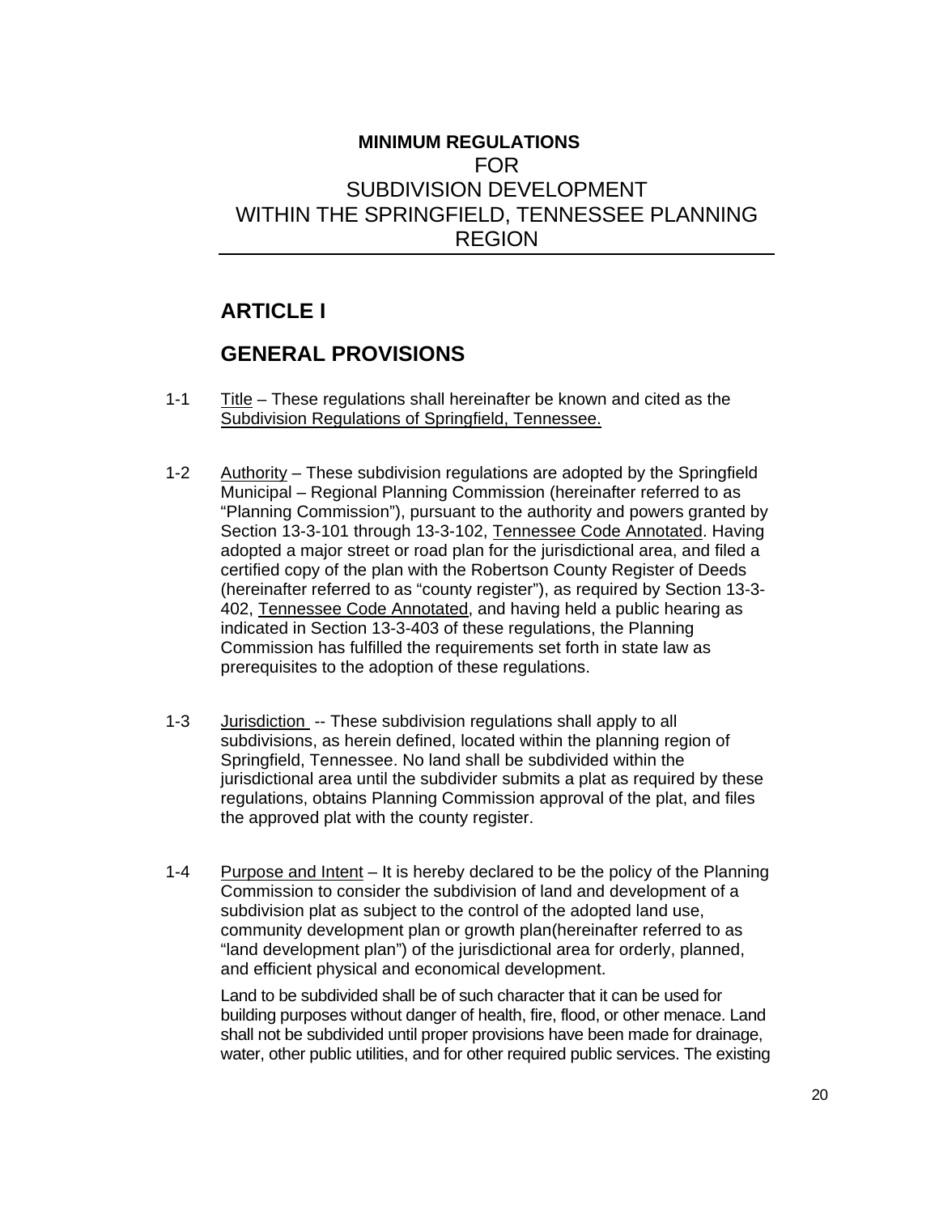# **MINIMUM REGULATIONS**
# FOR
# SUBDIVISION DEVELOPMENT
# WITHIN THE SPRINGFIELD, TENNESSEE PLANNING REGION

## ARTICLE I

## GENERAL PROVISIONS

1-1 Title – These regulations shall hereinafter be known and cited as the Subdivision Regulations of Springfield, Tennessee.

1-2 Authority – These subdivision regulations are adopted by the Springfield Municipal – Regional Planning Commission (hereinafter referred to as "Planning Commission"), pursuant to the authority and powers granted by Section 13-3-101 through 13-3-102, Tennessee Code Annotated. Having adopted a major street or road plan for the jurisdictional area, and filed a certified copy of the plan with the Robertson County Register of Deeds (hereinafter referred to as "county register"), as required by Section 13-3-402, Tennessee Code Annotated, and having held a public hearing as indicated in Section 13-3-403 of these regulations, the Planning Commission has fulfilled the requirements set forth in state law as prerequisites to the adoption of these regulations.

1-3 Jurisdiction -- These subdivision regulations shall apply to all subdivisions, as herein defined, located within the planning region of Springfield, Tennessee. No land shall be subdivided within the jurisdictional area until the subdivider submits a plat as required by these regulations, obtains Planning Commission approval of the plat, and files the approved plat with the county register.

1-4 Purpose and Intent – It is hereby declared to be the policy of the Planning Commission to consider the subdivision of land and development of a subdivision plat as subject to the control of the adopted land use, community development plan or growth plan(hereinafter referred to as "land development plan") of the jurisdictional area for orderly, planned, and efficient physical and economical development.

Land to be subdivided shall be of such character that it can be used for building purposes without danger of health, fire, flood, or other menace. Land shall not be subdivided until proper provisions have been made for drainage, water, other public utilities, and for other required public services. The existing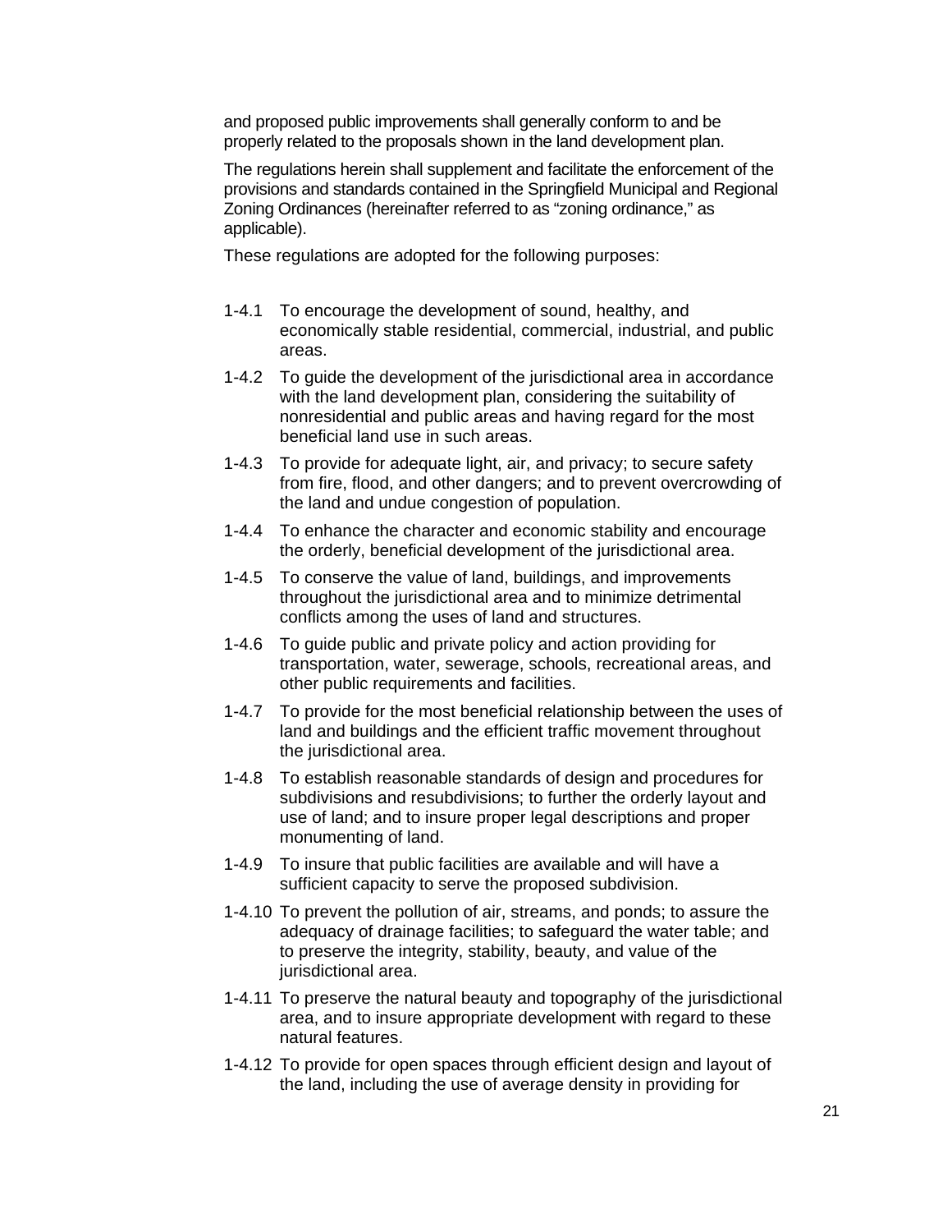and proposed public improvements shall generally conform to and be properly related to the proposals shown in the land development plan.

The regulations herein shall supplement and facilitate the enforcement of the provisions and standards contained in the Springfield Municipal and Regional Zoning Ordinances (hereinafter referred to as “zoning ordinance,” as applicable).

These regulations are adopted for the following purposes:

1-4.1 To encourage the development of sound, healthy, and economically stable residential, commercial, industrial, and public areas.

1-4.2 To guide the development of the jurisdictional area in accordance with the land development plan, considering the suitability of nonresidential and public areas and having regard for the most beneficial land use in such areas.

1-4.3 To provide for adequate light, air, and privacy; to secure safety from fire, flood, and other dangers; and to prevent overcrowding of the land and undue congestion of population.

1-4.4 To enhance the character and economic stability and encourage the orderly, beneficial development of the jurisdictional area.

1-4.5 To conserve the value of land, buildings, and improvements throughout the jurisdictional area and to minimize detrimental conflicts among the uses of land and structures.

1-4.6 To guide public and private policy and action providing for transportation, water, sewerage, schools, recreational areas, and other public requirements and facilities.

1-4.7 To provide for the most beneficial relationship between the uses of land and buildings and the efficient traffic movement throughout the jurisdictional area.

1-4.8 To establish reasonable standards of design and procedures for subdivisions and resubdivisions; to further the orderly layout and use of land; and to insure proper legal descriptions and proper monumenting of land.

1-4.9 To insure that public facilities are available and will have a sufficient capacity to serve the proposed subdivision.

1-4.10 To prevent the pollution of air, streams, and ponds; to assure the adequacy of drainage facilities; to safeguard the water table; and to preserve the integrity, stability, beauty, and value of the jurisdictional area.

1-4.11 To preserve the natural beauty and topography of the jurisdictional area, and to insure appropriate development with regard to these natural features.

1-4.12 To provide for open spaces through efficient design and layout of the land, including the use of average density in providing for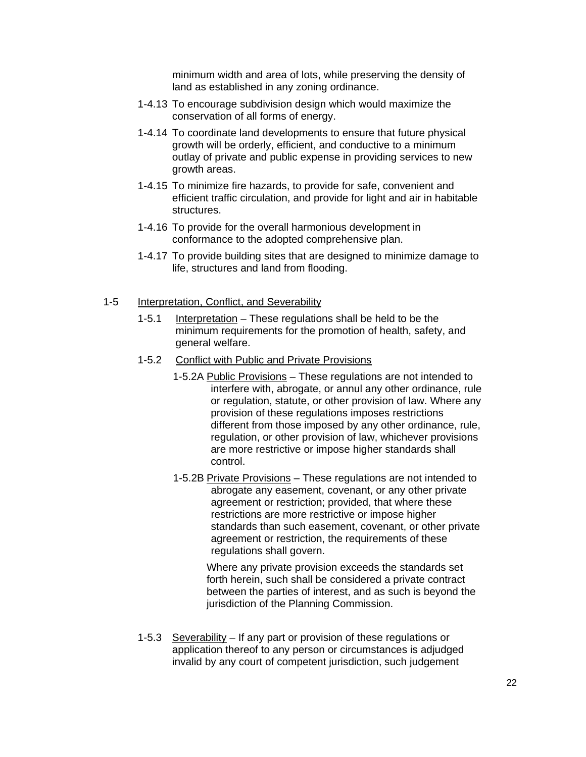minimum width and area of lots, while preserving the density of land as established in any zoning ordinance.

1-4.13 To encourage subdivision design which would maximize the conservation of all forms of energy.

1-4.14 To coordinate land developments to ensure that future physical growth will be orderly, efficient, and conductive to a minimum outlay of private and public expense in providing services to new growth areas.

1-4.15 To minimize fire hazards, to provide for safe, convenient and efficient traffic circulation, and provide for light and air in habitable structures.

1-4.16 To provide for the overall harmonious development in conformance to the adopted comprehensive plan.

1-4.17 To provide building sites that are designed to minimize damage to life, structures and land from flooding.

1-5 Interpretation, Conflict, and Severability

1-5.1 Interpretation – These regulations shall be held to be the minimum requirements for the promotion of health, safety, and general welfare.

1-5.2 Conflict with Public and Private Provisions

1-5.2A Public Provisions – These regulations are not intended to interfere with, abrogate, or annul any other ordinance, rule or regulation, statute, or other provision of law. Where any provision of these regulations imposes restrictions different from those imposed by any other ordinance, rule, regulation, or other provision of law, whichever provisions are more restrictive or impose higher standards shall control.

1-5.2B Private Provisions – These regulations are not intended to abrogate any easement, covenant, or any other private agreement or restriction; provided, that where these restrictions are more restrictive or impose higher standards than such easement, covenant, or other private agreement or restriction, the requirements of these regulations shall govern.

Where any private provision exceeds the standards set forth herein, such shall be considered a private contract between the parties of interest, and as such is beyond the jurisdiction of the Planning Commission.

1-5.3 Severability – If any part or provision of these regulations or application thereof to any person or circumstances is adjudged invalid by any court of competent jurisdiction, such judgement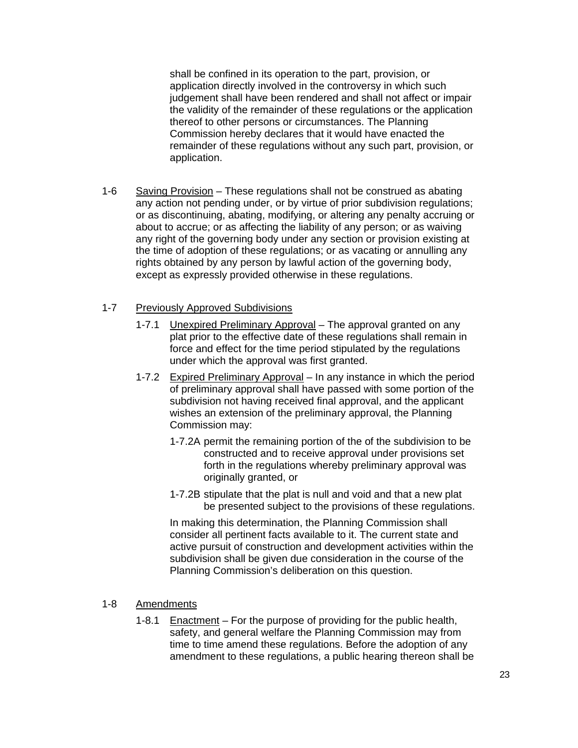shall be confined in its operation to the part, provision, or application directly involved in the controversy in which such judgement shall have been rendered and shall not affect or impair the validity of the remainder of these regulations or the application thereof to other persons or circumstances. The Planning Commission hereby declares that it would have enacted the remainder of these regulations without any such part, provision, or application.

1-6 Saving Provision – These regulations shall not be construed as abating any action not pending under, or by virtue of prior subdivision regulations; or as discontinuing, abating, modifying, or altering any penalty accruing or about to accrue; or as affecting the liability of any person; or as waiving any right of the governing body under any section or provision existing at the time of adoption of these regulations; or as vacating or annulling any rights obtained by any person by lawful action of the governing body, except as expressly provided otherwise in these regulations.

1-7 Previously Approved Subdivisions

1-7.1 Unexpired Preliminary Approval – The approval granted on any plat prior to the effective date of these regulations shall remain in force and effect for the time period stipulated by the regulations under which the approval was first granted.

1-7.2 Expired Preliminary Approval – In any instance in which the period of preliminary approval shall have passed with some portion of the subdivision not having received final approval, and the applicant wishes an extension of the preliminary approval, the Planning Commission may:

1-7.2A permit the remaining portion of the of the subdivision to be constructed and to receive approval under provisions set forth in the regulations whereby preliminary approval was originally granted, or

1-7.2B stipulate that the plat is null and void and that a new plat be presented subject to the provisions of these regulations.

In making this determination, the Planning Commission shall consider all pertinent facts available to it. The current state and active pursuit of construction and development activities within the subdivision shall be given due consideration in the course of the Planning Commission's deliberation on this question.

1-8 Amendments

1-8.1 Enactment – For the purpose of providing for the public health, safety, and general welfare the Planning Commission may from time to time amend these regulations. Before the adoption of any amendment to these regulations, a public hearing thereon shall be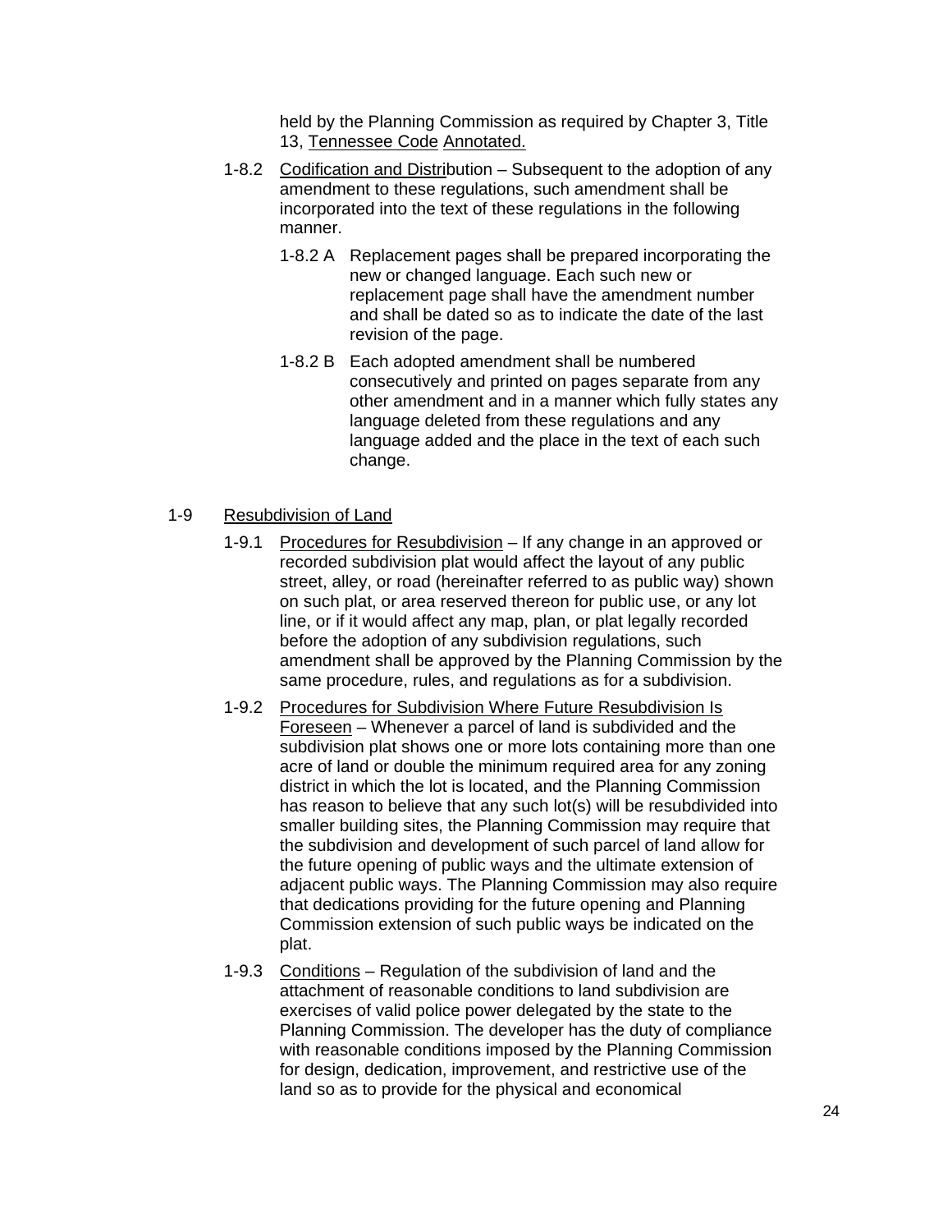held by the Planning Commission as required by Chapter 3, Title 13, Tennessee Code Annotated.

1-8.2 Codification and Distribution – Subsequent to the adoption of any amendment to these regulations, such amendment shall be incorporated into the text of these regulations in the following manner.

1-8.2 A Replacement pages shall be prepared incorporating the new or changed language. Each such new or replacement page shall have the amendment number and shall be dated so as to indicate the date of the last revision of the page.

1-8.2 B Each adopted amendment shall be numbered consecutively and printed on pages separate from any other amendment and in a manner which fully states any language deleted from these regulations and any language added and the place in the text of each such change.

## 1-9 Resubdivision of Land

1-9.1 Procedures for Resubdivision – If any change in an approved or recorded subdivision plat would affect the layout of any public street, alley, or road (hereinafter referred to as public way) shown on such plat, or area reserved thereon for public use, or any lot line, or if it would affect any map, plan, or plat legally recorded before the adoption of any subdivision regulations, such amendment shall be approved by the Planning Commission by the same procedure, rules, and regulations as for a subdivision.

1-9.2 Procedures for Subdivision Where Future Resubdivision Is Foreseen – Whenever a parcel of land is subdivided and the subdivision plat shows one or more lots containing more than one acre of land or double the minimum required area for any zoning district in which the lot is located, and the Planning Commission has reason to believe that any such lot(s) will be resubdivided into smaller building sites, the Planning Commission may require that the subdivision and development of such parcel of land allow for the future opening of public ways and the ultimate extension of adjacent public ways. The Planning Commission may also require that dedications providing for the future opening and Planning Commission extension of such public ways be indicated on the plat.

1-9.3 Conditions – Regulation of the subdivision of land and the attachment of reasonable conditions to land subdivision are exercises of valid police power delegated by the state to the Planning Commission. The developer has the duty of compliance with reasonable conditions imposed by the Planning Commission for design, dedication, improvement, and restrictive use of the land so as to provide for the physical and economical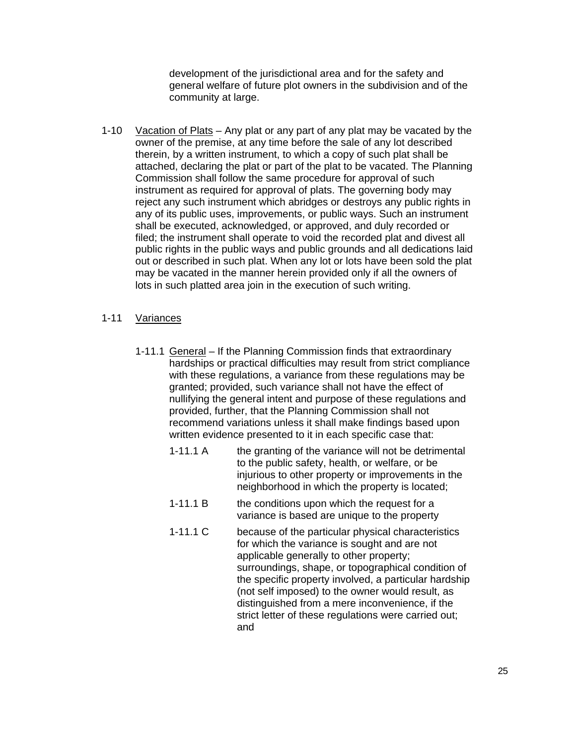development of the jurisdictional area and for the safety and general welfare of future plot owners in the subdivision and of the community at large.

1-10 Vacation of Plats – Any plat or any part of any plat may be vacated by the owner of the premise, at any time before the sale of any lot described therein, by a written instrument, to which a copy of such plat shall be attached, declaring the plat or part of the plat to be vacated. The Planning Commission shall follow the same procedure for approval of such instrument as required for approval of plats. The governing body may reject any such instrument which abridges or destroys any public rights in any of its public uses, improvements, or public ways. Such an instrument shall be executed, acknowledged, or approved, and duly recorded or filed; the instrument shall operate to void the recorded plat and divest all public rights in the public ways and public grounds and all dedications laid out or described in such plat. When any lot or lots have been sold the plat may be vacated in the manner herein provided only if all the owners of lots in such platted area join in the execution of such writing.

1-11 Variances

1-11.1 General – If the Planning Commission finds that extraordinary hardships or practical difficulties may result from strict compliance with these regulations, a variance from these regulations may be granted; provided, such variance shall not have the effect of nullifying the general intent and purpose of these regulations and provided, further, that the Planning Commission shall not recommend variations unless it shall make findings based upon written evidence presented to it in each specific case that:

1-11.1 A the granting of the variance will not be detrimental to the public safety, health, or welfare, or be injurious to other property or improvements in the neighborhood in which the property is located;

1-11.1 B the conditions upon which the request for a variance is based are unique to the property

1-11.1 C because of the particular physical characteristics for which the variance is sought and are not applicable generally to other property; surroundings, shape, or topographical condition of the specific property involved, a particular hardship (not self imposed) to the owner would result, as distinguished from a mere inconvenience, if the strict letter of these regulations were carried out; and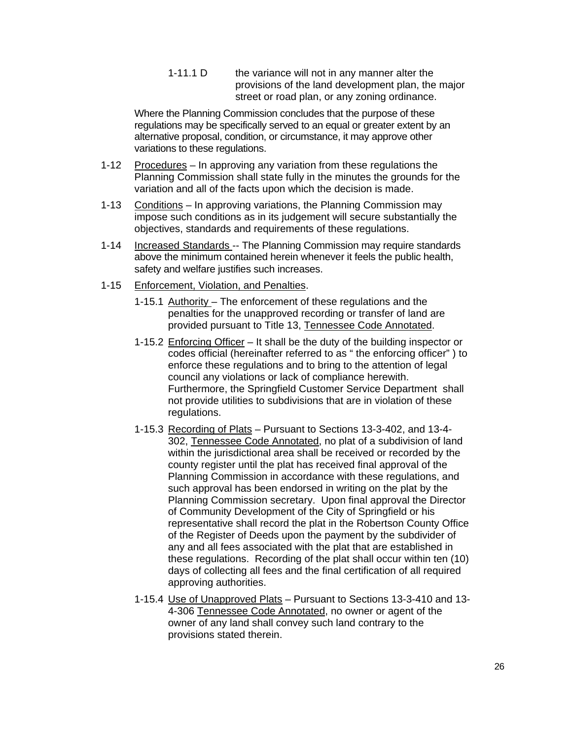1-11.1 D the variance will not in any manner alter the provisions of the land development plan, the major street or road plan, or any zoning ordinance.

Where the Planning Commission concludes that the purpose of these regulations may be specifically served to an equal or greater extent by an alternative proposal, condition, or circumstance, it may approve other variations to these regulations.

1-12 Procedures – In approving any variation from these regulations the Planning Commission shall state fully in the minutes the grounds for the variation and all of the facts upon which the decision is made.

1-13 Conditions – In approving variations, the Planning Commission may impose such conditions as in its judgement will secure substantially the objectives, standards and requirements of these regulations.

1-14 Increased Standards -- The Planning Commission may require standards above the minimum contained herein whenever it feels the public health, safety and welfare justifies such increases.

1-15 Enforcement, Violation, and Penalties.

1-15.1 Authority – The enforcement of these regulations and the penalties for the unapproved recording or transfer of land are provided pursuant to Title 13, Tennessee Code Annotated.

1-15.2 Enforcing Officer – It shall be the duty of the building inspector or codes official (hereinafter referred to as " the enforcing officer" ) to enforce these regulations and to bring to the attention of legal council any violations or lack of compliance herewith. Furthermore, the Springfield Customer Service Department shall not provide utilities to subdivisions that are in violation of these regulations.

1-15.3 Recording of Plats – Pursuant to Sections 13-3-402, and 13-4-302, Tennessee Code Annotated, no plat of a subdivision of land within the jurisdictional area shall be received or recorded by the county register until the plat has received final approval of the Planning Commission in accordance with these regulations, and such approval has been endorsed in writing on the plat by the Planning Commission secretary. Upon final approval the Director of Community Development of the City of Springfield or his representative shall record the plat in the Robertson County Office of the Register of Deeds upon the payment by the subdivider of any and all fees associated with the plat that are established in these regulations. Recording of the plat shall occur within ten (10) days of collecting all fees and the final certification of all required approving authorities.

1-15.4 Use of Unapproved Plats – Pursuant to Sections 13-3-410 and 13-4-306 Tennessee Code Annotated, no owner or agent of the owner of any land shall convey such land contrary to the provisions stated therein.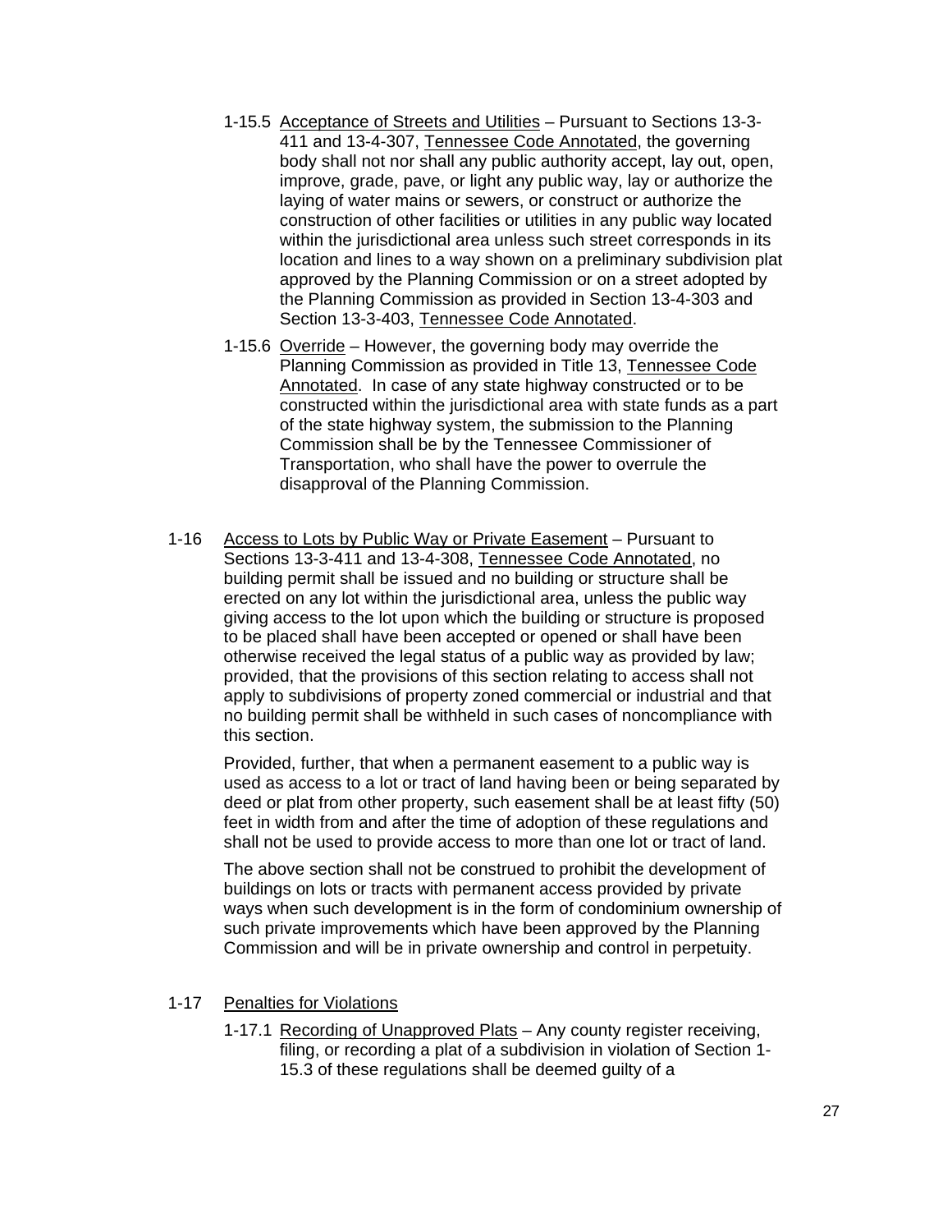1-15.5 Acceptance of Streets and Utilities – Pursuant to Sections 13-3-411 and 13-4-307, Tennessee Code Annotated, the governing body shall not nor shall any public authority accept, lay out, open, improve, grade, pave, or light any public way, lay or authorize the laying of water mains or sewers, or construct or authorize the construction of other facilities or utilities in any public way located within the jurisdictional area unless such street corresponds in its location and lines to a way shown on a preliminary subdivision plat approved by the Planning Commission or on a street adopted by the Planning Commission as provided in Section 13-4-303 and Section 13-3-403, Tennessee Code Annotated.

1-15.6 Override – However, the governing body may override the Planning Commission as provided in Title 13, Tennessee Code Annotated. In case of any state highway constructed or to be constructed within the jurisdictional area with state funds as a part of the state highway system, the submission to the Planning Commission shall be by the Tennessee Commissioner of Transportation, who shall have the power to overrule the disapproval of the Planning Commission.

1-16 Access to Lots by Public Way or Private Easement – Pursuant to Sections 13-3-411 and 13-4-308, Tennessee Code Annotated, no building permit shall be issued and no building or structure shall be erected on any lot within the jurisdictional area, unless the public way giving access to the lot upon which the building or structure is proposed to be placed shall have been accepted or opened or shall have been otherwise received the legal status of a public way as provided by law; provided, that the provisions of this section relating to access shall not apply to subdivisions of property zoned commercial or industrial and that no building permit shall be withheld in such cases of noncompliance with this section.

Provided, further, that when a permanent easement to a public way is used as access to a lot or tract of land having been or being separated by deed or plat from other property, such easement shall be at least fifty (50) feet in width from and after the time of adoption of these regulations and shall not be used to provide access to more than one lot or tract of land.

The above section shall not be construed to prohibit the development of buildings on lots or tracts with permanent access provided by private ways when such development is in the form of condominium ownership of such private improvements which have been approved by the Planning Commission and will be in private ownership and control in perpetuity.

1-17 Penalties for Violations

1-17.1 Recording of Unapproved Plats – Any county register receiving, filing, or recording a plat of a subdivision in violation of Section 1-15.3 of these regulations shall be deemed guilty of a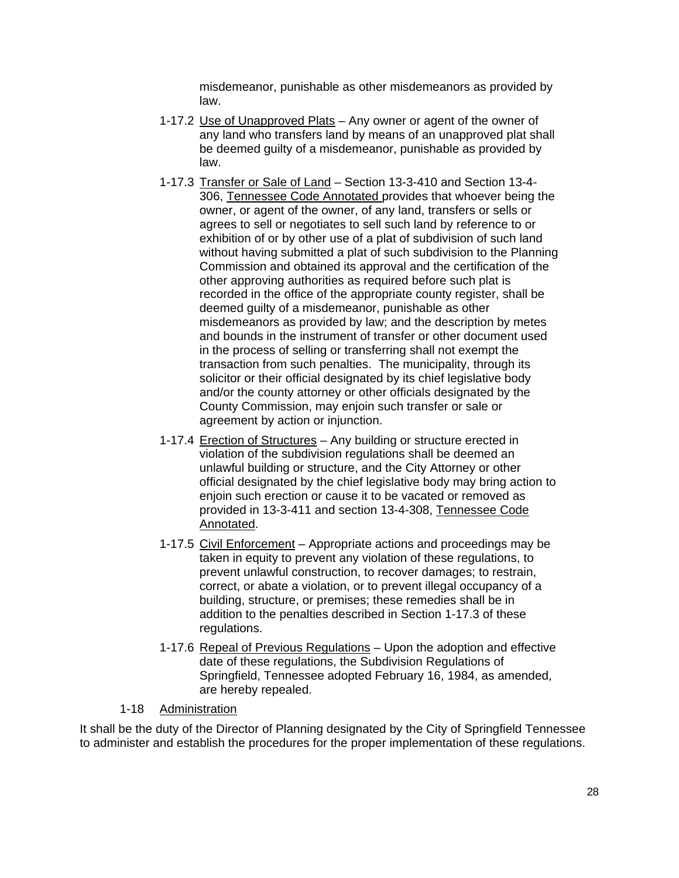misdemeanor, punishable as other misdemeanors as provided by law.

1-17.2 Use of Unapproved Plats – Any owner or agent of the owner of any land who transfers land by means of an unapproved plat shall be deemed guilty of a misdemeanor, punishable as provided by law.

1-17.3 Transfer or Sale of Land – Section 13-3-410 and Section 13-4-306, Tennessee Code Annotated provides that whoever being the owner, or agent of the owner, of any land, transfers or sells or agrees to sell or negotiates to sell such land by reference to or exhibition of or by other use of a plat of subdivision of such land without having submitted a plat of such subdivision to the Planning Commission and obtained its approval and the certification of the other approving authorities as required before such plat is recorded in the office of the appropriate county register, shall be deemed guilty of a misdemeanor, punishable as other misdemeanors as provided by law; and the description by metes and bounds in the instrument of transfer or other document used in the process of selling or transferring shall not exempt the transaction from such penalties. The municipality, through its solicitor or their official designated by its chief legislative body and/or the county attorney or other officials designated by the County Commission, may enjoin such transfer or sale or agreement by action or injunction.

1-17.4 Erection of Structures – Any building or structure erected in violation of the subdivision regulations shall be deemed an unlawful building or structure, and the City Attorney or other official designated by the chief legislative body may bring action to enjoin such erection or cause it to be vacated or removed as provided in 13-3-411 and section 13-4-308, Tennessee Code Annotated.

1-17.5 Civil Enforcement – Appropriate actions and proceedings may be taken in equity to prevent any violation of these regulations, to prevent unlawful construction, to recover damages; to restrain, correct, or abate a violation, or to prevent illegal occupancy of a building, structure, or premises; these remedies shall be in addition to the penalties described in Section 1-17.3 of these regulations.

1-17.6 Repeal of Previous Regulations – Upon the adoption and effective date of these regulations, the Subdivision Regulations of Springfield, Tennessee adopted February 16, 1984, as amended, are hereby repealed.

## 1-18 Administration

It shall be the duty of the Director of Planning designated by the City of Springfield Tennessee to administer and establish the procedures for the proper implementation of these regulations.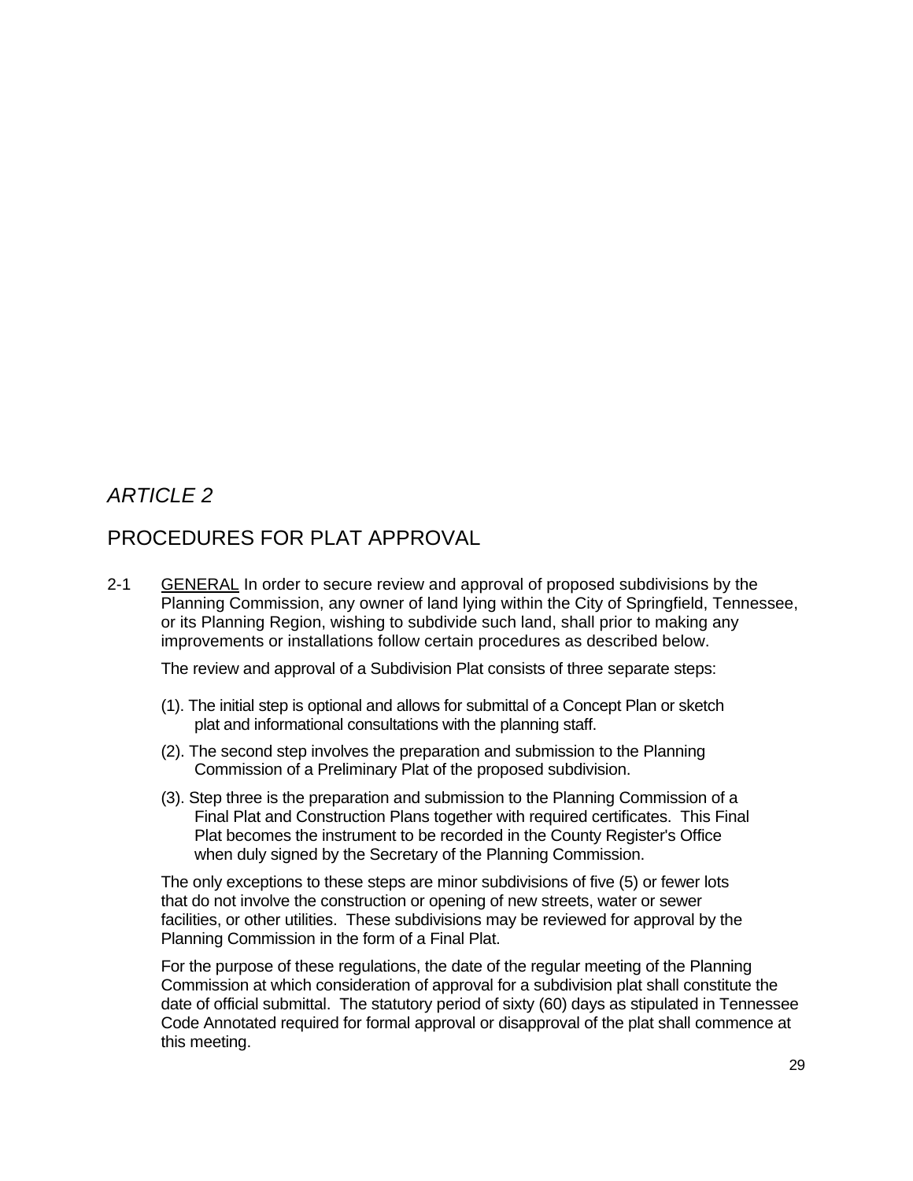# *ARTICLE 2*

# PROCEDURES FOR PLAT APPROVAL

2-1 GENERAL In order to secure review and approval of proposed subdivisions by the Planning Commission, any owner of land lying within the City of Springfield, Tennessee, or its Planning Region, wishing to subdivide such land, shall prior to making any improvements or installations follow certain procedures as described below.

The review and approval of a Subdivision Plat consists of three separate steps:

(1). The initial step is optional and allows for submittal of a Concept Plan or sketch plat and informational consultations with the planning staff.

(2). The second step involves the preparation and submission to the Planning Commission of a Preliminary Plat of the proposed subdivision.

(3). Step three is the preparation and submission to the Planning Commission of a Final Plat and Construction Plans together with required certificates. This Final Plat becomes the instrument to be recorded in the County Register's Office when duly signed by the Secretary of the Planning Commission.

The only exceptions to these steps are minor subdivisions of five (5) or fewer lots that do not involve the construction or opening of new streets, water or sewer facilities, or other utilities. These subdivisions may be reviewed for approval by the Planning Commission in the form of a Final Plat.

For the purpose of these regulations, the date of the regular meeting of the Planning Commission at which consideration of approval for a subdivision plat shall constitute the date of official submittal. The statutory period of sixty (60) days as stipulated in Tennessee Code Annotated required for formal approval or disapproval of the plat shall commence at this meeting.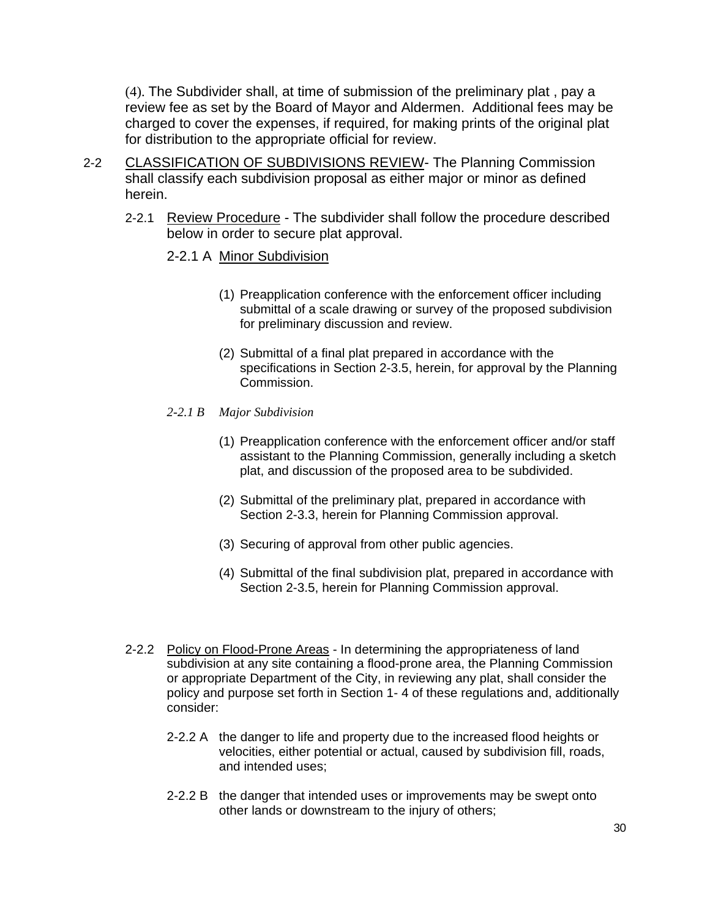(4). The Subdivider shall, at time of submission of the preliminary plat , pay a review fee as set by the Board of Mayor and Aldermen. Additional fees may be charged to cover the expenses, if required, for making prints of the original plat for distribution to the appropriate official for review.

2-2 <u>CLASSIFICATION OF SUBDIVISIONS REVIEW</u>- The Planning Commission shall classify each subdivision proposal as either major or minor as defined herein.

2-2.1 <u>Review Procedure</u> - The subdivider shall follow the procedure described below in order to secure plat approval.

2-2.1 A <u>Minor Subdivision</u>

(1) Preapplication conference with the enforcement officer including submittal of a scale drawing or survey of the proposed subdivision for preliminary discussion and review.

(2) Submittal of a final plat prepared in accordance with the specifications in Section 2-3.5, herein, for approval by the Planning Commission.

*2-2.1 B Major Subdivision*

(1) Preapplication conference with the enforcement officer and/or staff assistant to the Planning Commission, generally including a sketch plat, and discussion of the proposed area to be subdivided.

(2) Submittal of the preliminary plat, prepared in accordance with Section 2-3.3, herein for Planning Commission approval.

(3) Securing of approval from other public agencies.

(4) Submittal of the final subdivision plat, prepared in accordance with Section 2-3.5, herein for Planning Commission approval.

2-2.2 <u>Policy on Flood-Prone Areas</u> - In determining the appropriateness of land subdivision at any site containing a flood-prone area, the Planning Commission or appropriate Department of the City, in reviewing any plat, shall consider the policy and purpose set forth in Section 1- 4 of these regulations and, additionally consider:

2-2.2 A the danger to life and property due to the increased flood heights or velocities, either potential or actual, caused by subdivision fill, roads, and intended uses;

2-2.2 B the danger that intended uses or improvements may be swept onto other lands or downstream to the injury of others;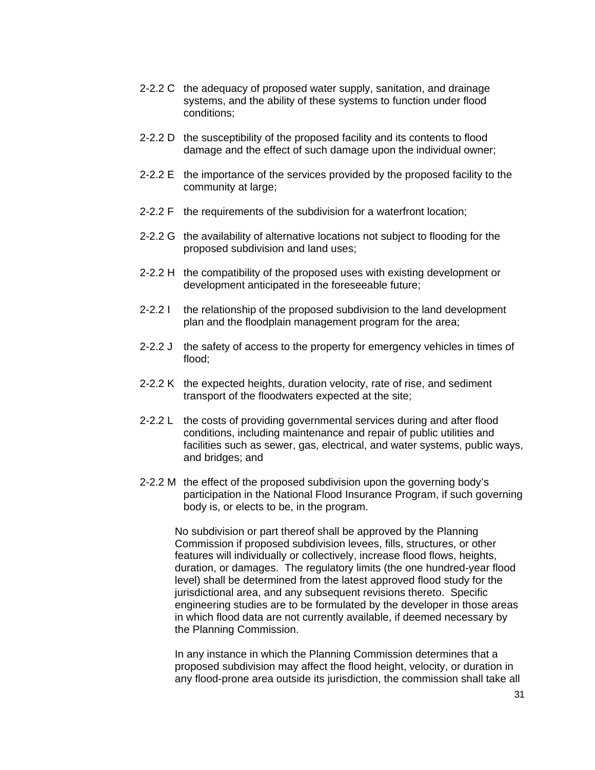2-2.2 C the adequacy of proposed water supply, sanitation, and drainage systems, and the ability of these systems to function under flood conditions;

2-2.2 D the susceptibility of the proposed facility and its contents to flood damage and the effect of such damage upon the individual owner;

2-2.2 E the importance of the services provided by the proposed facility to the community at large;

2-2.2 F the requirements of the subdivision for a waterfront location;

2-2.2 G the availability of alternative locations not subject to flooding for the proposed subdivision and land uses;

2-2.2 H the compatibility of the proposed uses with existing development or development anticipated in the foreseeable future;

2-2.2 I the relationship of the proposed subdivision to the land development plan and the floodplain management program for the area;

2-2.2 J the safety of access to the property for emergency vehicles in times of flood;

2-2.2 K the expected heights, duration velocity, rate of rise, and sediment transport of the floodwaters expected at the site;

2-2.2 L the costs of providing governmental services during and after flood conditions, including maintenance and repair of public utilities and facilities such as sewer, gas, electrical, and water systems, public ways, and bridges; and

2-2.2 M the effect of the proposed subdivision upon the governing body's participation in the National Flood Insurance Program, if such governing body is, or elects to be, in the program.

No subdivision or part thereof shall be approved by the Planning Commission if proposed subdivision levees, fills, structures, or other features will individually or collectively, increase flood flows, heights, duration, or damages. The regulatory limits (the one hundred-year flood level) shall be determined from the latest approved flood study for the jurisdictional area, and any subsequent revisions thereto. Specific engineering studies are to be formulated by the developer in those areas in which flood data are not currently available, if deemed necessary by the Planning Commission.

In any instance in which the Planning Commission determines that a proposed subdivision may affect the flood height, velocity, or duration in any flood-prone area outside its jurisdiction, the commission shall take all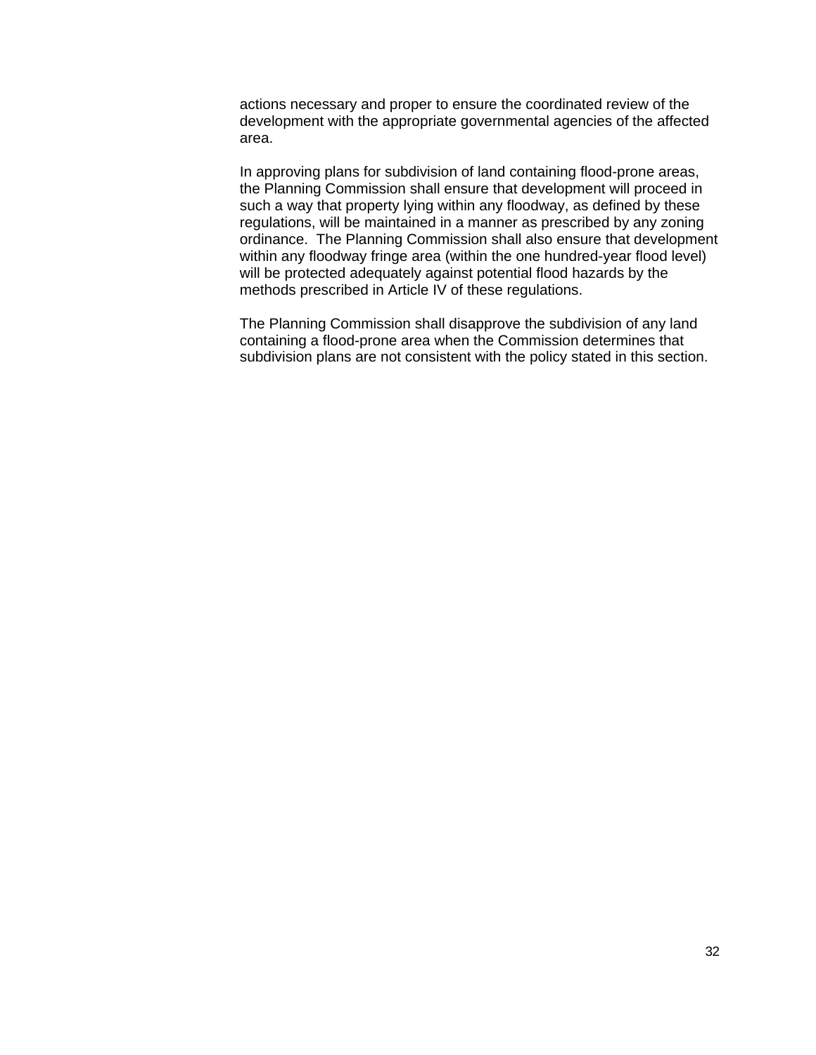actions necessary and proper to ensure the coordinated review of the development with the appropriate governmental agencies of the affected area.

In approving plans for subdivision of land containing flood-prone areas, the Planning Commission shall ensure that development will proceed in such a way that property lying within any floodway, as defined by these regulations, will be maintained in a manner as prescribed by any zoning ordinance. The Planning Commission shall also ensure that development within any floodway fringe area (within the one hundred-year flood level) will be protected adequately against potential flood hazards by the methods prescribed in Article IV of these regulations.

The Planning Commission shall disapprove the subdivision of any land containing a flood-prone area when the Commission determines that subdivision plans are not consistent with the policy stated in this section.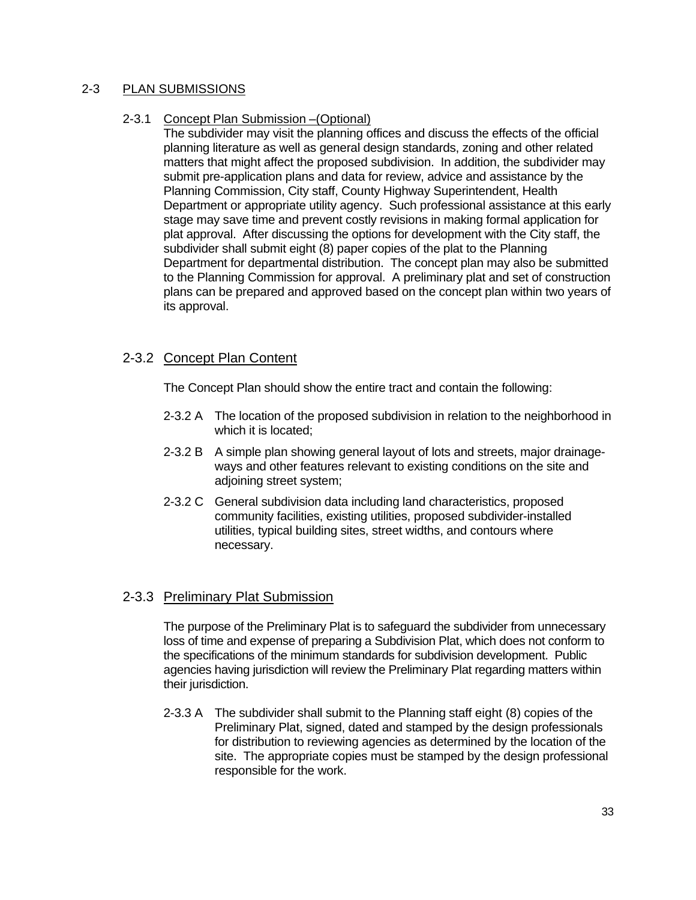## 2-3 PLAN SUBMISSIONS

### 2-3.1 Concept Plan Submission –(Optional)

The subdivider may visit the planning offices and discuss the effects of the official planning literature as well as general design standards, zoning and other related matters that might affect the proposed subdivision. In addition, the subdivider may submit pre-application plans and data for review, advice and assistance by the Planning Commission, City staff, County Highway Superintendent, Health Department or appropriate utility agency. Such professional assistance at this early stage may save time and prevent costly revisions in making formal application for plat approval. After discussing the options for development with the City staff, the subdivider shall submit eight (8) paper copies of the plat to the Planning Department for departmental distribution. The concept plan may also be submitted to the Planning Commission for approval. A preliminary plat and set of construction plans can be prepared and approved based on the concept plan within two years of its approval.

### 2-3.2 Concept Plan Content

The Concept Plan should show the entire tract and contain the following:

2-3.2 A The location of the proposed subdivision in relation to the neighborhood in which it is located;

2-3.2 B A simple plan showing general layout of lots and streets, major drainage-ways and other features relevant to existing conditions on the site and adjoining street system;

2-3.2 C General subdivision data including land characteristics, proposed community facilities, existing utilities, proposed subdivider-installed utilities, typical building sites, street widths, and contours where necessary.

### 2-3.3 Preliminary Plat Submission

The purpose of the Preliminary Plat is to safeguard the subdivider from unnecessary loss of time and expense of preparing a Subdivision Plat, which does not conform to the specifications of the minimum standards for subdivision development. Public agencies having jurisdiction will review the Preliminary Plat regarding matters within their jurisdiction.

2-3.3 A The subdivider shall submit to the Planning staff eight (8) copies of the Preliminary Plat, signed, dated and stamped by the design professionals for distribution to reviewing agencies as determined by the location of the site. The appropriate copies must be stamped by the design professional responsible for the work.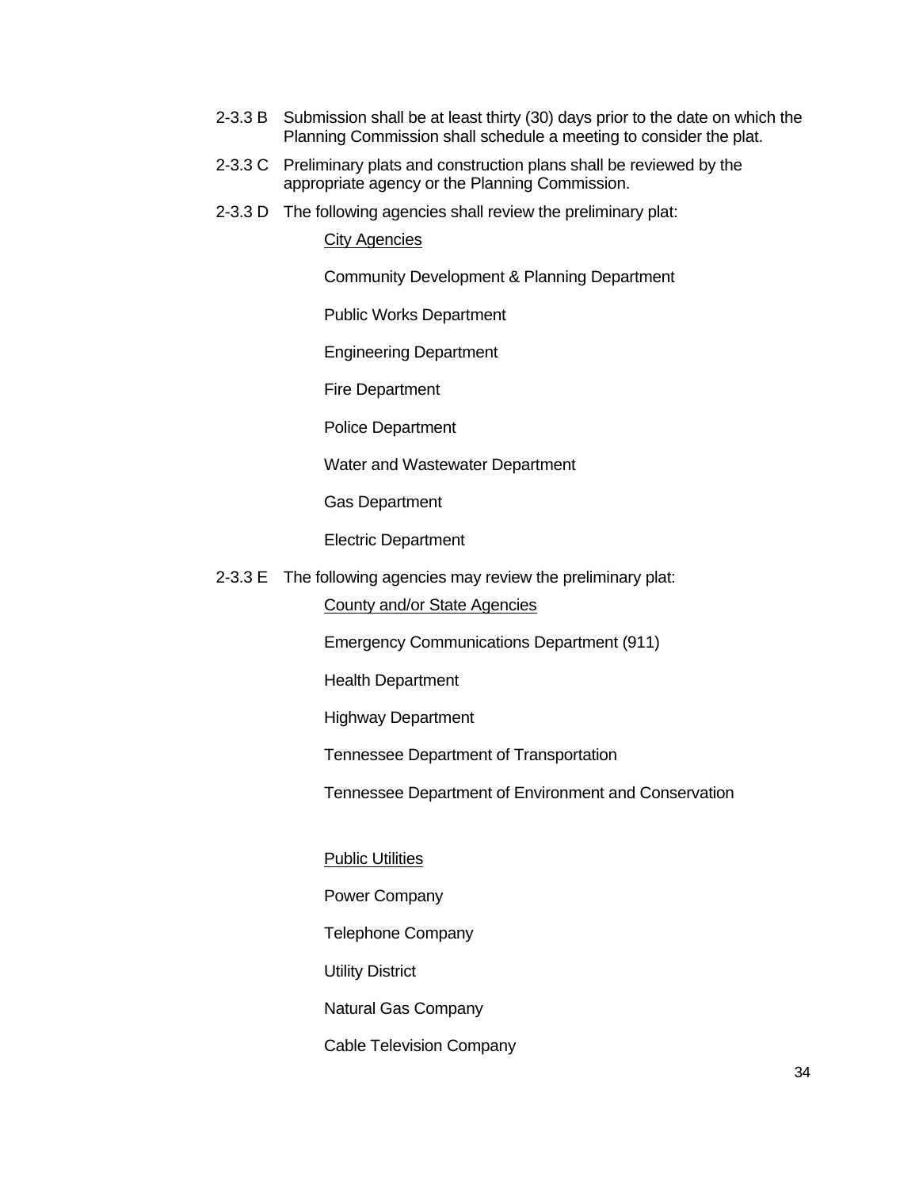2-3.3 B Submission shall be at least thirty (30) days prior to the date on which the Planning Commission shall schedule a meeting to consider the plat.

2-3.3 C Preliminary plats and construction plans shall be reviewed by the appropriate agency or the Planning Commission.

2-3.3 D The following agencies shall review the preliminary plat:

<u>City Agencies</u>

Community Development & Planning Department

Public Works Department

Engineering Department

Fire Department

Police Department

Water and Wastewater Department

Gas Department

Electric Department

2-3.3 E The following agencies may review the preliminary plat:

<u>County and/or State Agencies</u>

Emergency Communications Department (911)

Health Department

Highway Department

Tennessee Department of Transportation

Tennessee Department of Environment and Conservation

<u>Public Utilities</u>

Power Company

Telephone Company

Utility District

Natural Gas Company

Cable Television Company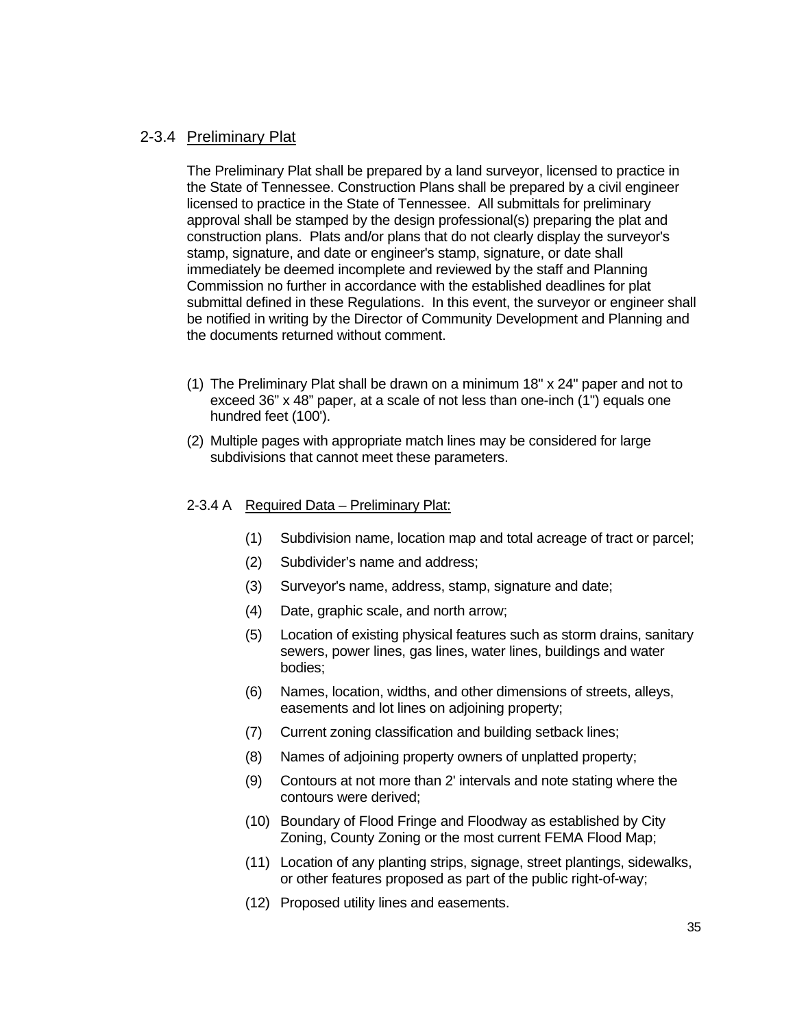### 2-3.4 Preliminary Plat

The Preliminary Plat shall be prepared by a land surveyor, licensed to practice in the State of Tennessee. Construction Plans shall be prepared by a civil engineer licensed to practice in the State of Tennessee. All submittals for preliminary approval shall be stamped by the design professional(s) preparing the plat and construction plans. Plats and/or plans that do not clearly display the surveyor's stamp, signature, and date or engineer's stamp, signature, or date shall immediately be deemed incomplete and reviewed by the staff and Planning Commission no further in accordance with the established deadlines for plat submittal defined in these Regulations. In this event, the surveyor or engineer shall be notified in writing by the Director of Community Development and Planning and the documents returned without comment.

(1) The Preliminary Plat shall be drawn on a minimum 18" x 24" paper and not to exceed 36" x 48" paper, at a scale of not less than one-inch (1") equals one hundred feet (100').

(2) Multiple pages with appropriate match lines may be considered for large subdivisions that cannot meet these parameters.

#### 2-3.4 A Required Data – Preliminary Plat:

(1) Subdivision name, location map and total acreage of tract or parcel;

(2) Subdivider's name and address;

(3) Surveyor's name, address, stamp, signature and date;

(4) Date, graphic scale, and north arrow;

(5) Location of existing physical features such as storm drains, sanitary sewers, power lines, gas lines, water lines, buildings and water bodies;

(6) Names, location, widths, and other dimensions of streets, alleys, easements and lot lines on adjoining property;

(7) Current zoning classification and building setback lines;

(8) Names of adjoining property owners of unplatted property;

(9) Contours at not more than 2' intervals and note stating where the contours were derived;

(10) Boundary of Flood Fringe and Floodway as established by City Zoning, County Zoning or the most current FEMA Flood Map;

(11) Location of any planting strips, signage, street plantings, sidewalks, or other features proposed as part of the public right-of-way;

(12) Proposed utility lines and easements.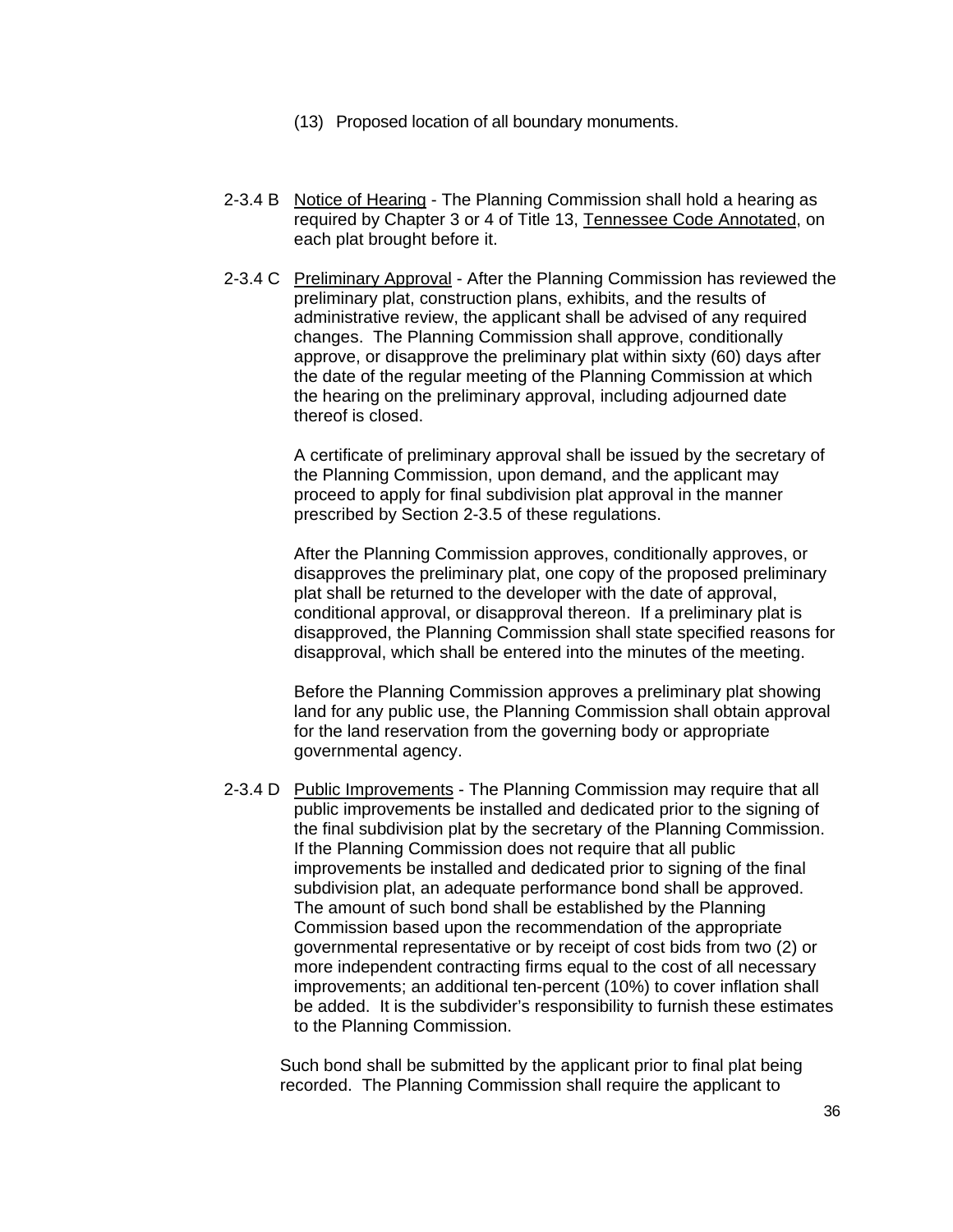(13) Proposed location of all boundary monuments.

2-3.4 B Notice of Hearing - The Planning Commission shall hold a hearing as required by Chapter 3 or 4 of Title 13, Tennessee Code Annotated, on each plat brought before it.

2-3.4 C Preliminary Approval - After the Planning Commission has reviewed the preliminary plat, construction plans, exhibits, and the results of administrative review, the applicant shall be advised of any required changes. The Planning Commission shall approve, conditionally approve, or disapprove the preliminary plat within sixty (60) days after the date of the regular meeting of the Planning Commission at which the hearing on the preliminary approval, including adjourned date thereof is closed.

A certificate of preliminary approval shall be issued by the secretary of the Planning Commission, upon demand, and the applicant may proceed to apply for final subdivision plat approval in the manner prescribed by Section 2-3.5 of these regulations.

After the Planning Commission approves, conditionally approves, or disapproves the preliminary plat, one copy of the proposed preliminary plat shall be returned to the developer with the date of approval, conditional approval, or disapproval thereon. If a preliminary plat is disapproved, the Planning Commission shall state specified reasons for disapproval, which shall be entered into the minutes of the meeting.

Before the Planning Commission approves a preliminary plat showing land for any public use, the Planning Commission shall obtain approval for the land reservation from the governing body or appropriate governmental agency.

2-3.4 D Public Improvements - The Planning Commission may require that all public improvements be installed and dedicated prior to the signing of the final subdivision plat by the secretary of the Planning Commission. If the Planning Commission does not require that all public improvements be installed and dedicated prior to signing of the final subdivision plat, an adequate performance bond shall be approved. The amount of such bond shall be established by the Planning Commission based upon the recommendation of the appropriate governmental representative or by receipt of cost bids from two (2) or more independent contracting firms equal to the cost of all necessary improvements; an additional ten-percent (10%) to cover inflation shall be added. It is the subdivider's responsibility to furnish these estimates to the Planning Commission.

Such bond shall be submitted by the applicant prior to final plat being recorded. The Planning Commission shall require the applicant to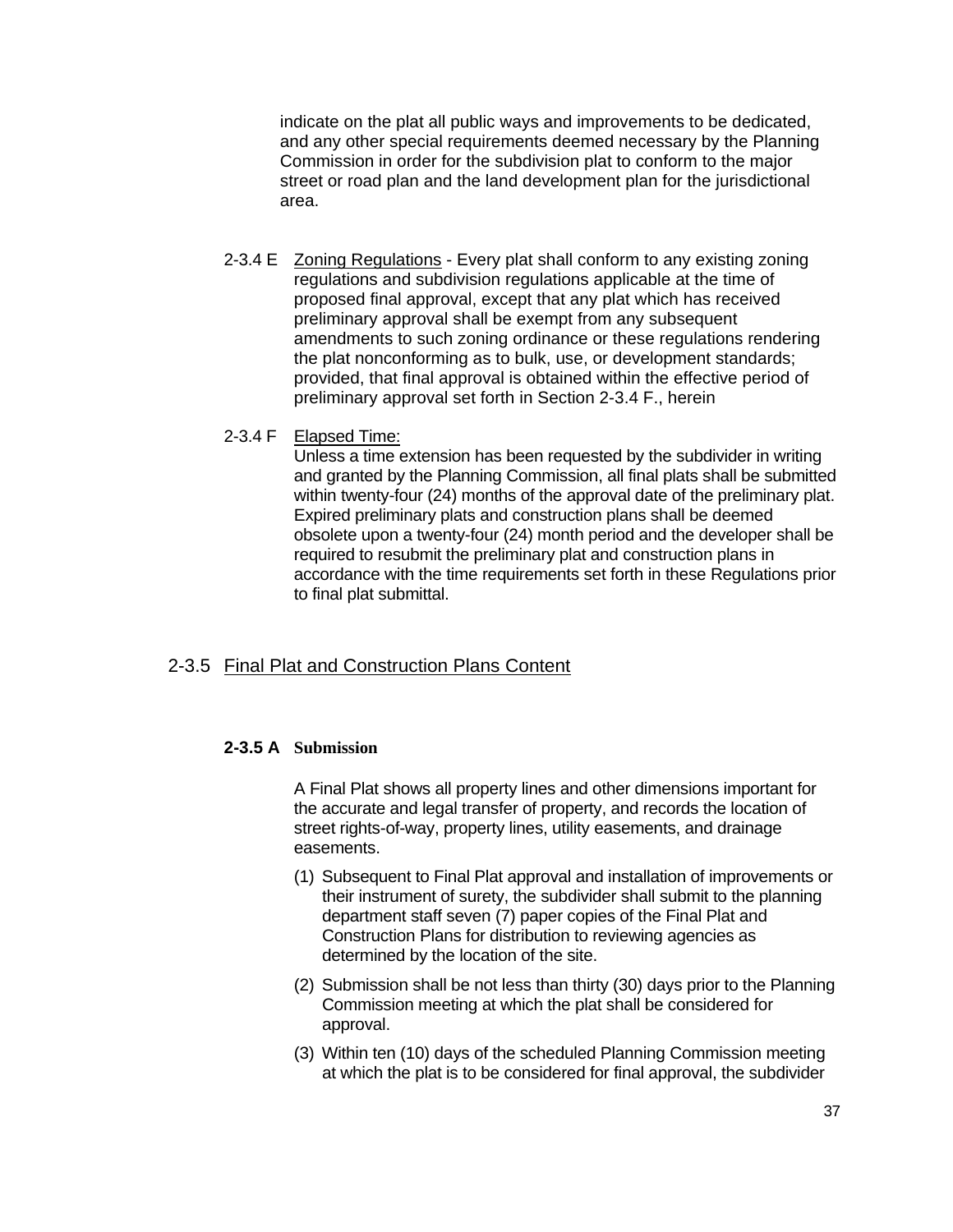indicate on the plat all public ways and improvements to be dedicated, and any other special requirements deemed necessary by the Planning Commission in order for the subdivision plat to conform to the major street or road plan and the land development plan for the jurisdictional area.

2-3.4 E Zoning Regulations - Every plat shall conform to any existing zoning regulations and subdivision regulations applicable at the time of proposed final approval, except that any plat which has received preliminary approval shall be exempt from any subsequent amendments to such zoning ordinance or these regulations rendering the plat nonconforming as to bulk, use, or development standards; provided, that final approval is obtained within the effective period of preliminary approval set forth in Section 2-3.4 F., herein

2-3.4 F Elapsed Time:
Unless a time extension has been requested by the subdivider in writing and granted by the Planning Commission, all final plats shall be submitted within twenty-four (24) months of the approval date of the preliminary plat. Expired preliminary plats and construction plans shall be deemed obsolete upon a twenty-four (24) month period and the developer shall be required to resubmit the preliminary plat and construction plans in accordance with the time requirements set forth in these Regulations prior to final plat submittal.

## 2-3.5 Final Plat and Construction Plans Content

### 2-3.5 A Submission

A Final Plat shows all property lines and other dimensions important for the accurate and legal transfer of property, and records the location of street rights-of-way, property lines, utility easements, and drainage easements.

(1) Subsequent to Final Plat approval and installation of improvements or their instrument of surety, the subdivider shall submit to the planning department staff seven (7) paper copies of the Final Plat and Construction Plans for distribution to reviewing agencies as determined by the location of the site.

(2) Submission shall be not less than thirty (30) days prior to the Planning Commission meeting at which the plat shall be considered for approval.

(3) Within ten (10) days of the scheduled Planning Commission meeting at which the plat is to be considered for final approval, the subdivider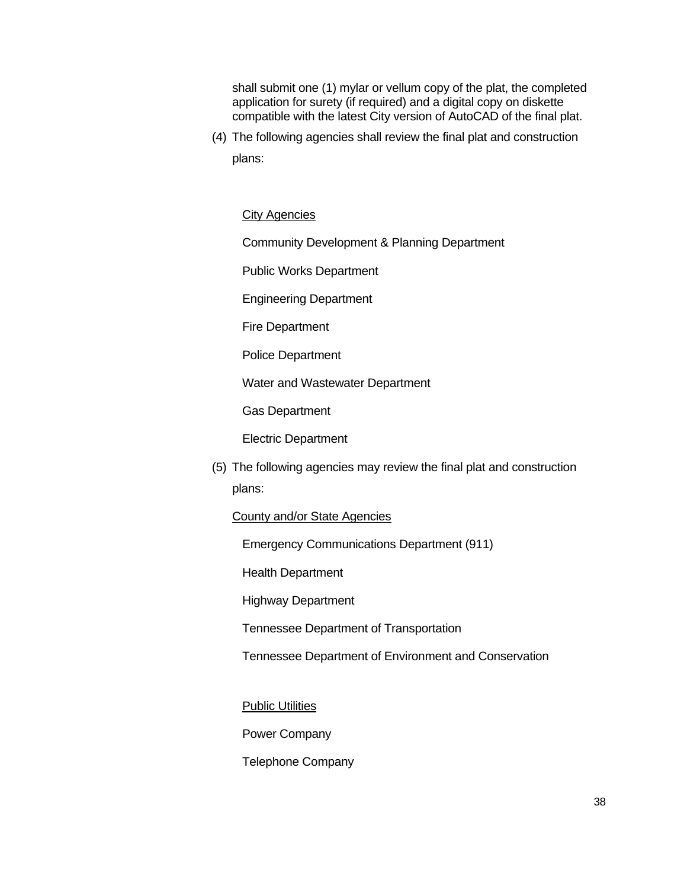shall submit one (1) mylar or vellum copy of the plat, the completed application for surety (if required) and a digital copy on diskette compatible with the latest City version of AutoCAD of the final plat.

(4) The following agencies shall review the final plat and construction plans:

<u>City Agencies</u>

Community Development & Planning Department

Public Works Department

Engineering Department

Fire Department

Police Department

Water and Wastewater Department

Gas Department

Electric Department

(5) The following agencies may review the final plat and construction plans:

<u>County and/or State Agencies</u>

Emergency Communications Department (911)

Health Department

Highway Department

Tennessee Department of Transportation

Tennessee Department of Environment and Conservation

<u>Public Utilities</u>

Power Company

Telephone Company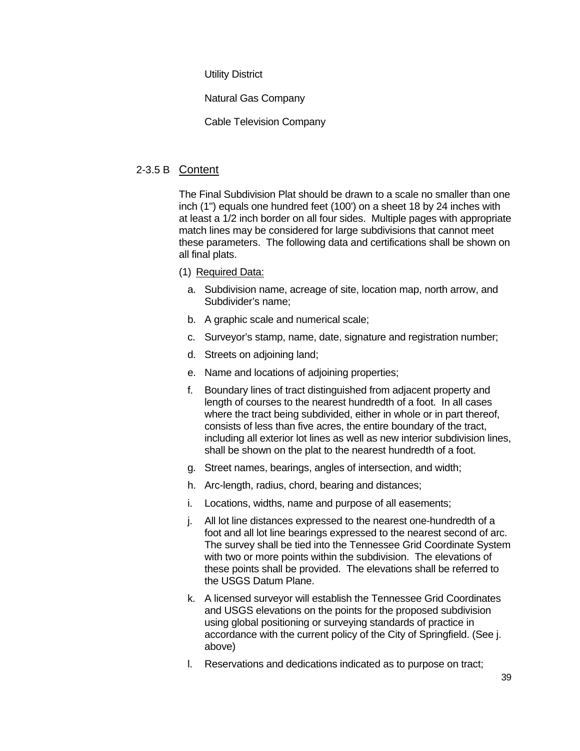Utility District

Natural Gas Company

Cable Television Company

### 2-3.5 B Content

The Final Subdivision Plat should be drawn to a scale no smaller than one inch (1") equals one hundred feet (100') on a sheet 18 by 24 inches with at least a 1/2 inch border on all four sides. Multiple pages with appropriate match lines may be considered for large subdivisions that cannot meet these parameters. The following data and certifications shall be shown on all final plats.

(1) Required Data:

a. Subdivision name, acreage of site, location map, north arrow, and Subdivider's name;

b. A graphic scale and numerical scale;

c. Surveyor's stamp, name, date, signature and registration number;

d. Streets on adjoining land;

e. Name and locations of adjoining properties;

f. Boundary lines of tract distinguished from adjacent property and length of courses to the nearest hundredth of a foot. In all cases where the tract being subdivided, either in whole or in part thereof, consists of less than five acres, the entire boundary of the tract, including all exterior lot lines as well as new interior subdivision lines, shall be shown on the plat to the nearest hundredth of a foot.

g. Street names, bearings, angles of intersection, and width;

h. Arc-length, radius, chord, bearing and distances;

i. Locations, widths, name and purpose of all easements;

j. All lot line distances expressed to the nearest one-hundredth of a foot and all lot line bearings expressed to the nearest second of arc. The survey shall be tied into the Tennessee Grid Coordinate System with two or more points within the subdivision. The elevations of these points shall be provided. The elevations shall be referred to the USGS Datum Plane.

k. A licensed surveyor will establish the Tennessee Grid Coordinates and USGS elevations on the points for the proposed subdivision using global positioning or surveying standards of practice in accordance with the current policy of the City of Springfield. (See j. above)

l. Reservations and dedications indicated as to purpose on tract;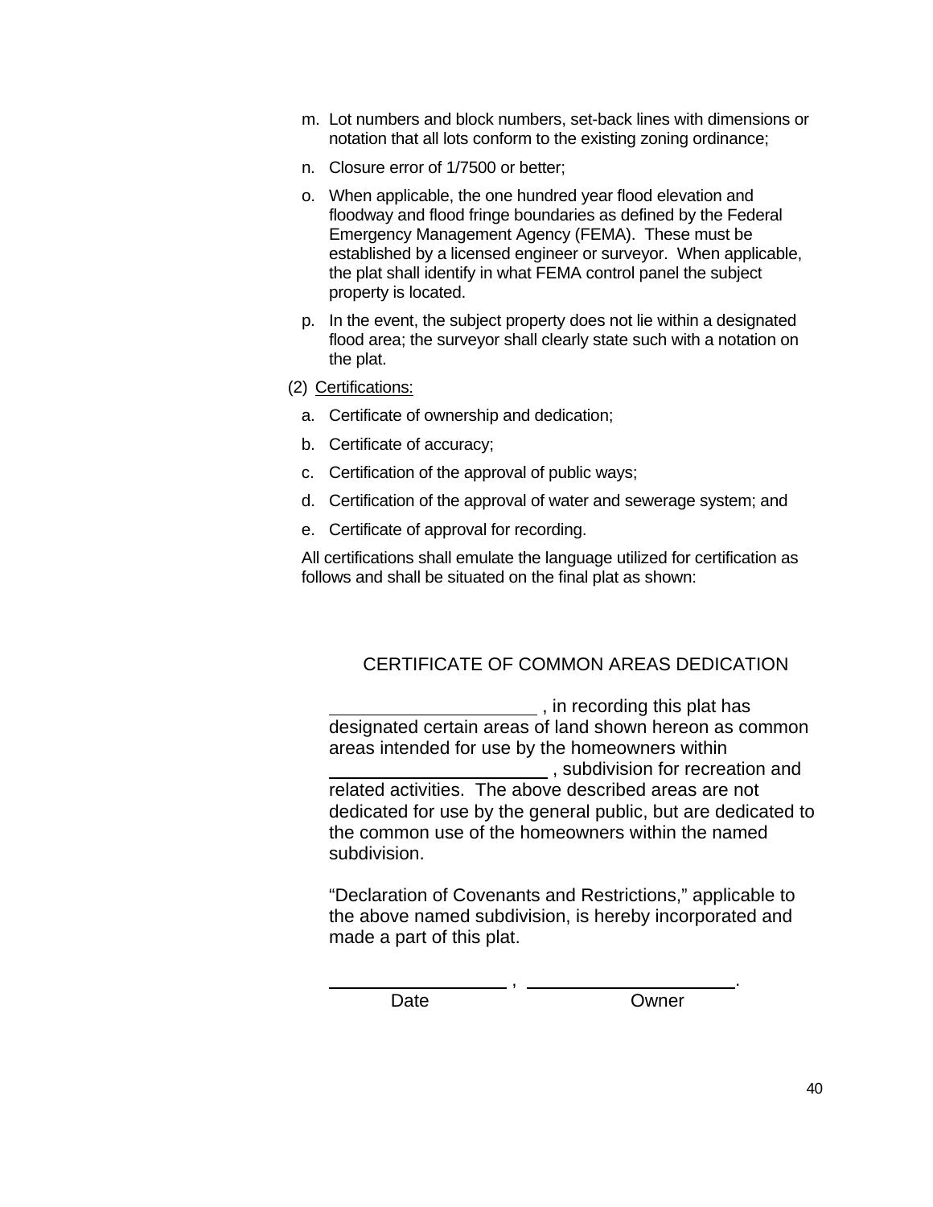m. Lot numbers and block numbers, set-back lines with dimensions or notation that all lots conform to the existing zoning ordinance;

n. Closure error of 1/7500 or better;

o. When applicable, the one hundred year flood elevation and floodway and flood fringe boundaries as defined by the Federal Emergency Management Agency (FEMA). These must be established by a licensed engineer or surveyor. When applicable, the plat shall identify in what FEMA control panel the subject property is located.

p. In the event, the subject property does not lie within a designated flood area; the surveyor shall clearly state such with a notation on the plat.

(2) Certifications:

a. Certificate of ownership and dedication;

b. Certificate of accuracy;

c. Certification of the approval of public ways;

d. Certification of the approval of water and sewerage system; and

e. Certificate of approval for recording.

All certifications shall emulate the language utilized for certification as follows and shall be situated on the final plat as shown:

CERTIFICATE OF COMMON AREAS DEDICATION

______________________ , in recording this plat has designated certain areas of land shown hereon as common areas intended for use by the homeowners within ______________________ , subdivision for recreation and related activities. The above described areas are not dedicated for use by the general public, but are dedicated to the common use of the homeowners within the named subdivision.

"Declaration of Covenants and Restrictions," applicable to the above named subdivision, is hereby incorporated and made a part of this plat.

__________________ , ______________________.

Date Owner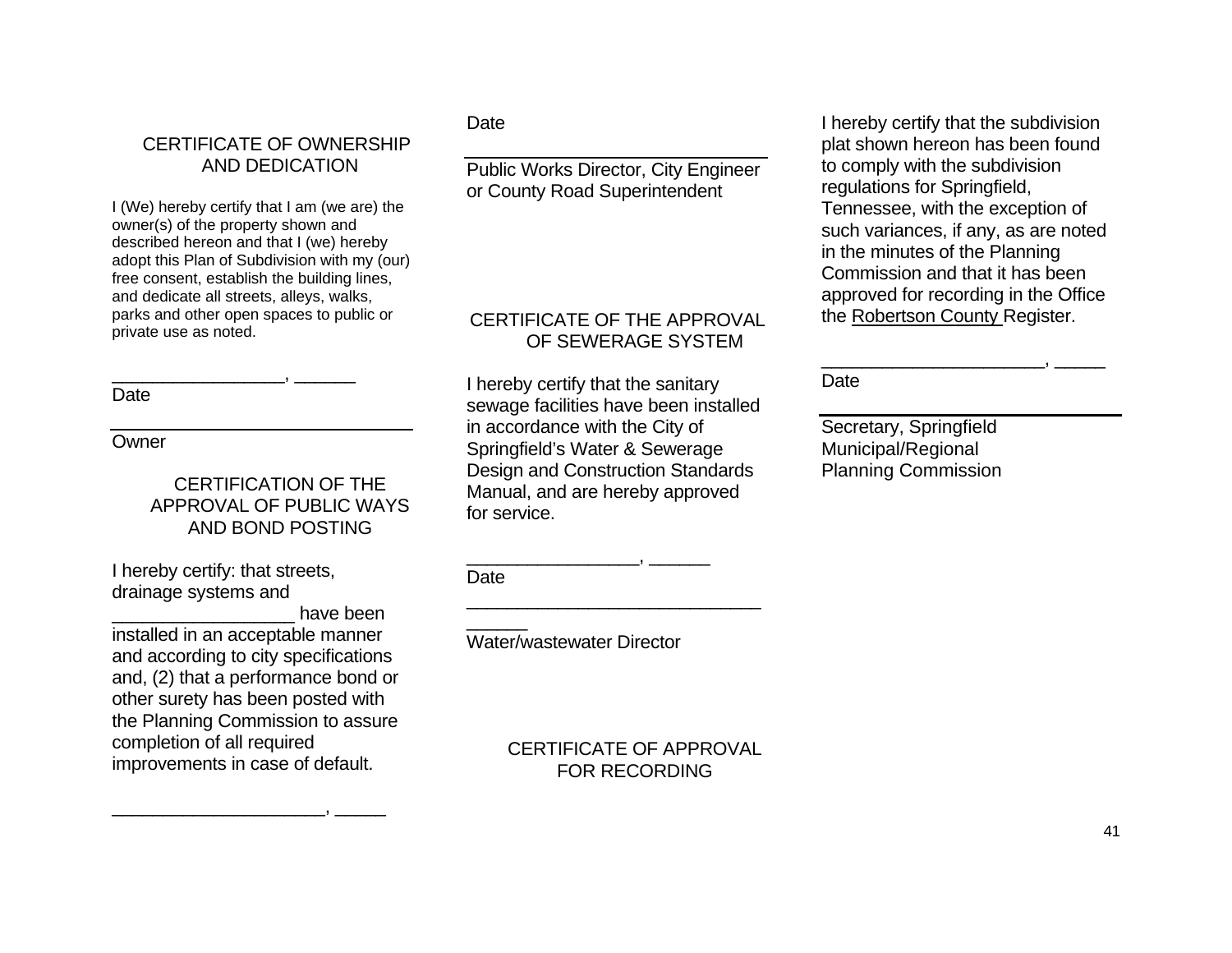## CERTIFICATE OF OWNERSHIP AND DEDICATION

I (We) hereby certify that I am (we are) the owner(s) of the property shown and described hereon and that I (we) hereby adopt this Plan of Subdivision with my (our) free consent, establish the building lines, and dedicate all streets, alleys, walks, parks and other open spaces to public or private use as noted.

_________________, ______
Date

______________________________
Owner

## CERTIFICATION OF THE APPROVAL OF PUBLIC WAYS AND BOND POSTING

I hereby certify: that streets, drainage systems and _________________ have been installed in an acceptable manner and according to city specifications and, (2) that a performance bond or other surety has been posted with the Planning Commission to assure completion of all required improvements in case of default.

____________________, _____
Date

______________________________
Public Works Director, City Engineer or County Road Superintendent

## CERTIFICATE OF THE APPROVAL OF SEWERAGE SYSTEM

I hereby certify that the sanitary sewage facilities have been installed in accordance with the City of Springfield's Water & Sewerage Design and Construction Standards Manual, and are hereby approved for service.

_________________, ______
Date

____________________________
______
Water/wastewater Director

## CERTIFICATE OF APPROVAL FOR RECORDING

I hereby certify that the subdivision plat shown hereon has been found to comply with the subdivision regulations for Springfield, Tennessee, with the exception of such variances, if any, as are noted in the minutes of the Planning Commission and that it has been approved for recording in the Office the Robertson County Register.

_____________________, _____
Date

______________________________
Secretary, Springfield Municipal/Regional Planning Commission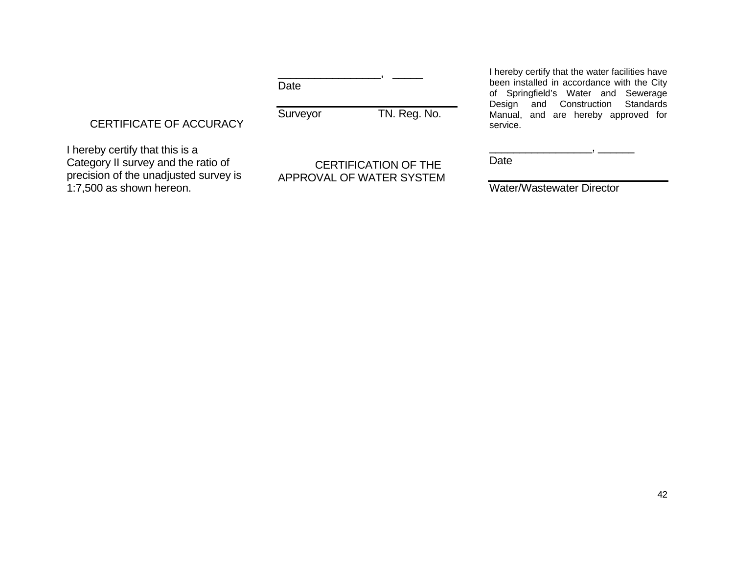## CERTIFICATE OF ACCURACY

I hereby certify that this is a Category II survey and the ratio of precision of the unadjusted survey is 1:7,500 as shown hereon.

__________________, _____
Date

______________________________
Surveyor TN. Reg. No.

## CERTIFICATION OF THE APPROVAL OF WATER SYSTEM

I hereby certify that the water facilities have been installed in accordance with the City of Springfield's Water and Sewerage Design and Construction Standards Manual, and are hereby approved for service.

__________________, ______
Date

______________________________
Water/Wastewater Director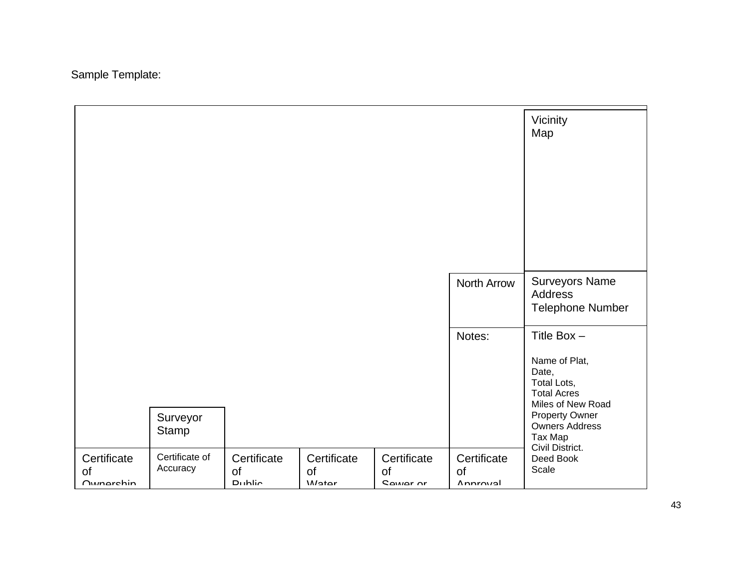Sample Template:

Vicinity Map

North Arrow

Surveyors Name
Address
Telephone Number

Notes:

Title Box –

Name of Plat,
Date,
Total Lots,
Total Acres
Miles of New Road
Property Owner
Owners Address
Tax Map
Civil District.
Deed Book
Scale

Surveyor Stamp

| Certificate of Ownership | Certificate of Accuracy | Certificate of Public | Certificate of Water | Certificate of Sewer or | Certificate of Approval |
|---|---|---|---|---|---|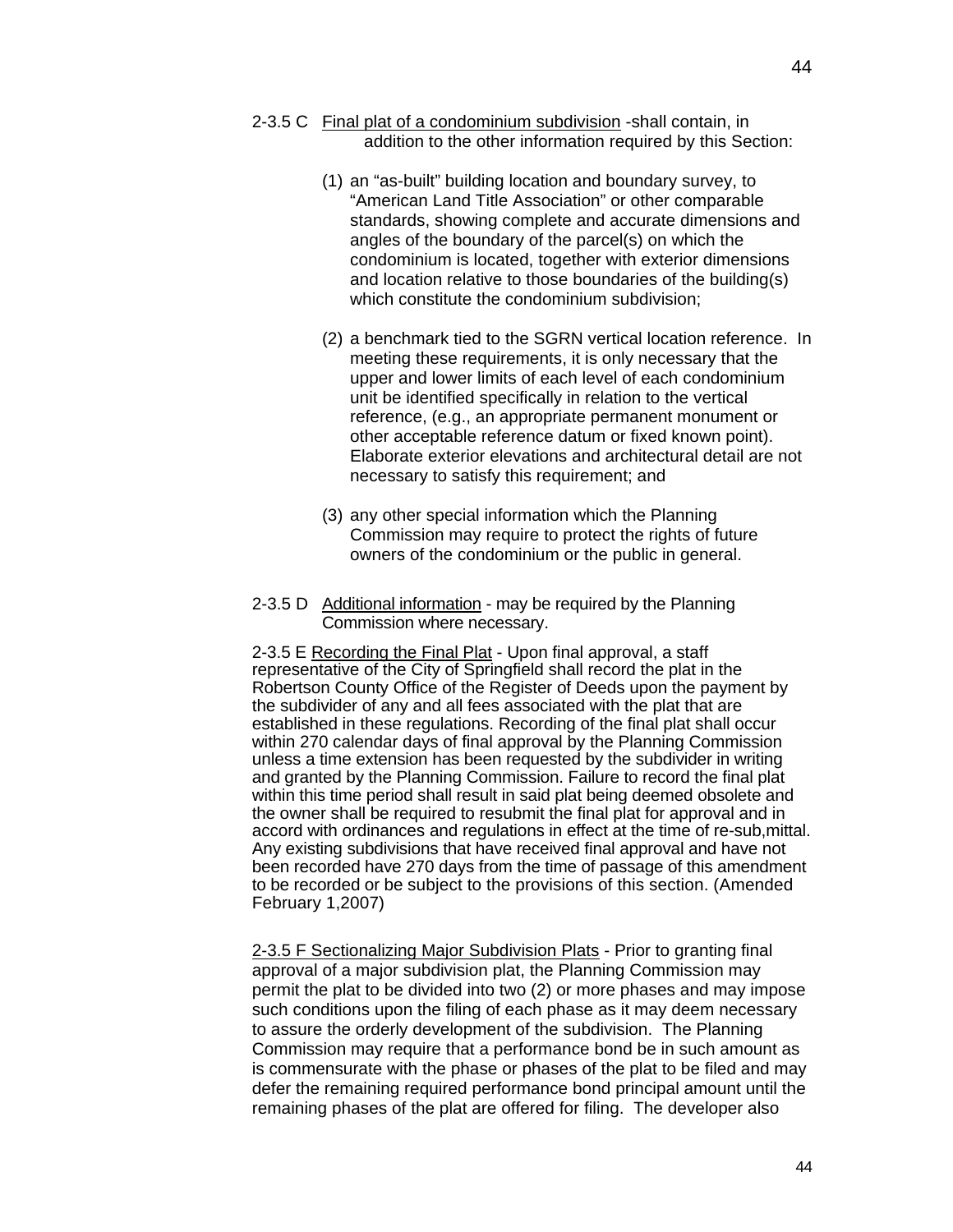2-3.5 C <u>Final plat of a condominium subdivision</u> -shall contain, in addition to the other information required by this Section:

(1) an "as-built" building location and boundary survey, to "American Land Title Association" or other comparable standards, showing complete and accurate dimensions and angles of the boundary of the parcel(s) on which the condominium is located, together with exterior dimensions and location relative to those boundaries of the building(s) which constitute the condominium subdivision;

(2) a benchmark tied to the SGRN vertical location reference. In meeting these requirements, it is only necessary that the upper and lower limits of each level of each condominium unit be identified specifically in relation to the vertical reference, (e.g., an appropriate permanent monument or other acceptable reference datum or fixed known point). Elaborate exterior elevations and architectural detail are not necessary to satisfy this requirement; and

(3) any other special information which the Planning Commission may require to protect the rights of future owners of the condominium or the public in general.

2-3.5 D <u>Additional information</u> - may be required by the Planning Commission where necessary.

2-3.5 E <u>Recording the Final Plat</u> - Upon final approval, a staff representative of the City of Springfield shall record the plat in the Robertson County Office of the Register of Deeds upon the payment by the subdivider of any and all fees associated with the plat that are established in these regulations. Recording of the final plat shall occur within 270 calendar days of final approval by the Planning Commission unless a time extension has been requested by the subdivider in writing and granted by the Planning Commission. Failure to record the final plat within this time period shall result in said plat being deemed obsolete and the owner shall be required to resubmit the final plat for approval and in accord with ordinances and regulations in effect at the time of re-sub,mittal. Any existing subdivisions that have received final approval and have not been recorded have 270 days from the time of passage of this amendment to be recorded or be subject to the provisions of this section. (Amended February 1,2007)

<u>2-3.5 F Sectionalizing Major Subdivision Plats</u> - Prior to granting final approval of a major subdivision plat, the Planning Commission may permit the plat to be divided into two (2) or more phases and may impose such conditions upon the filing of each phase as it may deem necessary to assure the orderly development of the subdivision. The Planning Commission may require that a performance bond be in such amount as is commensurate with the phase or phases of the plat to be filed and may defer the remaining required performance bond principal amount until the remaining phases of the plat are offered for filing. The developer also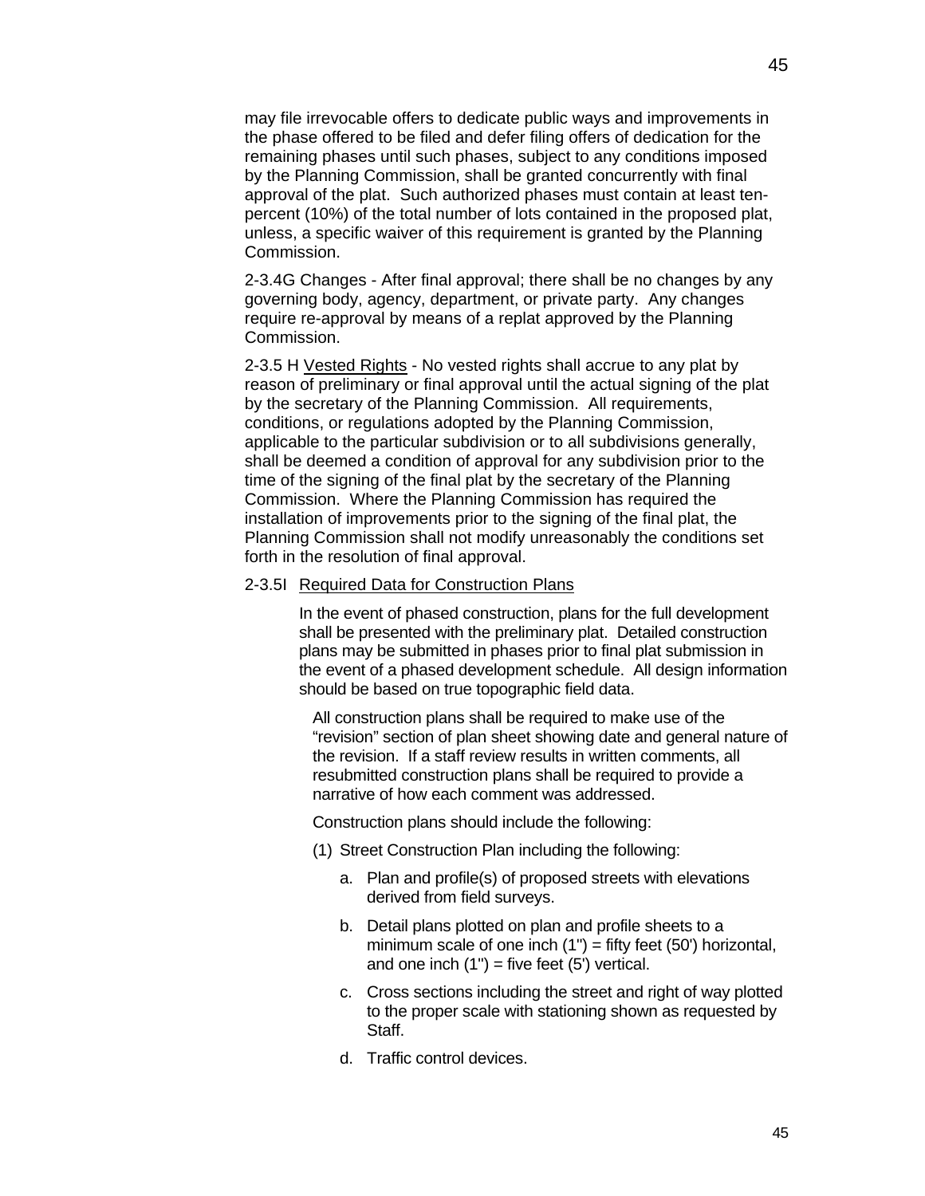may file irrevocable offers to dedicate public ways and improvements in the phase offered to be filed and defer filing offers of dedication for the remaining phases until such phases, subject to any conditions imposed by the Planning Commission, shall be granted concurrently with final approval of the plat. Such authorized phases must contain at least ten-percent (10%) of the total number of lots contained in the proposed plat, unless, a specific waiver of this requirement is granted by the Planning Commission.

2-3.4G Changes - After final approval; there shall be no changes by any governing body, agency, department, or private party. Any changes require re-approval by means of a replat approved by the Planning Commission.

2-3.5 H Vested Rights - No vested rights shall accrue to any plat by reason of preliminary or final approval until the actual signing of the plat by the secretary of the Planning Commission. All requirements, conditions, or regulations adopted by the Planning Commission, applicable to the particular subdivision or to all subdivisions generally, shall be deemed a condition of approval for any subdivision prior to the time of the signing of the final plat by the secretary of the Planning Commission. Where the Planning Commission has required the installation of improvements prior to the signing of the final plat, the Planning Commission shall not modify unreasonably the conditions set forth in the resolution of final approval.

2-3.5I Required Data for Construction Plans

In the event of phased construction, plans for the full development shall be presented with the preliminary plat. Detailed construction plans may be submitted in phases prior to final plat submission in the event of a phased development schedule. All design information should be based on true topographic field data.

All construction plans shall be required to make use of the "revision" section of plan sheet showing date and general nature of the revision. If a staff review results in written comments, all resubmitted construction plans shall be required to provide a narrative of how each comment was addressed.

Construction plans should include the following:

(1) Street Construction Plan including the following:

  a. Plan and profile(s) of proposed streets with elevations derived from field surveys.

  b. Detail plans plotted on plan and profile sheets to a minimum scale of one inch (1") = fifty feet (50') horizontal, and one inch (1") = five feet (5') vertical.

  c. Cross sections including the street and right of way plotted to the proper scale with stationing shown as requested by Staff.

  d. Traffic control devices.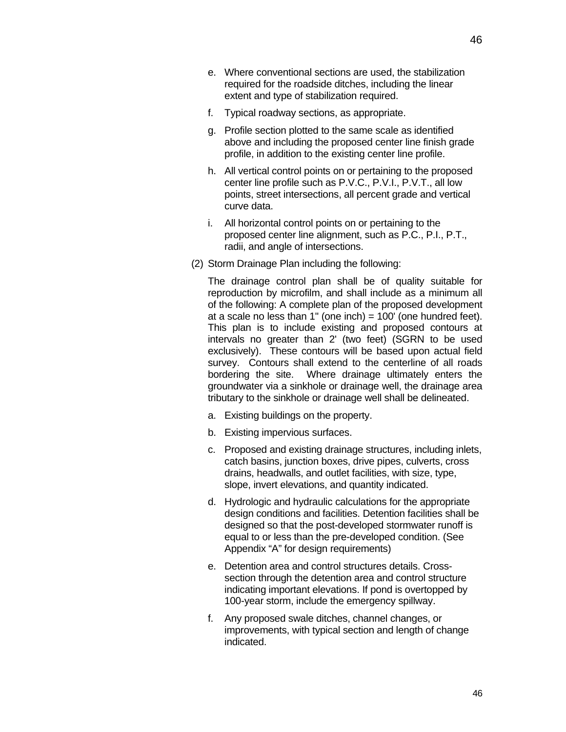e. Where conventional sections are used, the stabilization required for the roadside ditches, including the linear extent and type of stabilization required.

f. Typical roadway sections, as appropriate.

g. Profile section plotted to the same scale as identified above and including the proposed center line finish grade profile, in addition to the existing center line profile.

h. All vertical control points on or pertaining to the proposed center line profile such as P.V.C., P.V.I., P.V.T., all low points, street intersections, all percent grade and vertical curve data.

i. All horizontal control points on or pertaining to the proposed center line alignment, such as P.C., P.I., P.T., radii, and angle of intersections.

(2) Storm Drainage Plan including the following:

The drainage control plan shall be of quality suitable for reproduction by microfilm, and shall include as a minimum all of the following: A complete plan of the proposed development at a scale no less than 1" (one inch) = 100' (one hundred feet). This plan is to include existing and proposed contours at intervals no greater than 2' (two feet) (SGRN to be used exclusively). These contours will be based upon actual field survey. Contours shall extend to the centerline of all roads bordering the site. Where drainage ultimately enters the groundwater via a sinkhole or drainage well, the drainage area tributary to the sinkhole or drainage well shall be delineated.

a. Existing buildings on the property.

b. Existing impervious surfaces.

c. Proposed and existing drainage structures, including inlets, catch basins, junction boxes, drive pipes, culverts, cross drains, headwalls, and outlet facilities, with size, type, slope, invert elevations, and quantity indicated.

d. Hydrologic and hydraulic calculations for the appropriate design conditions and facilities. Detention facilities shall be designed so that the post-developed stormwater runoff is equal to or less than the pre-developed condition. (See Appendix "A" for design requirements)

e. Detention area and control structures details. Cross-section through the detention area and control structure indicating important elevations. If pond is overtopped by 100-year storm, include the emergency spillway.

f. Any proposed swale ditches, channel changes, or improvements, with typical section and length of change indicated.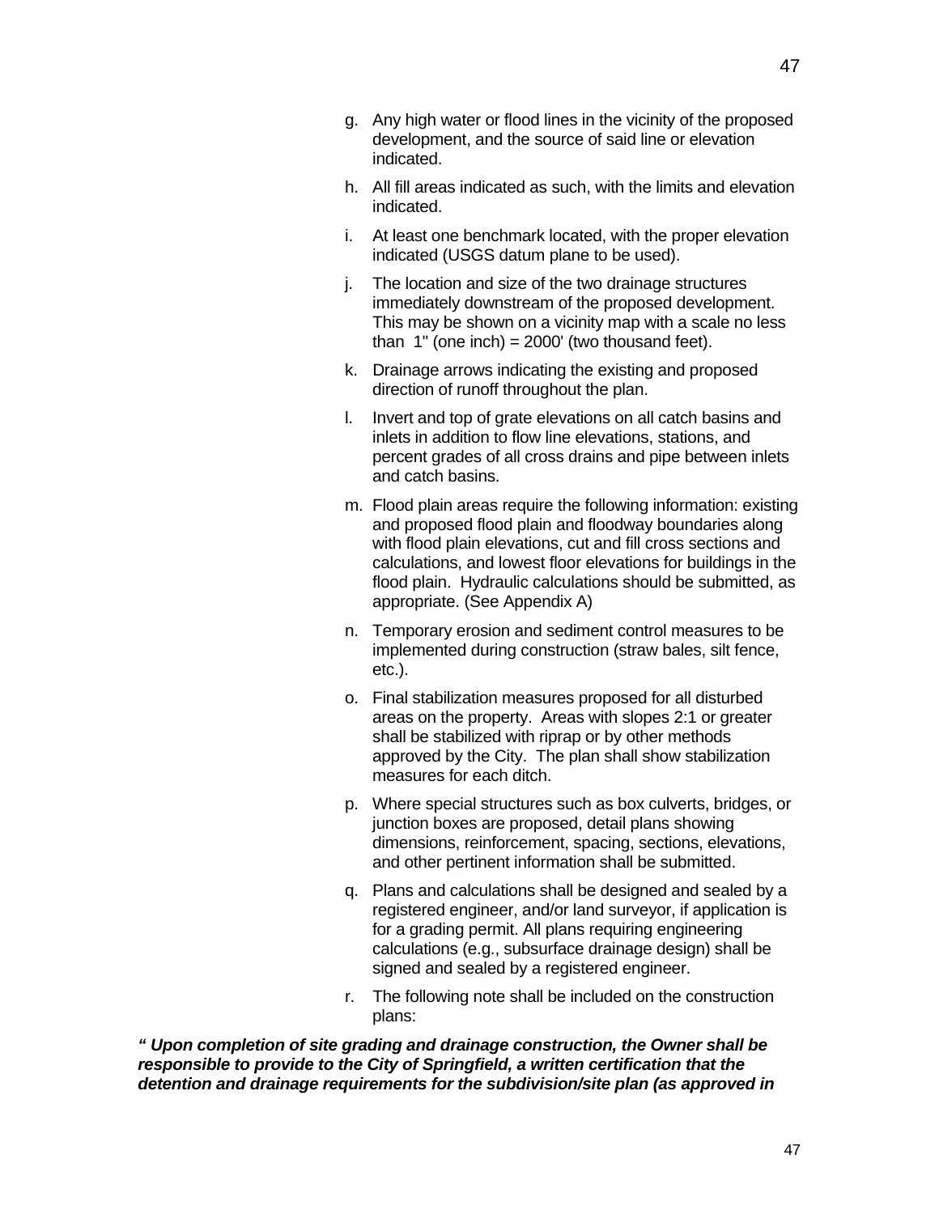g. Any high water or flood lines in the vicinity of the proposed development, and the source of said line or elevation indicated.

h. All fill areas indicated as such, with the limits and elevation indicated.

i. At least one benchmark located, with the proper elevation indicated (USGS datum plane to be used).

j. The location and size of the two drainage structures immediately downstream of the proposed development. This may be shown on a vicinity map with a scale no less than 1" (one inch) = 2000' (two thousand feet).

k. Drainage arrows indicating the existing and proposed direction of runoff throughout the plan.

l. Invert and top of grate elevations on all catch basins and inlets in addition to flow line elevations, stations, and percent grades of all cross drains and pipe between inlets and catch basins.

m. Flood plain areas require the following information: existing and proposed flood plain and floodway boundaries along with flood plain elevations, cut and fill cross sections and calculations, and lowest floor elevations for buildings in the flood plain. Hydraulic calculations should be submitted, as appropriate. (See Appendix A)

n. Temporary erosion and sediment control measures to be implemented during construction (straw bales, silt fence, etc.).

o. Final stabilization measures proposed for all disturbed areas on the property. Areas with slopes 2:1 or greater shall be stabilized with riprap or by other methods approved by the City. The plan shall show stabilization measures for each ditch.

p. Where special structures such as box culverts, bridges, or junction boxes are proposed, detail plans showing dimensions, reinforcement, spacing, sections, elevations, and other pertinent information shall be submitted.

q. Plans and calculations shall be designed and sealed by a registered engineer, and/or land surveyor, if application is for a grading permit. All plans requiring engineering calculations (e.g., subsurface drainage design) shall be signed and sealed by a registered engineer.

r. The following note shall be included on the construction plans:

***" Upon completion of site grading and drainage construction, the Owner shall be responsible to provide to the City of Springfield, a written certification that the detention and drainage requirements for the subdivision/site plan (as approved in***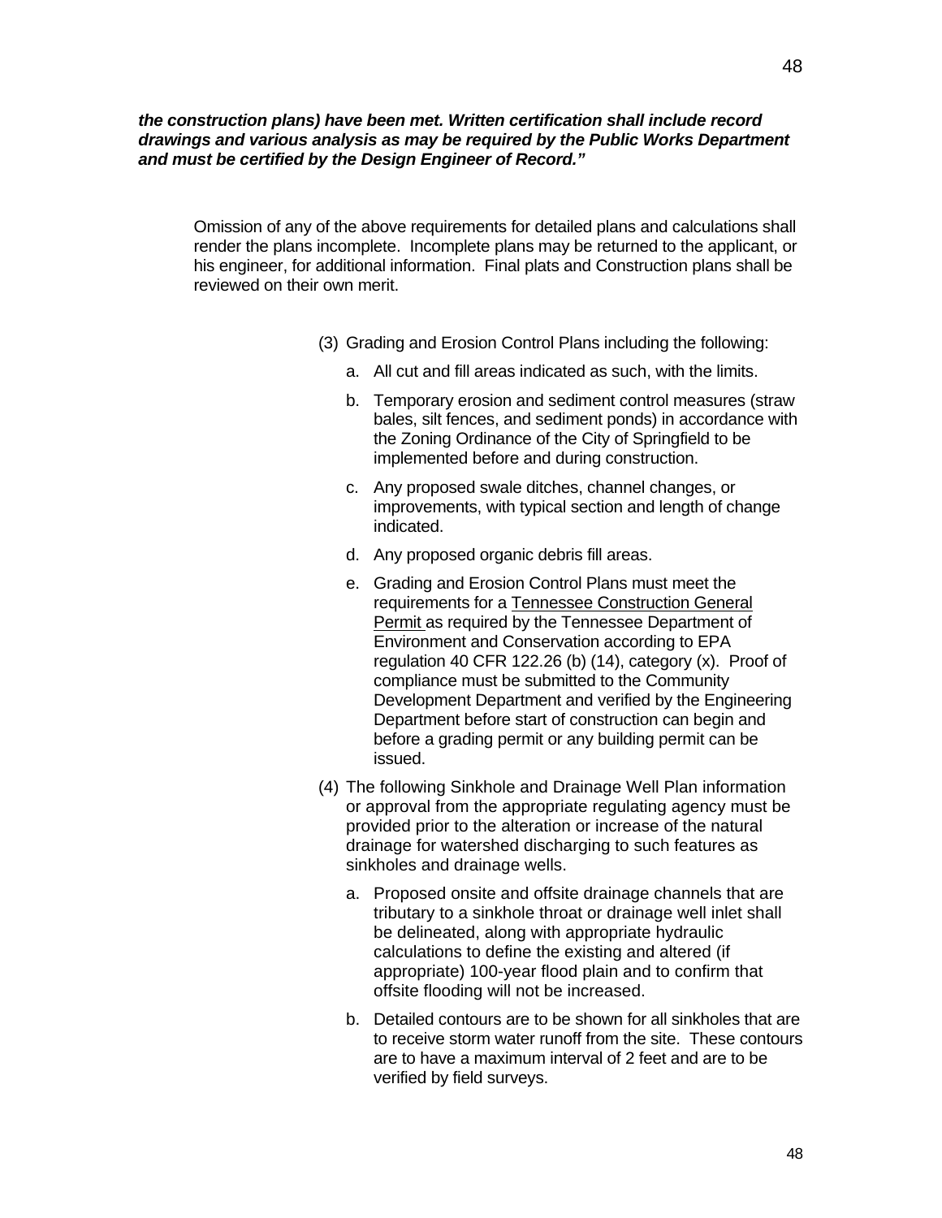***the construction plans) have been met. Written certification shall include record drawings and various analysis as may be required by the Public Works Department and must be certified by the Design Engineer of Record."***

Omission of any of the above requirements for detailed plans and calculations shall render the plans incomplete. Incomplete plans may be returned to the applicant, or his engineer, for additional information. Final plats and Construction plans shall be reviewed on their own merit.

(3) Grading and Erosion Control Plans including the following:

a. All cut and fill areas indicated as such, with the limits.

b. Temporary erosion and sediment control measures (straw bales, silt fences, and sediment ponds) in accordance with the Zoning Ordinance of the City of Springfield to be implemented before and during construction.

c. Any proposed swale ditches, channel changes, or improvements, with typical section and length of change indicated.

d. Any proposed organic debris fill areas.

e. Grading and Erosion Control Plans must meet the requirements for a Tennessee Construction General Permit as required by the Tennessee Department of Environment and Conservation according to EPA regulation 40 CFR 122.26 (b) (14), category (x). Proof of compliance must be submitted to the Community Development Department and verified by the Engineering Department before start of construction can begin and before a grading permit or any building permit can be issued.

(4) The following Sinkhole and Drainage Well Plan information or approval from the appropriate regulating agency must be provided prior to the alteration or increase of the natural drainage for watershed discharging to such features as sinkholes and drainage wells.

a. Proposed onsite and offsite drainage channels that are tributary to a sinkhole throat or drainage well inlet shall be delineated, along with appropriate hydraulic calculations to define the existing and altered (if appropriate) 100-year flood plain and to confirm that offsite flooding will not be increased.

b. Detailed contours are to be shown for all sinkholes that are to receive storm water runoff from the site. These contours are to have a maximum interval of 2 feet and are to be verified by field surveys.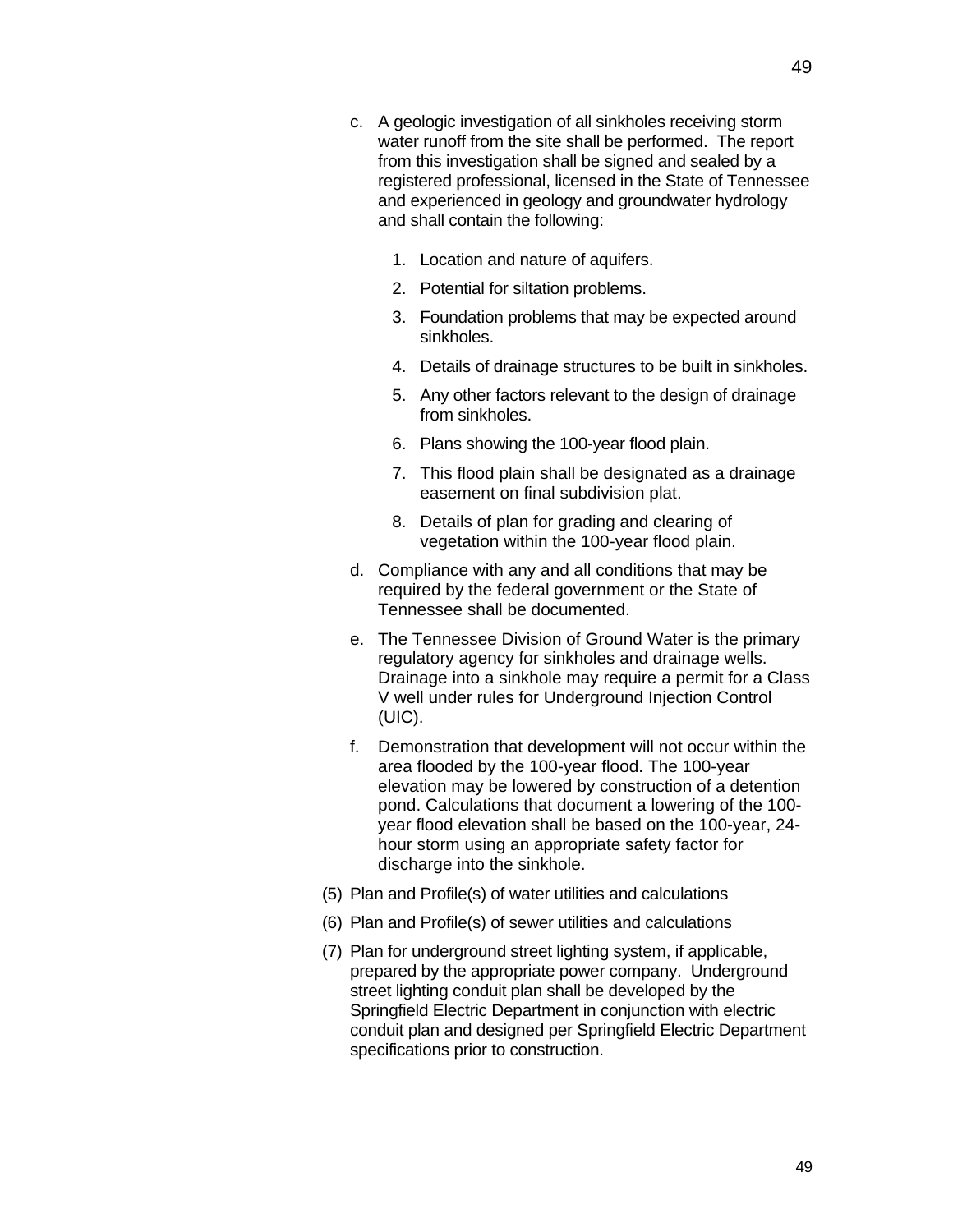c. A geologic investigation of all sinkholes receiving storm water runoff from the site shall be performed. The report from this investigation shall be signed and sealed by a registered professional, licensed in the State of Tennessee and experienced in geology and groundwater hydrology and shall contain the following:

   1. Location and nature of aquifers.
   2. Potential for siltation problems.
   3. Foundation problems that may be expected around sinkholes.
   4. Details of drainage structures to be built in sinkholes.
   5. Any other factors relevant to the design of drainage from sinkholes.
   6. Plans showing the 100-year flood plain.
   7. This flood plain shall be designated as a drainage easement on final subdivision plat.
   8. Details of plan for grading and clearing of vegetation within the 100-year flood plain.

d. Compliance with any and all conditions that may be required by the federal government or the State of Tennessee shall be documented.

e. The Tennessee Division of Ground Water is the primary regulatory agency for sinkholes and drainage wells. Drainage into a sinkhole may require a permit for a Class V well under rules for Underground Injection Control (UIC).

f. Demonstration that development will not occur within the area flooded by the 100-year flood. The 100-year elevation may be lowered by construction of a detention pond. Calculations that document a lowering of the 100-year flood elevation shall be based on the 100-year, 24-hour storm using an appropriate safety factor for discharge into the sinkhole.

(5) Plan and Profile(s) of water utilities and calculations

(6) Plan and Profile(s) of sewer utilities and calculations

(7) Plan for underground street lighting system, if applicable, prepared by the appropriate power company. Underground street lighting conduit plan shall be developed by the Springfield Electric Department in conjunction with electric conduit plan and designed per Springfield Electric Department specifications prior to construction.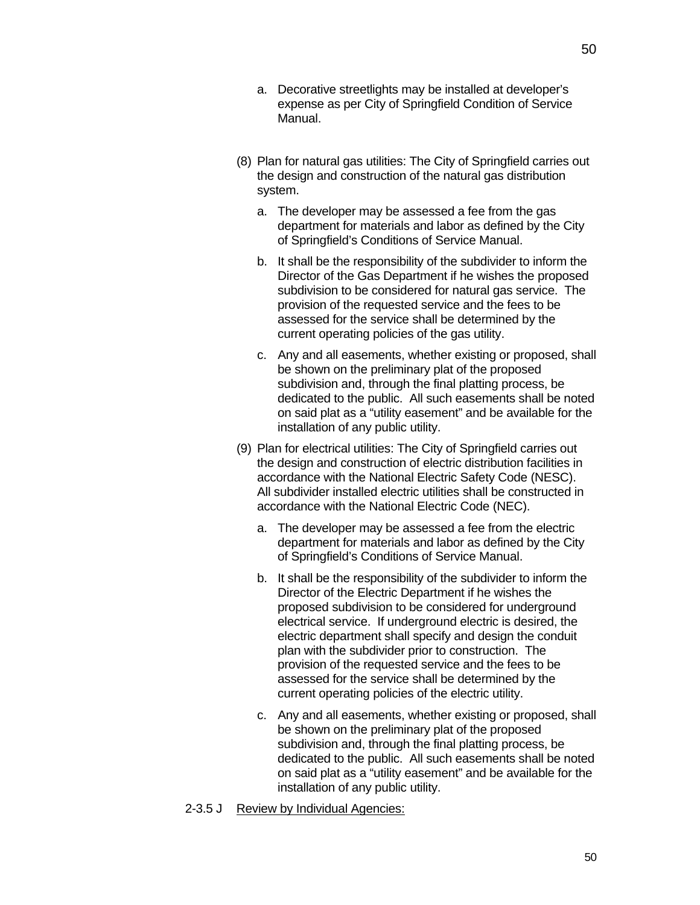a. Decorative streetlights may be installed at developer's expense as per City of Springfield Condition of Service Manual.

(8) Plan for natural gas utilities: The City of Springfield carries out the design and construction of the natural gas distribution system.

   a. The developer may be assessed a fee from the gas department for materials and labor as defined by the City of Springfield's Conditions of Service Manual.

   b. It shall be the responsibility of the subdivider to inform the Director of the Gas Department if he wishes the proposed subdivision to be considered for natural gas service. The provision of the requested service and the fees to be assessed for the service shall be determined by the current operating policies of the gas utility.

   c. Any and all easements, whether existing or proposed, shall be shown on the preliminary plat of the proposed subdivision and, through the final platting process, be dedicated to the public. All such easements shall be noted on said plat as a "utility easement" and be available for the installation of any public utility.

(9) Plan for electrical utilities: The City of Springfield carries out the design and construction of electric distribution facilities in accordance with the National Electric Safety Code (NESC). All subdivider installed electric utilities shall be constructed in accordance with the National Electric Code (NEC).

   a. The developer may be assessed a fee from the electric department for materials and labor as defined by the City of Springfield's Conditions of Service Manual.

   b. It shall be the responsibility of the subdivider to inform the Director of the Electric Department if he wishes the proposed subdivision to be considered for underground electrical service. If underground electric is desired, the electric department shall specify and design the conduit plan with the subdivider prior to construction. The provision of the requested service and the fees to be assessed for the service shall be determined by the current operating policies of the electric utility.

   c. Any and all easements, whether existing or proposed, shall be shown on the preliminary plat of the proposed subdivision and, through the final platting process, be dedicated to the public. All such easements shall be noted on said plat as a "utility easement" and be available for the installation of any public utility.

2-3.5 J Review by Individual Agencies: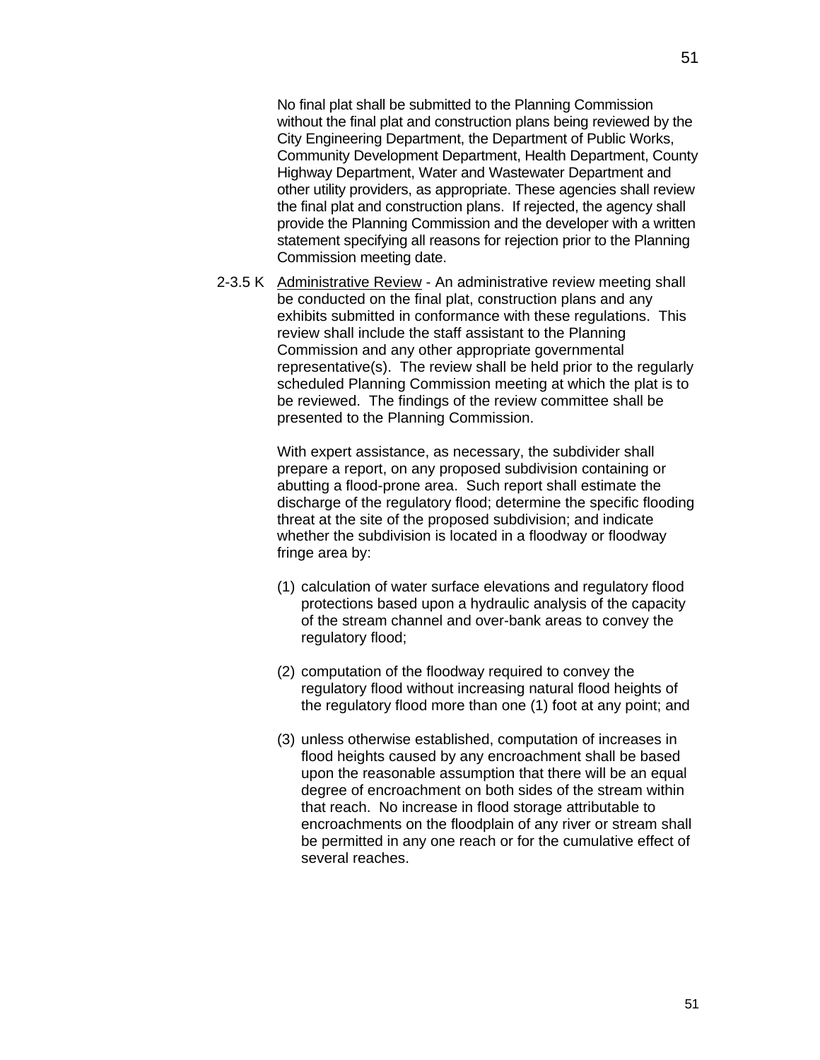No final plat shall be submitted to the Planning Commission without the final plat and construction plans being reviewed by the City Engineering Department, the Department of Public Works, Community Development Department, Health Department, County Highway Department, Water and Wastewater Department and other utility providers, as appropriate. These agencies shall review the final plat and construction plans. If rejected, the agency shall provide the Planning Commission and the developer with a written statement specifying all reasons for rejection prior to the Planning Commission meeting date.

2-3.5 K <u>Administrative Review</u> - An administrative review meeting shall be conducted on the final plat, construction plans and any exhibits submitted in conformance with these regulations. This review shall include the staff assistant to the Planning Commission and any other appropriate governmental representative(s). The review shall be held prior to the regularly scheduled Planning Commission meeting at which the plat is to be reviewed. The findings of the review committee shall be presented to the Planning Commission.

With expert assistance, as necessary, the subdivider shall prepare a report, on any proposed subdivision containing or abutting a flood-prone area. Such report shall estimate the discharge of the regulatory flood; determine the specific flooding threat at the site of the proposed subdivision; and indicate whether the subdivision is located in a floodway or floodway fringe area by:

(1) calculation of water surface elevations and regulatory flood protections based upon a hydraulic analysis of the capacity of the stream channel and over-bank areas to convey the regulatory flood;

(2) computation of the floodway required to convey the regulatory flood without increasing natural flood heights of the regulatory flood more than one (1) foot at any point; and

(3) unless otherwise established, computation of increases in flood heights caused by any encroachment shall be based upon the reasonable assumption that there will be an equal degree of encroachment on both sides of the stream within that reach. No increase in flood storage attributable to encroachments on the floodplain of any river or stream shall be permitted in any one reach or for the cumulative effect of several reaches.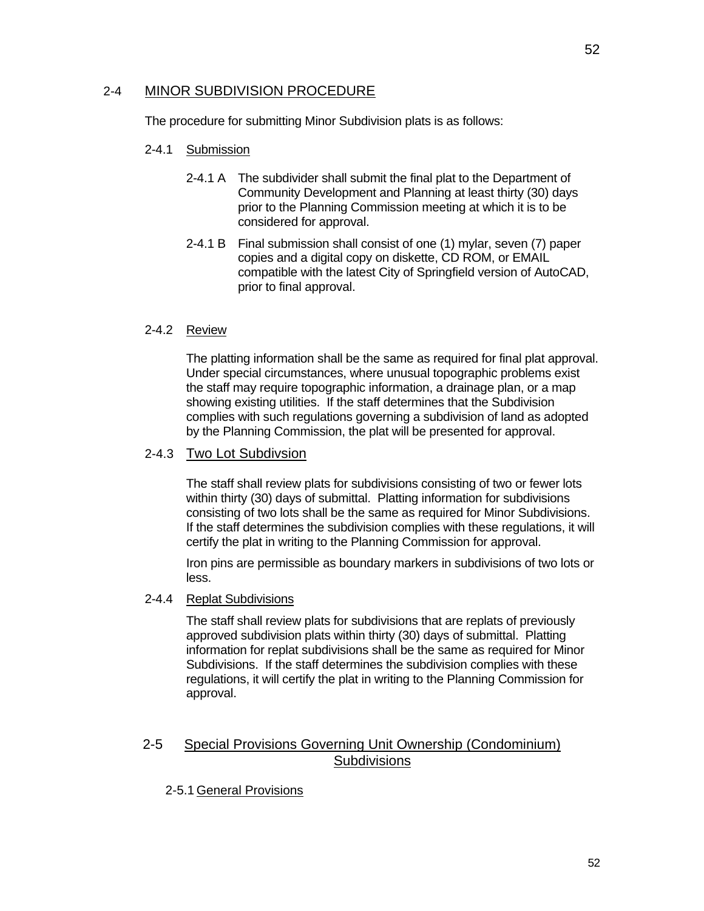## 2-4 MINOR SUBDIVISION PROCEDURE

The procedure for submitting Minor Subdivision plats is as follows:

### 2-4.1 Submission

2-4.1 A The subdivider shall submit the final plat to the Department of Community Development and Planning at least thirty (30) days prior to the Planning Commission meeting at which it is to be considered for approval.

2-4.1 B Final submission shall consist of one (1) mylar, seven (7) paper copies and a digital copy on diskette, CD ROM, or EMAIL compatible with the latest City of Springfield version of AutoCAD, prior to final approval.

### 2-4.2 Review

The platting information shall be the same as required for final plat approval. Under special circumstances, where unusual topographic problems exist the staff may require topographic information, a drainage plan, or a map showing existing utilities. If the staff determines that the Subdivision complies with such regulations governing a subdivision of land as adopted by the Planning Commission, the plat will be presented for approval.

### 2-4.3 Two Lot Subdivsion

The staff shall review plats for subdivisions consisting of two or fewer lots within thirty (30) days of submittal. Platting information for subdivisions consisting of two lots shall be the same as required for Minor Subdivisions. If the staff determines the subdivision complies with these regulations, it will certify the plat in writing to the Planning Commission for approval.

Iron pins are permissible as boundary markers in subdivisions of two lots or less.

### 2-4.4 Replat Subdivisions

The staff shall review plats for subdivisions that are replats of previously approved subdivision plats within thirty (30) days of submittal. Platting information for replat subdivisions shall be the same as required for Minor Subdivisions. If the staff determines the subdivision complies with these regulations, it will certify the plat in writing to the Planning Commission for approval.

## 2-5 Special Provisions Governing Unit Ownership (Condominium) Subdivisions

### 2-5.1 General Provisions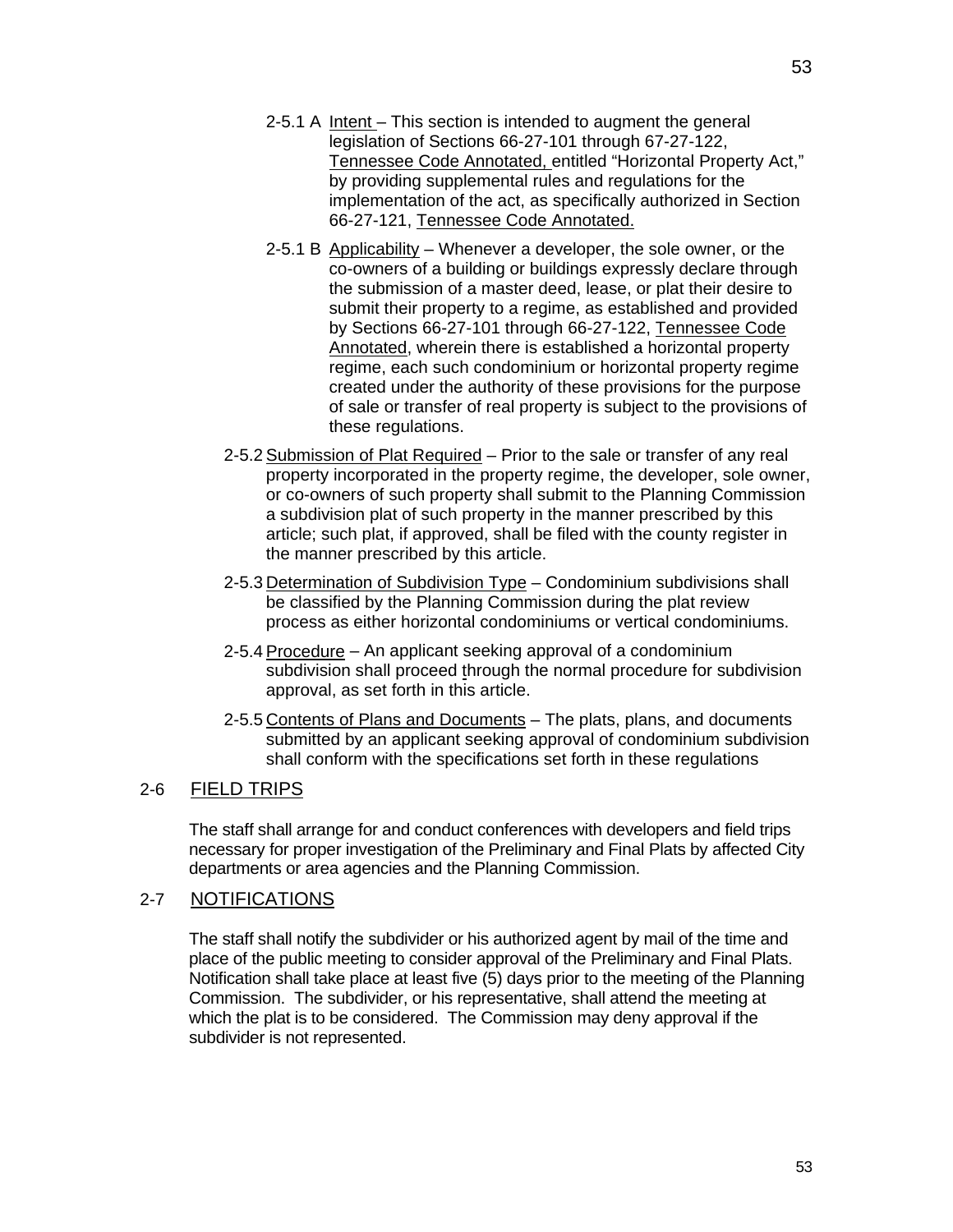2-5.1 A Intent – This section is intended to augment the general legislation of Sections 66-27-101 through 67-27-122, Tennessee Code Annotated, entitled “Horizontal Property Act,” by providing supplemental rules and regulations for the implementation of the act, as specifically authorized in Section 66-27-121, Tennessee Code Annotated.

2-5.1 B Applicability – Whenever a developer, the sole owner, or the co-owners of a building or buildings expressly declare through the submission of a master deed, lease, or plat their desire to submit their property to a regime, as established and provided by Sections 66-27-101 through 66-27-122, Tennessee Code Annotated, wherein there is established a horizontal property regime, each such condominium or horizontal property regime created under the authority of these provisions for the purpose of sale or transfer of real property is subject to the provisions of these regulations.

2-5.2 Submission of Plat Required – Prior to the sale or transfer of any real property incorporated in the property regime, the developer, sole owner, or co-owners of such property shall submit to the Planning Commission a subdivision plat of such property in the manner prescribed by this article; such plat, if approved, shall be filed with the county register in the manner prescribed by this article.

2-5.3 Determination of Subdivision Type – Condominium subdivisions shall be classified by the Planning Commission during the plat review process as either horizontal condominiums or vertical condominiums.

2-5.4 Procedure – An applicant seeking approval of a condominium subdivision shall proceed through the normal procedure for subdivision approval, as set forth in this article.

2-5.5 Contents of Plans and Documents – The plats, plans, and documents submitted by an applicant seeking approval of condominium subdivision shall conform with the specifications set forth in these regulations

## 2-6 FIELD TRIPS

The staff shall arrange for and conduct conferences with developers and field trips necessary for proper investigation of the Preliminary and Final Plats by affected City departments or area agencies and the Planning Commission.

## 2-7 NOTIFICATIONS

The staff shall notify the subdivider or his authorized agent by mail of the time and place of the public meeting to consider approval of the Preliminary and Final Plats. Notification shall take place at least five (5) days prior to the meeting of the Planning Commission. The subdivider, or his representative, shall attend the meeting at which the plat is to be considered. The Commission may deny approval if the subdivider is not represented.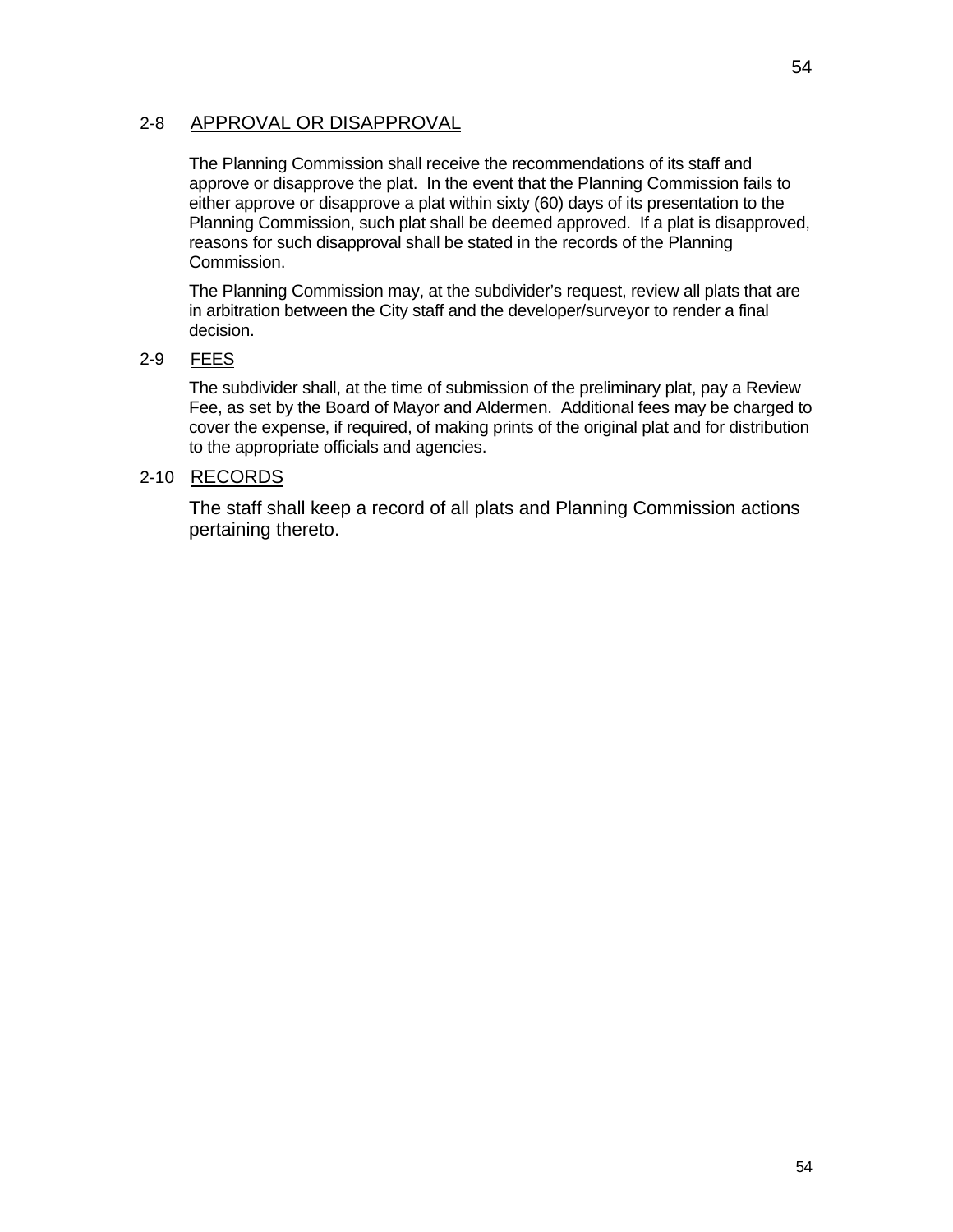## 2-8 APPROVAL OR DISAPPROVAL

The Planning Commission shall receive the recommendations of its staff and approve or disapprove the plat. In the event that the Planning Commission fails to either approve or disapprove a plat within sixty (60) days of its presentation to the Planning Commission, such plat shall be deemed approved. If a plat is disapproved, reasons for such disapproval shall be stated in the records of the Planning Commission.

The Planning Commission may, at the subdivider's request, review all plats that are in arbitration between the City staff and the developer/surveyor to render a final decision.

## 2-9 FEES

The subdivider shall, at the time of submission of the preliminary plat, pay a Review Fee, as set by the Board of Mayor and Aldermen. Additional fees may be charged to cover the expense, if required, of making prints of the original plat and for distribution to the appropriate officials and agencies.

## 2-10 RECORDS

The staff shall keep a record of all plats and Planning Commission actions pertaining thereto.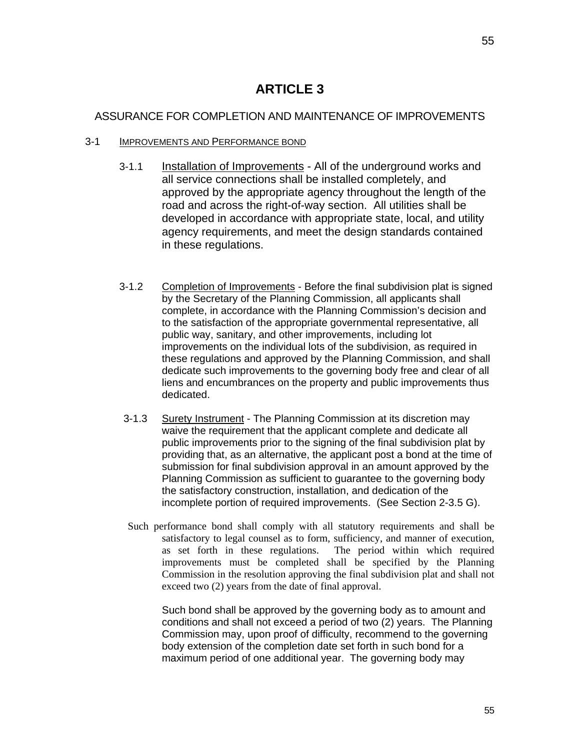# ARTICLE 3

## ASSURANCE FOR COMPLETION AND MAINTENANCE OF IMPROVEMENTS

### 3-1 Improvements and Performance bond

3-1.1 Installation of Improvements - All of the underground works and all service connections shall be installed completely, and approved by the appropriate agency throughout the length of the road and across the right-of-way section. All utilities shall be developed in accordance with appropriate state, local, and utility agency requirements, and meet the design standards contained in these regulations.

3-1.2 Completion of Improvements - Before the final subdivision plat is signed by the Secretary of the Planning Commission, all applicants shall complete, in accordance with the Planning Commission's decision and to the satisfaction of the appropriate governmental representative, all public way, sanitary, and other improvements, including lot improvements on the individual lots of the subdivision, as required in these regulations and approved by the Planning Commission, and shall dedicate such improvements to the governing body free and clear of all liens and encumbrances on the property and public improvements thus dedicated.

3-1.3 Surety Instrument - The Planning Commission at its discretion may waive the requirement that the applicant complete and dedicate all public improvements prior to the signing of the final subdivision plat by providing that, as an alternative, the applicant post a bond at the time of submission for final subdivision approval in an amount approved by the Planning Commission as sufficient to guarantee to the governing body the satisfactory construction, installation, and dedication of the incomplete portion of required improvements. (See Section 2-3.5 G).

Such performance bond shall comply with all statutory requirements and shall be satisfactory to legal counsel as to form, sufficiency, and manner of execution, as set forth in these regulations. The period within which required improvements must be completed shall be specified by the Planning Commission in the resolution approving the final subdivision plat and shall not exceed two (2) years from the date of final approval.

Such bond shall be approved by the governing body as to amount and conditions and shall not exceed a period of two (2) years. The Planning Commission may, upon proof of difficulty, recommend to the governing body extension of the completion date set forth in such bond for a maximum period of one additional year. The governing body may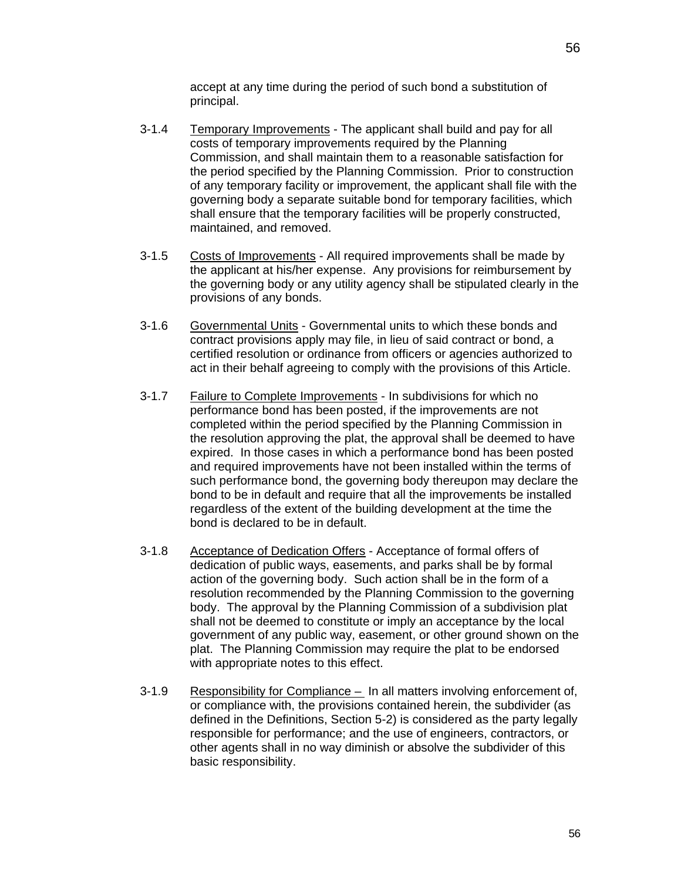accept at any time during the period of such bond a substitution of principal.

3-1.4 Temporary Improvements - The applicant shall build and pay for all costs of temporary improvements required by the Planning Commission, and shall maintain them to a reasonable satisfaction for the period specified by the Planning Commission. Prior to construction of any temporary facility or improvement, the applicant shall file with the governing body a separate suitable bond for temporary facilities, which shall ensure that the temporary facilities will be properly constructed, maintained, and removed.

3-1.5 Costs of Improvements - All required improvements shall be made by the applicant at his/her expense. Any provisions for reimbursement by the governing body or any utility agency shall be stipulated clearly in the provisions of any bonds.

3-1.6 Governmental Units - Governmental units to which these bonds and contract provisions apply may file, in lieu of said contract or bond, a certified resolution or ordinance from officers or agencies authorized to act in their behalf agreeing to comply with the provisions of this Article.

3-1.7 Failure to Complete Improvements - In subdivisions for which no performance bond has been posted, if the improvements are not completed within the period specified by the Planning Commission in the resolution approving the plat, the approval shall be deemed to have expired. In those cases in which a performance bond has been posted and required improvements have not been installed within the terms of such performance bond, the governing body thereupon may declare the bond to be in default and require that all the improvements be installed regardless of the extent of the building development at the time the bond is declared to be in default.

3-1.8 Acceptance of Dedication Offers - Acceptance of formal offers of dedication of public ways, easements, and parks shall be by formal action of the governing body. Such action shall be in the form of a resolution recommended by the Planning Commission to the governing body. The approval by the Planning Commission of a subdivision plat shall not be deemed to constitute or imply an acceptance by the local government of any public way, easement, or other ground shown on the plat. The Planning Commission may require the plat to be endorsed with appropriate notes to this effect.

3-1.9 Responsibility for Compliance – In all matters involving enforcement of, or compliance with, the provisions contained herein, the subdivider (as defined in the Definitions, Section 5-2) is considered as the party legally responsible for performance; and the use of engineers, contractors, or other agents shall in no way diminish or absolve the subdivider of this basic responsibility.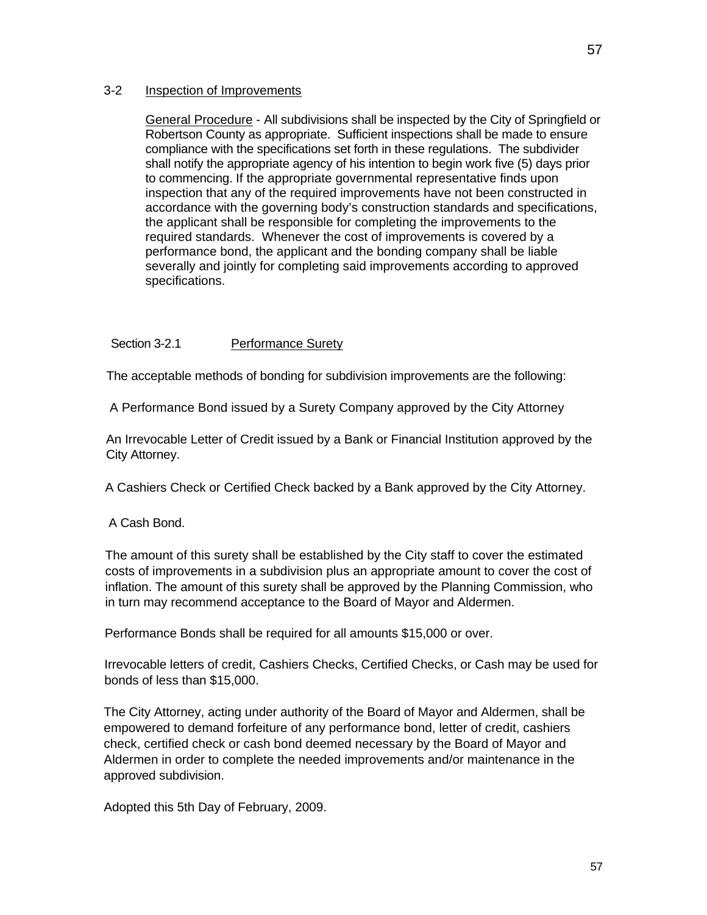## 3-2 Inspection of Improvements

General Procedure - All subdivisions shall be inspected by the City of Springfield or Robertson County as appropriate. Sufficient inspections shall be made to ensure compliance with the specifications set forth in these regulations. The subdivider shall notify the appropriate agency of his intention to begin work five (5) days prior to commencing. If the appropriate governmental representative finds upon inspection that any of the required improvements have not been constructed in accordance with the governing body's construction standards and specifications, the applicant shall be responsible for completing the improvements to the required standards. Whenever the cost of improvements is covered by a performance bond, the applicant and the bonding company shall be liable severally and jointly for completing said improvements according to approved specifications.

### Section 3-2.1 Performance Surety

The acceptable methods of bonding for subdivision improvements are the following:

A Performance Bond issued by a Surety Company approved by the City Attorney

An Irrevocable Letter of Credit issued by a Bank or Financial Institution approved by the City Attorney.

A Cashiers Check or Certified Check backed by a Bank approved by the City Attorney.

A Cash Bond.

The amount of this surety shall be established by the City staff to cover the estimated costs of improvements in a subdivision plus an appropriate amount to cover the cost of inflation. The amount of this surety shall be approved by the Planning Commission, who in turn may recommend acceptance to the Board of Mayor and Aldermen.

Performance Bonds shall be required for all amounts $15,000 or over.

Irrevocable letters of credit, Cashiers Checks, Certified Checks, or Cash may be used for bonds of less than $15,000.

The City Attorney, acting under authority of the Board of Mayor and Aldermen, shall be empowered to demand forfeiture of any performance bond, letter of credit, cashiers check, certified check or cash bond deemed necessary by the Board of Mayor and Aldermen in order to complete the needed improvements and/or maintenance in the approved subdivision.

Adopted this 5th Day of February, 2009.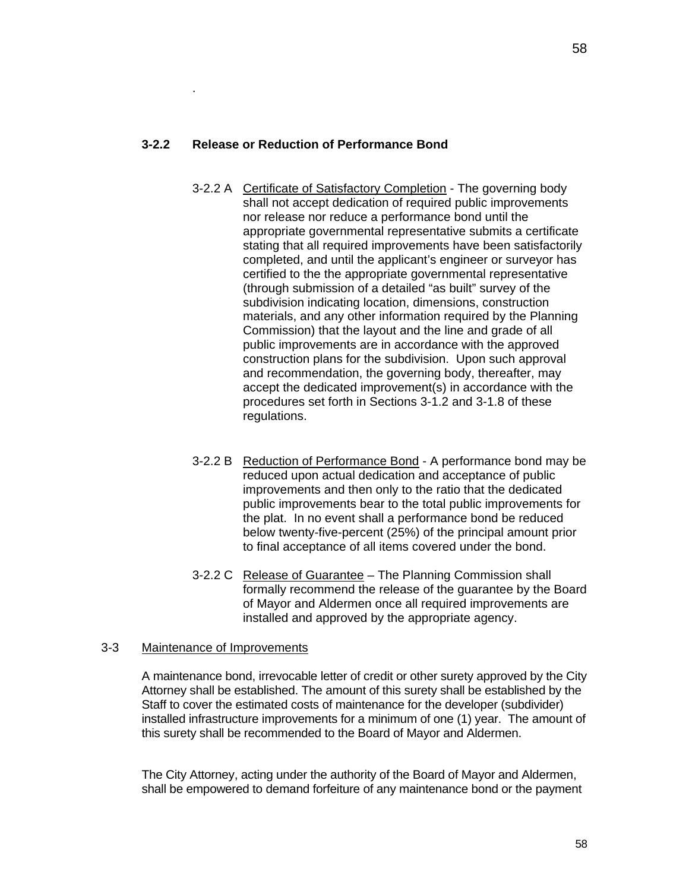.

### 3-2.2 Release or Reduction of Performance Bond

3-2.2 A <u>Certificate of Satisfactory Completion</u> - The governing body shall not accept dedication of required public improvements nor release nor reduce a performance bond until the appropriate governmental representative submits a certificate stating that all required improvements have been satisfactorily completed, and until the applicant's engineer or surveyor has certified to the the appropriate governmental representative (through submission of a detailed "as built" survey of the subdivision indicating location, dimensions, construction materials, and any other information required by the Planning Commission) that the layout and the line and grade of all public improvements are in accordance with the approved construction plans for the subdivision. Upon such approval and recommendation, the governing body, thereafter, may accept the dedicated improvement(s) in accordance with the procedures set forth in Sections 3-1.2 and 3-1.8 of these regulations.

3-2.2 B <u>Reduction of Performance Bond</u> - A performance bond may be reduced upon actual dedication and acceptance of public improvements and then only to the ratio that the dedicated public improvements bear to the total public improvements for the plat. In no event shall a performance bond be reduced below twenty-five-percent (25%) of the principal amount prior to final acceptance of all items covered under the bond.

3-2.2 C <u>Release of Guarantee</u> – The Planning Commission shall formally recommend the release of the guarantee by the Board of Mayor and Aldermen once all required improvements are installed and approved by the appropriate agency.

3-3 <u>Maintenance of Improvements</u>

A maintenance bond, irrevocable letter of credit or other surety approved by the City Attorney shall be established. The amount of this surety shall be established by the Staff to cover the estimated costs of maintenance for the developer (subdivider) installed infrastructure improvements for a minimum of one (1) year. The amount of this surety shall be recommended to the Board of Mayor and Aldermen.

The City Attorney, acting under the authority of the Board of Mayor and Aldermen, shall be empowered to demand forfeiture of any maintenance bond or the payment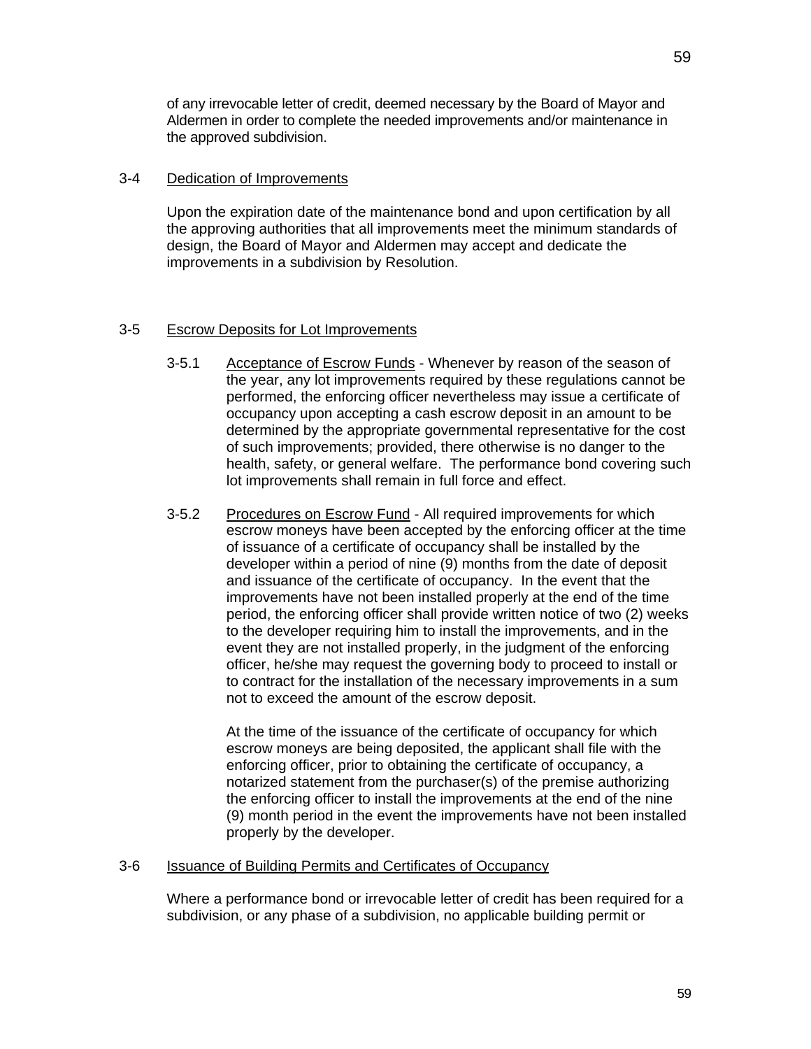of any irrevocable letter of credit, deemed necessary by the Board of Mayor and Aldermen in order to complete the needed improvements and/or maintenance in the approved subdivision.

3-4 Dedication of Improvements

Upon the expiration date of the maintenance bond and upon certification by all the approving authorities that all improvements meet the minimum standards of design, the Board of Mayor and Aldermen may accept and dedicate the improvements in a subdivision by Resolution.

3-5 Escrow Deposits for Lot Improvements

3-5.1 Acceptance of Escrow Funds - Whenever by reason of the season of the year, any lot improvements required by these regulations cannot be performed, the enforcing officer nevertheless may issue a certificate of occupancy upon accepting a cash escrow deposit in an amount to be determined by the appropriate governmental representative for the cost of such improvements; provided, there otherwise is no danger to the health, safety, or general welfare. The performance bond covering such lot improvements shall remain in full force and effect.

3-5.2 Procedures on Escrow Fund - All required improvements for which escrow moneys have been accepted by the enforcing officer at the time of issuance of a certificate of occupancy shall be installed by the developer within a period of nine (9) months from the date of deposit and issuance of the certificate of occupancy. In the event that the improvements have not been installed properly at the end of the time period, the enforcing officer shall provide written notice of two (2) weeks to the developer requiring him to install the improvements, and in the event they are not installed properly, in the judgment of the enforcing officer, he/she may request the governing body to proceed to install or to contract for the installation of the necessary improvements in a sum not to exceed the amount of the escrow deposit.

At the time of the issuance of the certificate of occupancy for which escrow moneys are being deposited, the applicant shall file with the enforcing officer, prior to obtaining the certificate of occupancy, a notarized statement from the purchaser(s) of the premise authorizing the enforcing officer to install the improvements at the end of the nine (9) month period in the event the improvements have not been installed properly by the developer.

3-6 Issuance of Building Permits and Certificates of Occupancy

Where a performance bond or irrevocable letter of credit has been required for a subdivision, or any phase of a subdivision, no applicable building permit or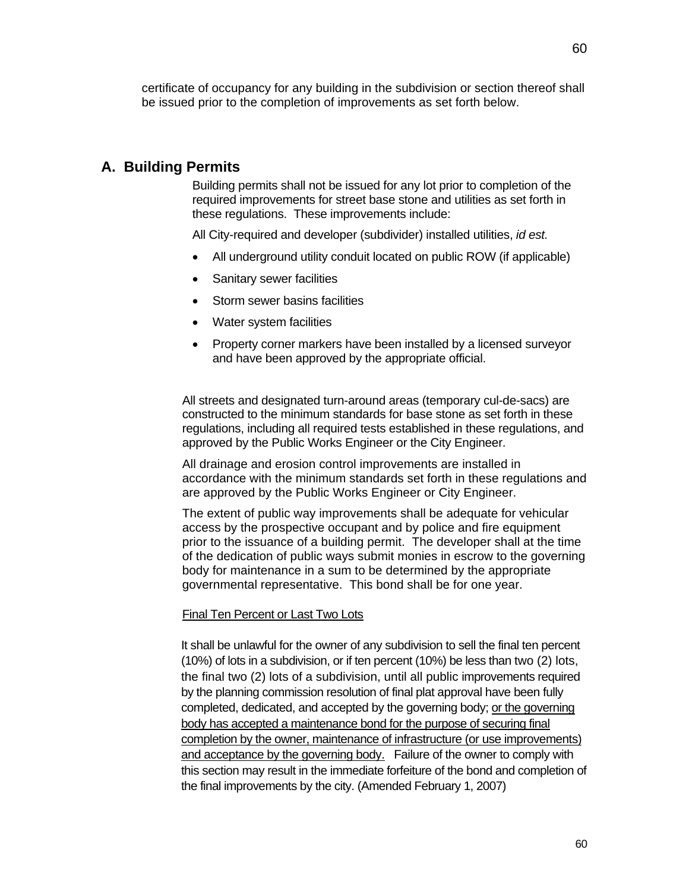certificate of occupancy for any building in the subdivision or section thereof shall be issued prior to the completion of improvements as set forth below.

## A. Building Permits

Building permits shall not be issued for any lot prior to completion of the required improvements for street base stone and utilities as set forth in these regulations. These improvements include:

All City-required and developer (subdivider) installed utilities, *id est.*

- All underground utility conduit located on public ROW (if applicable)
- Sanitary sewer facilities
- Storm sewer basins facilities
- Water system facilities
- Property corner markers have been installed by a licensed surveyor and have been approved by the appropriate official.

All streets and designated turn-around areas (temporary cul-de-sacs) are constructed to the minimum standards for base stone as set forth in these regulations, including all required tests established in these regulations, and approved by the Public Works Engineer or the City Engineer.

All drainage and erosion control improvements are installed in accordance with the minimum standards set forth in these regulations and are approved by the Public Works Engineer or City Engineer.

The extent of public way improvements shall be adequate for vehicular access by the prospective occupant and by police and fire equipment prior to the issuance of a building permit. The developer shall at the time of the dedication of public ways submit monies in escrow to the governing body for maintenance in a sum to be determined by the appropriate governmental representative. This bond shall be for one year.

<u>Final Ten Percent or Last Two Lots</u>

It shall be unlawful for the owner of any subdivision to sell the final ten percent (10%) of lots in a subdivision, or if ten percent (10%) be less than two (2) lots, the final two (2) lots of a subdivision, until all public improvements required by the planning commission resolution of final plat approval have been fully completed, dedicated, and accepted by the governing body; <u>or the governing body has accepted a maintenance bond for the purpose of securing final completion by the owner, maintenance of infrastructure (or use improvements) and acceptance by the governing body.</u> Failure of the owner to comply with this section may result in the immediate forfeiture of the bond and completion of the final improvements by the city. (Amended February 1, 2007)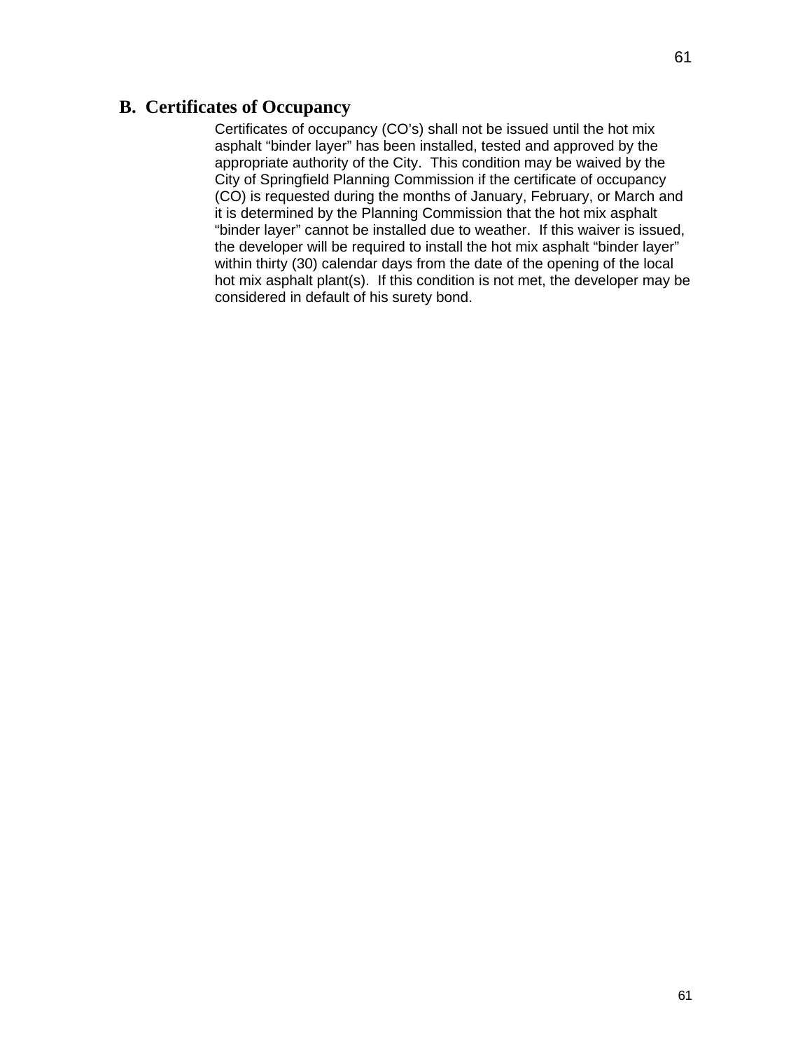## B. Certificates of Occupancy

Certificates of occupancy (CO's) shall not be issued until the hot mix asphalt "binder layer" has been installed, tested and approved by the appropriate authority of the City. This condition may be waived by the City of Springfield Planning Commission if the certificate of occupancy (CO) is requested during the months of January, February, or March and it is determined by the Planning Commission that the hot mix asphalt "binder layer" cannot be installed due to weather. If this waiver is issued, the developer will be required to install the hot mix asphalt "binder layer" within thirty (30) calendar days from the date of the opening of the local hot mix asphalt plant(s). If this condition is not met, the developer may be considered in default of his surety bond.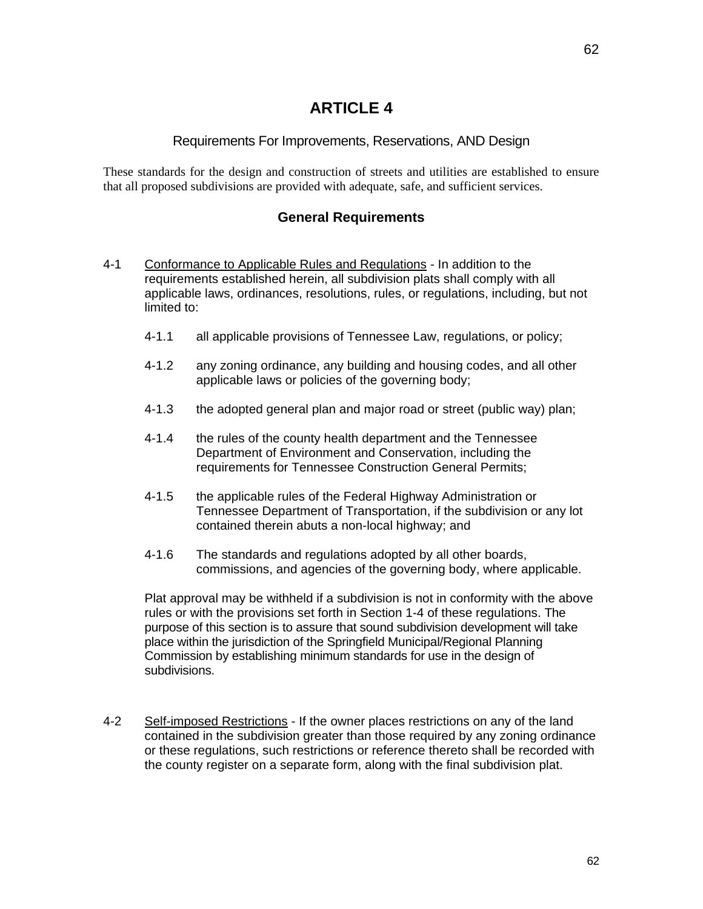# ARTICLE 4

## Requirements For Improvements, Reservations, AND Design

These standards for the design and construction of streets and utilities are established to ensure that all proposed subdivisions are provided with adequate, safe, and sufficient services.

### General Requirements

4-1 Conformance to Applicable Rules and Regulations - In addition to the requirements established herein, all subdivision plats shall comply with all applicable laws, ordinances, resolutions, rules, or regulations, including, but not limited to:

4-1.1 all applicable provisions of Tennessee Law, regulations, or policy;

4-1.2 any zoning ordinance, any building and housing codes, and all other applicable laws or policies of the governing body;

4-1.3 the adopted general plan and major road or street (public way) plan;

4-1.4 the rules of the county health department and the Tennessee Department of Environment and Conservation, including the requirements for Tennessee Construction General Permits;

4-1.5 the applicable rules of the Federal Highway Administration or Tennessee Department of Transportation, if the subdivision or any lot contained therein abuts a non-local highway; and

4-1.6 The standards and regulations adopted by all other boards, commissions, and agencies of the governing body, where applicable.

Plat approval may be withheld if a subdivision is not in conformity with the above rules or with the provisions set forth in Section 1-4 of these regulations. The purpose of this section is to assure that sound subdivision development will take place within the jurisdiction of the Springfield Municipal/Regional Planning Commission by establishing minimum standards for use in the design of subdivisions.

4-2 Self-imposed Restrictions - If the owner places restrictions on any of the land contained in the subdivision greater than those required by any zoning ordinance or these regulations, such restrictions or reference thereto shall be recorded with the county register on a separate form, along with the final subdivision plat.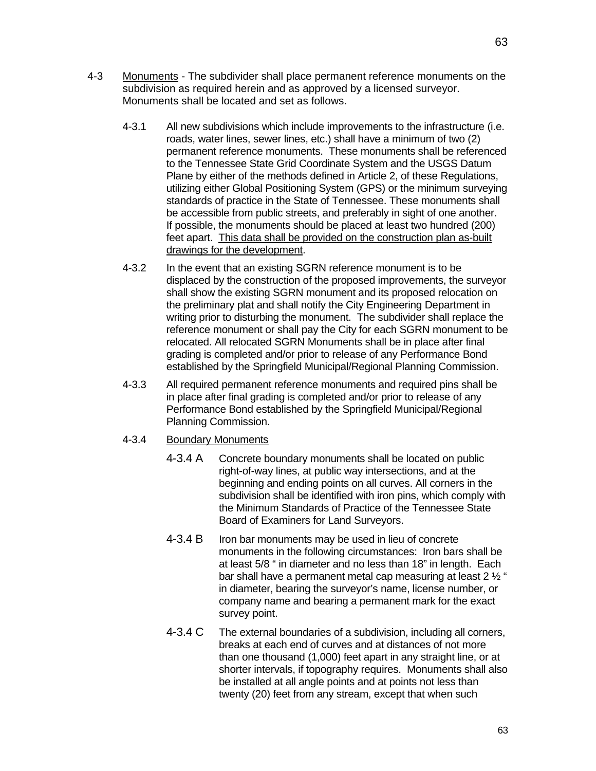4-3 Monuments - The subdivider shall place permanent reference monuments on the subdivision as required herein and as approved by a licensed surveyor. Monuments shall be located and set as follows.

4-3.1 All new subdivisions which include improvements to the infrastructure (i.e. roads, water lines, sewer lines, etc.) shall have a minimum of two (2) permanent reference monuments. These monuments shall be referenced to the Tennessee State Grid Coordinate System and the USGS Datum Plane by either of the methods defined in Article 2, of these Regulations, utilizing either Global Positioning System (GPS) or the minimum surveying standards of practice in the State of Tennessee. These monuments shall be accessible from public streets, and preferably in sight of one another. If possible, the monuments should be placed at least two hundred (200) feet apart. This data shall be provided on the construction plan as-built drawings for the development.

4-3.2 In the event that an existing SGRN reference monument is to be displaced by the construction of the proposed improvements, the surveyor shall show the existing SGRN monument and its proposed relocation on the preliminary plat and shall notify the City Engineering Department in writing prior to disturbing the monument. The subdivider shall replace the reference monument or shall pay the City for each SGRN monument to be relocated. All relocated SGRN Monuments shall be in place after final grading is completed and/or prior to release of any Performance Bond established by the Springfield Municipal/Regional Planning Commission.

4-3.3 All required permanent reference monuments and required pins shall be in place after final grading is completed and/or prior to release of any Performance Bond established by the Springfield Municipal/Regional Planning Commission.

4-3.4 Boundary Monuments

4-3.4 A Concrete boundary monuments shall be located on public right-of-way lines, at public way intersections, and at the beginning and ending points on all curves. All corners in the subdivision shall be identified with iron pins, which comply with the Minimum Standards of Practice of the Tennessee State Board of Examiners for Land Surveyors.

4-3.4 B Iron bar monuments may be used in lieu of concrete monuments in the following circumstances: Iron bars shall be at least 5/8 " in diameter and no less than 18" in length. Each bar shall have a permanent metal cap measuring at least 2 ½ " in diameter, bearing the surveyor's name, license number, or company name and bearing a permanent mark for the exact survey point.

4-3.4 C The external boundaries of a subdivision, including all corners, breaks at each end of curves and at distances of not more than one thousand (1,000) feet apart in any straight line, or at shorter intervals, if topography requires. Monuments shall also be installed at all angle points and at points not less than twenty (20) feet from any stream, except that when such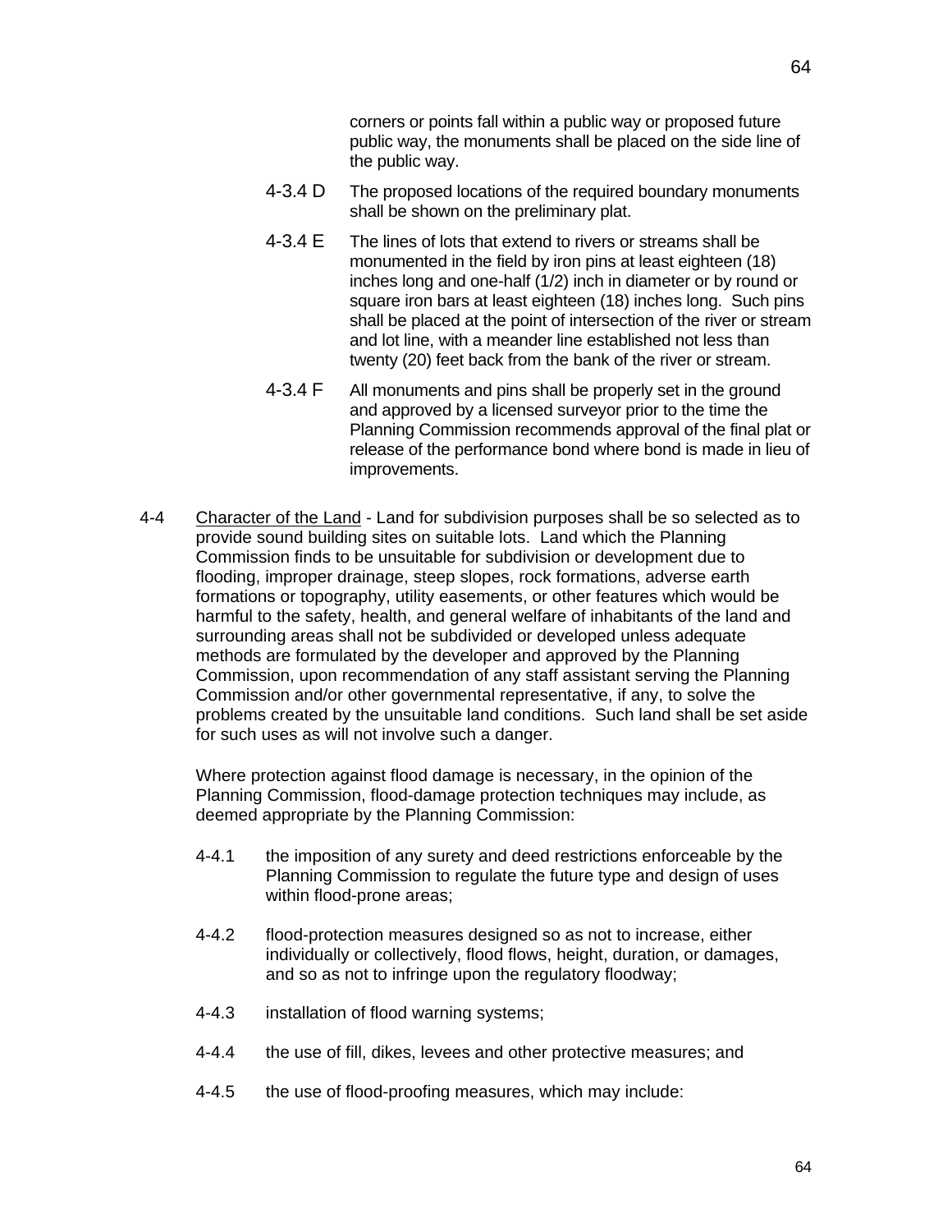corners or points fall within a public way or proposed future public way, the monuments shall be placed on the side line of the public way.

4-3.4 D The proposed locations of the required boundary monuments shall be shown on the preliminary plat.

4-3.4 E The lines of lots that extend to rivers or streams shall be monumented in the field by iron pins at least eighteen (18) inches long and one-half (1/2) inch in diameter or by round or square iron bars at least eighteen (18) inches long. Such pins shall be placed at the point of intersection of the river or stream and lot line, with a meander line established not less than twenty (20) feet back from the bank of the river or stream.

4-3.4 F All monuments and pins shall be properly set in the ground and approved by a licensed surveyor prior to the time the Planning Commission recommends approval of the final plat or release of the performance bond where bond is made in lieu of improvements.

4-4 <u>Character of the Land</u> - Land for subdivision purposes shall be so selected as to provide sound building sites on suitable lots. Land which the Planning Commission finds to be unsuitable for subdivision or development due to flooding, improper drainage, steep slopes, rock formations, adverse earth formations or topography, utility easements, or other features which would be harmful to the safety, health, and general welfare of inhabitants of the land and surrounding areas shall not be subdivided or developed unless adequate methods are formulated by the developer and approved by the Planning Commission, upon recommendation of any staff assistant serving the Planning Commission and/or other governmental representative, if any, to solve the problems created by the unsuitable land conditions. Such land shall be set aside for such uses as will not involve such a danger.

Where protection against flood damage is necessary, in the opinion of the Planning Commission, flood-damage protection techniques may include, as deemed appropriate by the Planning Commission:

4-4.1 the imposition of any surety and deed restrictions enforceable by the Planning Commission to regulate the future type and design of uses within flood-prone areas;

4-4.2 flood-protection measures designed so as not to increase, either individually or collectively, flood flows, height, duration, or damages, and so as not to infringe upon the regulatory floodway;

4-4.3 installation of flood warning systems;

4-4.4 the use of fill, dikes, levees and other protective measures; and

4-4.5 the use of flood-proofing measures, which may include: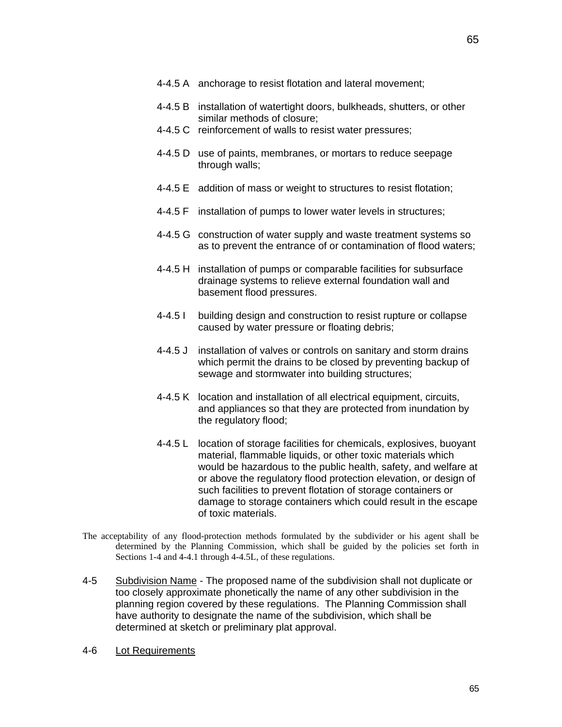4-4.5 A anchorage to resist flotation and lateral movement;

4-4.5 B installation of watertight doors, bulkheads, shutters, or other similar methods of closure;

4-4.5 C reinforcement of walls to resist water pressures;

4-4.5 D use of paints, membranes, or mortars to reduce seepage through walls;

4-4.5 E addition of mass or weight to structures to resist flotation;

4-4.5 F installation of pumps to lower water levels in structures;

4-4.5 G construction of water supply and waste treatment systems so as to prevent the entrance of or contamination of flood waters;

4-4.5 H installation of pumps or comparable facilities for subsurface drainage systems to relieve external foundation wall and basement flood pressures.

4-4.5 I building design and construction to resist rupture or collapse caused by water pressure or floating debris;

4-4.5 J installation of valves or controls on sanitary and storm drains which permit the drains to be closed by preventing backup of sewage and stormwater into building structures;

4-4.5 K location and installation of all electrical equipment, circuits, and appliances so that they are protected from inundation by the regulatory flood;

4-4.5 L location of storage facilities for chemicals, explosives, buoyant material, flammable liquids, or other toxic materials which would be hazardous to the public health, safety, and welfare at or above the regulatory flood protection elevation, or design of such facilities to prevent flotation of storage containers or damage to storage containers which could result in the escape of toxic materials.

The acceptability of any flood-protection methods formulated by the subdivider or his agent shall be determined by the Planning Commission, which shall be guided by the policies set forth in Sections 1-4 and 4-4.1 through 4-4.5L, of these regulations.

4-5 Subdivision Name - The proposed name of the subdivision shall not duplicate or too closely approximate phonetically the name of any other subdivision in the planning region covered by these regulations. The Planning Commission shall have authority to designate the name of the subdivision, which shall be determined at sketch or preliminary plat approval.

4-6 Lot Requirements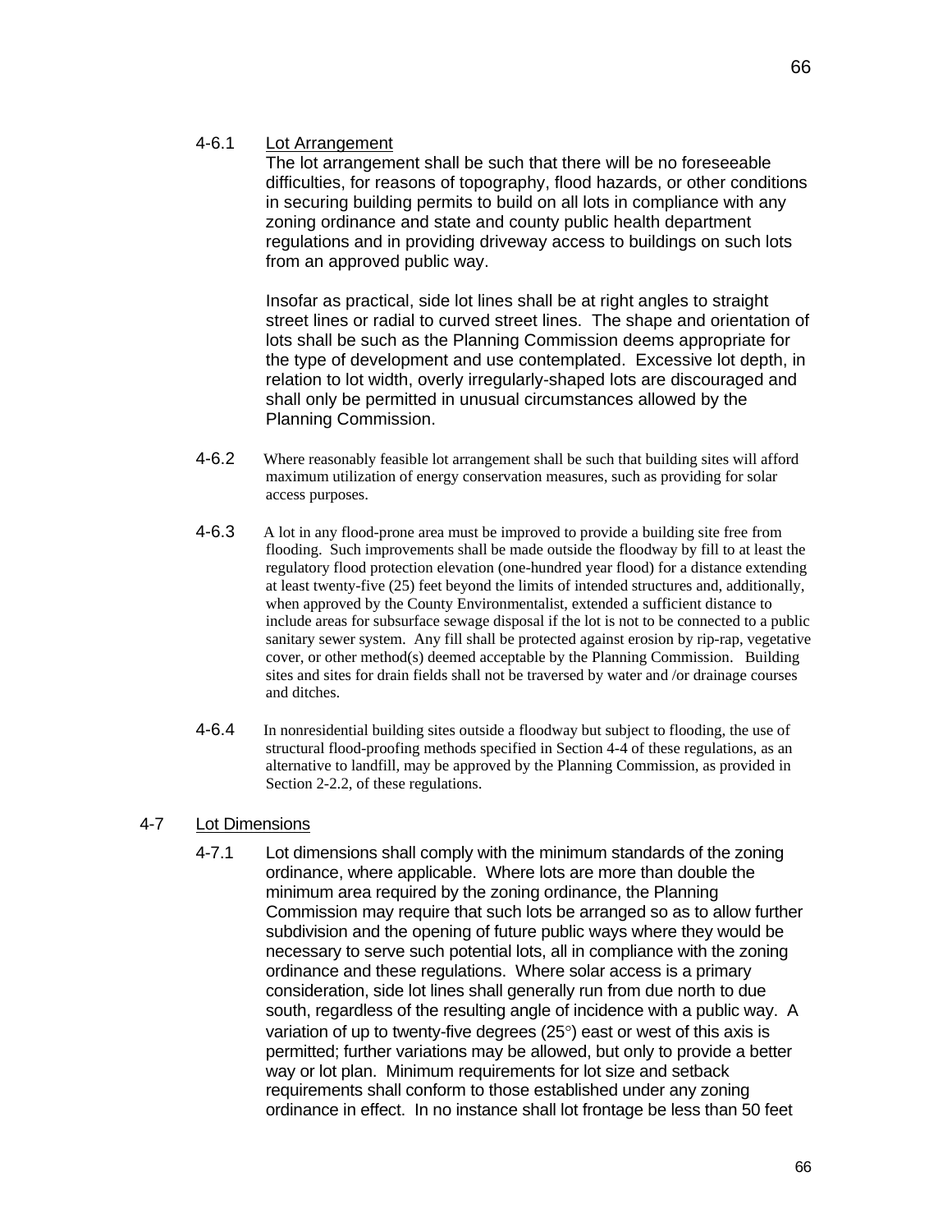4-6.1 Lot Arrangement

The lot arrangement shall be such that there will be no foreseeable difficulties, for reasons of topography, flood hazards, or other conditions in securing building permits to build on all lots in compliance with any zoning ordinance and state and county public health department regulations and in providing driveway access to buildings on such lots from an approved public way.

Insofar as practical, side lot lines shall be at right angles to straight street lines or radial to curved street lines. The shape and orientation of lots shall be such as the Planning Commission deems appropriate for the type of development and use contemplated. Excessive lot depth, in relation to lot width, overly irregularly-shaped lots are discouraged and shall only be permitted in unusual circumstances allowed by the Planning Commission.

4-6.2 Where reasonably feasible lot arrangement shall be such that building sites will afford maximum utilization of energy conservation measures, such as providing for solar access purposes.

4-6.3 A lot in any flood-prone area must be improved to provide a building site free from flooding. Such improvements shall be made outside the floodway by fill to at least the regulatory flood protection elevation (one-hundred year flood) for a distance extending at least twenty-five (25) feet beyond the limits of intended structures and, additionally, when approved by the County Environmentalist, extended a sufficient distance to include areas for subsurface sewage disposal if the lot is not to be connected to a public sanitary sewer system. Any fill shall be protected against erosion by rip-rap, vegetative cover, or other method(s) deemed acceptable by the Planning Commission. Building sites and sites for drain fields shall not be traversed by water and /or drainage courses and ditches.

4-6.4 In nonresidential building sites outside a floodway but subject to flooding, the use of structural flood-proofing methods specified in Section 4-4 of these regulations, as an alternative to landfill, may be approved by the Planning Commission, as provided in Section 2-2.2, of these regulations.

## 4-7 Lot Dimensions

4-7.1 Lot dimensions shall comply with the minimum standards of the zoning ordinance, where applicable. Where lots are more than double the minimum area required by the zoning ordinance, the Planning Commission may require that such lots be arranged so as to allow further subdivision and the opening of future public ways where they would be necessary to serve such potential lots, all in compliance with the zoning ordinance and these regulations. Where solar access is a primary consideration, side lot lines shall generally run from due north to due south, regardless of the resulting angle of incidence with a public way. A variation of up to twenty-five degrees (25°) east or west of this axis is permitted; further variations may be allowed, but only to provide a better way or lot plan. Minimum requirements for lot size and setback requirements shall conform to those established under any zoning ordinance in effect. In no instance shall lot frontage be less than 50 feet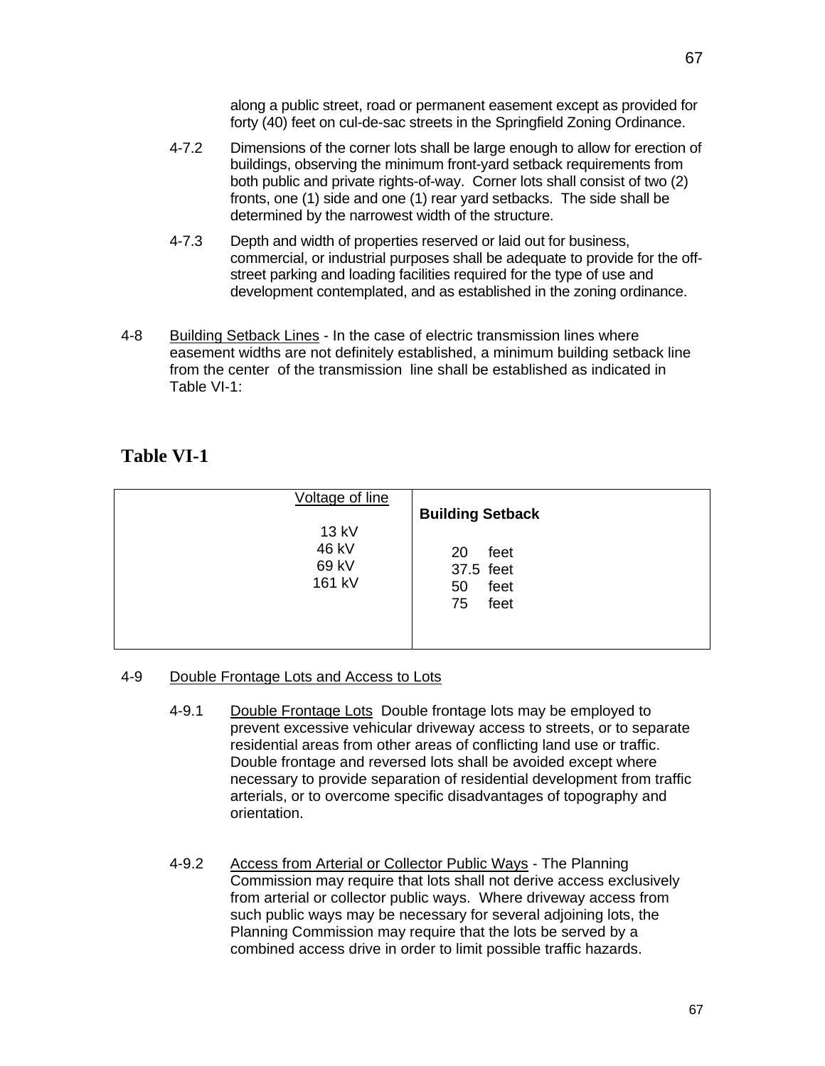along a public street, road or permanent easement except as provided for forty (40) feet on cul-de-sac streets in the Springfield Zoning Ordinance.

4-7.2 Dimensions of the corner lots shall be large enough to allow for erection of buildings, observing the minimum front-yard setback requirements from both public and private rights-of-way. Corner lots shall consist of two (2) fronts, one (1) side and one (1) rear yard setbacks. The side shall be determined by the narrowest width of the structure.

4-7.3 Depth and width of properties reserved or laid out for business, commercial, or industrial purposes shall be adequate to provide for the off-street parking and loading facilities required for the type of use and development contemplated, and as established in the zoning ordinance.

4-8 Building Setback Lines - In the case of electric transmission lines where easement widths are not definitely established, a minimum building setback line from the center of the transmission line shall be established as indicated in Table VI-1:

## Table VI-1

| Voltage of line | **Building Setback** |
|---|---|
| 13 kV | 20 feet |
| 46 kV | 37.5 feet |
| 69 kV | 50 feet |
| 161 kV | 75 feet |

4-9 Double Frontage Lots and Access to Lots

4-9.1 Double Frontage Lots Double frontage lots may be employed to prevent excessive vehicular driveway access to streets, or to separate residential areas from other areas of conflicting land use or traffic. Double frontage and reversed lots shall be avoided except where necessary to provide separation of residential development from traffic arterials, or to overcome specific disadvantages of topography and orientation.

4-9.2 Access from Arterial or Collector Public Ways - The Planning Commission may require that lots shall not derive access exclusively from arterial or collector public ways. Where driveway access from such public ways may be necessary for several adjoining lots, the Planning Commission may require that the lots be served by a combined access drive in order to limit possible traffic hazards.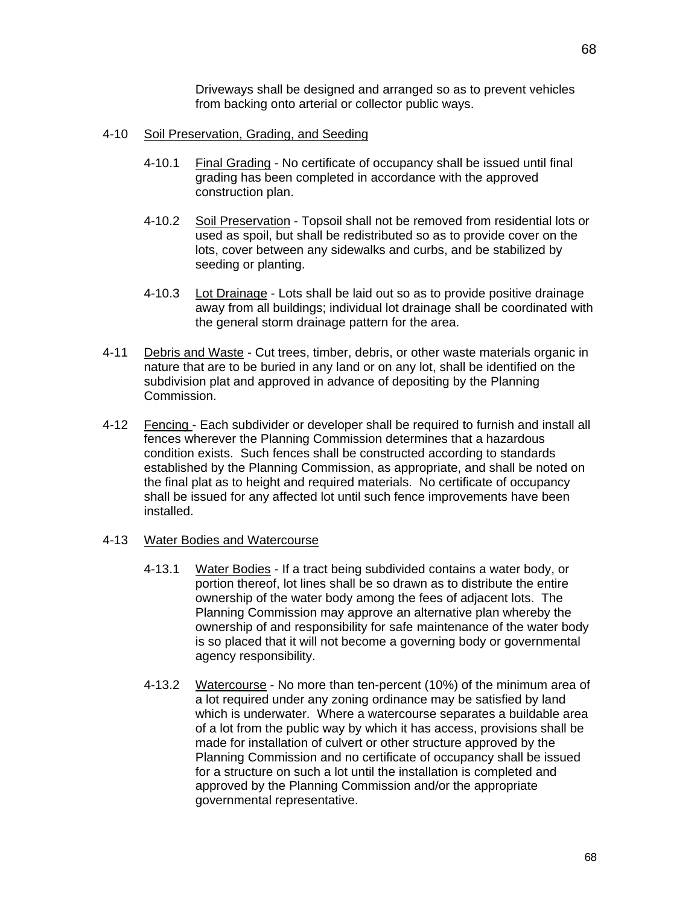Driveways shall be designed and arranged so as to prevent vehicles from backing onto arterial or collector public ways.

4-10 Soil Preservation, Grading, and Seeding

4-10.1 Final Grading - No certificate of occupancy shall be issued until final grading has been completed in accordance with the approved construction plan.

4-10.2 Soil Preservation - Topsoil shall not be removed from residential lots or used as spoil, but shall be redistributed so as to provide cover on the lots, cover between any sidewalks and curbs, and be stabilized by seeding or planting.

4-10.3 Lot Drainage - Lots shall be laid out so as to provide positive drainage away from all buildings; individual lot drainage shall be coordinated with the general storm drainage pattern for the area.

4-11 Debris and Waste - Cut trees, timber, debris, or other waste materials organic in nature that are to be buried in any land or on any lot, shall be identified on the subdivision plat and approved in advance of depositing by the Planning Commission.

4-12 Fencing - Each subdivider or developer shall be required to furnish and install all fences wherever the Planning Commission determines that a hazardous condition exists. Such fences shall be constructed according to standards established by the Planning Commission, as appropriate, and shall be noted on the final plat as to height and required materials. No certificate of occupancy shall be issued for any affected lot until such fence improvements have been installed.

4-13 Water Bodies and Watercourse

4-13.1 Water Bodies - If a tract being subdivided contains a water body, or portion thereof, lot lines shall be so drawn as to distribute the entire ownership of the water body among the fees of adjacent lots. The Planning Commission may approve an alternative plan whereby the ownership of and responsibility for safe maintenance of the water body is so placed that it will not become a governing body or governmental agency responsibility.

4-13.2 Watercourse - No more than ten-percent (10%) of the minimum area of a lot required under any zoning ordinance may be satisfied by land which is underwater. Where a watercourse separates a buildable area of a lot from the public way by which it has access, provisions shall be made for installation of culvert or other structure approved by the Planning Commission and no certificate of occupancy shall be issued for a structure on such a lot until the installation is completed and approved by the Planning Commission and/or the appropriate governmental representative.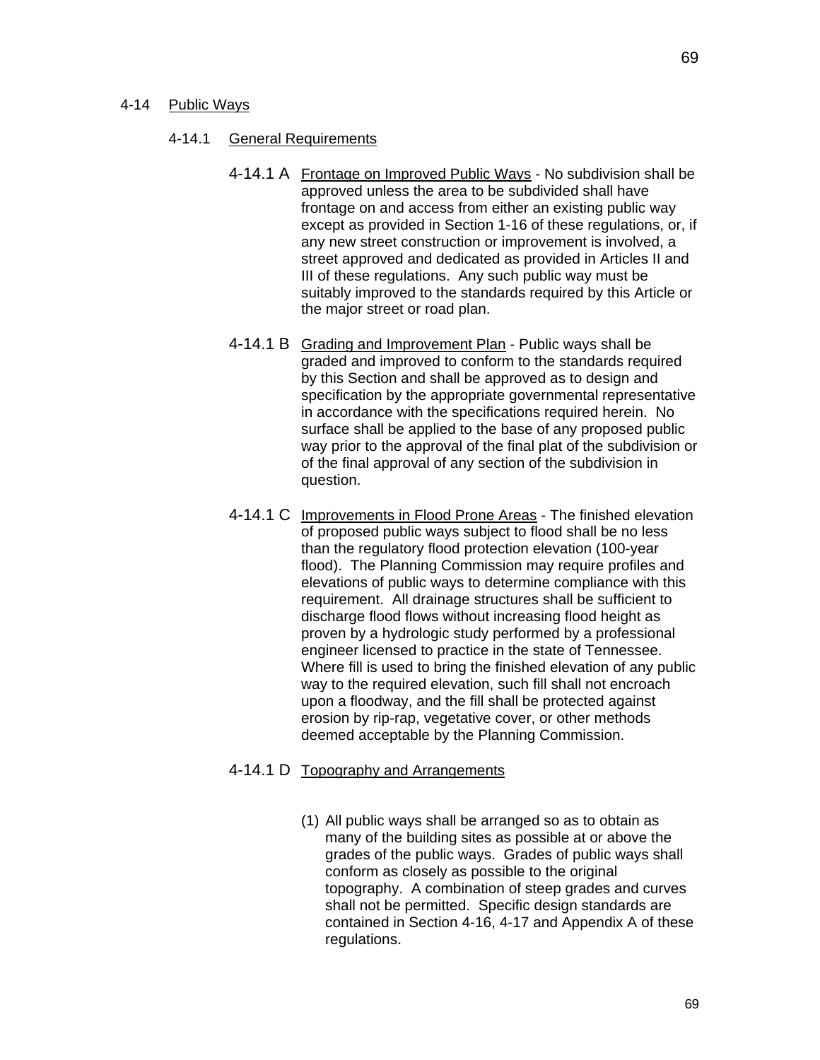## 4-14 Public Ways

### 4-14.1 General Requirements

4-14.1 A Frontage on Improved Public Ways - No subdivision shall be approved unless the area to be subdivided shall have frontage on and access from either an existing public way except as provided in Section 1-16 of these regulations, or, if any new street construction or improvement is involved, a street approved and dedicated as provided in Articles II and III of these regulations. Any such public way must be suitably improved to the standards required by this Article or the major street or road plan.

4-14.1 B Grading and Improvement Plan - Public ways shall be graded and improved to conform to the standards required by this Section and shall be approved as to design and specification by the appropriate governmental representative in accordance with the specifications required herein. No surface shall be applied to the base of any proposed public way prior to the approval of the final plat of the subdivision or of the final approval of any section of the subdivision in question.

4-14.1 C Improvements in Flood Prone Areas - The finished elevation of proposed public ways subject to flood shall be no less than the regulatory flood protection elevation (100-year flood). The Planning Commission may require profiles and elevations of public ways to determine compliance with this requirement. All drainage structures shall be sufficient to discharge flood flows without increasing flood height as proven by a hydrologic study performed by a professional engineer licensed to practice in the state of Tennessee. Where fill is used to bring the finished elevation of any public way to the required elevation, such fill shall not encroach upon a floodway, and the fill shall be protected against erosion by rip-rap, vegetative cover, or other methods deemed acceptable by the Planning Commission.

4-14.1 D Topography and Arrangements

(1) All public ways shall be arranged so as to obtain as many of the building sites as possible at or above the grades of the public ways. Grades of public ways shall conform as closely as possible to the original topography. A combination of steep grades and curves shall not be permitted. Specific design standards are contained in Section 4-16, 4-17 and Appendix A of these regulations.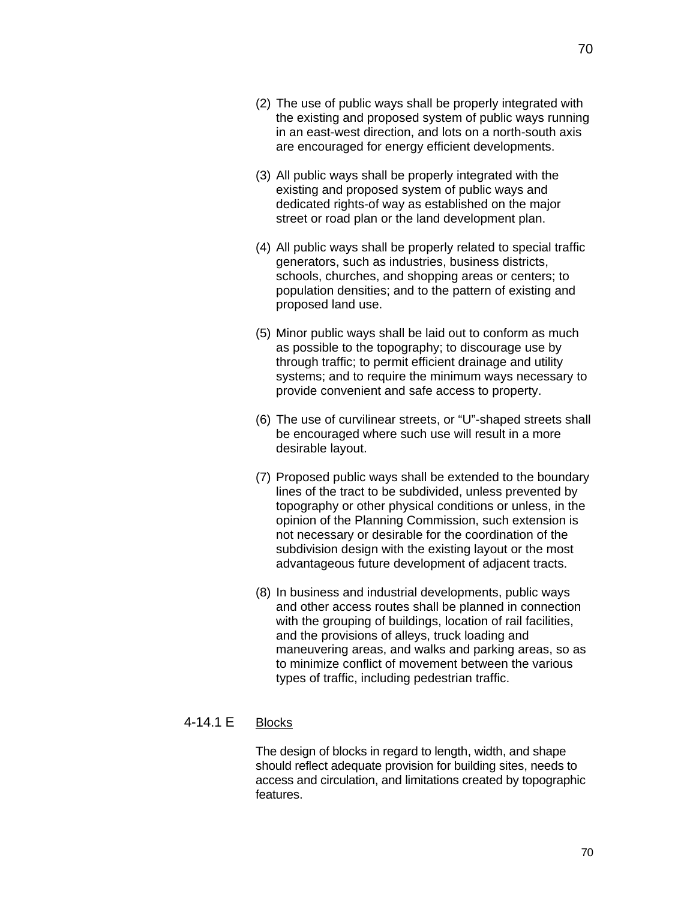(2) The use of public ways shall be properly integrated with the existing and proposed system of public ways running in an east-west direction, and lots on a north-south axis are encouraged for energy efficient developments.

(3) All public ways shall be properly integrated with the existing and proposed system of public ways and dedicated rights-of way as established on the major street or road plan or the land development plan.

(4) All public ways shall be properly related to special traffic generators, such as industries, business districts, schools, churches, and shopping areas or centers; to population densities; and to the pattern of existing and proposed land use.

(5) Minor public ways shall be laid out to conform as much as possible to the topography; to discourage use by through traffic; to permit efficient drainage and utility systems; and to require the minimum ways necessary to provide convenient and safe access to property.

(6) The use of curvilinear streets, or "U"-shaped streets shall be encouraged where such use will result in a more desirable layout.

(7) Proposed public ways shall be extended to the boundary lines of the tract to be subdivided, unless prevented by topography or other physical conditions or unless, in the opinion of the Planning Commission, such extension is not necessary or desirable for the coordination of the subdivision design with the existing layout or the most advantageous future development of adjacent tracts.

(8) In business and industrial developments, public ways and other access routes shall be planned in connection with the grouping of buildings, location of rail facilities, and the provisions of alleys, truck loading and maneuvering areas, and walks and parking areas, so as to minimize conflict of movement between the various types of traffic, including pedestrian traffic.

4-14.1 E <u>Blocks</u>

The design of blocks in regard to length, width, and shape should reflect adequate provision for building sites, needs to access and circulation, and limitations created by topographic features.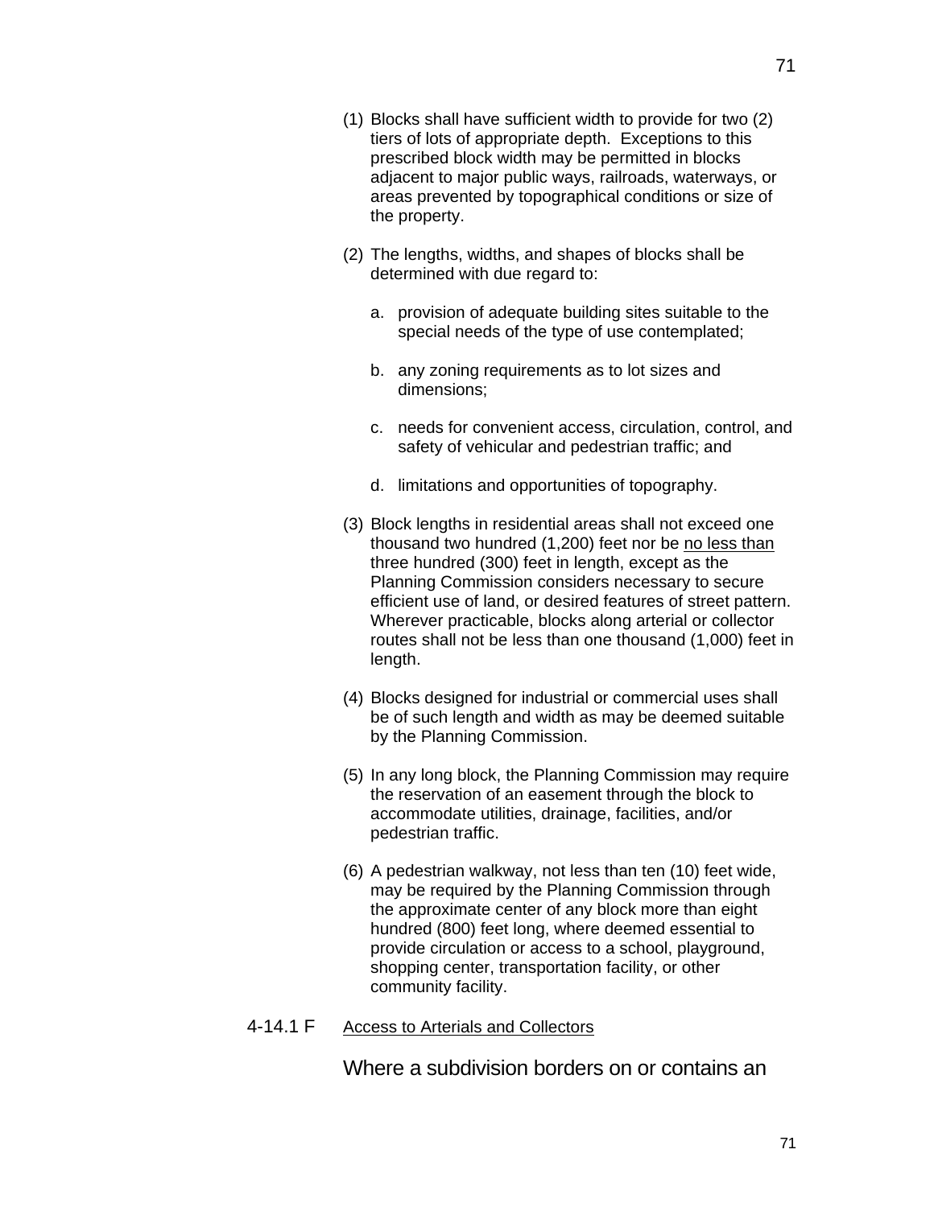(1) Blocks shall have sufficient width to provide for two (2) tiers of lots of appropriate depth. Exceptions to this prescribed block width may be permitted in blocks adjacent to major public ways, railroads, waterways, or areas prevented by topographical conditions or size of the property.

(2) The lengths, widths, and shapes of blocks shall be determined with due regard to:

   a. provision of adequate building sites suitable to the special needs of the type of use contemplated;

   b. any zoning requirements as to lot sizes and dimensions;

   c. needs for convenient access, circulation, control, and safety of vehicular and pedestrian traffic; and

   d. limitations and opportunities of topography.

(3) Block lengths in residential areas shall not exceed one thousand two hundred (1,200) feet nor be <u>no less than</u> three hundred (300) feet in length, except as the Planning Commission considers necessary to secure efficient use of land, or desired features of street pattern. Wherever practicable, blocks along arterial or collector routes shall not be less than one thousand (1,000) feet in length.

(4) Blocks designed for industrial or commercial uses shall be of such length and width as may be deemed suitable by the Planning Commission.

(5) In any long block, the Planning Commission may require the reservation of an easement through the block to accommodate utilities, drainage, facilities, and/or pedestrian traffic.

(6) A pedestrian walkway, not less than ten (10) feet wide, may be required by the Planning Commission through the approximate center of any block more than eight hundred (800) feet long, where deemed essential to provide circulation or access to a school, playground, shopping center, transportation facility, or other community facility.

4-14.1 F <u>Access to Arterials and Collectors</u>

Where a subdivision borders on or contains an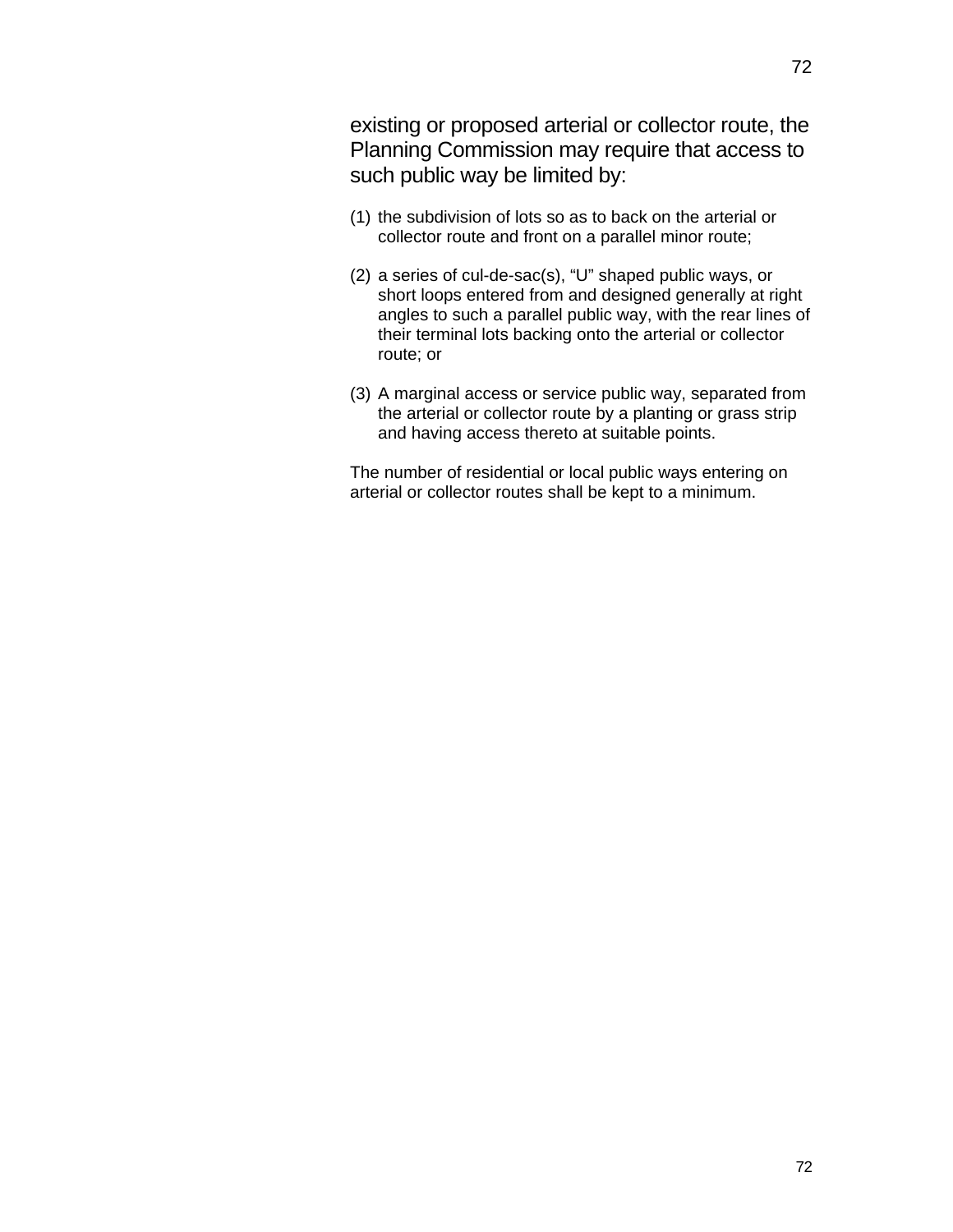existing or proposed arterial or collector route, the Planning Commission may require that access to such public way be limited by:

(1) the subdivision of lots so as to back on the arterial or collector route and front on a parallel minor route;

(2) a series of cul-de-sac(s), “U” shaped public ways, or short loops entered from and designed generally at right angles to such a parallel public way, with the rear lines of their terminal lots backing onto the arterial or collector route; or

(3) A marginal access or service public way, separated from the arterial or collector route by a planting or grass strip and having access thereto at suitable points.

The number of residential or local public ways entering on arterial or collector routes shall be kept to a minimum.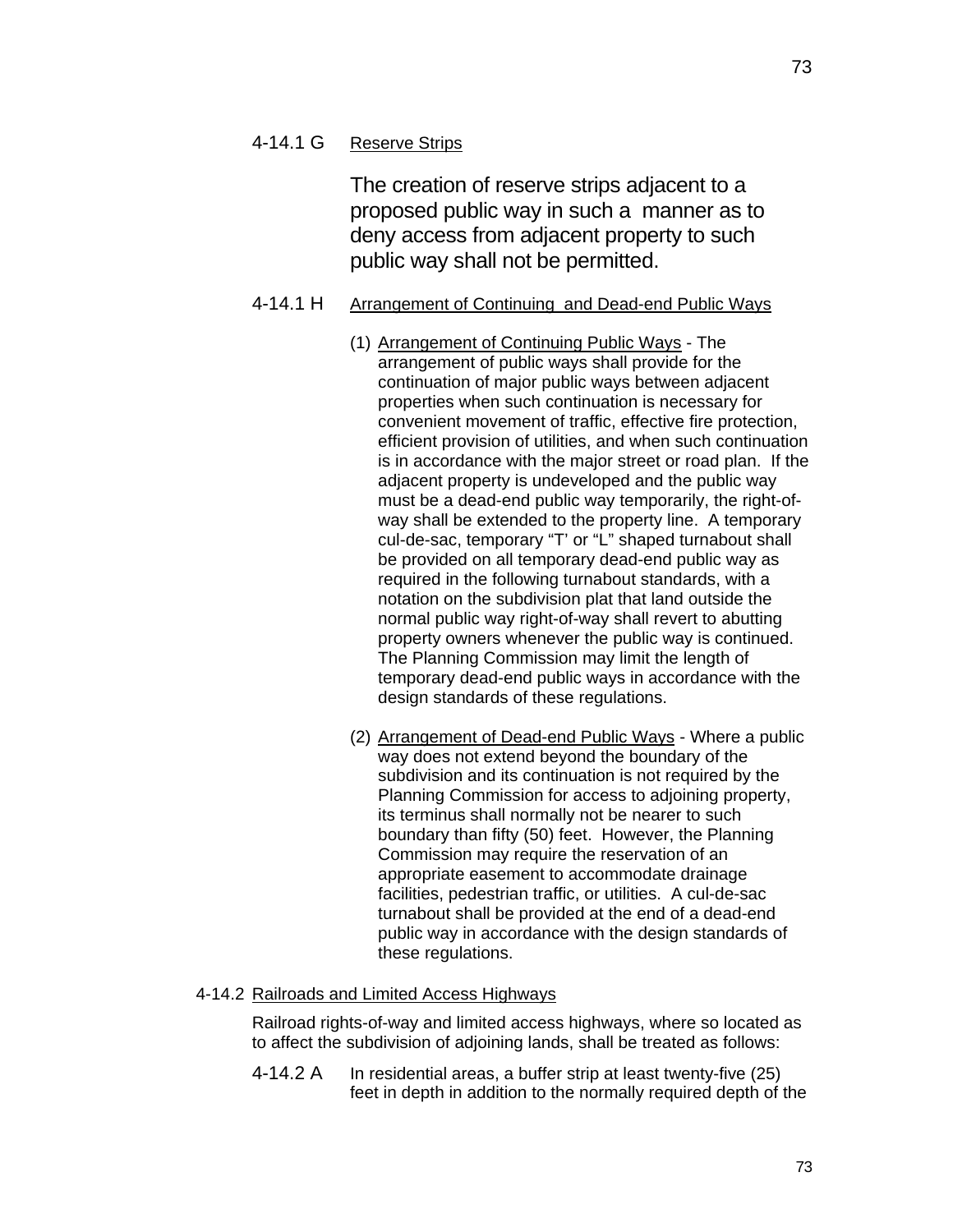4-14.1 G <u>Reserve Strips</u>

The creation of reserve strips adjacent to a proposed public way in such a manner as to deny access from adjacent property to such public way shall not be permitted.

4-14.1 H <u>Arrangement of Continuing and Dead-end Public Ways</u>

(1) <u>Arrangement of Continuing Public Ways</u> - The arrangement of public ways shall provide for the continuation of major public ways between adjacent properties when such continuation is necessary for convenient movement of traffic, effective fire protection, efficient provision of utilities, and when such continuation is in accordance with the major street or road plan. If the adjacent property is undeveloped and the public way must be a dead-end public way temporarily, the right-of-way shall be extended to the property line. A temporary cul-de-sac, temporary "T' or "L" shaped turnabout shall be provided on all temporary dead-end public way as required in the following turnabout standards, with a notation on the subdivision plat that land outside the normal public way right-of-way shall revert to abutting property owners whenever the public way is continued. The Planning Commission may limit the length of temporary dead-end public ways in accordance with the design standards of these regulations.

(2) <u>Arrangement of Dead-end Public Ways</u> - Where a public way does not extend beyond the boundary of the subdivision and its continuation is not required by the Planning Commission for access to adjoining property, its terminus shall normally not be nearer to such boundary than fifty (50) feet. However, the Planning Commission may require the reservation of an appropriate easement to accommodate drainage facilities, pedestrian traffic, or utilities. A cul-de-sac turnabout shall be provided at the end of a dead-end public way in accordance with the design standards of these regulations.

4-14.2 <u>Railroads and Limited Access Highways</u>

Railroad rights-of-way and limited access highways, where so located as to affect the subdivision of adjoining lands, shall be treated as follows:

4-14.2 A In residential areas, a buffer strip at least twenty-five (25) feet in depth in addition to the normally required depth of the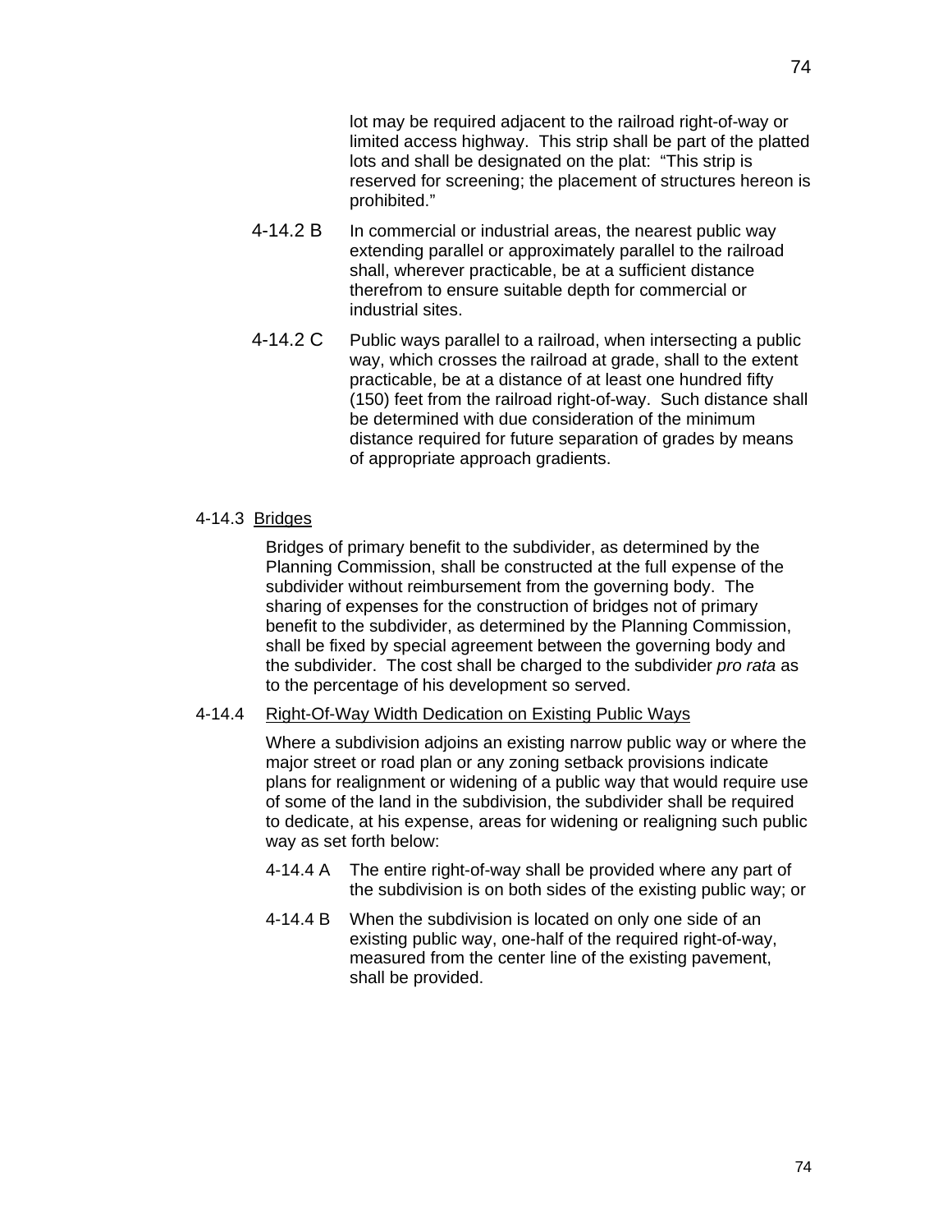lot may be required adjacent to the railroad right-of-way or limited access highway. This strip shall be part of the platted lots and shall be designated on the plat: "This strip is reserved for screening; the placement of structures hereon is prohibited."

4-14.2 B In commercial or industrial areas, the nearest public way extending parallel or approximately parallel to the railroad shall, wherever practicable, be at a sufficient distance therefrom to ensure suitable depth for commercial or industrial sites.

4-14.2 C Public ways parallel to a railroad, when intersecting a public way, which crosses the railroad at grade, shall to the extent practicable, be at a distance of at least one hundred fifty (150) feet from the railroad right-of-way. Such distance shall be determined with due consideration of the minimum distance required for future separation of grades by means of appropriate approach gradients.

4-14.3 Bridges

Bridges of primary benefit to the subdivider, as determined by the Planning Commission, shall be constructed at the full expense of the subdivider without reimbursement from the governing body. The sharing of expenses for the construction of bridges not of primary benefit to the subdivider, as determined by the Planning Commission, shall be fixed by special agreement between the governing body and the subdivider. The cost shall be charged to the subdivider *pro rata* as to the percentage of his development so served.

4-14.4 Right-Of-Way Width Dedication on Existing Public Ways

Where a subdivision adjoins an existing narrow public way or where the major street or road plan or any zoning setback provisions indicate plans for realignment or widening of a public way that would require use of some of the land in the subdivision, the subdivider shall be required to dedicate, at his expense, areas for widening or realigning such public way as set forth below:

4-14.4 A The entire right-of-way shall be provided where any part of the subdivision is on both sides of the existing public way; or

4-14.4 B When the subdivision is located on only one side of an existing public way, one-half of the required right-of-way, measured from the center line of the existing pavement, shall be provided.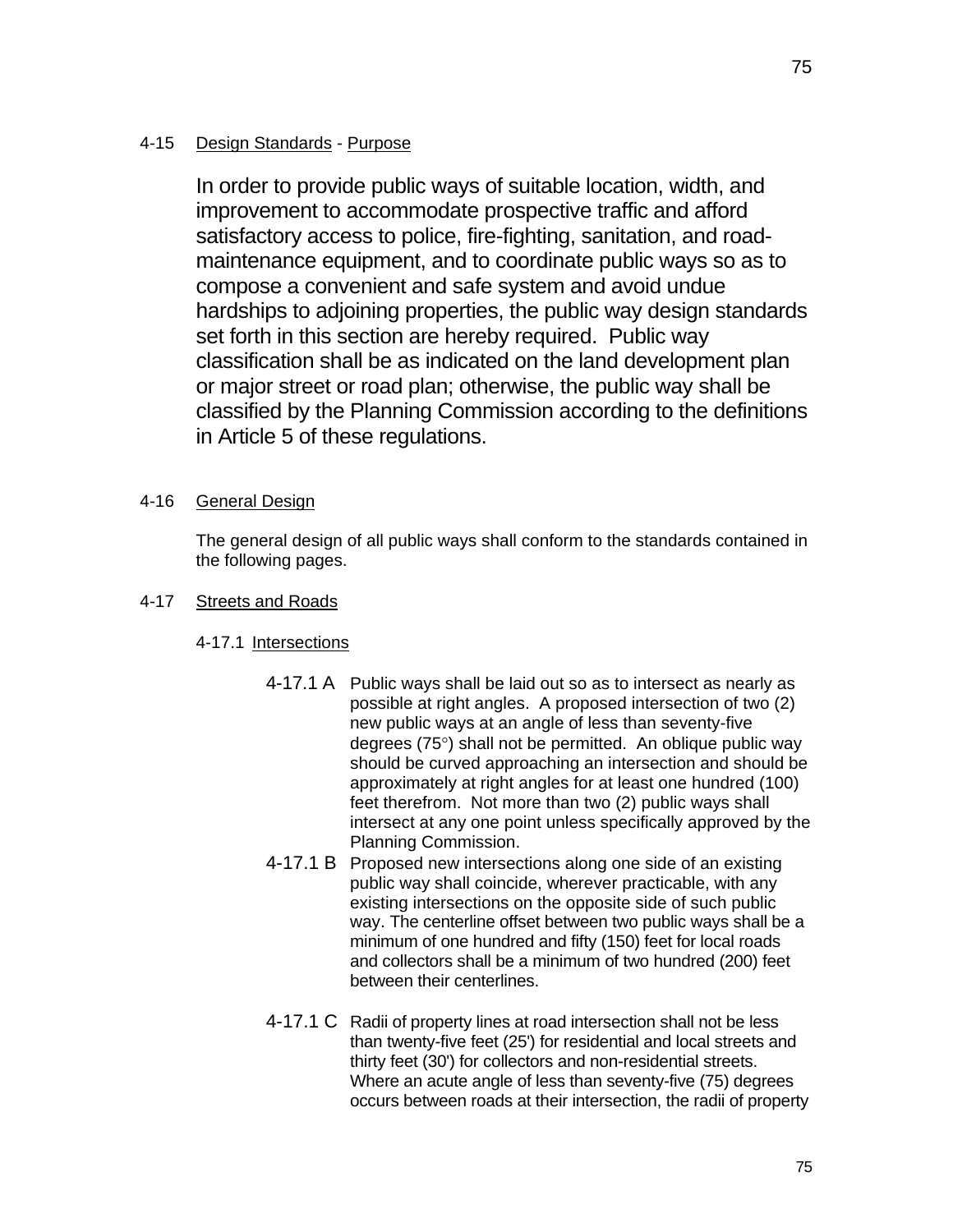## 4-15 Design Standards - Purpose

In order to provide public ways of suitable location, width, and improvement to accommodate prospective traffic and afford satisfactory access to police, fire-fighting, sanitation, and road-maintenance equipment, and to coordinate public ways so as to compose a convenient and safe system and avoid undue hardships to adjoining properties, the public way design standards set forth in this section are hereby required. Public way classification shall be as indicated on the land development plan or major street or road plan; otherwise, the public way shall be classified by the Planning Commission according to the definitions in Article 5 of these regulations.

## 4-16 General Design

The general design of all public ways shall conform to the standards contained in the following pages.

## 4-17 Streets and Roads

### 4-17.1 Intersections

4-17.1 A Public ways shall be laid out so as to intersect as nearly as possible at right angles. A proposed intersection of two (2) new public ways at an angle of less than seventy-five degrees (75°) shall not be permitted. An oblique public way should be curved approaching an intersection and should be approximately at right angles for at least one hundred (100) feet therefrom. Not more than two (2) public ways shall intersect at any one point unless specifically approved by the Planning Commission.

4-17.1 B Proposed new intersections along one side of an existing public way shall coincide, wherever practicable, with any existing intersections on the opposite side of such public way. The centerline offset between two public ways shall be a minimum of one hundred and fifty (150) feet for local roads and collectors shall be a minimum of two hundred (200) feet between their centerlines.

4-17.1 C Radii of property lines at road intersection shall not be less than twenty-five feet (25') for residential and local streets and thirty feet (30') for collectors and non-residential streets. Where an acute angle of less than seventy-five (75) degrees occurs between roads at their intersection, the radii of property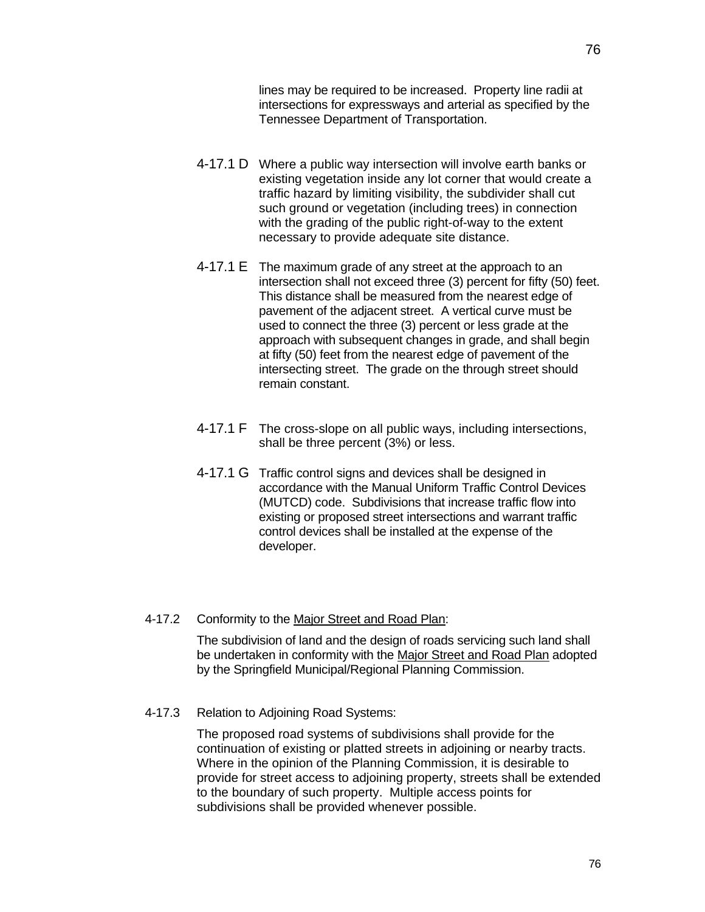lines may be required to be increased. Property line radii at intersections for expressways and arterial as specified by the Tennessee Department of Transportation.

4-17.1 D Where a public way intersection will involve earth banks or existing vegetation inside any lot corner that would create a traffic hazard by limiting visibility, the subdivider shall cut such ground or vegetation (including trees) in connection with the grading of the public right-of-way to the extent necessary to provide adequate site distance.

4-17.1 E The maximum grade of any street at the approach to an intersection shall not exceed three (3) percent for fifty (50) feet. This distance shall be measured from the nearest edge of pavement of the adjacent street. A vertical curve must be used to connect the three (3) percent or less grade at the approach with subsequent changes in grade, and shall begin at fifty (50) feet from the nearest edge of pavement of the intersecting street. The grade on the through street should remain constant.

4-17.1 F The cross-slope on all public ways, including intersections, shall be three percent (3%) or less.

4-17.1 G Traffic control signs and devices shall be designed in accordance with the Manual Uniform Traffic Control Devices (MUTCD) code. Subdivisions that increase traffic flow into existing or proposed street intersections and warrant traffic control devices shall be installed at the expense of the developer.

4-17.2 Conformity to the Major Street and Road Plan:

The subdivision of land and the design of roads servicing such land shall be undertaken in conformity with the Major Street and Road Plan adopted by the Springfield Municipal/Regional Planning Commission.

4-17.3 Relation to Adjoining Road Systems:

The proposed road systems of subdivisions shall provide for the continuation of existing or platted streets in adjoining or nearby tracts. Where in the opinion of the Planning Commission, it is desirable to provide for street access to adjoining property, streets shall be extended to the boundary of such property. Multiple access points for subdivisions shall be provided whenever possible.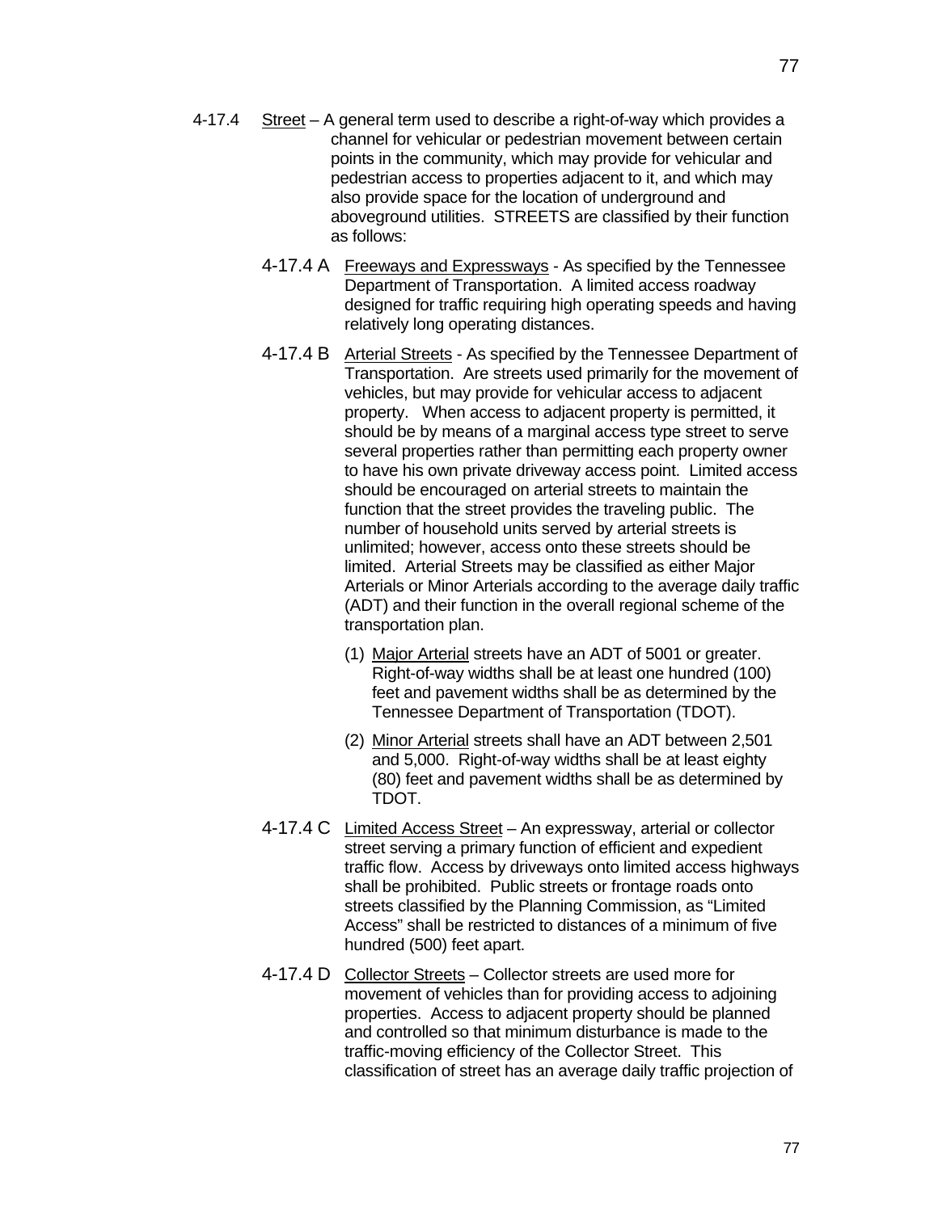4-17.4 Street – A general term used to describe a right-of-way which provides a channel for vehicular or pedestrian movement between certain points in the community, which may provide for vehicular and pedestrian access to properties adjacent to it, and which may also provide space for the location of underground and aboveground utilities. STREETS are classified by their function as follows:

4-17.4 A Freeways and Expressways - As specified by the Tennessee Department of Transportation. A limited access roadway designed for traffic requiring high operating speeds and having relatively long operating distances.

4-17.4 B Arterial Streets - As specified by the Tennessee Department of Transportation. Are streets used primarily for the movement of vehicles, but may provide for vehicular access to adjacent property. When access to adjacent property is permitted, it should be by means of a marginal access type street to serve several properties rather than permitting each property owner to have his own private driveway access point. Limited access should be encouraged on arterial streets to maintain the function that the street provides the traveling public. The number of household units served by arterial streets is unlimited; however, access onto these streets should be limited. Arterial Streets may be classified as either Major Arterials or Minor Arterials according to the average daily traffic (ADT) and their function in the overall regional scheme of the transportation plan.

(1) Major Arterial streets have an ADT of 5001 or greater. Right-of-way widths shall be at least one hundred (100) feet and pavement widths shall be as determined by the Tennessee Department of Transportation (TDOT).

(2) Minor Arterial streets shall have an ADT between 2,501 and 5,000. Right-of-way widths shall be at least eighty (80) feet and pavement widths shall be as determined by TDOT.

4-17.4 C Limited Access Street – An expressway, arterial or collector street serving a primary function of efficient and expedient traffic flow. Access by driveways onto limited access highways shall be prohibited. Public streets or frontage roads onto streets classified by the Planning Commission, as "Limited Access" shall be restricted to distances of a minimum of five hundred (500) feet apart.

4-17.4 D Collector Streets – Collector streets are used more for movement of vehicles than for providing access to adjoining properties. Access to adjacent property should be planned and controlled so that minimum disturbance is made to the traffic-moving efficiency of the Collector Street. This classification of street has an average daily traffic projection of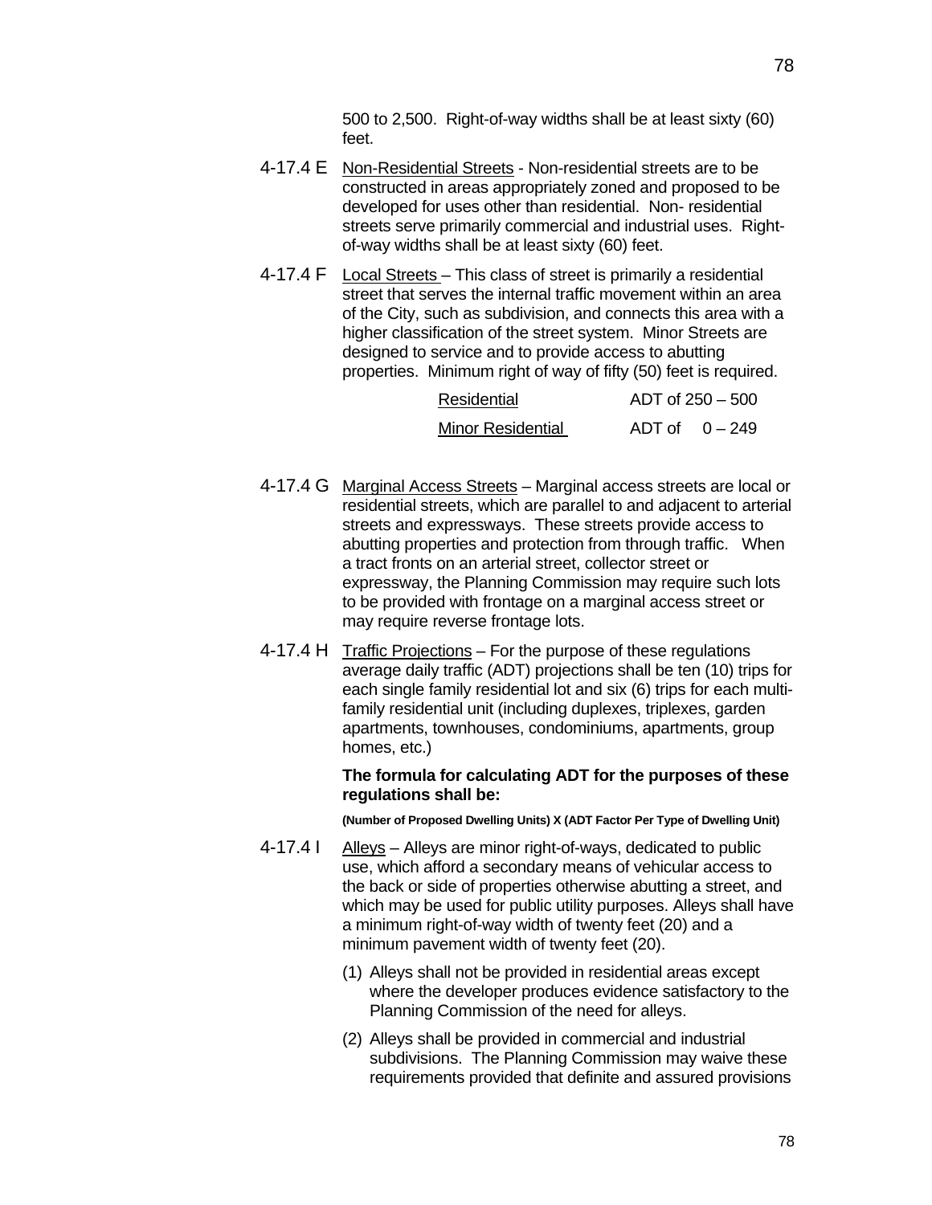500 to 2,500. Right-of-way widths shall be at least sixty (60) feet.

4-17.4 E <u>Non-Residential Streets</u> - Non-residential streets are to be constructed in areas appropriately zoned and proposed to be developed for uses other than residential. Non- residential streets serve primarily commercial and industrial uses. Right-of-way widths shall be at least sixty (60) feet.

4-17.4 F <u>Local Streets</u> – This class of street is primarily a residential street that serves the internal traffic movement within an area of the City, such as subdivision, and connects this area with a higher classification of the street system. Minor Streets are designed to service and to provide access to abutting properties. Minimum right of way of fifty (50) feet is required.

| | |
|---|---|
| <u>Residential</u> | ADT of 250 – 500 |
| <u>Minor Residential</u> | ADT of 0 – 249 |

4-17.4 G <u>Marginal Access Streets</u> – Marginal access streets are local or residential streets, which are parallel to and adjacent to arterial streets and expressways. These streets provide access to abutting properties and protection from through traffic. When a tract fronts on an arterial street, collector street or expressway, the Planning Commission may require such lots to be provided with frontage on a marginal access street or may require reverse frontage lots.

4-17.4 H <u>Traffic Projections</u> – For the purpose of these regulations average daily traffic (ADT) projections shall be ten (10) trips for each single family residential lot and six (6) trips for each multi-family residential unit (including duplexes, triplexes, garden apartments, townhouses, condominiums, apartments, group homes, etc.)

**The formula for calculating ADT for the purposes of these regulations shall be:**

**(Number of Proposed Dwelling Units) X (ADT Factor Per Type of Dwelling Unit)**

4-17.4 I <u>Alleys</u> – Alleys are minor right-of-ways, dedicated to public use, which afford a secondary means of vehicular access to the back or side of properties otherwise abutting a street, and which may be used for public utility purposes. Alleys shall have a minimum right-of-way width of twenty feet (20) and a minimum pavement width of twenty feet (20).

(1) Alleys shall not be provided in residential areas except where the developer produces evidence satisfactory to the Planning Commission of the need for alleys.

(2) Alleys shall be provided in commercial and industrial subdivisions. The Planning Commission may waive these requirements provided that definite and assured provisions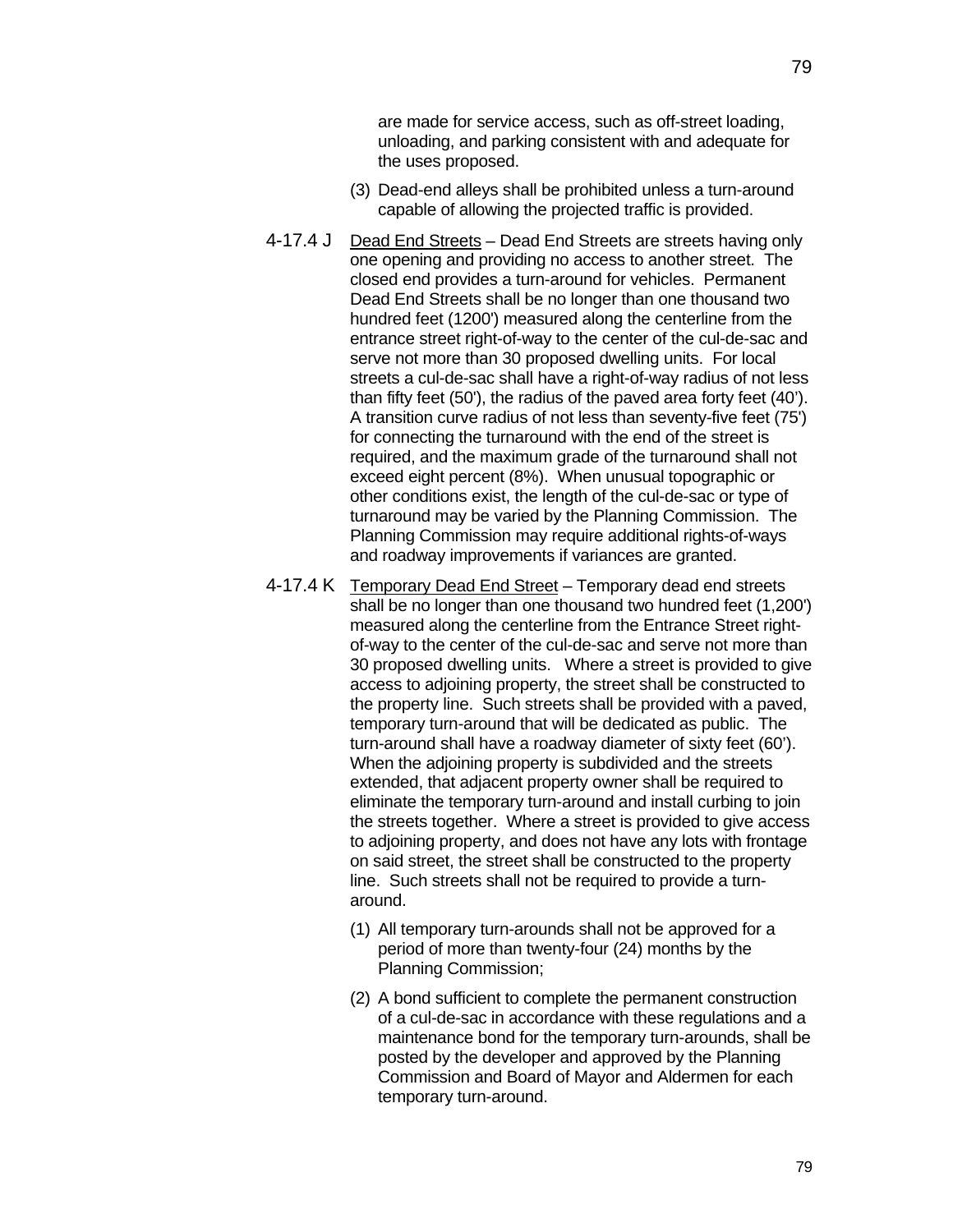are made for service access, such as off-street loading, unloading, and parking consistent with and adequate for the uses proposed.

(3) Dead-end alleys shall be prohibited unless a turn-around capable of allowing the projected traffic is provided.

4-17.4 J <u>Dead End Streets</u> – Dead End Streets are streets having only one opening and providing no access to another street. The closed end provides a turn-around for vehicles. Permanent Dead End Streets shall be no longer than one thousand two hundred feet (1200') measured along the centerline from the entrance street right-of-way to the center of the cul-de-sac and serve not more than 30 proposed dwelling units. For local streets a cul-de-sac shall have a right-of-way radius of not less than fifty feet (50'), the radius of the paved area forty feet (40'). A transition curve radius of not less than seventy-five feet (75') for connecting the turnaround with the end of the street is required, and the maximum grade of the turnaround shall not exceed eight percent (8%). When unusual topographic or other conditions exist, the length of the cul-de-sac or type of turnaround may be varied by the Planning Commission. The Planning Commission may require additional rights-of-ways and roadway improvements if variances are granted.

4-17.4 K <u>Temporary Dead End Street</u> – Temporary dead end streets shall be no longer than one thousand two hundred feet (1,200') measured along the centerline from the Entrance Street right-of-way to the center of the cul-de-sac and serve not more than 30 proposed dwelling units. Where a street is provided to give access to adjoining property, the street shall be constructed to the property line. Such streets shall be provided with a paved, temporary turn-around that will be dedicated as public. The turn-around shall have a roadway diameter of sixty feet (60'). When the adjoining property is subdivided and the streets extended, that adjacent property owner shall be required to eliminate the temporary turn-around and install curbing to join the streets together. Where a street is provided to give access to adjoining property, and does not have any lots with frontage on said street, the street shall be constructed to the property line. Such streets shall not be required to provide a turn-around.

(1) All temporary turn-arounds shall not be approved for a period of more than twenty-four (24) months by the Planning Commission;

(2) A bond sufficient to complete the permanent construction of a cul-de-sac in accordance with these regulations and a maintenance bond for the temporary turn-arounds, shall be posted by the developer and approved by the Planning Commission and Board of Mayor and Aldermen for each temporary turn-around.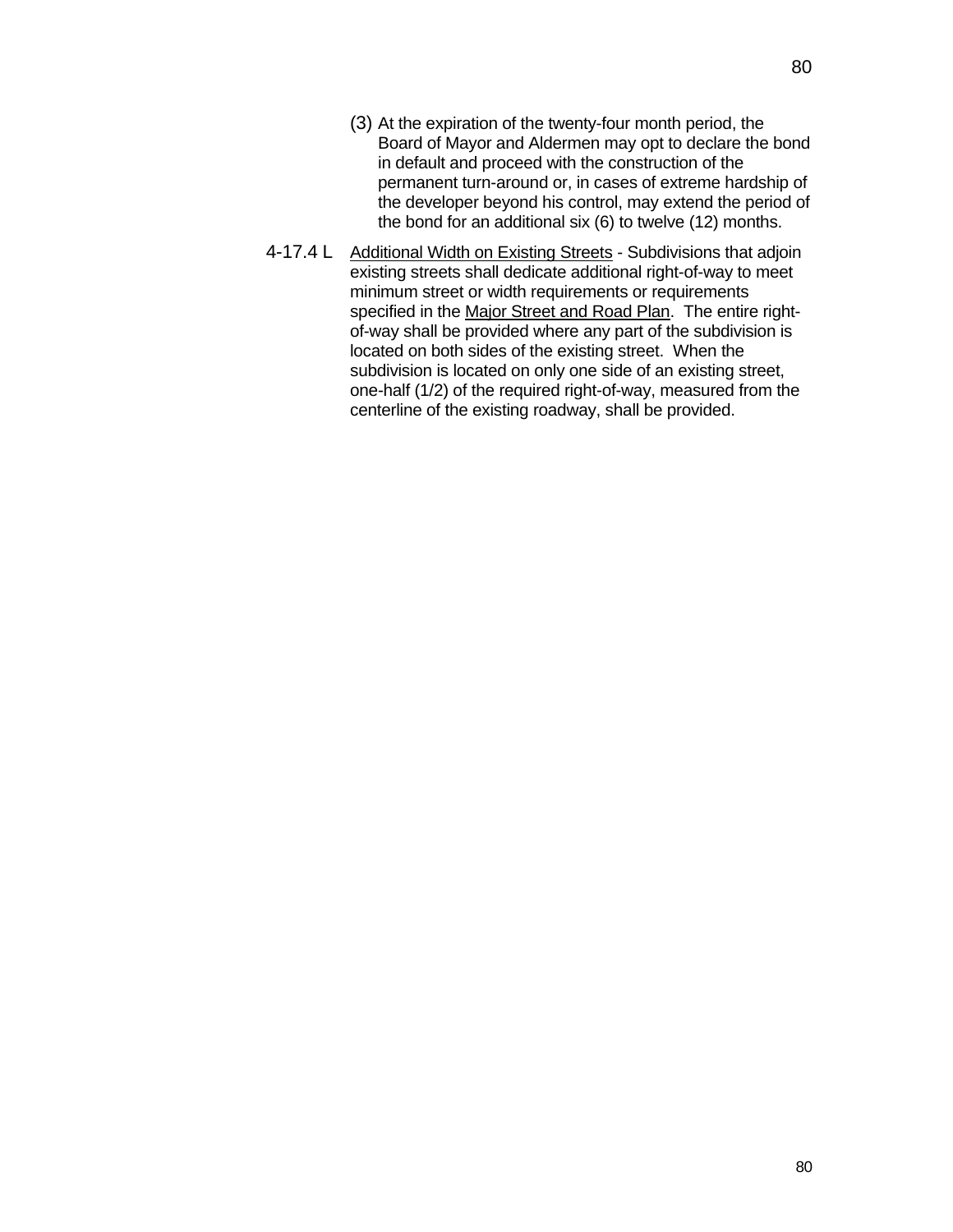(3) At the expiration of the twenty-four month period, the Board of Mayor and Aldermen may opt to declare the bond in default and proceed with the construction of the permanent turn-around or, in cases of extreme hardship of the developer beyond his control, may extend the period of the bond for an additional six (6) to twelve (12) months.

4-17.4 L Additional Width on Existing Streets - Subdivisions that adjoin existing streets shall dedicate additional right-of-way to meet minimum street or width requirements or requirements specified in the Major Street and Road Plan. The entire right-of-way shall be provided where any part of the subdivision is located on both sides of the existing street. When the subdivision is located on only one side of an existing street, one-half (1/2) of the required right-of-way, measured from the centerline of the existing roadway, shall be provided.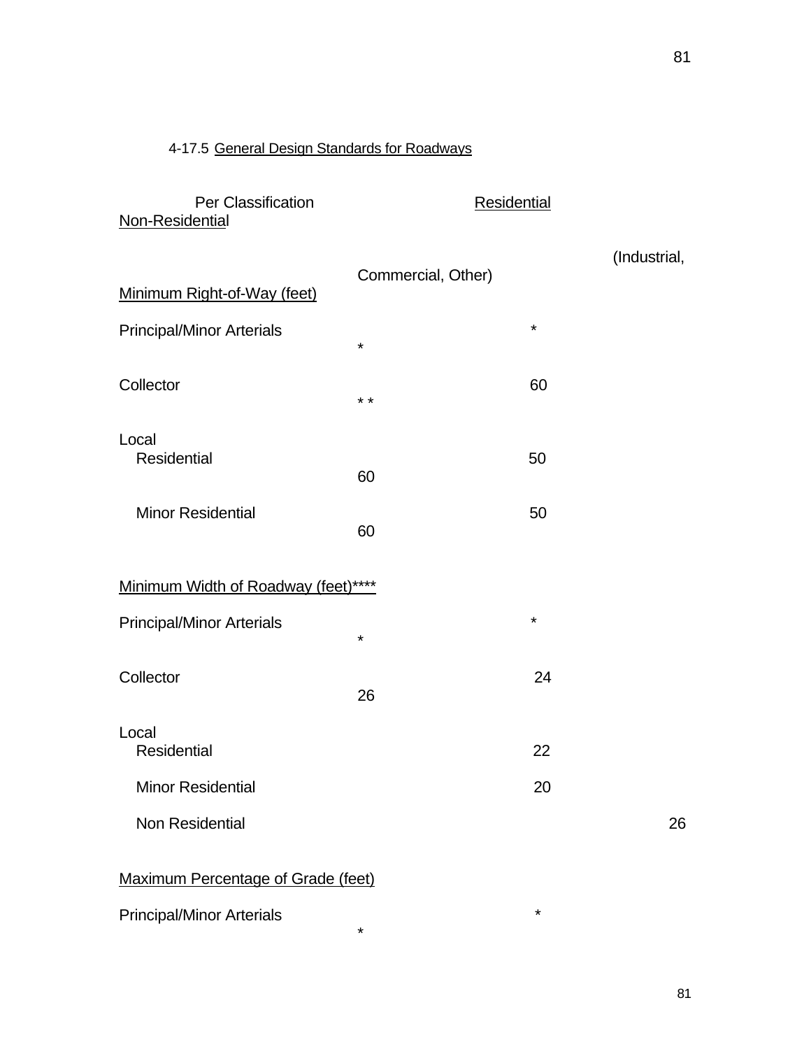4-17.5 General Design Standards for Roadways

| Per Classification | Residential | Non-Residential (Industrial, Commercial, Other) |
|---|---|---|
| **Minimum Right-of-Way (feet)** | | |
| Principal/Minor Arterials | * | * |
| Collector | 60 | * * |
| Local | | |
| Residential | 50 | 60 |
| Minor Residential | 50 | 60 |
| **Minimum Width of Roadway (feet)******** | | |
| Principal/Minor Arterials | * | * |
| Collector | 24 | 26 |
| Local | | |
| Residential | 22 | |
| Minor Residential | 20 | |
| Non Residential | | 26 |
| **Maximum Percentage of Grade (feet)** | | |
| Principal/Minor Arterials | * | * |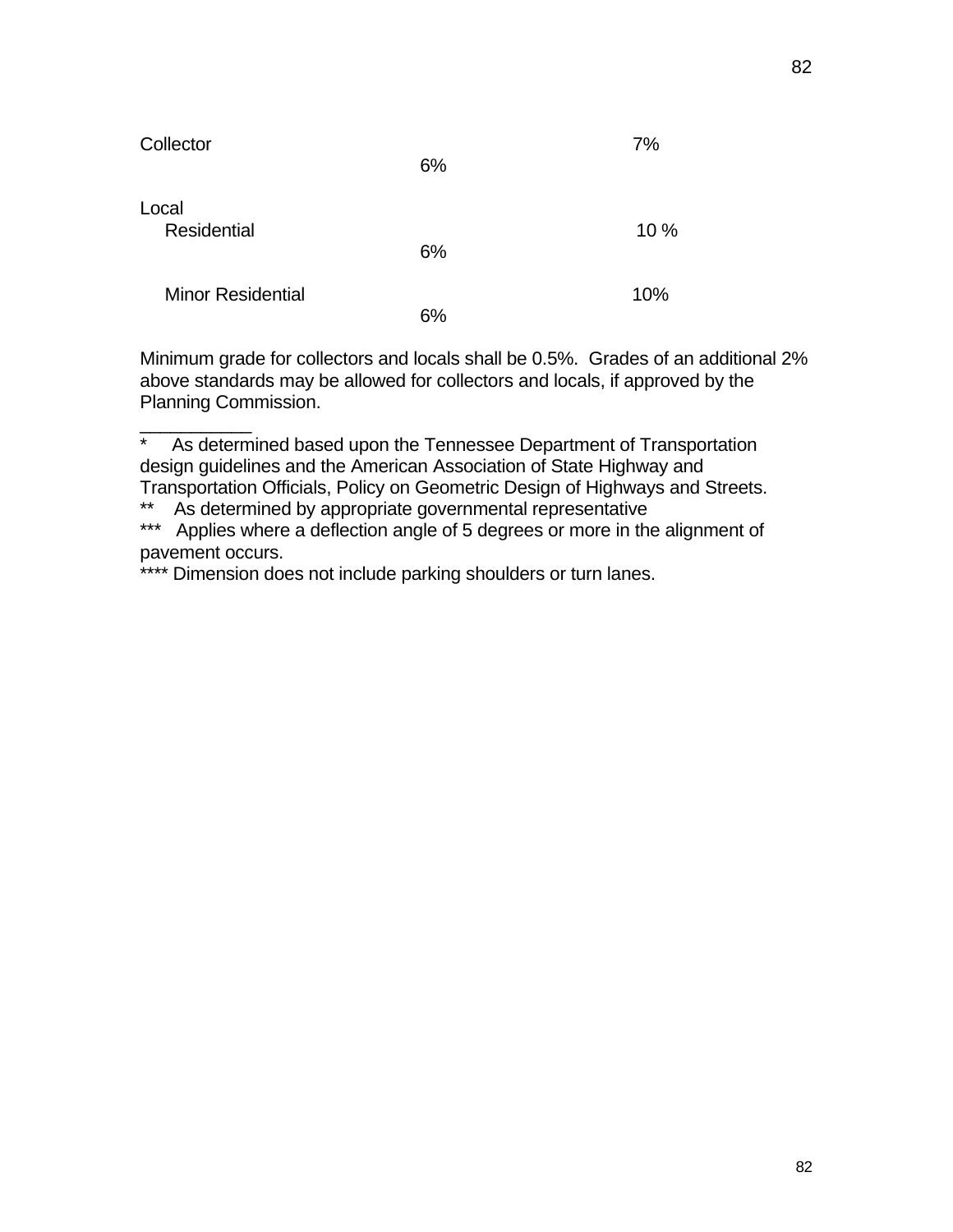| | | |
|---|---|---|
| Collector | 6% | 7% |
| Local | | |
| Residential | 6% | 10 % |
| Minor Residential | 6% | 10% |

Minimum grade for collectors and locals shall be 0.5%. Grades of an additional 2% above standards may be allowed for collectors and locals, if approved by the Planning Commission.

___________

\* As determined based upon the Tennessee Department of Transportation design guidelines and the American Association of State Highway and Transportation Officials, Policy on Geometric Design of Highways and Streets.

\*\* As determined by appropriate governmental representative

\*\*\* Applies where a deflection angle of 5 degrees or more in the alignment of pavement occurs.

\*\*\*\* Dimension does not include parking shoulders or turn lanes.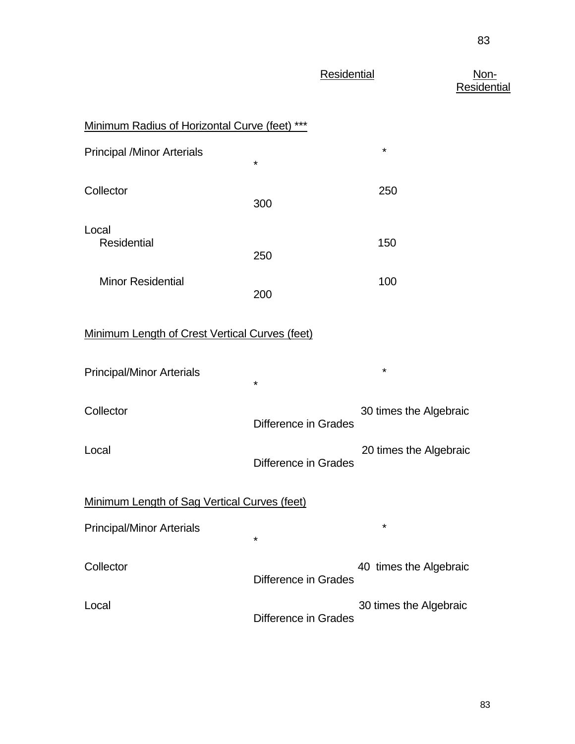| | Residential | Non-Residential |
|---|---|---|
| Minimum Radius of Horizontal Curve (feet) *** | | |
| Principal /Minor Arterials | * | * |
| Collector | 250 | 300 |
| Local | | |
| Residential | 150 | 250 |
| Minor Residential | 100 | 200 |
| Minimum Length of Crest Vertical Curves (feet) | | |
| Principal/Minor Arterials | * | * |
| Collector | 30 times the Algebraic Difference in Grades | |
| Local | 20 times the Algebraic Difference in Grades | |
| Minimum Length of Sag Vertical Curves (feet) | | |
| Principal/Minor Arterials | * | * |
| Collector | 40 times the Algebraic Difference in Grades | |
| Local | 30 times the Algebraic Difference in Grades | |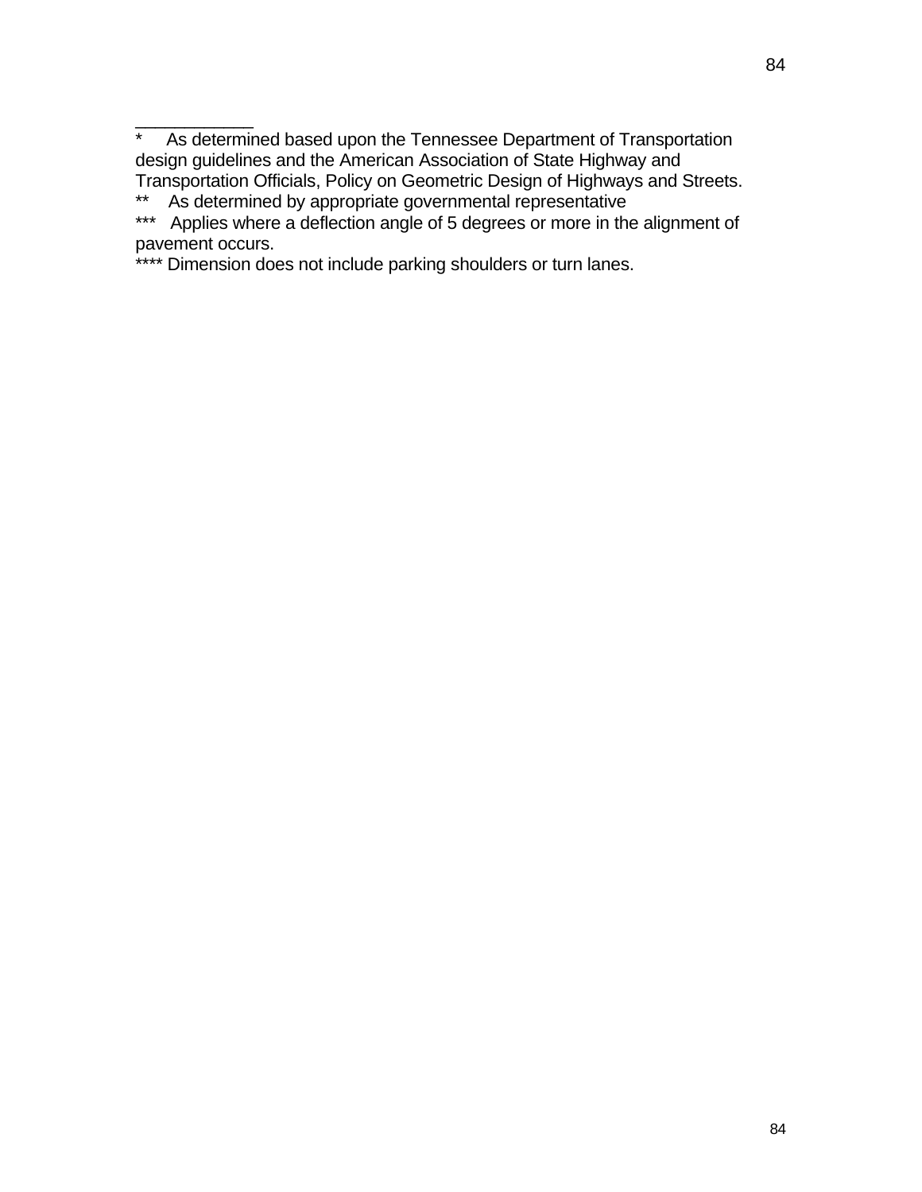____________

\* As determined based upon the Tennessee Department of Transportation design guidelines and the American Association of State Highway and Transportation Officials, Policy on Geometric Design of Highways and Streets.

\*\* As determined by appropriate governmental representative

\*\*\* Applies where a deflection angle of 5 degrees or more in the alignment of pavement occurs.

\*\*\*\* Dimension does not include parking shoulders or turn lanes.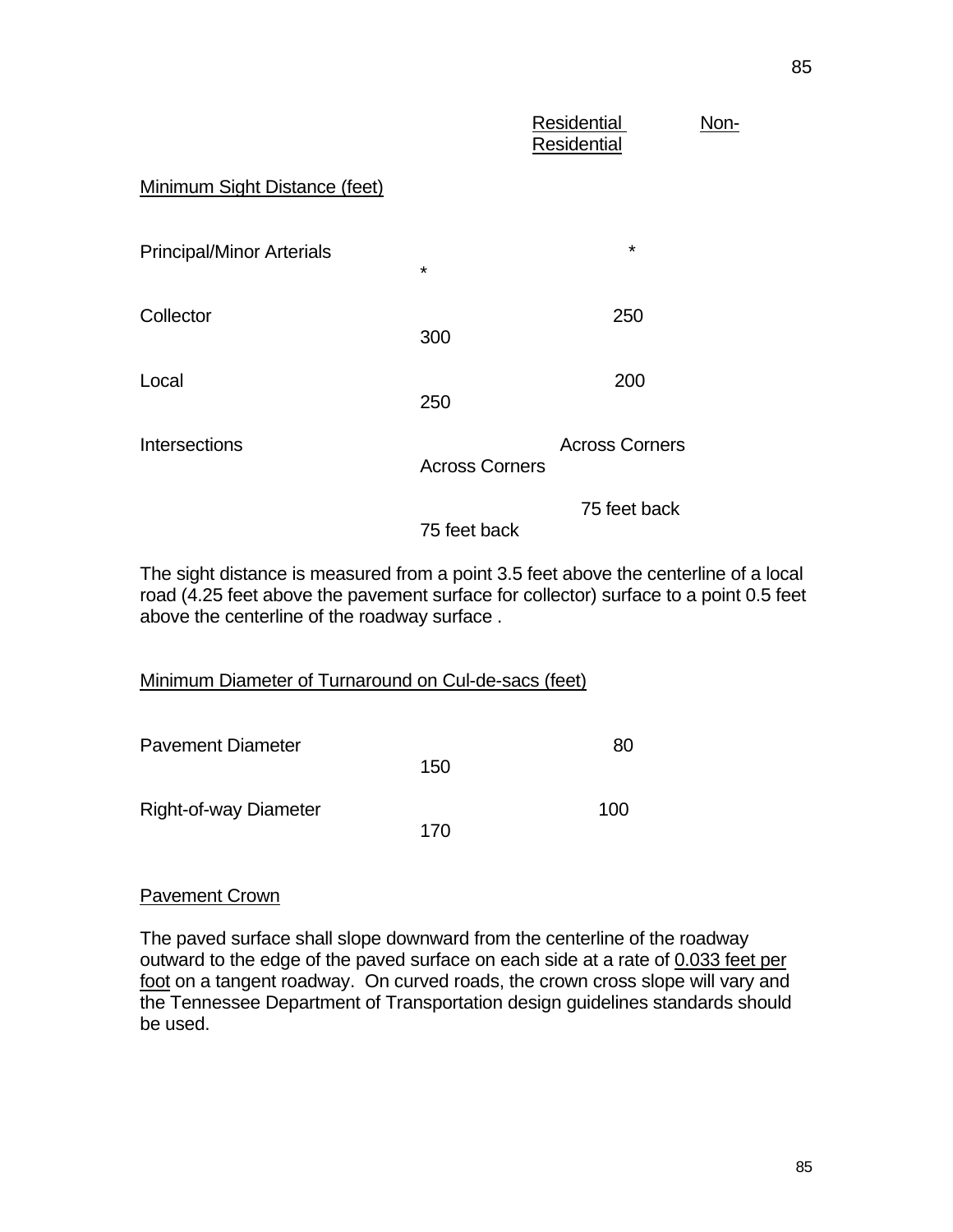| | Residential | Non-Residential |
|---|---|---|
| Minimum Sight Distance (feet) | | |
| Principal/Minor Arterials | * | * |
| Collector | 250 | 300 |
| Local | 200 | 250 |
| Intersections | Across Corners | Across Corners |
| | 75 feet back | 75 feet back |

The sight distance is measured from a point 3.5 feet above the centerline of a local road (4.25 feet above the pavement surface for collector) surface to a point 0.5 feet above the centerline of the roadway surface .

| Minimum Diameter of Turnaround on Cul-de-sacs (feet) | Residential | Non-Residential |
|---|---|---|
| Pavement Diameter | 80 | 150 |
| Right-of-way Diameter | 100 | 170 |

Pavement Crown

The paved surface shall slope downward from the centerline of the roadway outward to the edge of the paved surface on each side at a rate of 0.033 feet per foot on a tangent roadway. On curved roads, the crown cross slope will vary and the Tennessee Department of Transportation design guidelines standards should be used.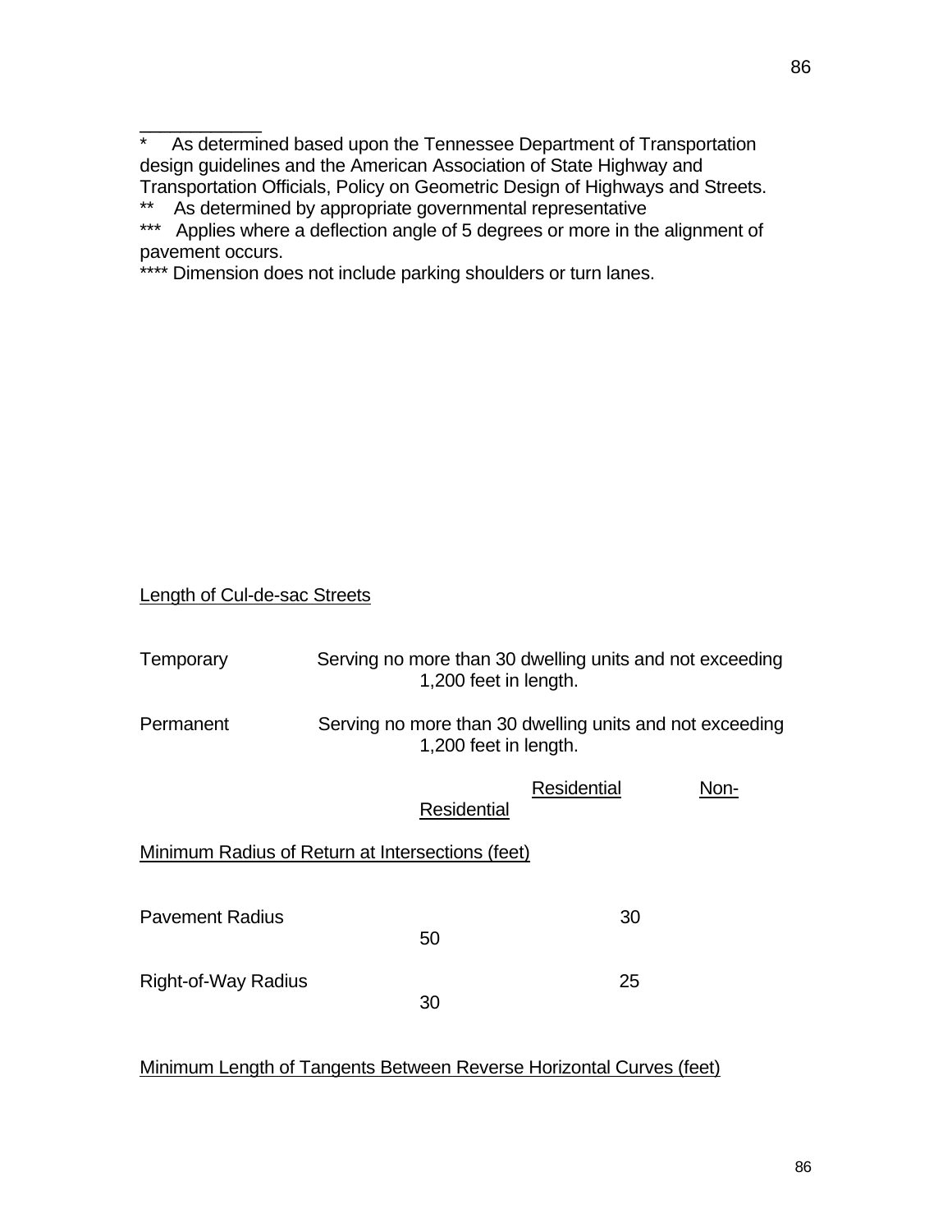___________

\* As determined based upon the Tennessee Department of Transportation design guidelines and the American Association of State Highway and Transportation Officials, Policy on Geometric Design of Highways and Streets.

\*\* As determined by appropriate governmental representative

\*\*\* Applies where a deflection angle of 5 degrees or more in the alignment of pavement occurs.

\*\*\*\* Dimension does not include parking shoulders or turn lanes.

Length of Cul-de-sac Streets

| | |
|---|---|
| Temporary | Serving no more than 30 dwelling units and not exceeding 1,200 feet in length. |
| Permanent | Serving no more than 30 dwelling units and not exceeding 1,200 feet in length. |

| | Residential | Non-Residential |
|---|---|---|
| Minimum Radius of Return at Intersections (feet) | | |
| Pavement Radius | 30 | 50 |
| Right-of-Way Radius | 25 | 30 |

Minimum Length of Tangents Between Reverse Horizontal Curves (feet)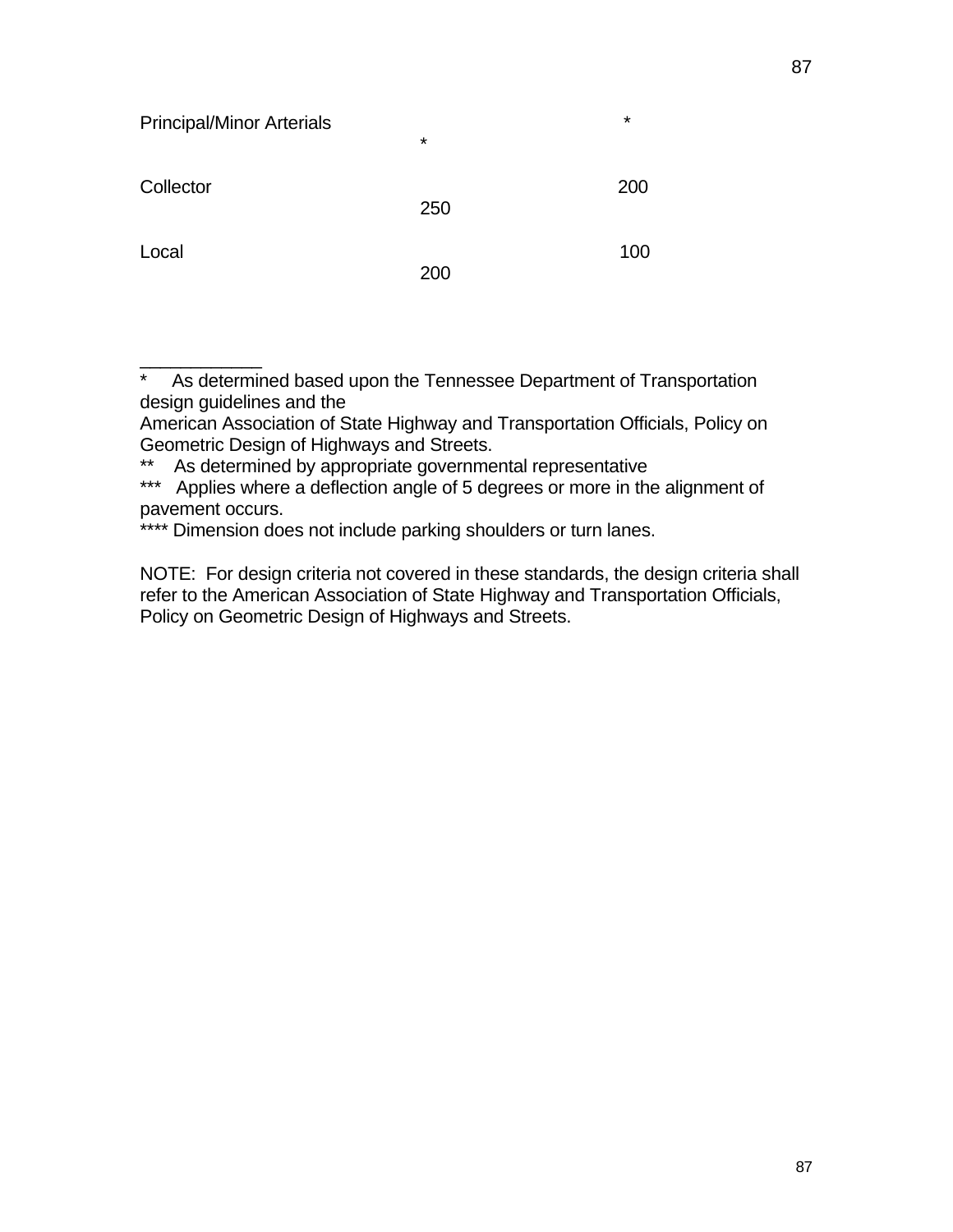| | | |
|---|---|---|
| Principal/Minor Arterials | * | * |
| Collector | 250 | 200 |
| Local | 200 | 100 |

____________

\* As determined based upon the Tennessee Department of Transportation design guidelines and the American Association of State Highway and Transportation Officials, Policy on Geometric Design of Highways and Streets.

\*\* As determined by appropriate governmental representative

\*\*\* Applies where a deflection angle of 5 degrees or more in the alignment of pavement occurs.

\*\*\*\* Dimension does not include parking shoulders or turn lanes.

NOTE: For design criteria not covered in these standards, the design criteria shall refer to the American Association of State Highway and Transportation Officials, Policy on Geometric Design of Highways and Streets.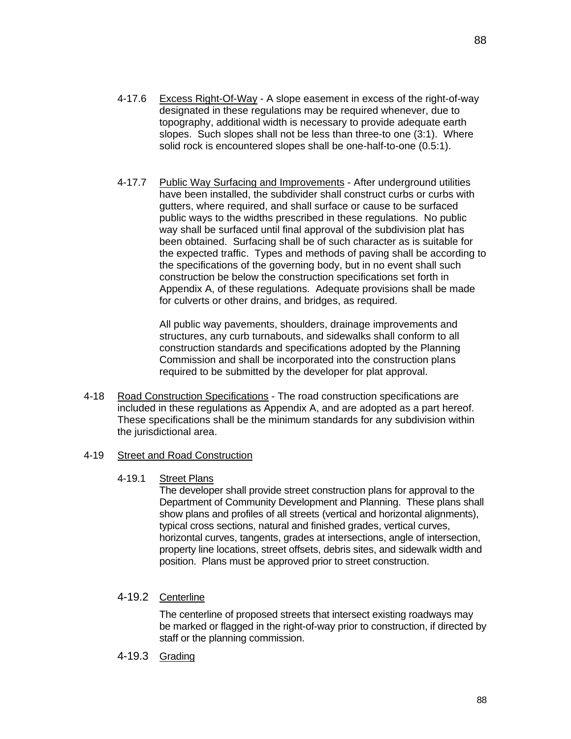4-17.6 Excess Right-Of-Way - A slope easement in excess of the right-of-way designated in these regulations may be required whenever, due to topography, additional width is necessary to provide adequate earth slopes. Such slopes shall not be less than three-to one (3:1). Where solid rock is encountered slopes shall be one-half-to-one (0.5:1).

4-17.7 Public Way Surfacing and Improvements - After underground utilities have been installed, the subdivider shall construct curbs or curbs with gutters, where required, and shall surface or cause to be surfaced public ways to the widths prescribed in these regulations. No public way shall be surfaced until final approval of the subdivision plat has been obtained. Surfacing shall be of such character as is suitable for the expected traffic. Types and methods of paving shall be according to the specifications of the governing body, but in no event shall such construction be below the construction specifications set forth in Appendix A, of these regulations. Adequate provisions shall be made for culverts or other drains, and bridges, as required.

All public way pavements, shoulders, drainage improvements and structures, any curb turnabouts, and sidewalks shall conform to all construction standards and specifications adopted by the Planning Commission and shall be incorporated into the construction plans required to be submitted by the developer for plat approval.

4-18 Road Construction Specifications - The road construction specifications are included in these regulations as Appendix A, and are adopted as a part hereof. These specifications shall be the minimum standards for any subdivision within the jurisdictional area.

4-19 Street and Road Construction

4-19.1 Street Plans

The developer shall provide street construction plans for approval to the Department of Community Development and Planning. These plans shall show plans and profiles of all streets (vertical and horizontal alignments), typical cross sections, natural and finished grades, vertical curves, horizontal curves, tangents, grades at intersections, angle of intersection, property line locations, street offsets, debris sites, and sidewalk width and position. Plans must be approved prior to street construction.

4-19.2 Centerline

The centerline of proposed streets that intersect existing roadways may be marked or flagged in the right-of-way prior to construction, if directed by staff or the planning commission.

4-19.3 Grading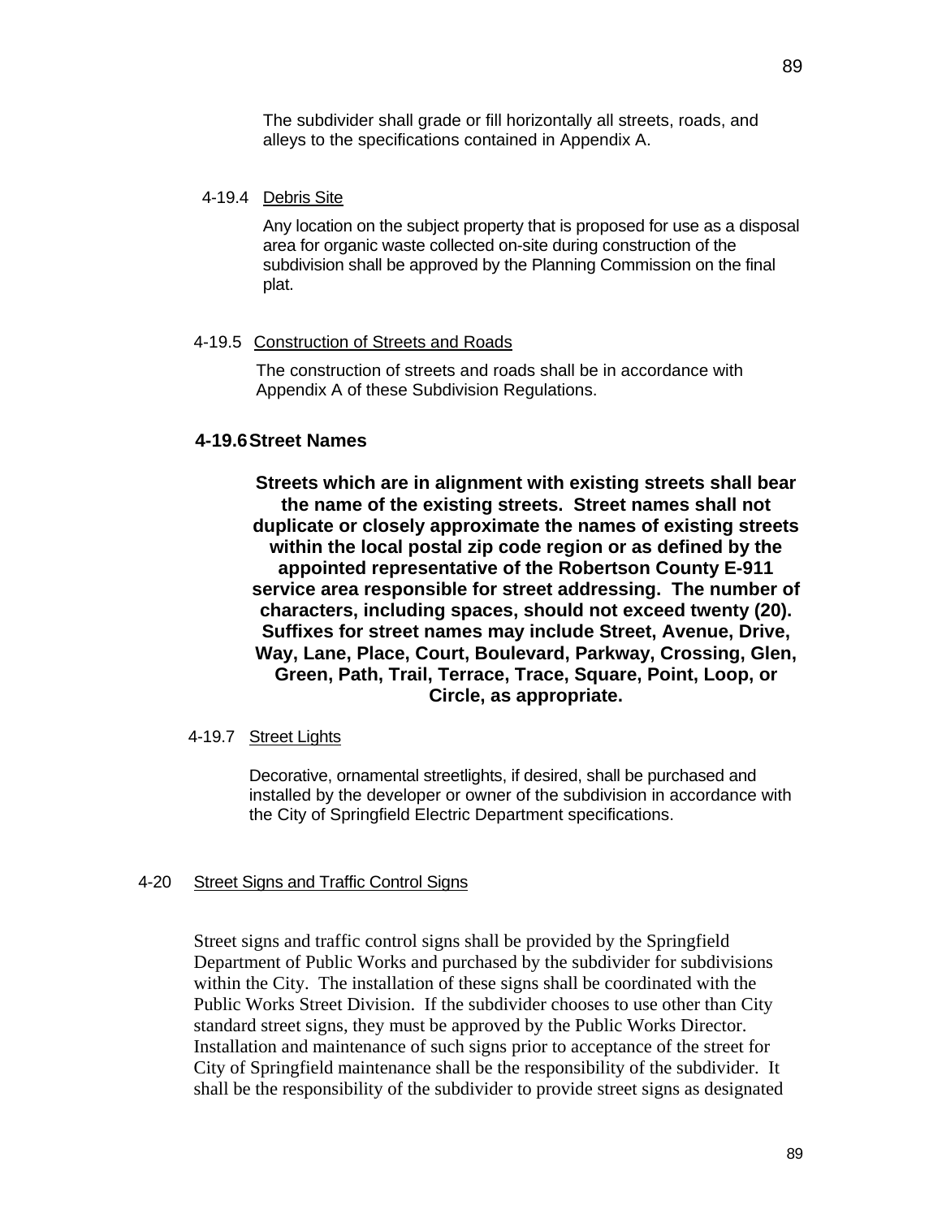The subdivider shall grade or fill horizontally all streets, roads, and alleys to the specifications contained in Appendix A.

4-19.4 Debris Site

Any location on the subject property that is proposed for use as a disposal area for organic waste collected on-site during construction of the subdivision shall be approved by the Planning Commission on the final plat.

4-19.5 Construction of Streets and Roads

The construction of streets and roads shall be in accordance with Appendix A of these Subdivision Regulations.

**4-19.6 Street Names**

**Streets which are in alignment with existing streets shall bear the name of the existing streets. Street names shall not duplicate or closely approximate the names of existing streets within the local postal zip code region or as defined by the appointed representative of the Robertson County E-911 service area responsible for street addressing. The number of characters, including spaces, should not exceed twenty (20). Suffixes for street names may include Street, Avenue, Drive, Way, Lane, Place, Court, Boulevard, Parkway, Crossing, Glen, Green, Path, Trail, Terrace, Trace, Square, Point, Loop, or Circle, as appropriate.**

4-19.7 Street Lights

Decorative, ornamental streetlights, if desired, shall be purchased and installed by the developer or owner of the subdivision in accordance with the City of Springfield Electric Department specifications.

4-20 Street Signs and Traffic Control Signs

Street signs and traffic control signs shall be provided by the Springfield Department of Public Works and purchased by the subdivider for subdivisions within the City. The installation of these signs shall be coordinated with the Public Works Street Division. If the subdivider chooses to use other than City standard street signs, they must be approved by the Public Works Director. Installation and maintenance of such signs prior to acceptance of the street for City of Springfield maintenance shall be the responsibility of the subdivider. It shall be the responsibility of the subdivider to provide street signs as designated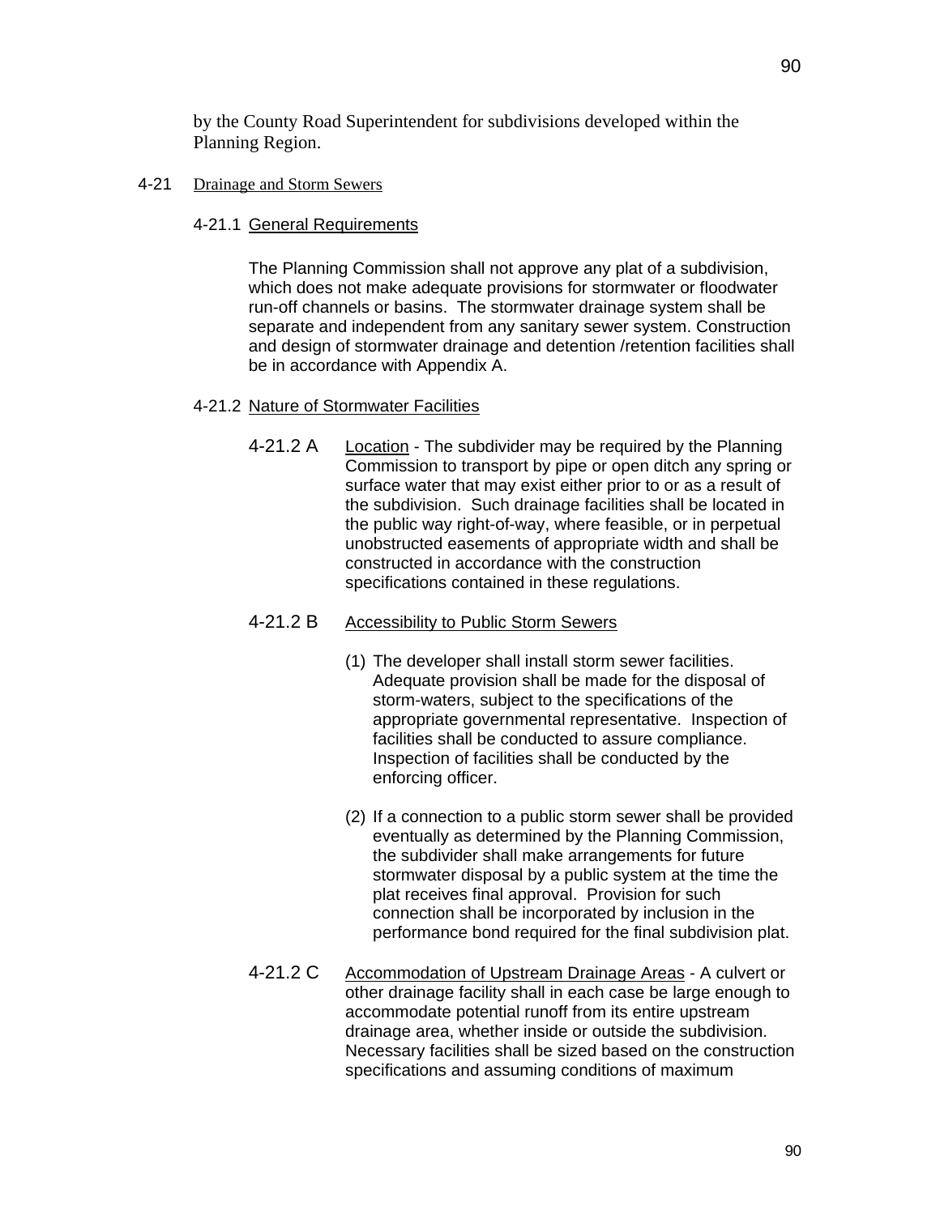by the County Road Superintendent for subdivisions developed within the Planning Region.

## 4-21 Drainage and Storm Sewers

### 4-21.1 General Requirements

The Planning Commission shall not approve any plat of a subdivision, which does not make adequate provisions for stormwater or floodwater run-off channels or basins. The stormwater drainage system shall be separate and independent from any sanitary sewer system. Construction and design of stormwater drainage and detention /retention facilities shall be in accordance with Appendix A.

### 4-21.2 Nature of Stormwater Facilities

4-21.2 A Location - The subdivider may be required by the Planning Commission to transport by pipe or open ditch any spring or surface water that may exist either prior to or as a result of the subdivision. Such drainage facilities shall be located in the public way right-of-way, where feasible, or in perpetual unobstructed easements of appropriate width and shall be constructed in accordance with the construction specifications contained in these regulations.

4-21.2 B Accessibility to Public Storm Sewers

(1) The developer shall install storm sewer facilities. Adequate provision shall be made for the disposal of storm-waters, subject to the specifications of the appropriate governmental representative. Inspection of facilities shall be conducted to assure compliance. Inspection of facilities shall be conducted by the enforcing officer.

(2) If a connection to a public storm sewer shall be provided eventually as determined by the Planning Commission, the subdivider shall make arrangements for future stormwater disposal by a public system at the time the plat receives final approval. Provision for such connection shall be incorporated by inclusion in the performance bond required for the final subdivision plat.

4-21.2 C Accommodation of Upstream Drainage Areas - A culvert or other drainage facility shall in each case be large enough to accommodate potential runoff from its entire upstream drainage area, whether inside or outside the subdivision. Necessary facilities shall be sized based on the construction specifications and assuming conditions of maximum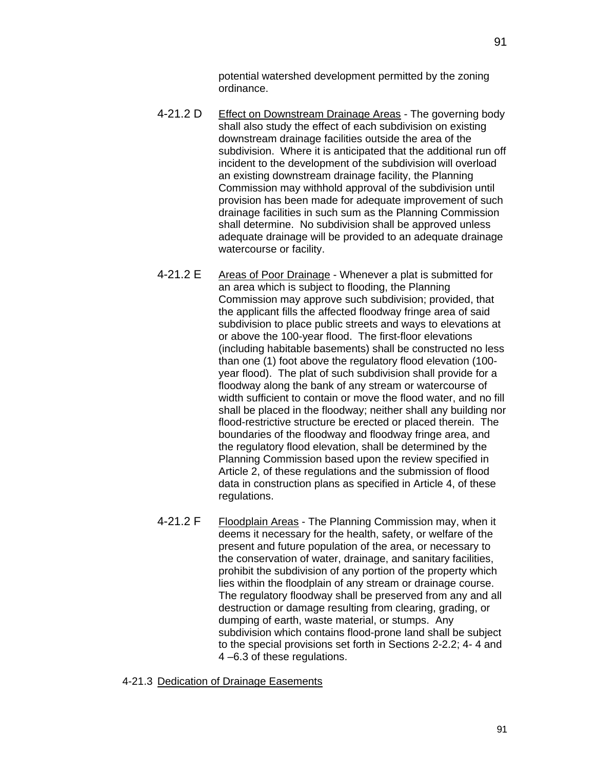potential watershed development permitted by the zoning ordinance.

4-21.2 D <u>Effect on Downstream Drainage Areas</u> - The governing body shall also study the effect of each subdivision on existing downstream drainage facilities outside the area of the subdivision. Where it is anticipated that the additional run off incident to the development of the subdivision will overload an existing downstream drainage facility, the Planning Commission may withhold approval of the subdivision until provision has been made for adequate improvement of such drainage facilities in such sum as the Planning Commission shall determine. No subdivision shall be approved unless adequate drainage will be provided to an adequate drainage watercourse or facility.

4-21.2 E <u>Areas of Poor Drainage</u> - Whenever a plat is submitted for an area which is subject to flooding, the Planning Commission may approve such subdivision; provided, that the applicant fills the affected floodway fringe area of said subdivision to place public streets and ways to elevations at or above the 100-year flood. The first-floor elevations (including habitable basements) shall be constructed no less than one (1) foot above the regulatory flood elevation (100-year flood). The plat of such subdivision shall provide for a floodway along the bank of any stream or watercourse of width sufficient to contain or move the flood water, and no fill shall be placed in the floodway; neither shall any building nor flood-restrictive structure be erected or placed therein. The boundaries of the floodway and floodway fringe area, and the regulatory flood elevation, shall be determined by the Planning Commission based upon the review specified in Article 2, of these regulations and the submission of flood data in construction plans as specified in Article 4, of these regulations.

4-21.2 F <u>Floodplain Areas</u> - The Planning Commission may, when it deems it necessary for the health, safety, or welfare of the present and future population of the area, or necessary to the conservation of water, drainage, and sanitary facilities, prohibit the subdivision of any portion of the property which lies within the floodplain of any stream or drainage course. The regulatory floodway shall be preserved from any and all destruction or damage resulting from clearing, grading, or dumping of earth, waste material, or stumps. Any subdivision which contains flood-prone land shall be subject to the special provisions set forth in Sections 2-2.2; 4- 4 and 4 –6.3 of these regulations.

4-21.3 <u>Dedication of Drainage Easements</u>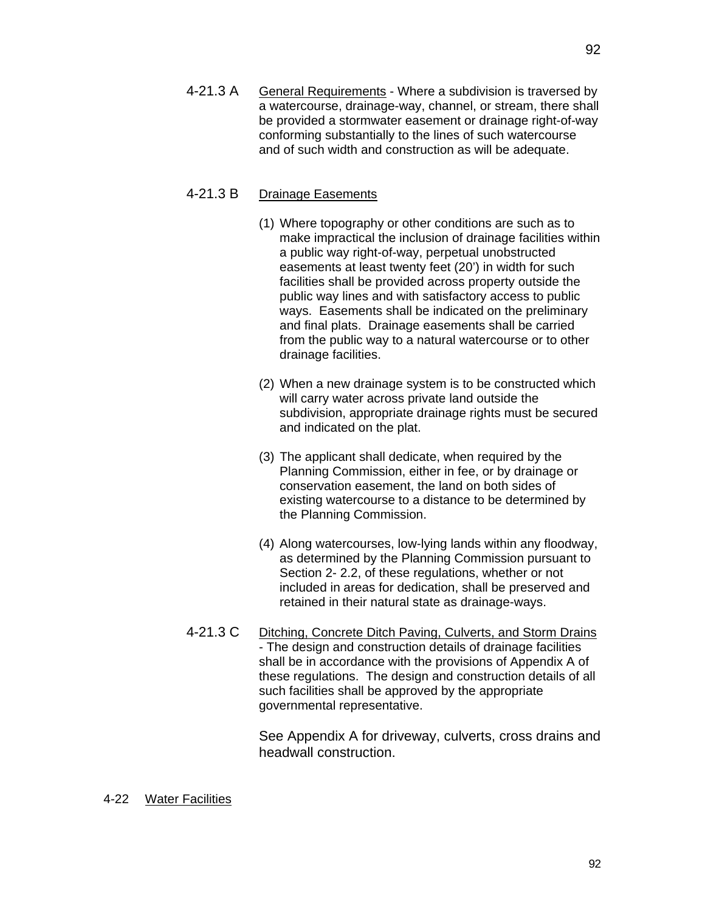4-21.3 A <u>General Requirements</u> - Where a subdivision is traversed by a watercourse, drainage-way, channel, or stream, there shall be provided a stormwater easement or drainage right-of-way conforming substantially to the lines of such watercourse and of such width and construction as will be adequate.

4-21.3 B <u>Drainage Easements</u>

(1) Where topography or other conditions are such as to make impractical the inclusion of drainage facilities within a public way right-of-way, perpetual unobstructed easements at least twenty feet (20') in width for such facilities shall be provided across property outside the public way lines and with satisfactory access to public ways. Easements shall be indicated on the preliminary and final plats. Drainage easements shall be carried from the public way to a natural watercourse or to other drainage facilities.

(2) When a new drainage system is to be constructed which will carry water across private land outside the subdivision, appropriate drainage rights must be secured and indicated on the plat.

(3) The applicant shall dedicate, when required by the Planning Commission, either in fee, or by drainage or conservation easement, the land on both sides of existing watercourse to a distance to be determined by the Planning Commission.

(4) Along watercourses, low-lying lands within any floodway, as determined by the Planning Commission pursuant to Section 2- 2.2, of these regulations, whether or not included in areas for dedication, shall be preserved and retained in their natural state as drainage-ways.

4-21.3 C <u>Ditching, Concrete Ditch Paving, Culverts, and Storm Drains</u> - The design and construction details of drainage facilities shall be in accordance with the provisions of Appendix A of these regulations. The design and construction details of all such facilities shall be approved by the appropriate governmental representative.

See Appendix A for driveway, culverts, cross drains and headwall construction.

4-22 <u>Water Facilities</u>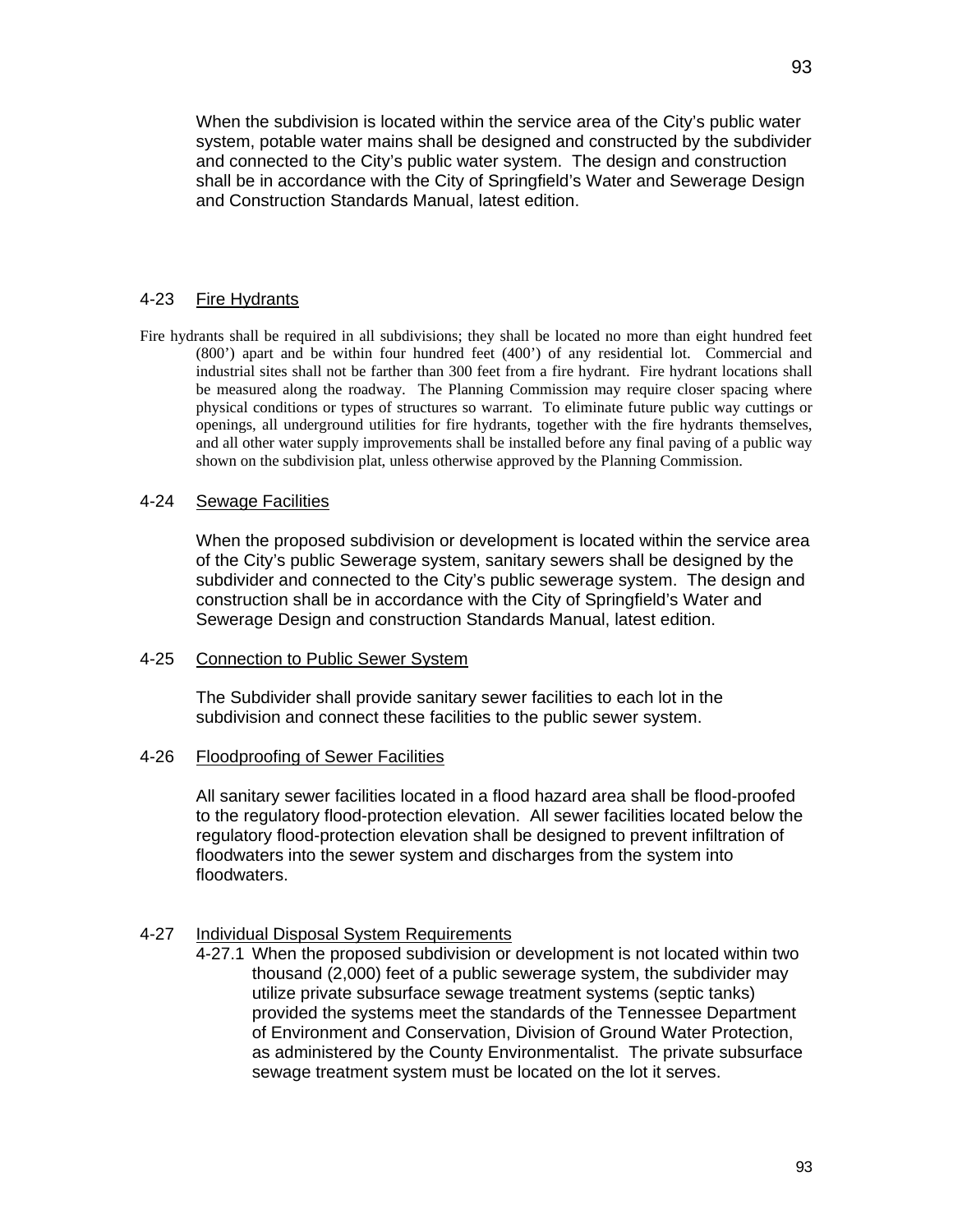When the subdivision is located within the service area of the City's public water system, potable water mains shall be designed and constructed by the subdivider and connected to the City's public water system. The design and construction shall be in accordance with the City of Springfield's Water and Sewerage Design and Construction Standards Manual, latest edition.

## 4-23 Fire Hydrants

Fire hydrants shall be required in all subdivisions; they shall be located no more than eight hundred feet (800') apart and be within four hundred feet (400') of any residential lot. Commercial and industrial sites shall not be farther than 300 feet from a fire hydrant. Fire hydrant locations shall be measured along the roadway. The Planning Commission may require closer spacing where physical conditions or types of structures so warrant. To eliminate future public way cuttings or openings, all underground utilities for fire hydrants, together with the fire hydrants themselves, and all other water supply improvements shall be installed before any final paving of a public way shown on the subdivision plat, unless otherwise approved by the Planning Commission.

## 4-24 Sewage Facilities

When the proposed subdivision or development is located within the service area of the City's public Sewerage system, sanitary sewers shall be designed by the subdivider and connected to the City's public sewerage system. The design and construction shall be in accordance with the City of Springfield's Water and Sewerage Design and construction Standards Manual, latest edition.

## 4-25 Connection to Public Sewer System

The Subdivider shall provide sanitary sewer facilities to each lot in the subdivision and connect these facilities to the public sewer system.

## 4-26 Floodproofing of Sewer Facilities

All sanitary sewer facilities located in a flood hazard area shall be flood-proofed to the regulatory flood-protection elevation. All sewer facilities located below the regulatory flood-protection elevation shall be designed to prevent infiltration of floodwaters into the sewer system and discharges from the system into floodwaters.

## 4-27 Individual Disposal System Requirements

4-27.1 When the proposed subdivision or development is not located within two thousand (2,000) feet of a public sewerage system, the subdivider may utilize private subsurface sewage treatment systems (septic tanks) provided the systems meet the standards of the Tennessee Department of Environment and Conservation, Division of Ground Water Protection, as administered by the County Environmentalist. The private subsurface sewage treatment system must be located on the lot it serves.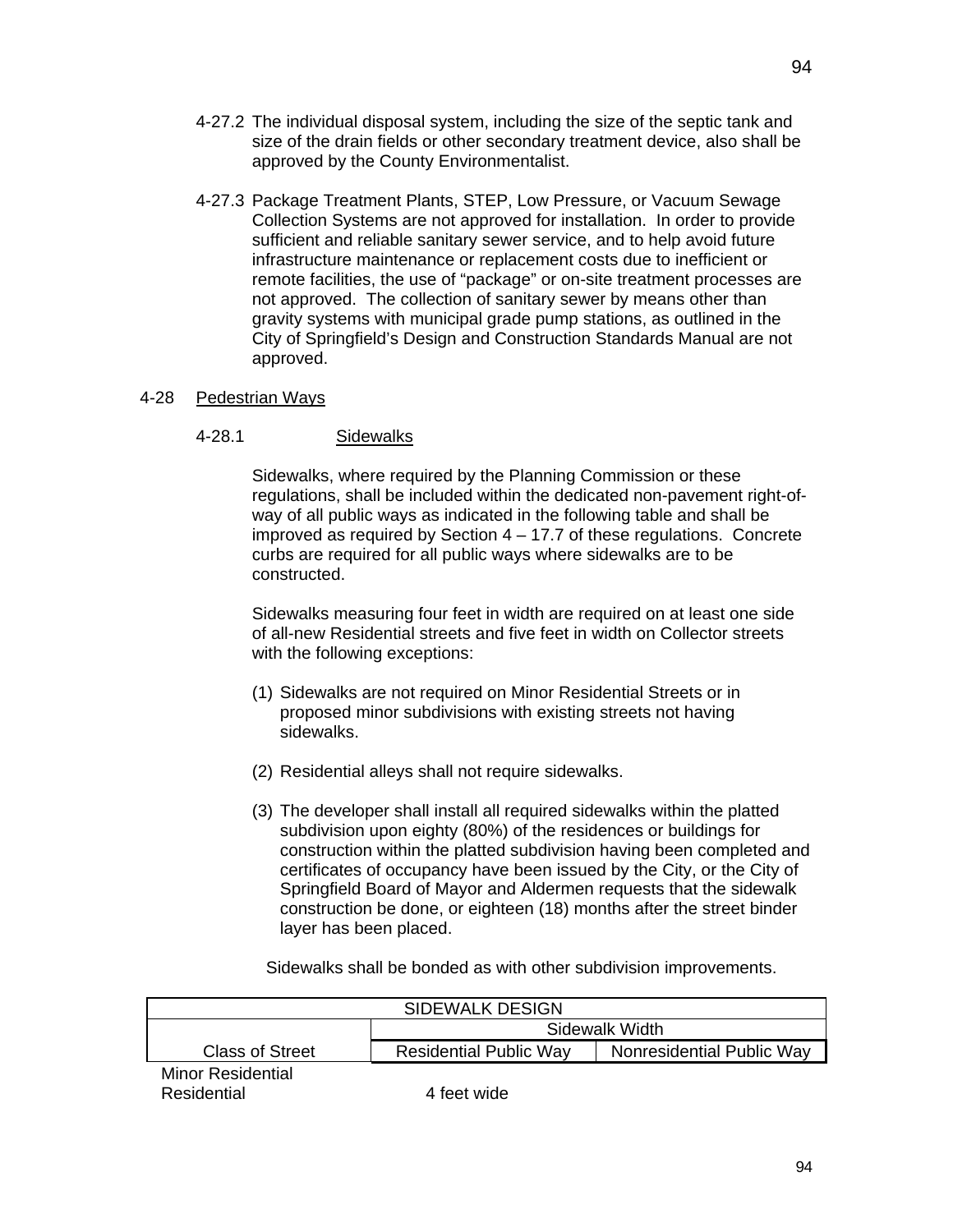4-27.2 The individual disposal system, including the size of the septic tank and size of the drain fields or other secondary treatment device, also shall be approved by the County Environmentalist.

4-27.3 Package Treatment Plants, STEP, Low Pressure, or Vacuum Sewage Collection Systems are not approved for installation. In order to provide sufficient and reliable sanitary sewer service, and to help avoid future infrastructure maintenance or replacement costs due to inefficient or remote facilities, the use of "package" or on-site treatment processes are not approved. The collection of sanitary sewer by means other than gravity systems with municipal grade pump stations, as outlined in the City of Springfield's Design and Construction Standards Manual are not approved.

4-28 Pedestrian Ways

4-28.1 Sidewalks

Sidewalks, where required by the Planning Commission or these regulations, shall be included within the dedicated non-pavement right-of-way of all public ways as indicated in the following table and shall be improved as required by Section 4 – 17.7 of these regulations. Concrete curbs are required for all public ways where sidewalks are to be constructed.

Sidewalks measuring four feet in width are required on at least one side of all-new Residential streets and five feet in width on Collector streets with the following exceptions:

(1) Sidewalks are not required on Minor Residential Streets or in proposed minor subdivisions with existing streets not having sidewalks.

(2) Residential alleys shall not require sidewalks.

(3) The developer shall install all required sidewalks within the platted subdivision upon eighty (80%) of the residences or buildings for construction within the platted subdivision having been completed and certificates of occupancy have been issued by the City, or the City of Springfield Board of Mayor and Aldermen requests that the sidewalk construction be done, or eighteen (18) months after the street binder layer has been placed.

Sidewalks shall be bonded as with other subdivision improvements.

| SIDEWALK DESIGN | | |
|---|---|---|
| | Sidewalk Width | |
| Class of Street | Residential Public Way | Nonresidential Public Way |
| Minor Residential | | |
| Residential | 4 feet wide | |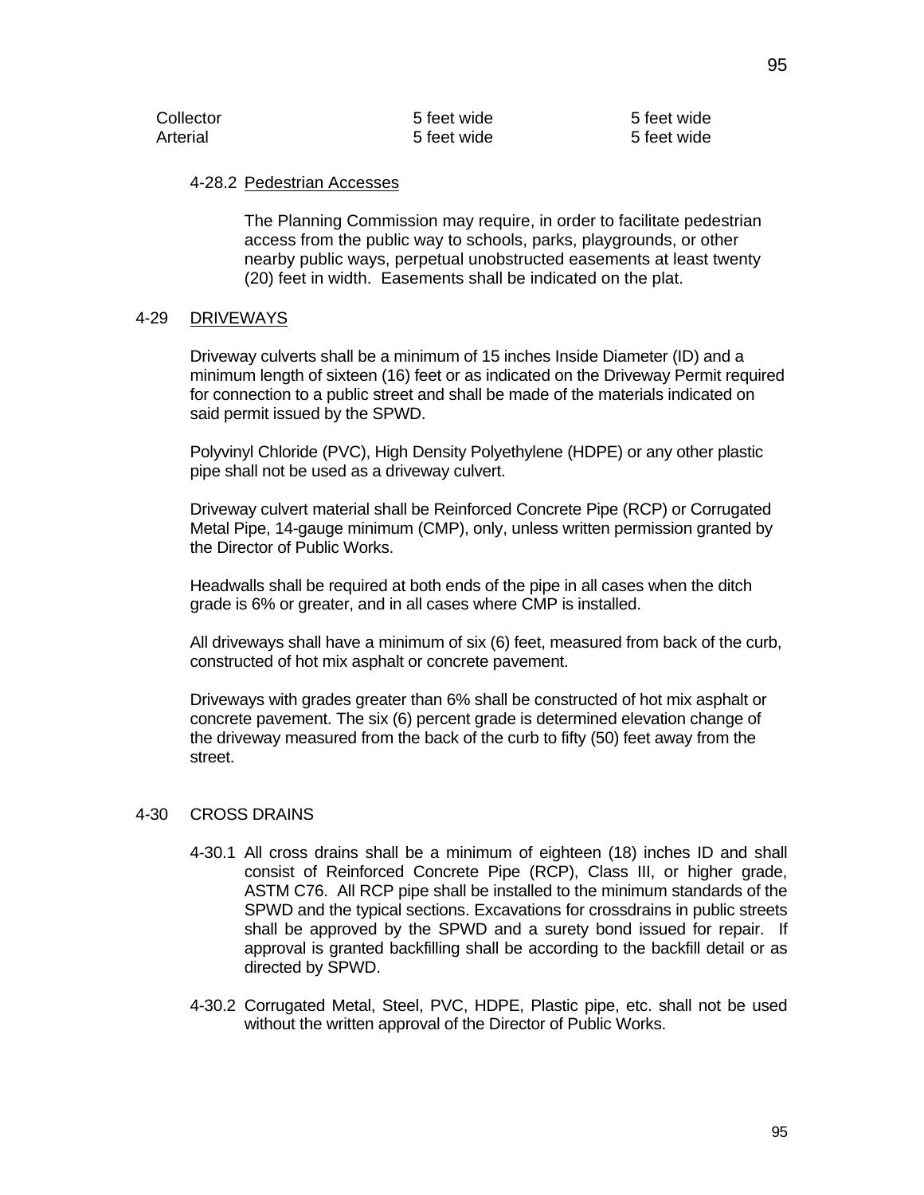| | | |
|---|---|---|
| Collector | 5 feet wide | 5 feet wide |
| Arterial | 5 feet wide | 5 feet wide |

4-28.2 Pedestrian Accesses

The Planning Commission may require, in order to facilitate pedestrian access from the public way to schools, parks, playgrounds, or other nearby public ways, perpetual unobstructed easements at least twenty (20) feet in width. Easements shall be indicated on the plat.

## 4-29 DRIVEWAYS

Driveway culverts shall be a minimum of 15 inches Inside Diameter (ID) and a minimum length of sixteen (16) feet or as indicated on the Driveway Permit required for connection to a public street and shall be made of the materials indicated on said permit issued by the SPWD.

Polyvinyl Chloride (PVC), High Density Polyethylene (HDPE) or any other plastic pipe shall not be used as a driveway culvert.

Driveway culvert material shall be Reinforced Concrete Pipe (RCP) or Corrugated Metal Pipe, 14-gauge minimum (CMP), only, unless written permission granted by the Director of Public Works.

Headwalls shall be required at both ends of the pipe in all cases when the ditch grade is 6% or greater, and in all cases where CMP is installed.

All driveways shall have a minimum of six (6) feet, measured from back of the curb, constructed of hot mix asphalt or concrete pavement.

Driveways with grades greater than 6% shall be constructed of hot mix asphalt or concrete pavement. The six (6) percent grade is determined elevation change of the driveway measured from the back of the curb to fifty (50) feet away from the street.

## 4-30 CROSS DRAINS

4-30.1 All cross drains shall be a minimum of eighteen (18) inches ID and shall consist of Reinforced Concrete Pipe (RCP), Class III, or higher grade, ASTM C76. All RCP pipe shall be installed to the minimum standards of the SPWD and the typical sections. Excavations for crossdrains in public streets shall be approved by the SPWD and a surety bond issued for repair. If approval is granted backfilling shall be according to the backfill detail or as directed by SPWD.

4-30.2 Corrugated Metal, Steel, PVC, HDPE, Plastic pipe, etc. shall not be used without the written approval of the Director of Public Works.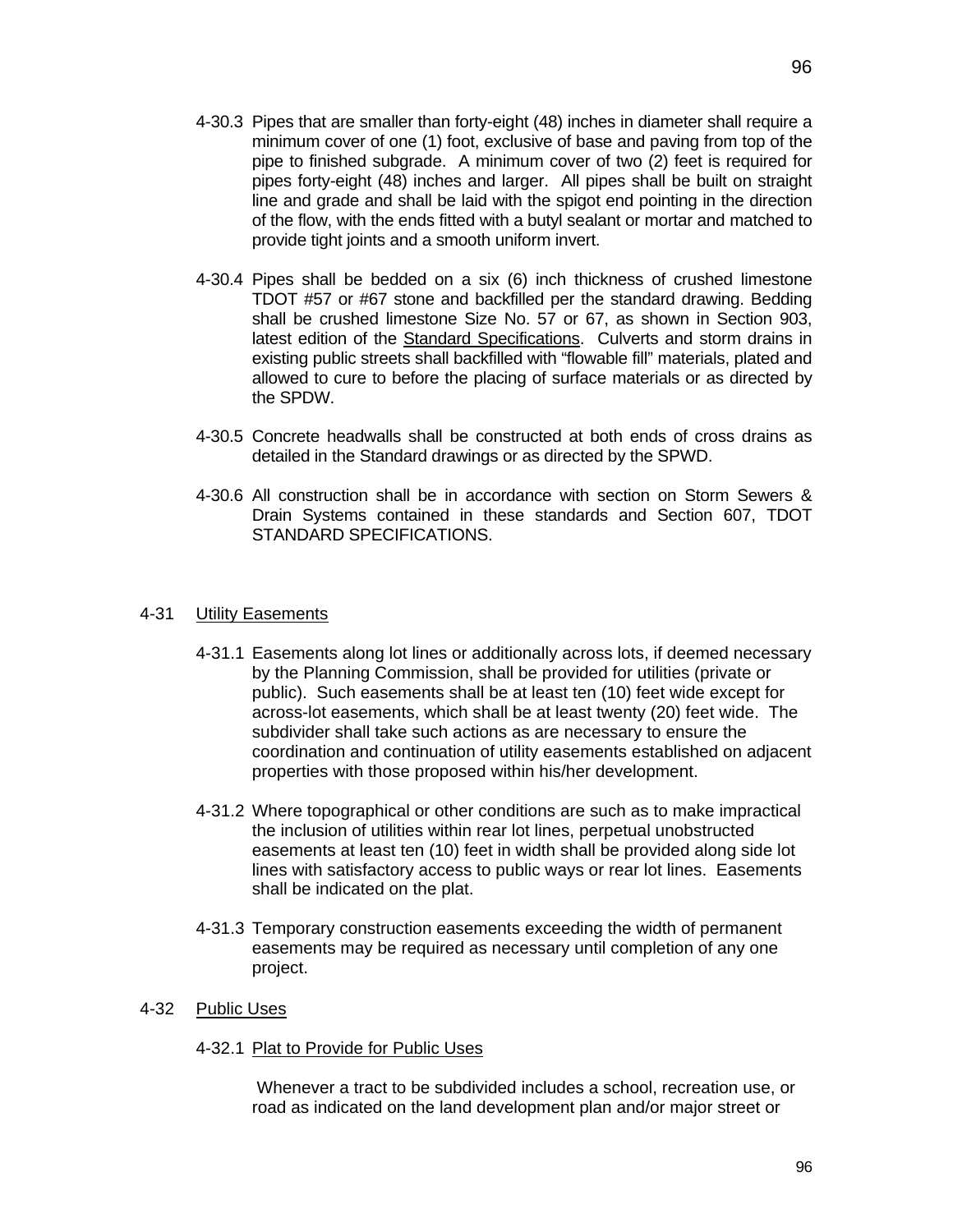4-30.3 Pipes that are smaller than forty-eight (48) inches in diameter shall require a minimum cover of one (1) foot, exclusive of base and paving from top of the pipe to finished subgrade. A minimum cover of two (2) feet is required for pipes forty-eight (48) inches and larger. All pipes shall be built on straight line and grade and shall be laid with the spigot end pointing in the direction of the flow, with the ends fitted with a butyl sealant or mortar and matched to provide tight joints and a smooth uniform invert.

4-30.4 Pipes shall be bedded on a six (6) inch thickness of crushed limestone TDOT #57 or #67 stone and backfilled per the standard drawing. Bedding shall be crushed limestone Size No. 57 or 67, as shown in Section 903, latest edition of the Standard Specifications. Culverts and storm drains in existing public streets shall backfilled with "flowable fill" materials, plated and allowed to cure to before the placing of surface materials or as directed by the SPDW.

4-30.5 Concrete headwalls shall be constructed at both ends of cross drains as detailed in the Standard drawings or as directed by the SPWD.

4-30.6 All construction shall be in accordance with section on Storm Sewers & Drain Systems contained in these standards and Section 607, TDOT STANDARD SPECIFICATIONS.

## 4-31 Utility Easements

4-31.1 Easements along lot lines or additionally across lots, if deemed necessary by the Planning Commission, shall be provided for utilities (private or public). Such easements shall be at least ten (10) feet wide except for across-lot easements, which shall be at least twenty (20) feet wide. The subdivider shall take such actions as are necessary to ensure the coordination and continuation of utility easements established on adjacent properties with those proposed within his/her development.

4-31.2 Where topographical or other conditions are such as to make impractical the inclusion of utilities within rear lot lines, perpetual unobstructed easements at least ten (10) feet in width shall be provided along side lot lines with satisfactory access to public ways or rear lot lines. Easements shall be indicated on the plat.

4-31.3 Temporary construction easements exceeding the width of permanent easements may be required as necessary until completion of any one project.

## 4-32 Public Uses

### 4-32.1 Plat to Provide for Public Uses

Whenever a tract to be subdivided includes a school, recreation use, or road as indicated on the land development plan and/or major street or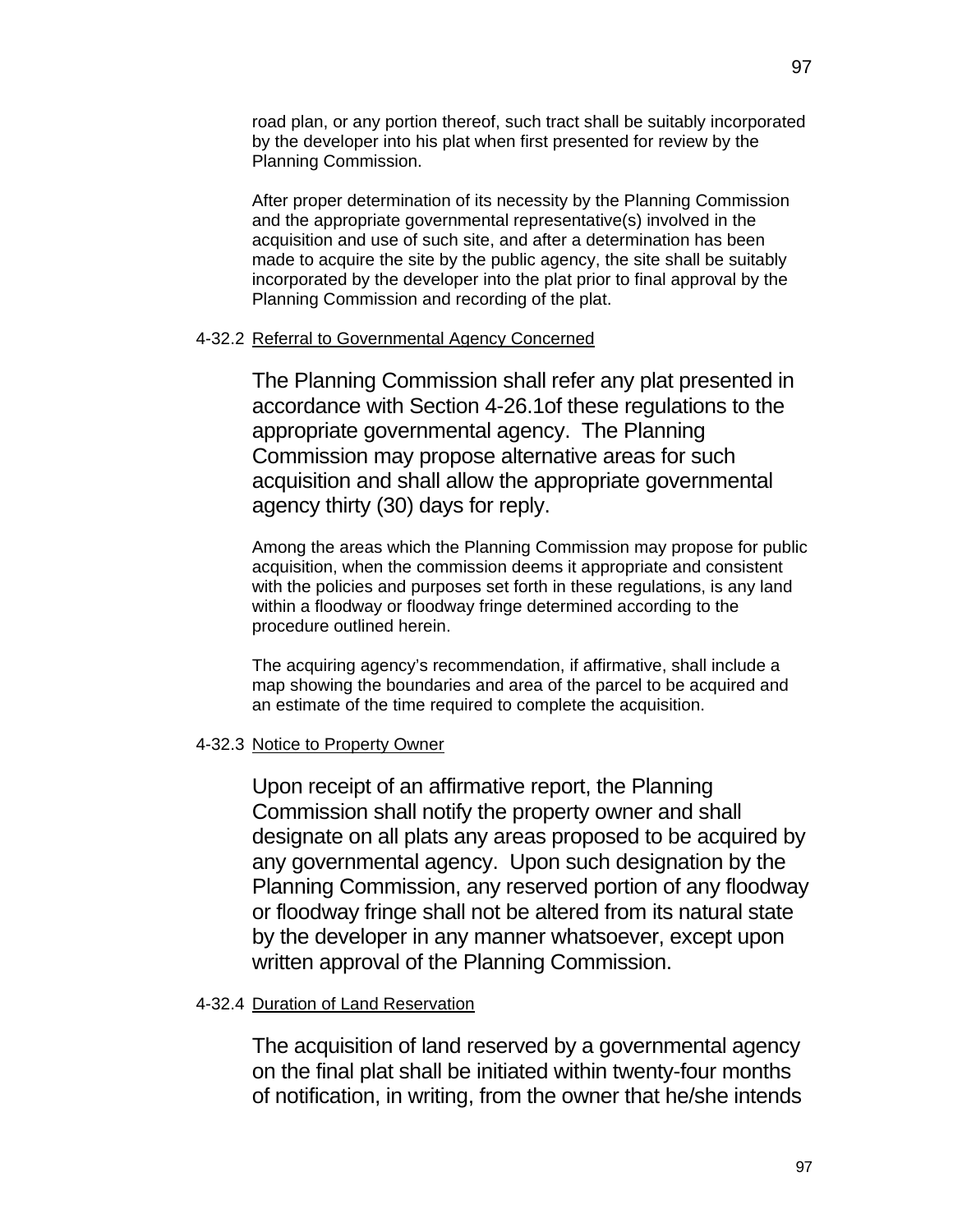road plan, or any portion thereof, such tract shall be suitably incorporated by the developer into his plat when first presented for review by the Planning Commission.

After proper determination of its necessity by the Planning Commission and the appropriate governmental representative(s) involved in the acquisition and use of such site, and after a determination has been made to acquire the site by the public agency, the site shall be suitably incorporated by the developer into the plat prior to final approval by the Planning Commission and recording of the plat.

4-32.2 Referral to Governmental Agency Concerned

The Planning Commission shall refer any plat presented in accordance with Section 4-26.1of these regulations to the appropriate governmental agency. The Planning Commission may propose alternative areas for such acquisition and shall allow the appropriate governmental agency thirty (30) days for reply.

Among the areas which the Planning Commission may propose for public acquisition, when the commission deems it appropriate and consistent with the policies and purposes set forth in these regulations, is any land within a floodway or floodway fringe determined according to the procedure outlined herein.

The acquiring agency's recommendation, if affirmative, shall include a map showing the boundaries and area of the parcel to be acquired and an estimate of the time required to complete the acquisition.

4-32.3 Notice to Property Owner

Upon receipt of an affirmative report, the Planning Commission shall notify the property owner and shall designate on all plats any areas proposed to be acquired by any governmental agency. Upon such designation by the Planning Commission, any reserved portion of any floodway or floodway fringe shall not be altered from its natural state by the developer in any manner whatsoever, except upon written approval of the Planning Commission.

4-32.4 Duration of Land Reservation

The acquisition of land reserved by a governmental agency on the final plat shall be initiated within twenty-four months of notification, in writing, from the owner that he/she intends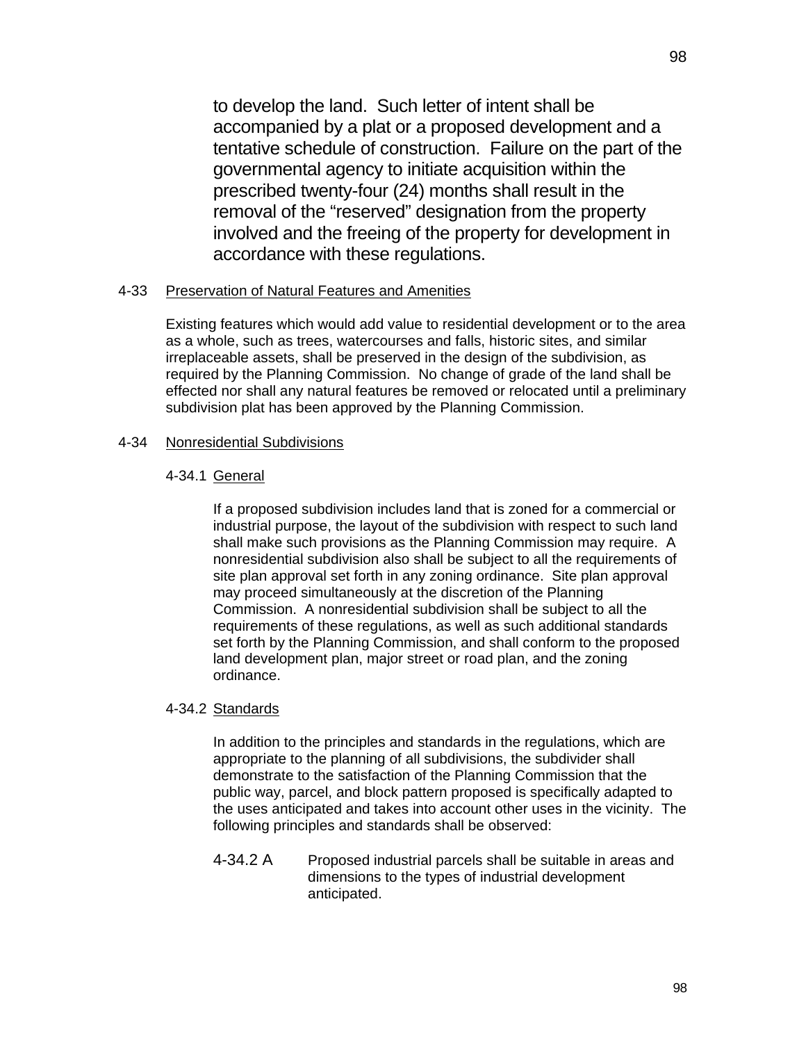to develop the land. Such letter of intent shall be accompanied by a plat or a proposed development and a tentative schedule of construction. Failure on the part of the governmental agency to initiate acquisition within the prescribed twenty-four (24) months shall result in the removal of the "reserved" designation from the property involved and the freeing of the property for development in accordance with these regulations.

## 4-33 Preservation of Natural Features and Amenities

Existing features which would add value to residential development or to the area as a whole, such as trees, watercourses and falls, historic sites, and similar irreplaceable assets, shall be preserved in the design of the subdivision, as required by the Planning Commission. No change of grade of the land shall be effected nor shall any natural features be removed or relocated until a preliminary subdivision plat has been approved by the Planning Commission.

## 4-34 Nonresidential Subdivisions

### 4-34.1 General

If a proposed subdivision includes land that is zoned for a commercial or industrial purpose, the layout of the subdivision with respect to such land shall make such provisions as the Planning Commission may require. A nonresidential subdivision also shall be subject to all the requirements of site plan approval set forth in any zoning ordinance. Site plan approval may proceed simultaneously at the discretion of the Planning Commission. A nonresidential subdivision shall be subject to all the requirements of these regulations, as well as such additional standards set forth by the Planning Commission, and shall conform to the proposed land development plan, major street or road plan, and the zoning ordinance.

### 4-34.2 Standards

In addition to the principles and standards in the regulations, which are appropriate to the planning of all subdivisions, the subdivider shall demonstrate to the satisfaction of the Planning Commission that the public way, parcel, and block pattern proposed is specifically adapted to the uses anticipated and takes into account other uses in the vicinity. The following principles and standards shall be observed:

4-34.2 A Proposed industrial parcels shall be suitable in areas and dimensions to the types of industrial development anticipated.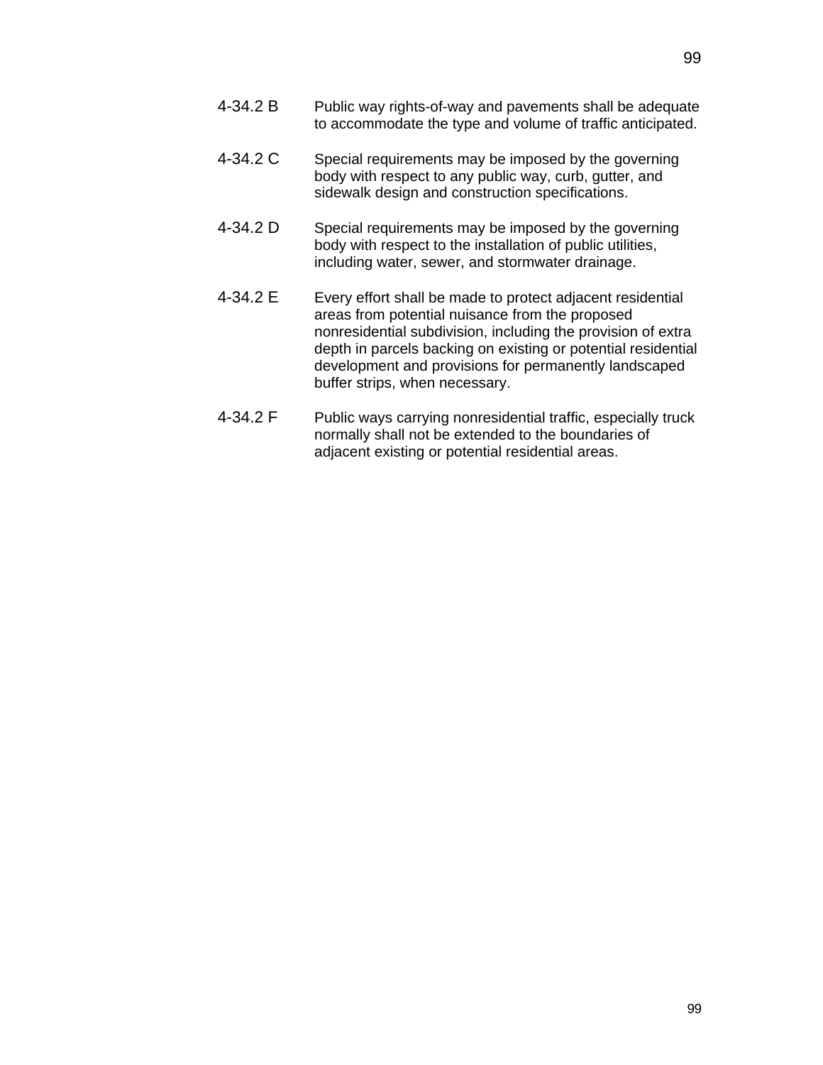4-34.2 B Public way rights-of-way and pavements shall be adequate to accommodate the type and volume of traffic anticipated.

4-34.2 C Special requirements may be imposed by the governing body with respect to any public way, curb, gutter, and sidewalk design and construction specifications.

4-34.2 D Special requirements may be imposed by the governing body with respect to the installation of public utilities, including water, sewer, and stormwater drainage.

4-34.2 E Every effort shall be made to protect adjacent residential areas from potential nuisance from the proposed nonresidential subdivision, including the provision of extra depth in parcels backing on existing or potential residential development and provisions for permanently landscaped buffer strips, when necessary.

4-34.2 F Public ways carrying nonresidential traffic, especially truck normally shall not be extended to the boundaries of adjacent existing or potential residential areas.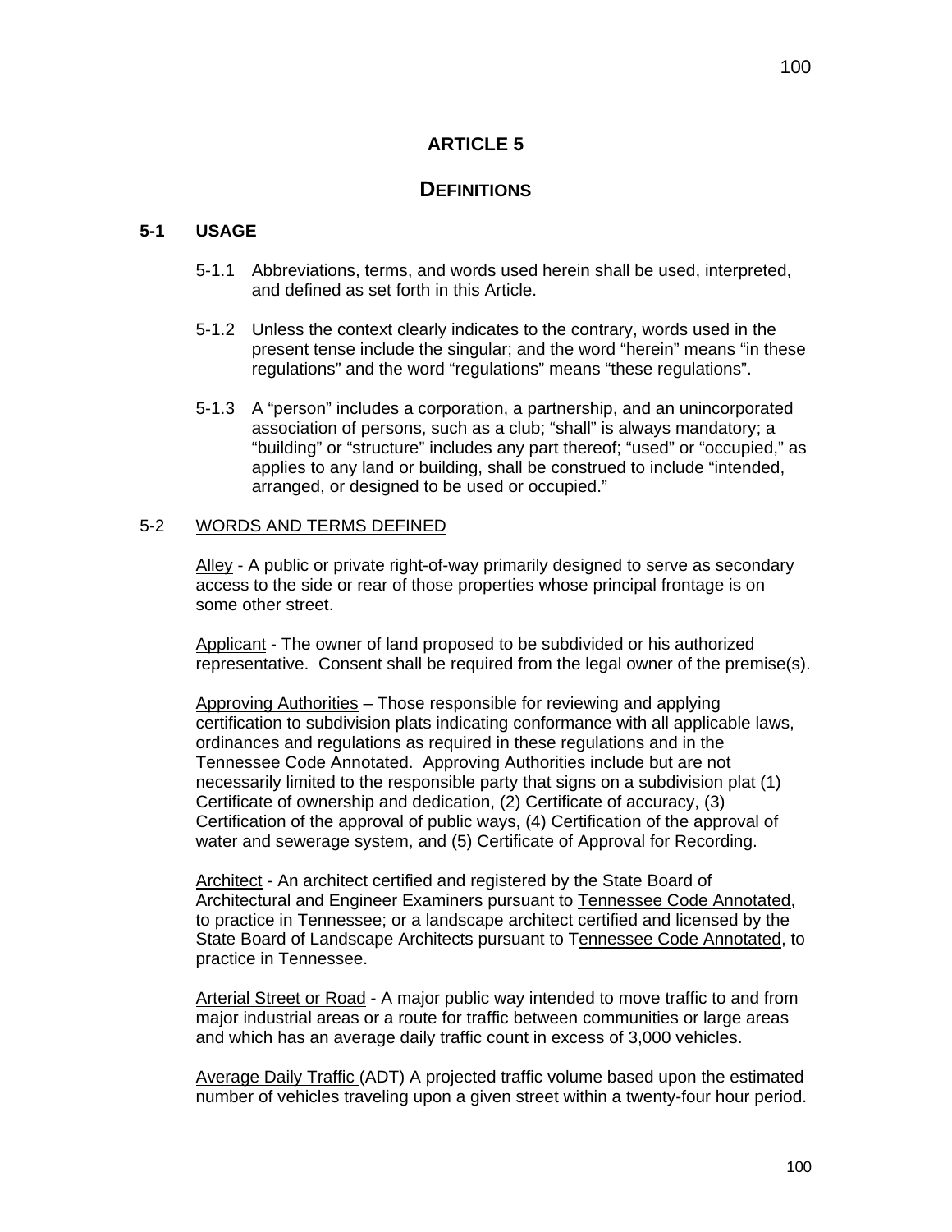# ARTICLE 5

## DEFINITIONS

### 5-1 USAGE

5-1.1 Abbreviations, terms, and words used herein shall be used, interpreted, and defined as set forth in this Article.

5-1.2 Unless the context clearly indicates to the contrary, words used in the present tense include the singular; and the word "herein" means "in these regulations" and the word "regulations" means "these regulations".

5-1.3 A "person" includes a corporation, a partnership, and an unincorporated association of persons, such as a club; "shall" is always mandatory; a "building" or "structure" includes any part thereof; "used" or "occupied," as applies to any land or building, shall be construed to include "intended, arranged, or designed to be used or occupied."

### 5-2 WORDS AND TERMS DEFINED

Alley - A public or private right-of-way primarily designed to serve as secondary access to the side or rear of those properties whose principal frontage is on some other street.

Applicant - The owner of land proposed to be subdivided or his authorized representative. Consent shall be required from the legal owner of the premise(s).

Approving Authorities – Those responsible for reviewing and applying certification to subdivision plats indicating conformance with all applicable laws, ordinances and regulations as required in these regulations and in the Tennessee Code Annotated. Approving Authorities include but are not necessarily limited to the responsible party that signs on a subdivision plat (1) Certificate of ownership and dedication, (2) Certificate of accuracy, (3) Certification of the approval of public ways, (4) Certification of the approval of water and sewerage system, and (5) Certificate of Approval for Recording.

Architect - An architect certified and registered by the State Board of Architectural and Engineer Examiners pursuant to Tennessee Code Annotated, to practice in Tennessee; or a landscape architect certified and licensed by the State Board of Landscape Architects pursuant to Tennessee Code Annotated, to practice in Tennessee.

Arterial Street or Road - A major public way intended to move traffic to and from major industrial areas or a route for traffic between communities or large areas and which has an average daily traffic count in excess of 3,000 vehicles.

Average Daily Traffic (ADT) A projected traffic volume based upon the estimated number of vehicles traveling upon a given street within a twenty-four hour period.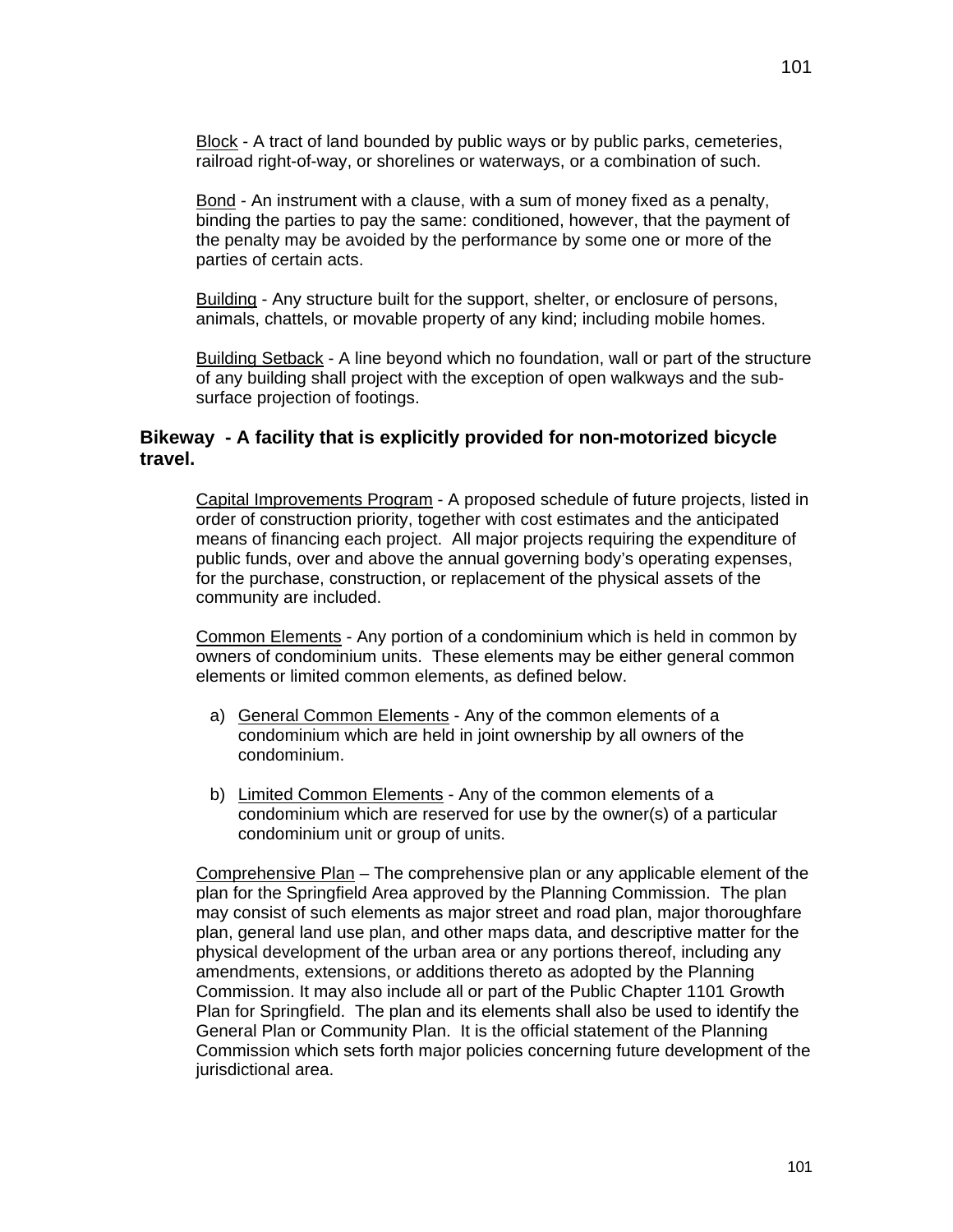<u>Block</u> - A tract of land bounded by public ways or by public parks, cemeteries, railroad right-of-way, or shorelines or waterways, or a combination of such.

<u>Bond</u> - An instrument with a clause, with a sum of money fixed as a penalty, binding the parties to pay the same: conditioned, however, that the payment of the penalty may be avoided by the performance by some one or more of the parties of certain acts.

<u>Building</u> - Any structure built for the support, shelter, or enclosure of persons, animals, chattels, or movable property of any kind; including mobile homes.

<u>Building Setback</u> - A line beyond which no foundation, wall or part of the structure of any building shall project with the exception of open walkways and the sub-surface projection of footings.

**Bikeway - A facility that is explicitly provided for non-motorized bicycle travel.**

<u>Capital Improvements Program</u> - A proposed schedule of future projects, listed in order of construction priority, together with cost estimates and the anticipated means of financing each project. All major projects requiring the expenditure of public funds, over and above the annual governing body's operating expenses, for the purchase, construction, or replacement of the physical assets of the community are included.

<u>Common Elements</u> - Any portion of a condominium which is held in common by owners of condominium units. These elements may be either general common elements or limited common elements, as defined below.

a) <u>General Common Elements</u> - Any of the common elements of a condominium which are held in joint ownership by all owners of the condominium.

b) <u>Limited Common Elements</u> - Any of the common elements of a condominium which are reserved for use by the owner(s) of a particular condominium unit or group of units.

<u>Comprehensive Plan</u> – The comprehensive plan or any applicable element of the plan for the Springfield Area approved by the Planning Commission. The plan may consist of such elements as major street and road plan, major thoroughfare plan, general land use plan, and other maps data, and descriptive matter for the physical development of the urban area or any portions thereof, including any amendments, extensions, or additions thereto as adopted by the Planning Commission. It may also include all or part of the Public Chapter 1101 Growth Plan for Springfield. The plan and its elements shall also be used to identify the General Plan or Community Plan. It is the official statement of the Planning Commission which sets forth major policies concerning future development of the jurisdictional area.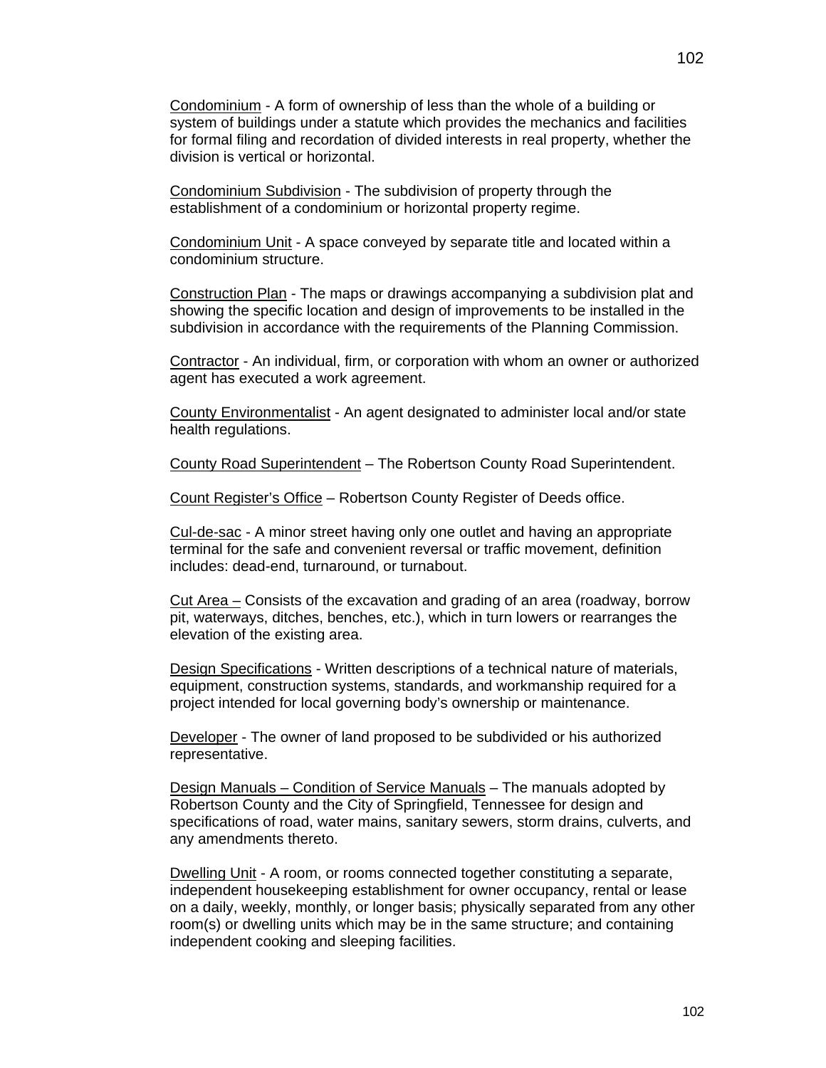Condominium - A form of ownership of less than the whole of a building or system of buildings under a statute which provides the mechanics and facilities for formal filing and recordation of divided interests in real property, whether the division is vertical or horizontal.

Condominium Subdivision - The subdivision of property through the establishment of a condominium or horizontal property regime.

Condominium Unit - A space conveyed by separate title and located within a condominium structure.

Construction Plan - The maps or drawings accompanying a subdivision plat and showing the specific location and design of improvements to be installed in the subdivision in accordance with the requirements of the Planning Commission.

Contractor - An individual, firm, or corporation with whom an owner or authorized agent has executed a work agreement.

County Environmentalist - An agent designated to administer local and/or state health regulations.

County Road Superintendent – The Robertson County Road Superintendent.

Count Register's Office – Robertson County Register of Deeds office.

Cul-de-sac - A minor street having only one outlet and having an appropriate terminal for the safe and convenient reversal or traffic movement, definition includes: dead-end, turnaround, or turnabout.

Cut Area – Consists of the excavation and grading of an area (roadway, borrow pit, waterways, ditches, benches, etc.), which in turn lowers or rearranges the elevation of the existing area.

Design Specifications - Written descriptions of a technical nature of materials, equipment, construction systems, standards, and workmanship required for a project intended for local governing body's ownership or maintenance.

Developer - The owner of land proposed to be subdivided or his authorized representative.

Design Manuals – Condition of Service Manuals – The manuals adopted by Robertson County and the City of Springfield, Tennessee for design and specifications of road, water mains, sanitary sewers, storm drains, culverts, and any amendments thereto.

Dwelling Unit - A room, or rooms connected together constituting a separate, independent housekeeping establishment for owner occupancy, rental or lease on a daily, weekly, monthly, or longer basis; physically separated from any other room(s) or dwelling units which may be in the same structure; and containing independent cooking and sleeping facilities.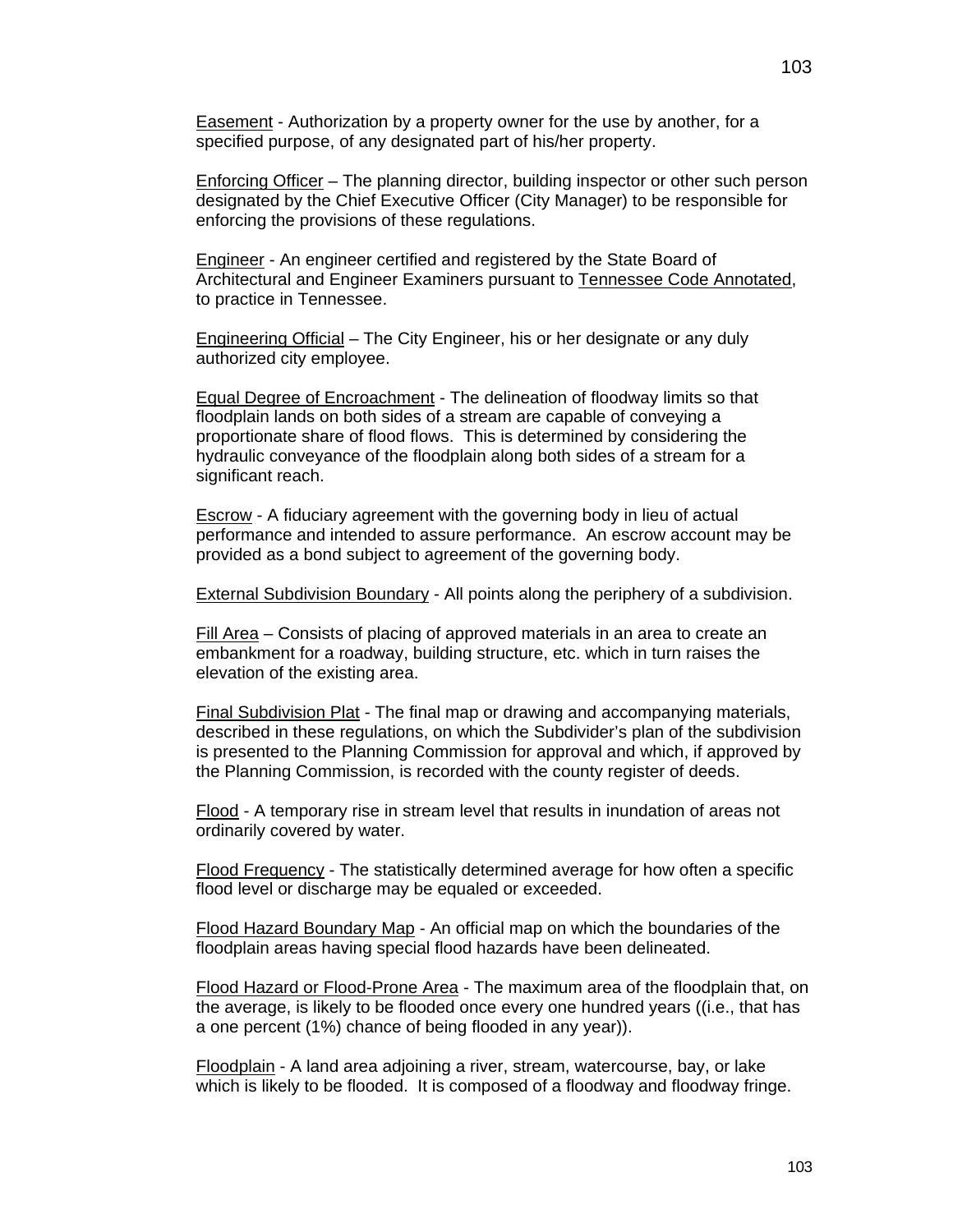Easement - Authorization by a property owner for the use by another, for a specified purpose, of any designated part of his/her property.

Enforcing Officer – The planning director, building inspector or other such person designated by the Chief Executive Officer (City Manager) to be responsible for enforcing the provisions of these regulations.

Engineer - An engineer certified and registered by the State Board of Architectural and Engineer Examiners pursuant to Tennessee Code Annotated, to practice in Tennessee.

Engineering Official – The City Engineer, his or her designate or any duly authorized city employee.

Equal Degree of Encroachment - The delineation of floodway limits so that floodplain lands on both sides of a stream are capable of conveying a proportionate share of flood flows. This is determined by considering the hydraulic conveyance of the floodplain along both sides of a stream for a significant reach.

Escrow - A fiduciary agreement with the governing body in lieu of actual performance and intended to assure performance. An escrow account may be provided as a bond subject to agreement of the governing body.

External Subdivision Boundary - All points along the periphery of a subdivision.

Fill Area – Consists of placing of approved materials in an area to create an embankment for a roadway, building structure, etc. which in turn raises the elevation of the existing area.

Final Subdivision Plat - The final map or drawing and accompanying materials, described in these regulations, on which the Subdivider's plan of the subdivision is presented to the Planning Commission for approval and which, if approved by the Planning Commission, is recorded with the county register of deeds.

Flood - A temporary rise in stream level that results in inundation of areas not ordinarily covered by water.

Flood Frequency - The statistically determined average for how often a specific flood level or discharge may be equaled or exceeded.

Flood Hazard Boundary Map - An official map on which the boundaries of the floodplain areas having special flood hazards have been delineated.

Flood Hazard or Flood-Prone Area - The maximum area of the floodplain that, on the average, is likely to be flooded once every one hundred years ((i.e., that has a one percent (1%) chance of being flooded in any year)).

Floodplain - A land area adjoining a river, stream, watercourse, bay, or lake which is likely to be flooded. It is composed of a floodway and floodway fringe.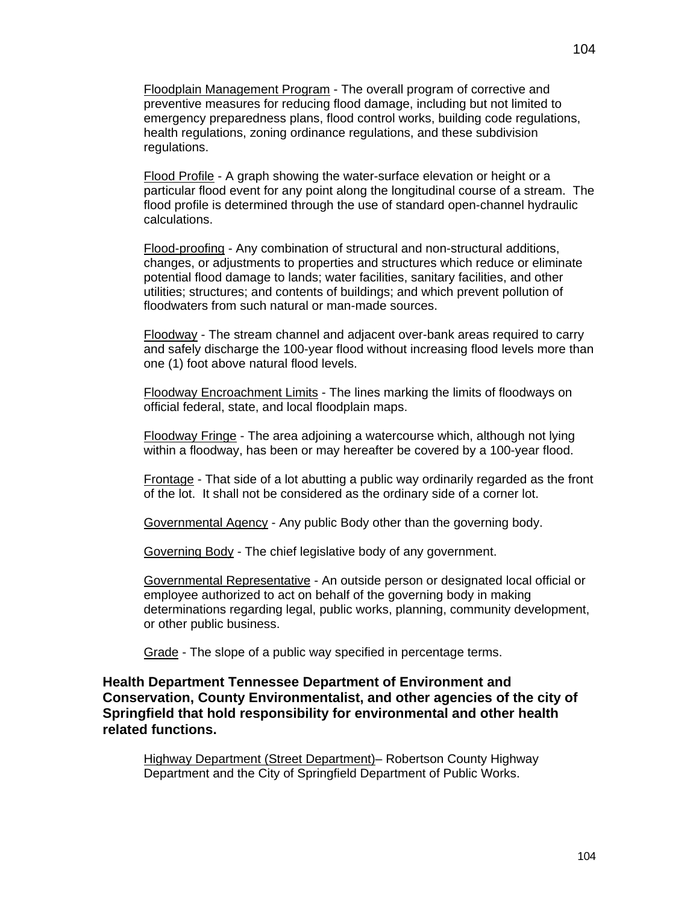<u>Floodplain Management Program</u> - The overall program of corrective and preventive measures for reducing flood damage, including but not limited to emergency preparedness plans, flood control works, building code regulations, health regulations, zoning ordinance regulations, and these subdivision regulations.

<u>Flood Profile</u> - A graph showing the water-surface elevation or height or a particular flood event for any point along the longitudinal course of a stream. The flood profile is determined through the use of standard open-channel hydraulic calculations.

<u>Flood-proofing</u> - Any combination of structural and non-structural additions, changes, or adjustments to properties and structures which reduce or eliminate potential flood damage to lands; water facilities, sanitary facilities, and other utilities; structures; and contents of buildings; and which prevent pollution of floodwaters from such natural or man-made sources.

<u>Floodway</u> - The stream channel and adjacent over-bank areas required to carry and safely discharge the 100-year flood without increasing flood levels more than one (1) foot above natural flood levels.

<u>Floodway Encroachment Limits</u> - The lines marking the limits of floodways on official federal, state, and local floodplain maps.

<u>Floodway Fringe</u> - The area adjoining a watercourse which, although not lying within a floodway, has been or may hereafter be covered by a 100-year flood.

<u>Frontage</u> - That side of a lot abutting a public way ordinarily regarded as the front of the lot. It shall not be considered as the ordinary side of a corner lot.

<u>Governmental Agency</u> - Any public Body other than the governing body.

<u>Governing Body</u> - The chief legislative body of any government.

<u>Governmental Representative</u> - An outside person or designated local official or employee authorized to act on behalf of the governing body in making determinations regarding legal, public works, planning, community development, or other public business.

<u>Grade</u> - The slope of a public way specified in percentage terms.

**Health Department Tennessee Department of Environment and Conservation, County Environmentalist, and other agencies of the city of Springfield that hold responsibility for environmental and other health related functions.**

<u>Highway Department (Street Department)</u>– Robertson County Highway Department and the City of Springfield Department of Public Works.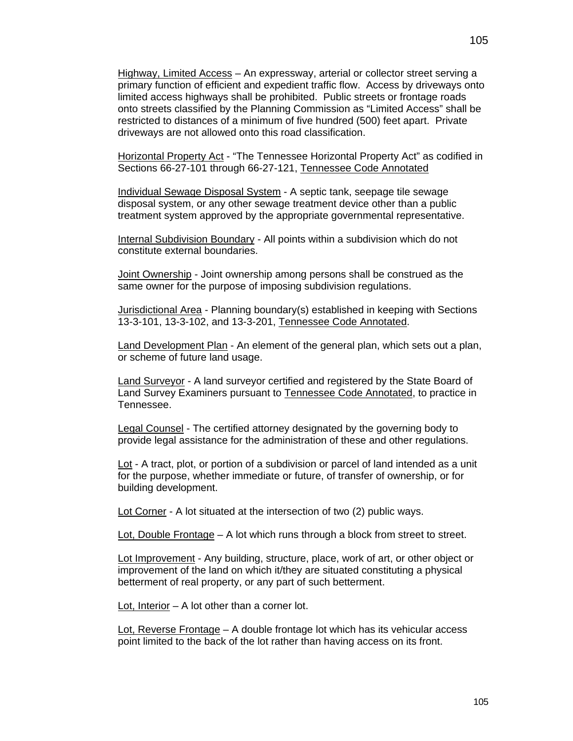Highway, Limited Access – An expressway, arterial or collector street serving a primary function of efficient and expedient traffic flow. Access by driveways onto limited access highways shall be prohibited. Public streets or frontage roads onto streets classified by the Planning Commission as "Limited Access" shall be restricted to distances of a minimum of five hundred (500) feet apart. Private driveways are not allowed onto this road classification.

Horizontal Property Act - "The Tennessee Horizontal Property Act" as codified in Sections 66-27-101 through 66-27-121, Tennessee Code Annotated

Individual Sewage Disposal System - A septic tank, seepage tile sewage disposal system, or any other sewage treatment device other than a public treatment system approved by the appropriate governmental representative.

Internal Subdivision Boundary - All points within a subdivision which do not constitute external boundaries.

Joint Ownership - Joint ownership among persons shall be construed as the same owner for the purpose of imposing subdivision regulations.

Jurisdictional Area - Planning boundary(s) established in keeping with Sections 13-3-101, 13-3-102, and 13-3-201, Tennessee Code Annotated.

Land Development Plan - An element of the general plan, which sets out a plan, or scheme of future land usage.

Land Surveyor - A land surveyor certified and registered by the State Board of Land Survey Examiners pursuant to Tennessee Code Annotated, to practice in Tennessee.

Legal Counsel - The certified attorney designated by the governing body to provide legal assistance for the administration of these and other regulations.

Lot - A tract, plot, or portion of a subdivision or parcel of land intended as a unit for the purpose, whether immediate or future, of transfer of ownership, or for building development.

Lot Corner - A lot situated at the intersection of two (2) public ways.

Lot, Double Frontage – A lot which runs through a block from street to street.

Lot Improvement - Any building, structure, place, work of art, or other object or improvement of the land on which it/they are situated constituting a physical betterment of real property, or any part of such betterment.

Lot, Interior – A lot other than a corner lot.

Lot, Reverse Frontage – A double frontage lot which has its vehicular access point limited to the back of the lot rather than having access on its front.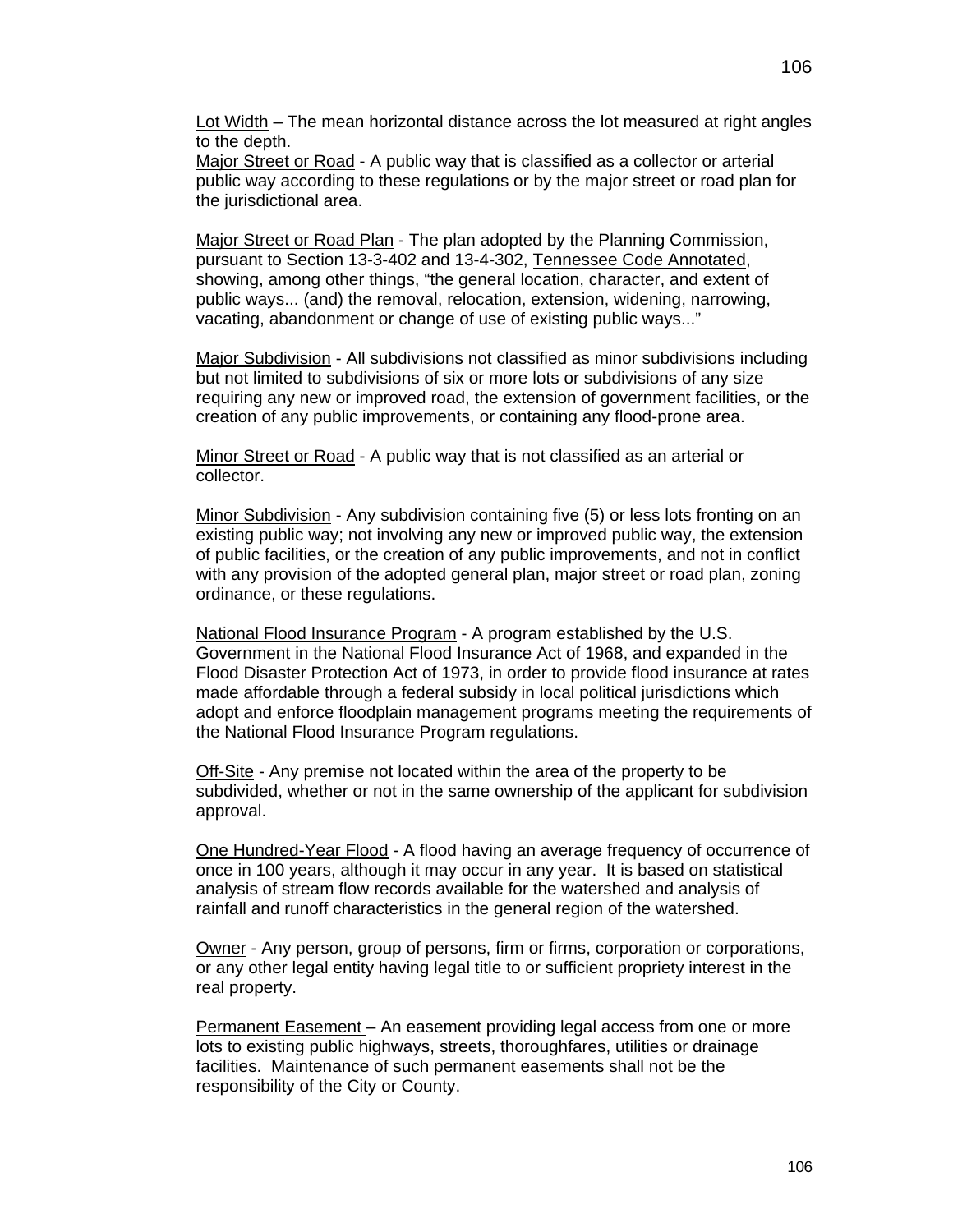Lot Width – The mean horizontal distance across the lot measured at right angles to the depth.

Major Street or Road - A public way that is classified as a collector or arterial public way according to these regulations or by the major street or road plan for the jurisdictional area.

Major Street or Road Plan - The plan adopted by the Planning Commission, pursuant to Section 13-3-402 and 13-4-302, Tennessee Code Annotated, showing, among other things, "the general location, character, and extent of public ways... (and) the removal, relocation, extension, widening, narrowing, vacating, abandonment or change of use of existing public ways..."

Major Subdivision - All subdivisions not classified as minor subdivisions including but not limited to subdivisions of six or more lots or subdivisions of any size requiring any new or improved road, the extension of government facilities, or the creation of any public improvements, or containing any flood-prone area.

Minor Street or Road - A public way that is not classified as an arterial or collector.

Minor Subdivision - Any subdivision containing five (5) or less lots fronting on an existing public way; not involving any new or improved public way, the extension of public facilities, or the creation of any public improvements, and not in conflict with any provision of the adopted general plan, major street or road plan, zoning ordinance, or these regulations.

National Flood Insurance Program - A program established by the U.S. Government in the National Flood Insurance Act of 1968, and expanded in the Flood Disaster Protection Act of 1973, in order to provide flood insurance at rates made affordable through a federal subsidy in local political jurisdictions which adopt and enforce floodplain management programs meeting the requirements of the National Flood Insurance Program regulations.

Off-Site - Any premise not located within the area of the property to be subdivided, whether or not in the same ownership of the applicant for subdivision approval.

One Hundred-Year Flood - A flood having an average frequency of occurrence of once in 100 years, although it may occur in any year. It is based on statistical analysis of stream flow records available for the watershed and analysis of rainfall and runoff characteristics in the general region of the watershed.

Owner - Any person, group of persons, firm or firms, corporation or corporations, or any other legal entity having legal title to or sufficient propriety interest in the real property.

Permanent Easement – An easement providing legal access from one or more lots to existing public highways, streets, thoroughfares, utilities or drainage facilities. Maintenance of such permanent easements shall not be the responsibility of the City or County.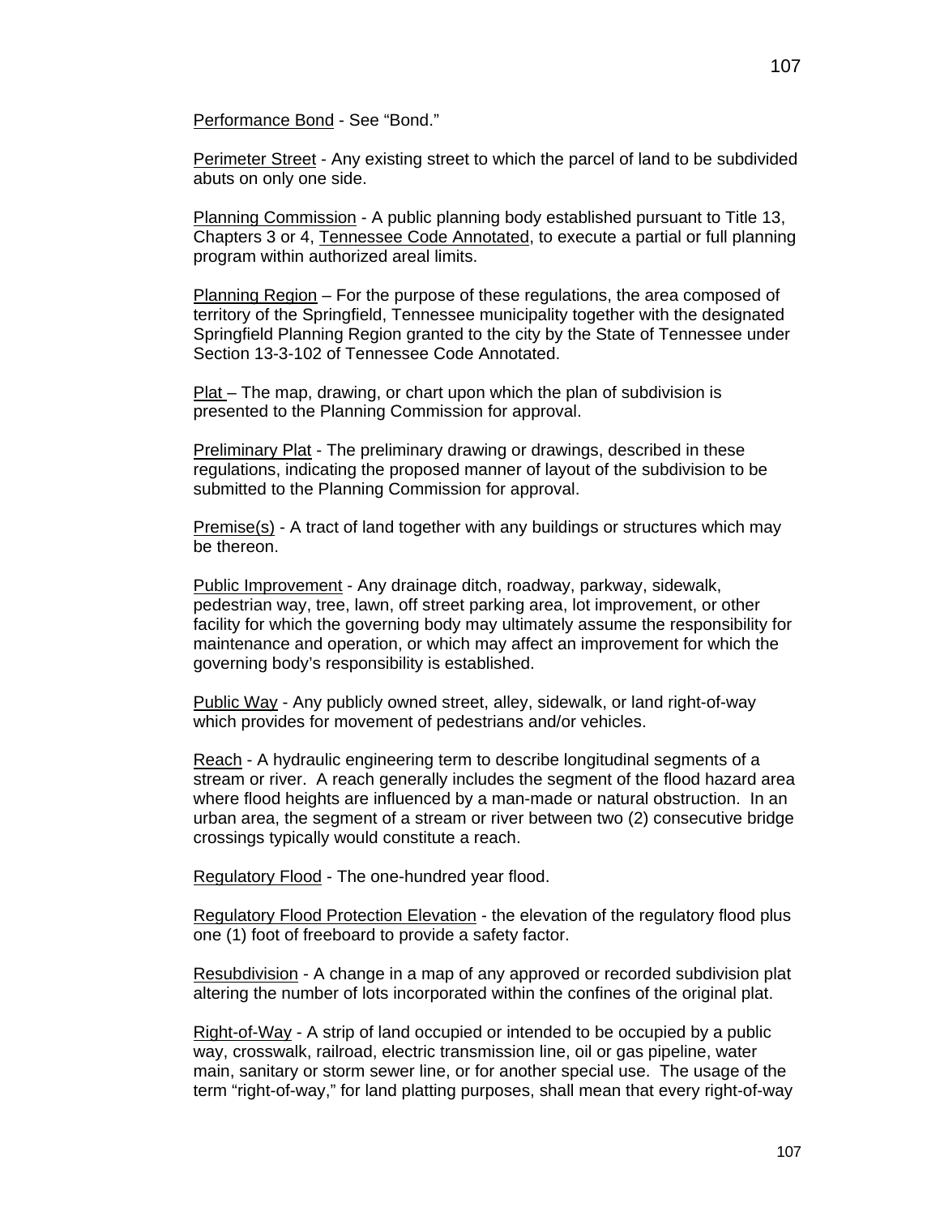Performance Bond - See "Bond."

Perimeter Street - Any existing street to which the parcel of land to be subdivided abuts on only one side.

Planning Commission - A public planning body established pursuant to Title 13, Chapters 3 or 4, Tennessee Code Annotated, to execute a partial or full planning program within authorized areal limits.

Planning Region – For the purpose of these regulations, the area composed of territory of the Springfield, Tennessee municipality together with the designated Springfield Planning Region granted to the city by the State of Tennessee under Section 13-3-102 of Tennessee Code Annotated.

Plat – The map, drawing, or chart upon which the plan of subdivision is presented to the Planning Commission for approval.

Preliminary Plat - The preliminary drawing or drawings, described in these regulations, indicating the proposed manner of layout of the subdivision to be submitted to the Planning Commission for approval.

Premise(s) - A tract of land together with any buildings or structures which may be thereon.

Public Improvement - Any drainage ditch, roadway, parkway, sidewalk, pedestrian way, tree, lawn, off street parking area, lot improvement, or other facility for which the governing body may ultimately assume the responsibility for maintenance and operation, or which may affect an improvement for which the governing body's responsibility is established.

Public Way - Any publicly owned street, alley, sidewalk, or land right-of-way which provides for movement of pedestrians and/or vehicles.

Reach - A hydraulic engineering term to describe longitudinal segments of a stream or river. A reach generally includes the segment of the flood hazard area where flood heights are influenced by a man-made or natural obstruction. In an urban area, the segment of a stream or river between two (2) consecutive bridge crossings typically would constitute a reach.

Regulatory Flood - The one-hundred year flood.

Regulatory Flood Protection Elevation - the elevation of the regulatory flood plus one (1) foot of freeboard to provide a safety factor.

Resubdivision - A change in a map of any approved or recorded subdivision plat altering the number of lots incorporated within the confines of the original plat.

Right-of-Way - A strip of land occupied or intended to be occupied by a public way, crosswalk, railroad, electric transmission line, oil or gas pipeline, water main, sanitary or storm sewer line, or for another special use. The usage of the term "right-of-way," for land platting purposes, shall mean that every right-of-way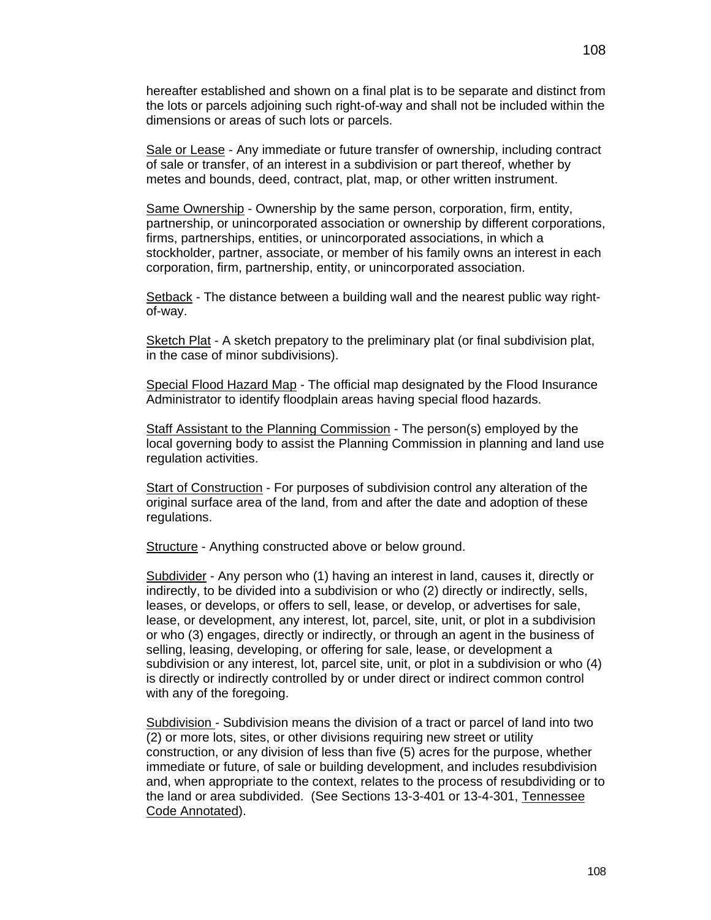hereafter established and shown on a final plat is to be separate and distinct from the lots or parcels adjoining such right-of-way and shall not be included within the dimensions or areas of such lots or parcels.

<u>Sale or Lease</u> - Any immediate or future transfer of ownership, including contract of sale or transfer, of an interest in a subdivision or part thereof, whether by metes and bounds, deed, contract, plat, map, or other written instrument.

<u>Same Ownership</u> - Ownership by the same person, corporation, firm, entity, partnership, or unincorporated association or ownership by different corporations, firms, partnerships, entities, or unincorporated associations, in which a stockholder, partner, associate, or member of his family owns an interest in each corporation, firm, partnership, entity, or unincorporated association.

<u>Setback</u> - The distance between a building wall and the nearest public way right-of-way.

<u>Sketch Plat</u> - A sketch prepatory to the preliminary plat (or final subdivision plat, in the case of minor subdivisions).

<u>Special Flood Hazard Map</u> - The official map designated by the Flood Insurance Administrator to identify floodplain areas having special flood hazards.

<u>Staff Assistant to the Planning Commission</u> - The person(s) employed by the local governing body to assist the Planning Commission in planning and land use regulation activities.

<u>Start of Construction</u> - For purposes of subdivision control any alteration of the original surface area of the land, from and after the date and adoption of these regulations.

<u>Structure</u> - Anything constructed above or below ground.

<u>Subdivider</u> - Any person who (1) having an interest in land, causes it, directly or indirectly, to be divided into a subdivision or who (2) directly or indirectly, sells, leases, or develops, or offers to sell, lease, or develop, or advertises for sale, lease, or development, any interest, lot, parcel, site, unit, or plot in a subdivision or who (3) engages, directly or indirectly, or through an agent in the business of selling, leasing, developing, or offering for sale, lease, or development a subdivision or any interest, lot, parcel site, unit, or plot in a subdivision or who (4) is directly or indirectly controlled by or under direct or indirect common control with any of the foregoing.

<u>Subdivision</u> - Subdivision means the division of a tract or parcel of land into two (2) or more lots, sites, or other divisions requiring new street or utility construction, or any division of less than five (5) acres for the purpose, whether immediate or future, of sale or building development, and includes resubdivision and, when appropriate to the context, relates to the process of resubdividing or to the land or area subdivided. (See Sections 13-3-401 or 13-4-301, <u>Tennessee Code Annotated</u>).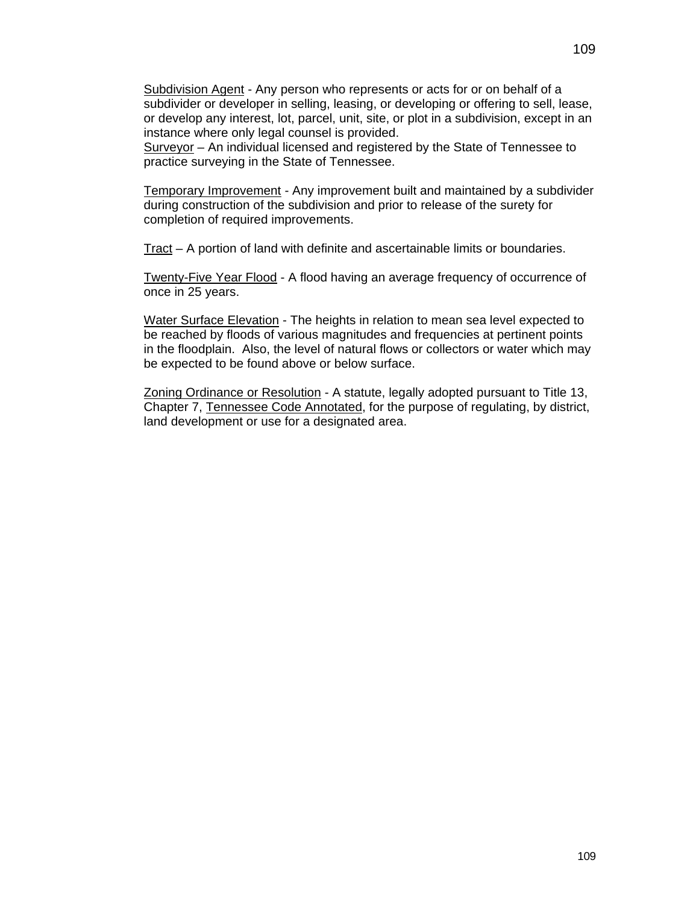Subdivision Agent - Any person who represents or acts for or on behalf of a subdivider or developer in selling, leasing, or developing or offering to sell, lease, or develop any interest, lot, parcel, unit, site, or plot in a subdivision, except in an instance where only legal counsel is provided.
Surveyor – An individual licensed and registered by the State of Tennessee to practice surveying in the State of Tennessee.

Temporary Improvement - Any improvement built and maintained by a subdivider during construction of the subdivision and prior to release of the surety for completion of required improvements.

Tract – A portion of land with definite and ascertainable limits or boundaries.

Twenty-Five Year Flood - A flood having an average frequency of occurrence of once in 25 years.

Water Surface Elevation - The heights in relation to mean sea level expected to be reached by floods of various magnitudes and frequencies at pertinent points in the floodplain. Also, the level of natural flows or collectors or water which may be expected to be found above or below surface.

Zoning Ordinance or Resolution - A statute, legally adopted pursuant to Title 13, Chapter 7, Tennessee Code Annotated, for the purpose of regulating, by district, land development or use for a designated area.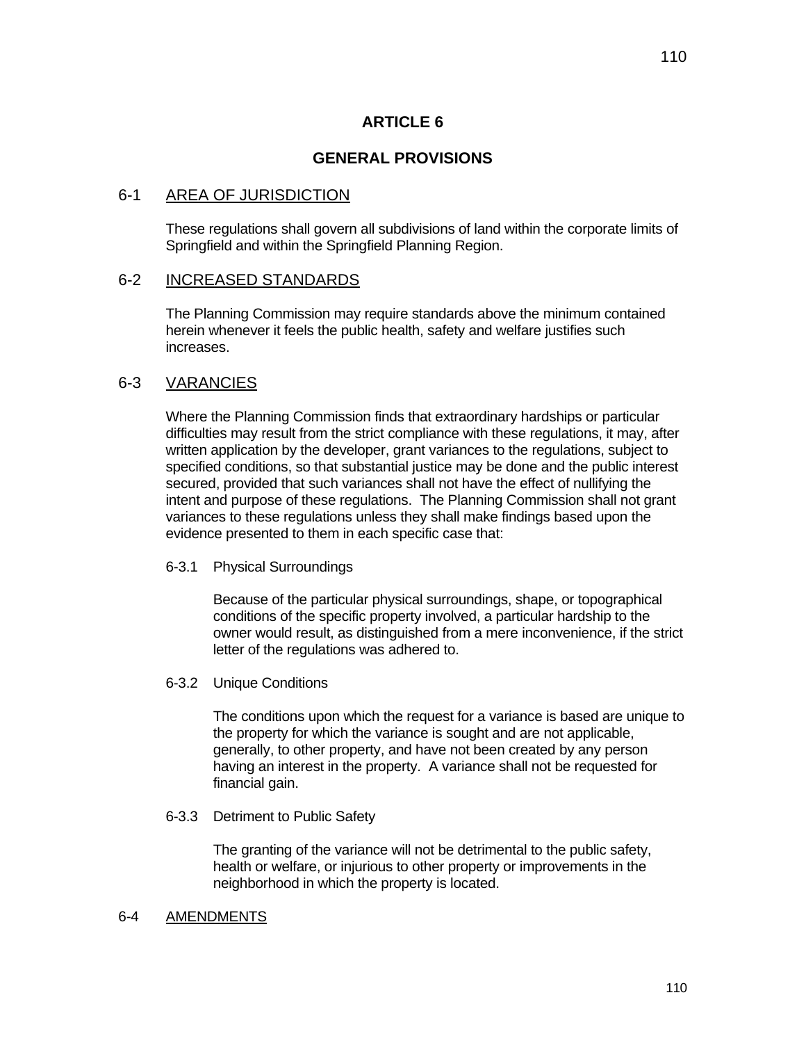# ARTICLE 6

## GENERAL PROVISIONS

### 6-1 AREA OF JURISDICTION

These regulations shall govern all subdivisions of land within the corporate limits of Springfield and within the Springfield Planning Region.

### 6-2 INCREASED STANDARDS

The Planning Commission may require standards above the minimum contained herein whenever it feels the public health, safety and welfare justifies such increases.

### 6-3 VARANCIES

Where the Planning Commission finds that extraordinary hardships or particular difficulties may result from the strict compliance with these regulations, it may, after written application by the developer, grant variances to the regulations, subject to specified conditions, so that substantial justice may be done and the public interest secured, provided that such variances shall not have the effect of nullifying the intent and purpose of these regulations. The Planning Commission shall not grant variances to these regulations unless they shall make findings based upon the evidence presented to them in each specific case that:

#### 6-3.1 Physical Surroundings

Because of the particular physical surroundings, shape, or topographical conditions of the specific property involved, a particular hardship to the owner would result, as distinguished from a mere inconvenience, if the strict letter of the regulations was adhered to.

#### 6-3.2 Unique Conditions

The conditions upon which the request for a variance is based are unique to the property for which the variance is sought and are not applicable, generally, to other property, and have not been created by any person having an interest in the property. A variance shall not be requested for financial gain.

#### 6-3.3 Detriment to Public Safety

The granting of the variance will not be detrimental to the public safety, health or welfare, or injurious to other property or improvements in the neighborhood in which the property is located.

### 6-4 AMENDMENTS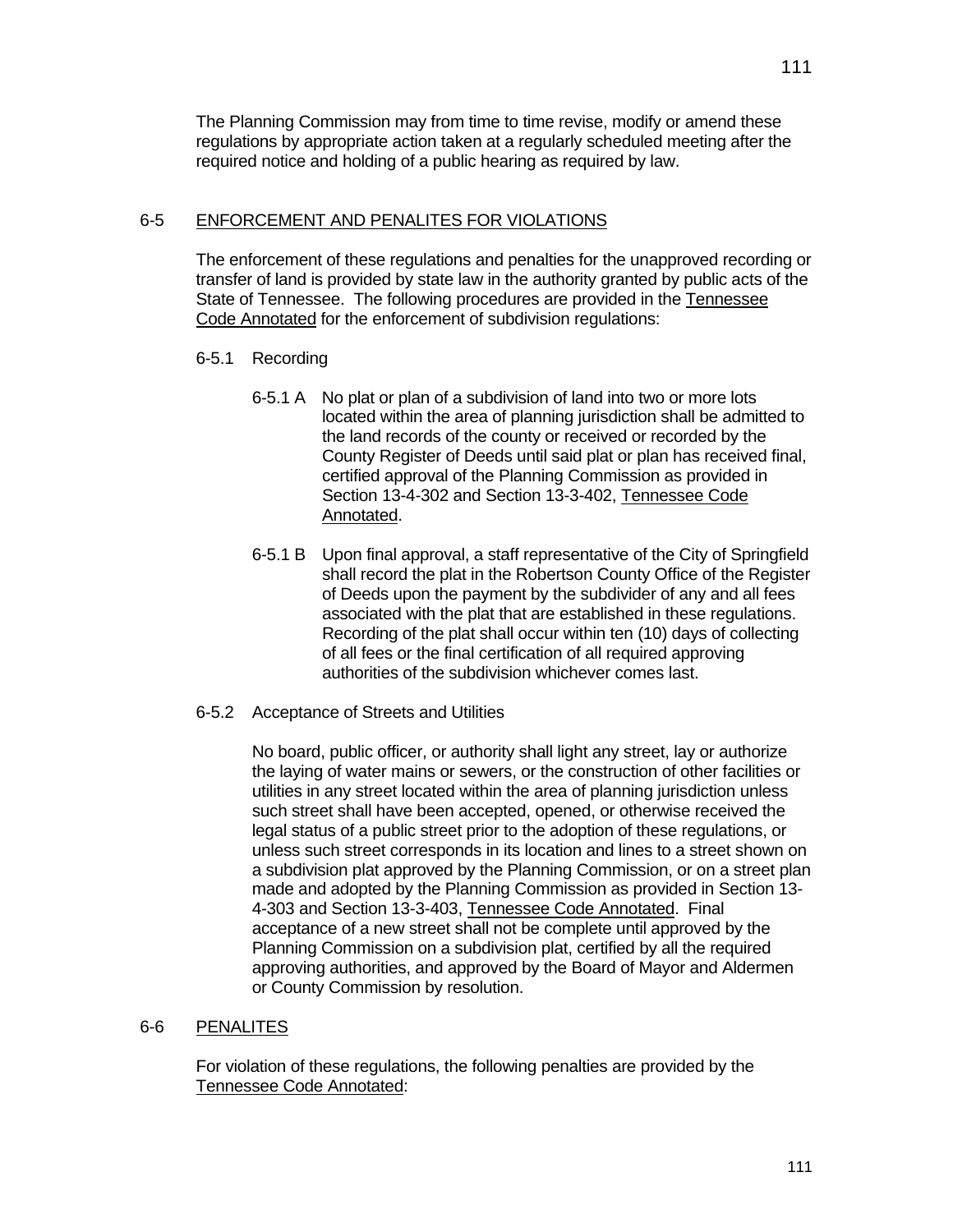The Planning Commission may from time to time revise, modify or amend these regulations by appropriate action taken at a regularly scheduled meeting after the required notice and holding of a public hearing as required by law.

## 6-5 ENFORCEMENT AND PENALITES FOR VIOLATIONS

The enforcement of these regulations and penalties for the unapproved recording or transfer of land is provided by state law in the authority granted by public acts of the State of Tennessee. The following procedures are provided in the Tennessee Code Annotated for the enforcement of subdivision regulations:

### 6-5.1 Recording

6-5.1 A No plat or plan of a subdivision of land into two or more lots located within the area of planning jurisdiction shall be admitted to the land records of the county or received or recorded by the County Register of Deeds until said plat or plan has received final, certified approval of the Planning Commission as provided in Section 13-4-302 and Section 13-3-402, Tennessee Code Annotated.

6-5.1 B Upon final approval, a staff representative of the City of Springfield shall record the plat in the Robertson County Office of the Register of Deeds upon the payment by the subdivider of any and all fees associated with the plat that are established in these regulations. Recording of the plat shall occur within ten (10) days of collecting of all fees or the final certification of all required approving authorities of the subdivision whichever comes last.

### 6-5.2 Acceptance of Streets and Utilities

No board, public officer, or authority shall light any street, lay or authorize the laying of water mains or sewers, or the construction of other facilities or utilities in any street located within the area of planning jurisdiction unless such street shall have been accepted, opened, or otherwise received the legal status of a public street prior to the adoption of these regulations, or unless such street corresponds in its location and lines to a street shown on a subdivision plat approved by the Planning Commission, or on a street plan made and adopted by the Planning Commission as provided in Section 13-4-303 and Section 13-3-403, Tennessee Code Annotated. Final acceptance of a new street shall not be complete until approved by the Planning Commission on a subdivision plat, certified by all the required approving authorities, and approved by the Board of Mayor and Aldermen or County Commission by resolution.

## 6-6 PENALITES

For violation of these regulations, the following penalties are provided by the Tennessee Code Annotated: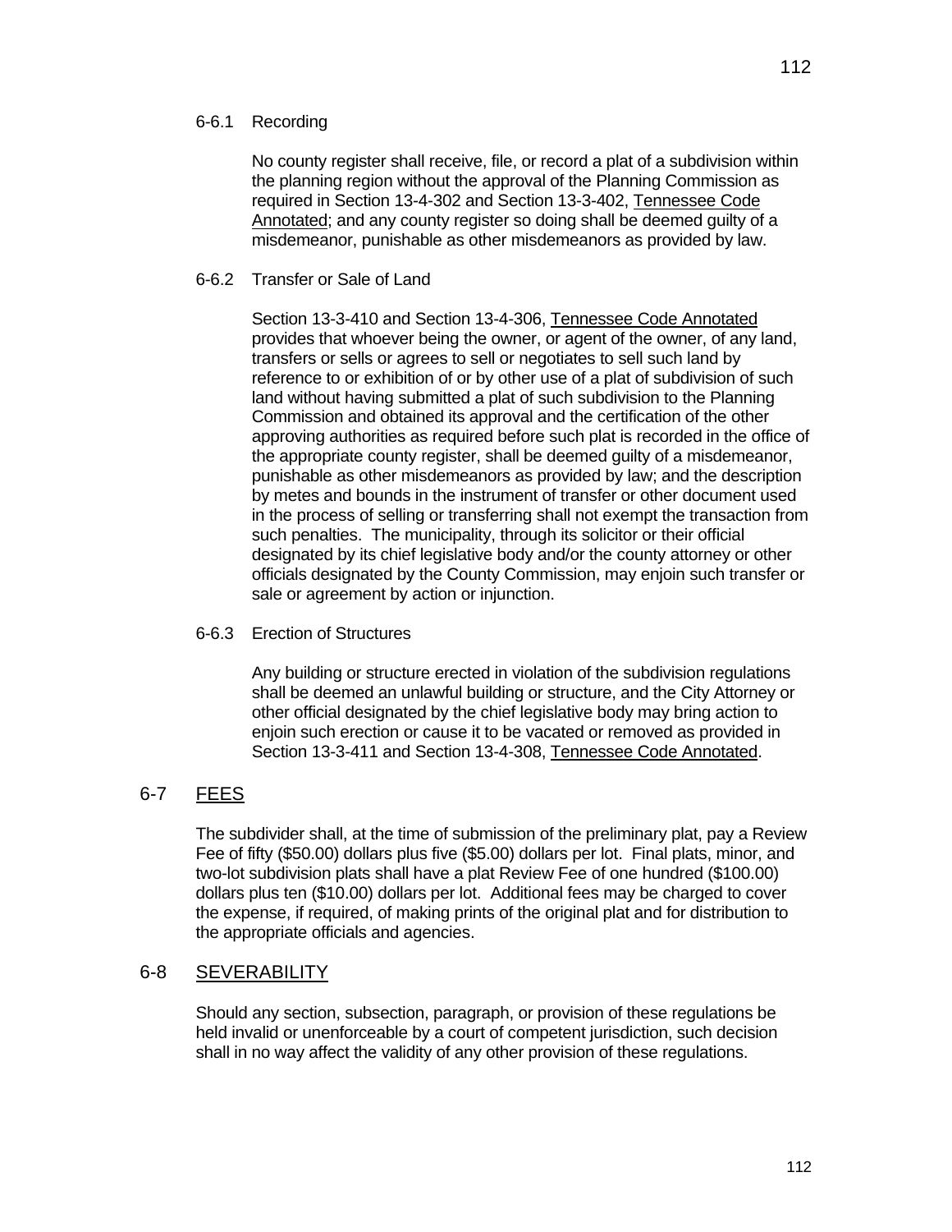### 6-6.1 Recording

No county register shall receive, file, or record a plat of a subdivision within the planning region without the approval of the Planning Commission as required in Section 13-4-302 and Section 13-3-402, Tennessee Code Annotated; and any county register so doing shall be deemed guilty of a misdemeanor, punishable as other misdemeanors as provided by law.

### 6-6.2 Transfer or Sale of Land

Section 13-3-410 and Section 13-4-306, Tennessee Code Annotated provides that whoever being the owner, or agent of the owner, of any land, transfers or sells or agrees to sell or negotiates to sell such land by reference to or exhibition of or by other use of a plat of subdivision of such land without having submitted a plat of such subdivision to the Planning Commission and obtained its approval and the certification of the other approving authorities as required before such plat is recorded in the office of the appropriate county register, shall be deemed guilty of a misdemeanor, punishable as other misdemeanors as provided by law; and the description by metes and bounds in the instrument of transfer or other document used in the process of selling or transferring shall not exempt the transaction from such penalties. The municipality, through its solicitor or their official designated by its chief legislative body and/or the county attorney or other officials designated by the County Commission, may enjoin such transfer or sale or agreement by action or injunction.

### 6-6.3 Erection of Structures

Any building or structure erected in violation of the subdivision regulations shall be deemed an unlawful building or structure, and the City Attorney or other official designated by the chief legislative body may bring action to enjoin such erection or cause it to be vacated or removed as provided in Section 13-3-411 and Section 13-4-308, Tennessee Code Annotated.

## 6-7 FEES

The subdivider shall, at the time of submission of the preliminary plat, pay a Review Fee of fifty ($50.00) dollars plus five ($5.00) dollars per lot. Final plats, minor, and two-lot subdivision plats shall have a plat Review Fee of one hundred ($100.00) dollars plus ten ($10.00) dollars per lot. Additional fees may be charged to cover the expense, if required, of making prints of the original plat and for distribution to the appropriate officials and agencies.

## 6-8 SEVERABILITY

Should any section, subsection, paragraph, or provision of these regulations be held invalid or unenforceable by a court of competent jurisdiction, such decision shall in no way affect the validity of any other provision of these regulations.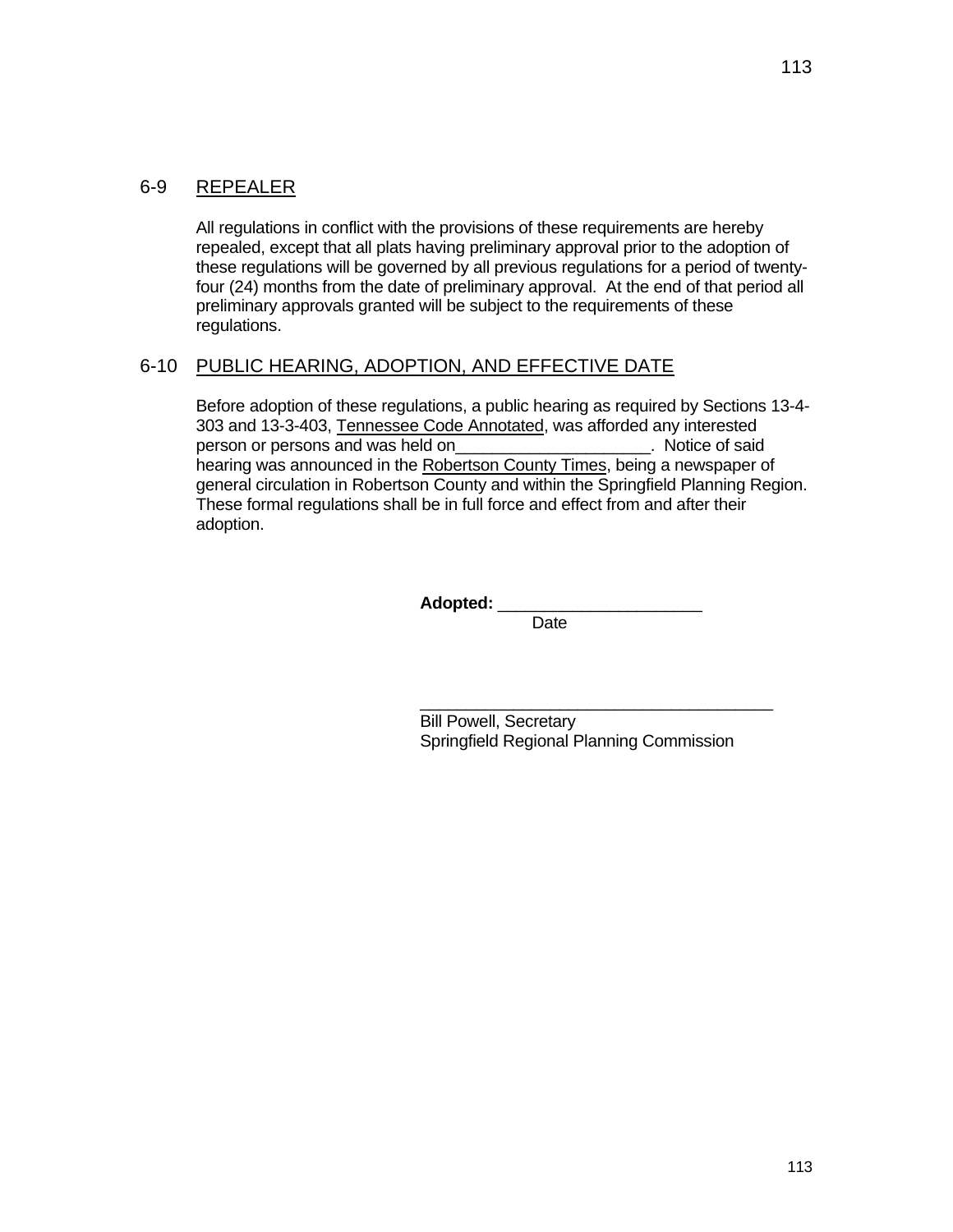## 6-9 REPEALER

All regulations in conflict with the provisions of these requirements are hereby repealed, except that all plats having preliminary approval prior to the adoption of these regulations will be governed by all previous regulations for a period of twenty-four (24) months from the date of preliminary approval. At the end of that period all preliminary approvals granted will be subject to the requirements of these regulations.

## 6-10 PUBLIC HEARING, ADOPTION, AND EFFECTIVE DATE

Before adoption of these regulations, a public hearing as required by Sections 13-4-303 and 13-3-403, Tennessee Code Annotated, was afforded any interested person or persons and was held on_____________________. Notice of said hearing was announced in the Robertson County Times, being a newspaper of general circulation in Robertson County and within the Springfield Planning Region. These formal regulations shall be in full force and effect from and after their adoption.

**Adopted:** ______________________
Date

______________________________________
Bill Powell, Secretary
Springfield Regional Planning Commission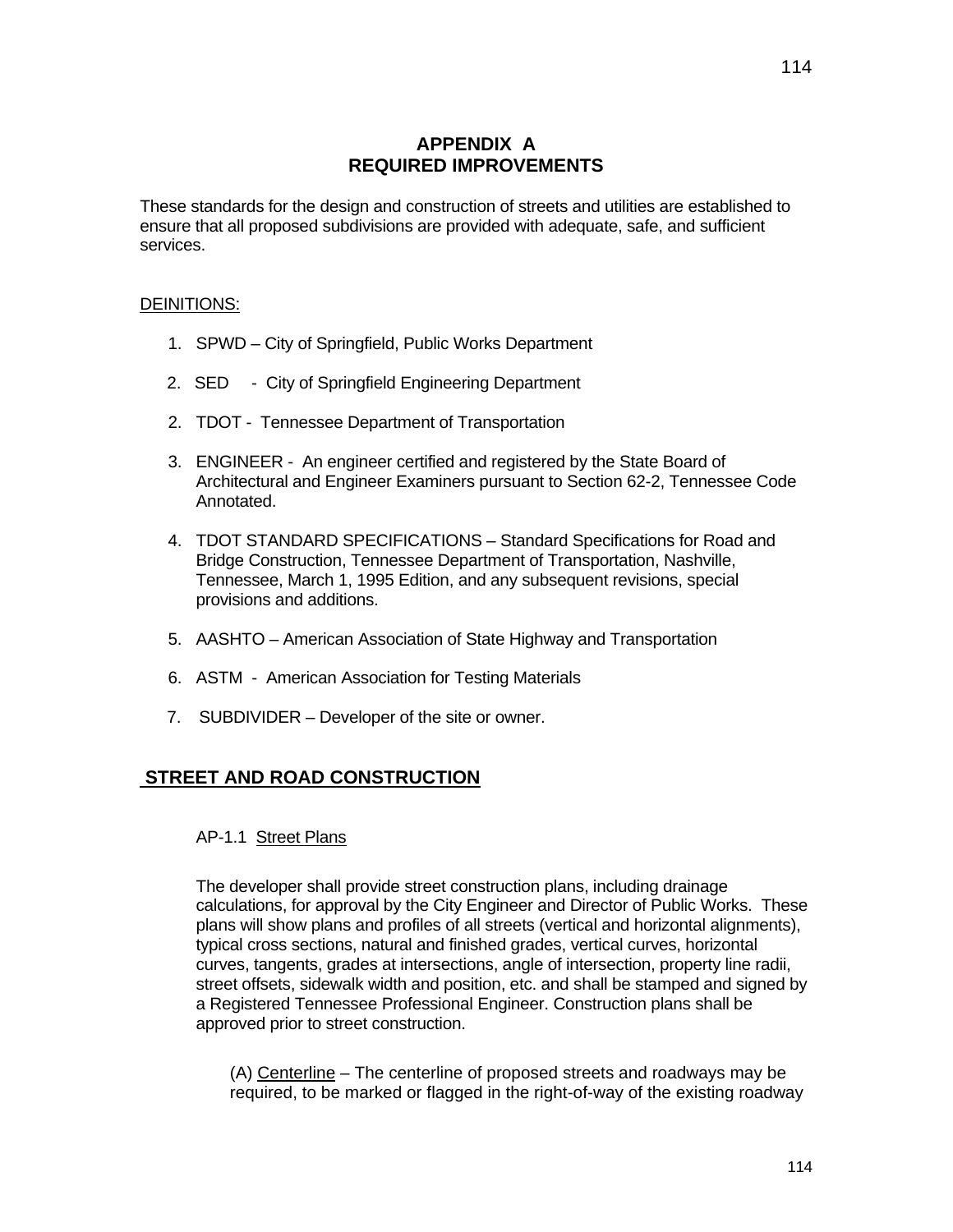# APPENDIX A
# REQUIRED IMPROVEMENTS

These standards for the design and construction of streets and utilities are established to ensure that all proposed subdivisions are provided with adequate, safe, and sufficient services.

DEINITIONS:

1. SPWD – City of Springfield, Public Works Department

2. SED - City of Springfield Engineering Department

2. TDOT - Tennessee Department of Transportation

3. ENGINEER - An engineer certified and registered by the State Board of Architectural and Engineer Examiners pursuant to Section 62-2, Tennessee Code Annotated.

4. TDOT STANDARD SPECIFICATIONS – Standard Specifications for Road and Bridge Construction, Tennessee Department of Transportation, Nashville, Tennessee, March 1, 1995 Edition, and any subsequent revisions, special provisions and additions.

5. AASHTO – American Association of State Highway and Transportation

6. ASTM - American Association for Testing Materials

7. SUBDIVIDER – Developer of the site or owner.

## STREET AND ROAD CONSTRUCTION

### AP-1.1 Street Plans

The developer shall provide street construction plans, including drainage calculations, for approval by the City Engineer and Director of Public Works. These plans will show plans and profiles of all streets (vertical and horizontal alignments), typical cross sections, natural and finished grades, vertical curves, horizontal curves, tangents, grades at intersections, angle of intersection, property line radii, street offsets, sidewalk width and position, etc. and shall be stamped and signed by a Registered Tennessee Professional Engineer. Construction plans shall be approved prior to street construction.

(A) Centerline – The centerline of proposed streets and roadways may be required, to be marked or flagged in the right-of-way of the existing roadway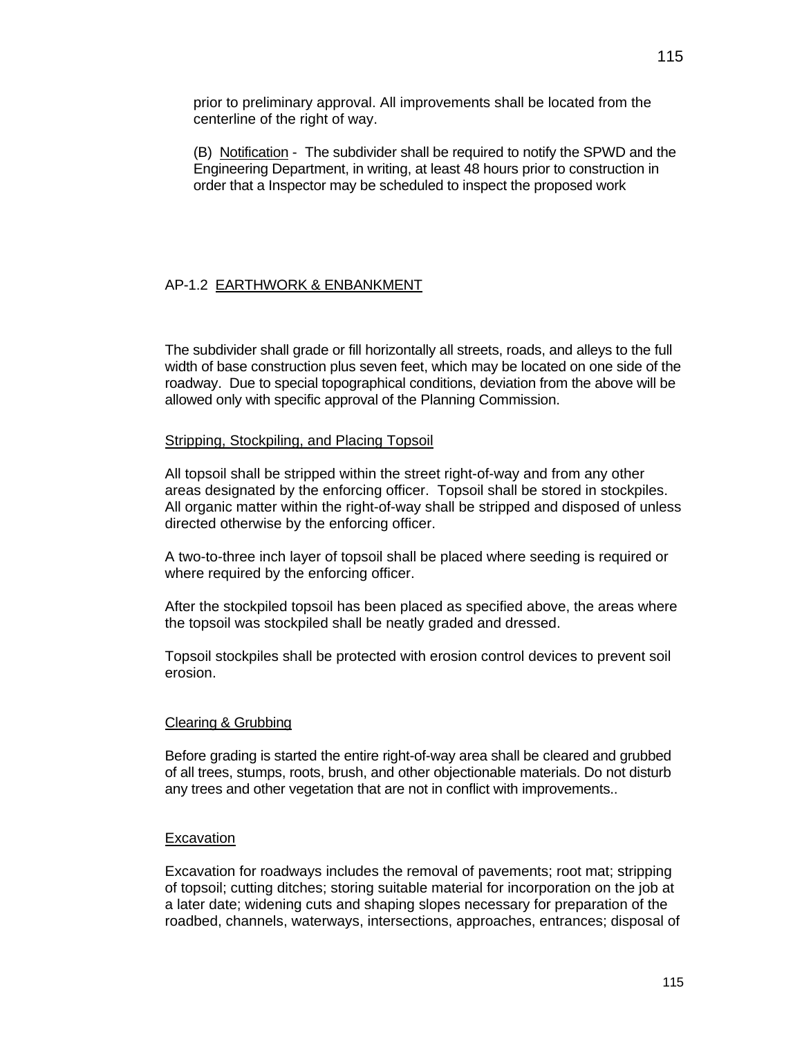prior to preliminary approval. All improvements shall be located from the centerline of the right of way.

(B) Notification - The subdivider shall be required to notify the SPWD and the Engineering Department, in writing, at least 48 hours prior to construction in order that a Inspector may be scheduled to inspect the proposed work

## AP-1.2 EARTHWORK & ENBANKMENT

The subdivider shall grade or fill horizontally all streets, roads, and alleys to the full width of base construction plus seven feet, which may be located on one side of the roadway. Due to special topographical conditions, deviation from the above will be allowed only with specific approval of the Planning Commission.

### Stripping, Stockpiling, and Placing Topsoil

All topsoil shall be stripped within the street right-of-way and from any other areas designated by the enforcing officer. Topsoil shall be stored in stockpiles. All organic matter within the right-of-way shall be stripped and disposed of unless directed otherwise by the enforcing officer.

A two-to-three inch layer of topsoil shall be placed where seeding is required or where required by the enforcing officer.

After the stockpiled topsoil has been placed as specified above, the areas where the topsoil was stockpiled shall be neatly graded and dressed.

Topsoil stockpiles shall be protected with erosion control devices to prevent soil erosion.

### Clearing & Grubbing

Before grading is started the entire right-of-way area shall be cleared and grubbed of all trees, stumps, roots, brush, and other objectionable materials. Do not disturb any trees and other vegetation that are not in conflict with improvements..

### Excavation

Excavation for roadways includes the removal of pavements; root mat; stripping of topsoil; cutting ditches; storing suitable material for incorporation on the job at a later date; widening cuts and shaping slopes necessary for preparation of the roadbed, channels, waterways, intersections, approaches, entrances; disposal of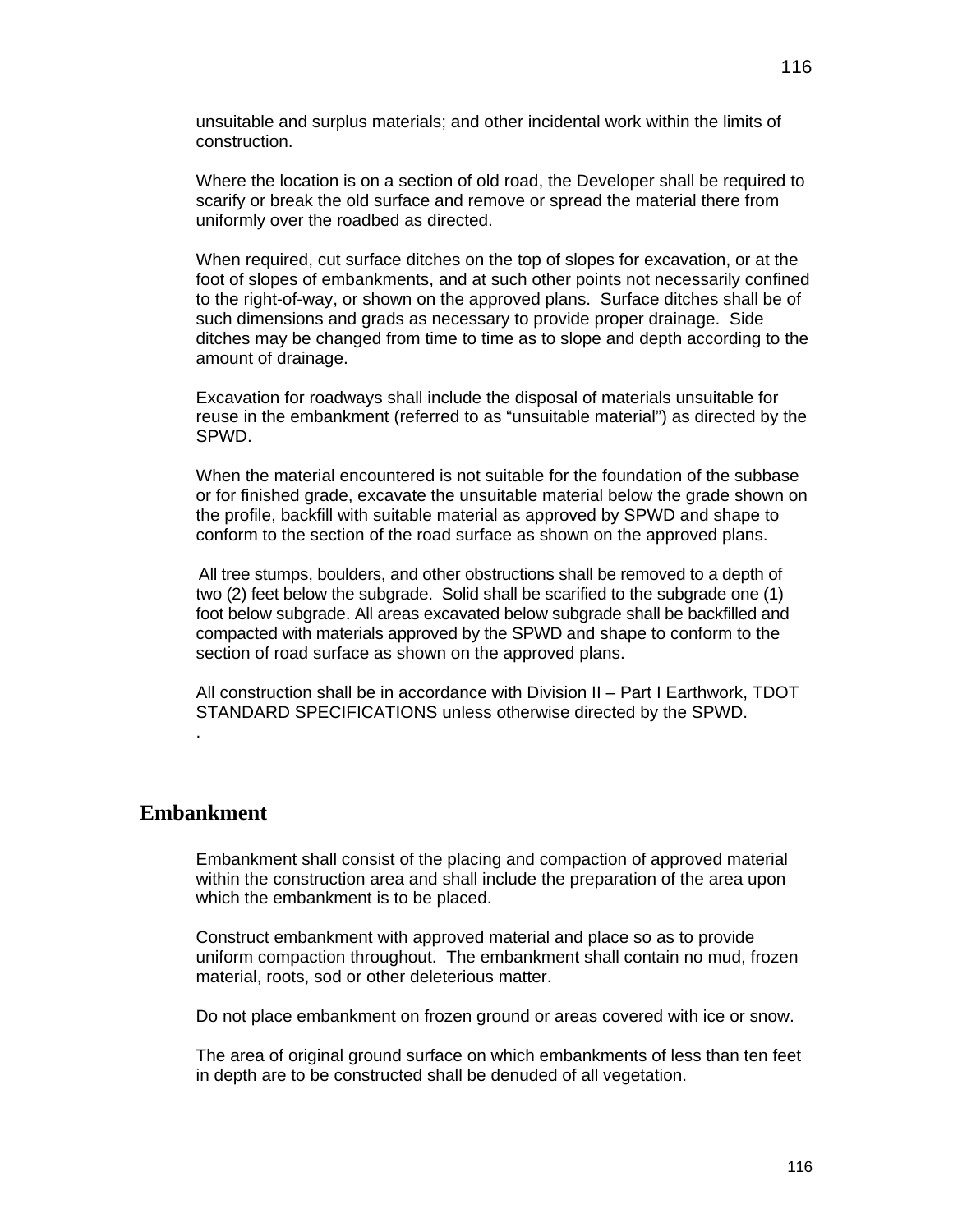unsuitable and surplus materials; and other incidental work within the limits of construction.

Where the location is on a section of old road, the Developer shall be required to scarify or break the old surface and remove or spread the material there from uniformly over the roadbed as directed.

When required, cut surface ditches on the top of slopes for excavation, or at the foot of slopes of embankments, and at such other points not necessarily confined to the right-of-way, or shown on the approved plans. Surface ditches shall be of such dimensions and grads as necessary to provide proper drainage. Side ditches may be changed from time to time as to slope and depth according to the amount of drainage.

Excavation for roadways shall include the disposal of materials unsuitable for reuse in the embankment (referred to as “unsuitable material”) as directed by the SPWD.

When the material encountered is not suitable for the foundation of the subbase or for finished grade, excavate the unsuitable material below the grade shown on the profile, backfill with suitable material as approved by SPWD and shape to conform to the section of the road surface as shown on the approved plans.

All tree stumps, boulders, and other obstructions shall be removed to a depth of two (2) feet below the subgrade. Solid shall be scarified to the subgrade one (1) foot below subgrade. All areas excavated below subgrade shall be backfilled and compacted with materials approved by the SPWD and shape to conform to the section of road surface as shown on the approved plans.

All construction shall be in accordance with Division II – Part I Earthwork, TDOT STANDARD SPECIFICATIONS unless otherwise directed by the SPWD.

.

## Embankment

Embankment shall consist of the placing and compaction of approved material within the construction area and shall include the preparation of the area upon which the embankment is to be placed.

Construct embankment with approved material and place so as to provide uniform compaction throughout. The embankment shall contain no mud, frozen material, roots, sod or other deleterious matter.

Do not place embankment on frozen ground or areas covered with ice or snow.

The area of original ground surface on which embankments of less than ten feet in depth are to be constructed shall be denuded of all vegetation.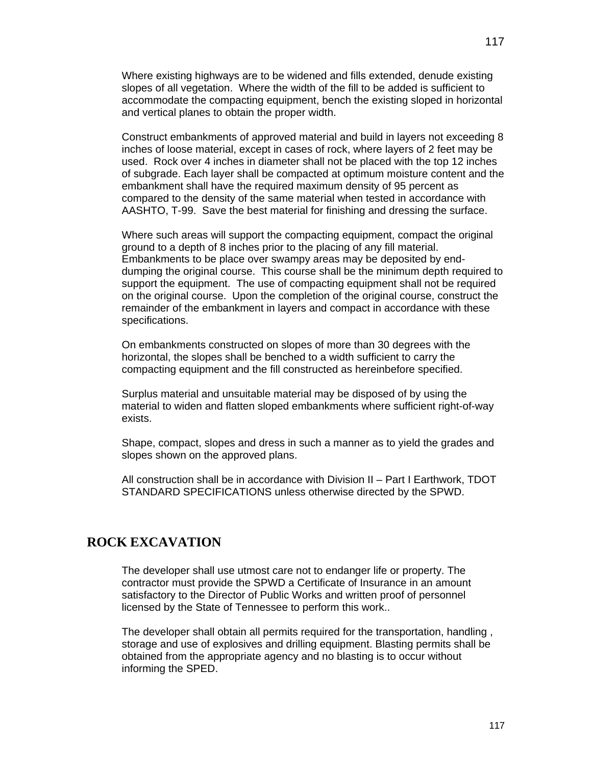Where existing highways are to be widened and fills extended, denude existing slopes of all vegetation. Where the width of the fill to be added is sufficient to accommodate the compacting equipment, bench the existing sloped in horizontal and vertical planes to obtain the proper width.

Construct embankments of approved material and build in layers not exceeding 8 inches of loose material, except in cases of rock, where layers of 2 feet may be used. Rock over 4 inches in diameter shall not be placed with the top 12 inches of subgrade. Each layer shall be compacted at optimum moisture content and the embankment shall have the required maximum density of 95 percent as compared to the density of the same material when tested in accordance with AASHTO, T-99. Save the best material for finishing and dressing the surface.

Where such areas will support the compacting equipment, compact the original ground to a depth of 8 inches prior to the placing of any fill material. Embankments to be place over swampy areas may be deposited by end-dumping the original course. This course shall be the minimum depth required to support the equipment. The use of compacting equipment shall not be required on the original course. Upon the completion of the original course, construct the remainder of the embankment in layers and compact in accordance with these specifications.

On embankments constructed on slopes of more than 30 degrees with the horizontal, the slopes shall be benched to a width sufficient to carry the compacting equipment and the fill constructed as hereinbefore specified.

Surplus material and unsuitable material may be disposed of by using the material to widen and flatten sloped embankments where sufficient right-of-way exists.

Shape, compact, slopes and dress in such a manner as to yield the grades and slopes shown on the approved plans.

All construction shall be in accordance with Division II – Part I Earthwork, TDOT STANDARD SPECIFICATIONS unless otherwise directed by the SPWD.

## ROCK EXCAVATION

The developer shall use utmost care not to endanger life or property. The contractor must provide the SPWD a Certificate of Insurance in an amount satisfactory to the Director of Public Works and written proof of personnel licensed by the State of Tennessee to perform this work..

The developer shall obtain all permits required for the transportation, handling , storage and use of explosives and drilling equipment. Blasting permits shall be obtained from the appropriate agency and no blasting is to occur without informing the SPED.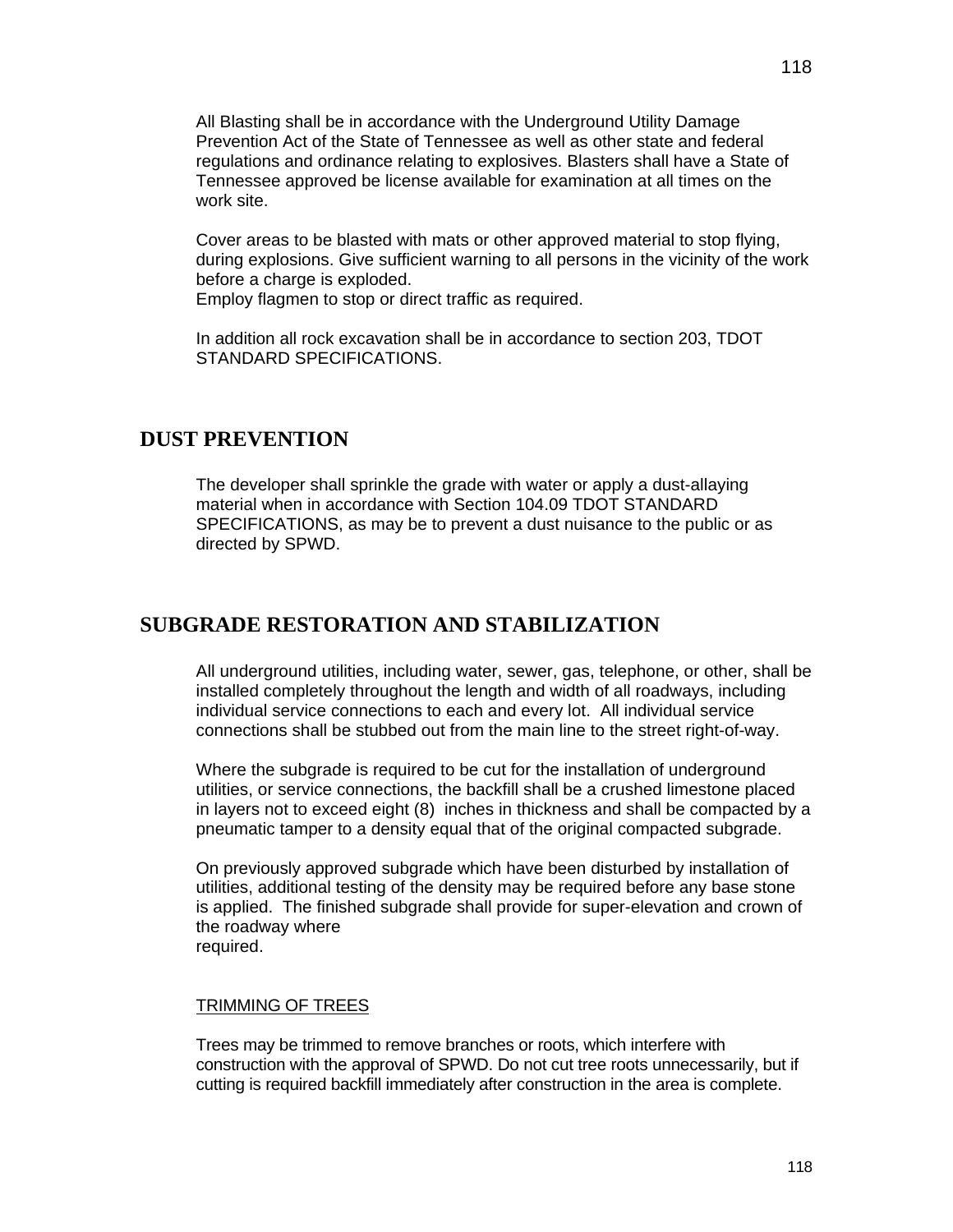All Blasting shall be in accordance with the Underground Utility Damage Prevention Act of the State of Tennessee as well as other state and federal regulations and ordinance relating to explosives. Blasters shall have a State of Tennessee approved be license available for examination at all times on the work site.

Cover areas to be blasted with mats or other approved material to stop flying, during explosions. Give sufficient warning to all persons in the vicinity of the work before a charge is exploded.
Employ flagmen to stop or direct traffic as required.

In addition all rock excavation shall be in accordance to section 203, TDOT STANDARD SPECIFICATIONS.

## DUST PREVENTION

The developer shall sprinkle the grade with water or apply a dust-allaying material when in accordance with Section 104.09 TDOT STANDARD SPECIFICATIONS, as may be to prevent a dust nuisance to the public or as directed by SPWD.

## SUBGRADE RESTORATION AND STABILIZATION

All underground utilities, including water, sewer, gas, telephone, or other, shall be installed completely throughout the length and width of all roadways, including individual service connections to each and every lot. All individual service connections shall be stubbed out from the main line to the street right-of-way.

Where the subgrade is required to be cut for the installation of underground utilities, or service connections, the backfill shall be a crushed limestone placed in layers not to exceed eight (8) inches in thickness and shall be compacted by a pneumatic tamper to a density equal that of the original compacted subgrade.

On previously approved subgrade which have been disturbed by installation of utilities, additional testing of the density may be required before any base stone is applied. The finished subgrade shall provide for super-elevation and crown of the roadway where required.

<u>TRIMMING OF TREES</u>

Trees may be trimmed to remove branches or roots, which interfere with construction with the approval of SPWD. Do not cut tree roots unnecessarily, but if cutting is required backfill immediately after construction in the area is complete.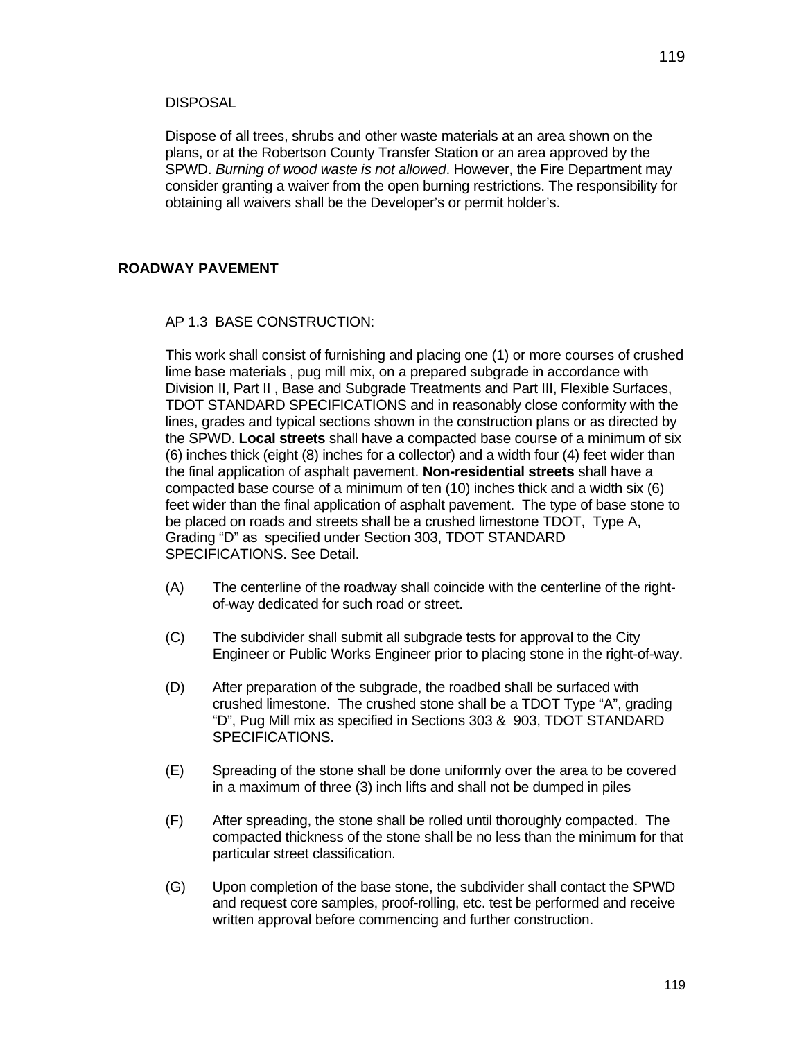DISPOSAL

Dispose of all trees, shrubs and other waste materials at an area shown on the plans, or at the Robertson County Transfer Station or an area approved by the SPWD. *Burning of wood waste is not allowed*. However, the Fire Department may consider granting a waiver from the open burning restrictions. The responsibility for obtaining all waivers shall be the Developer's or permit holder's.

## ROADWAY PAVEMENT

AP 1.3 BASE CONSTRUCTION:

This work shall consist of furnishing and placing one (1) or more courses of crushed lime base materials , pug mill mix, on a prepared subgrade in accordance with Division II, Part II , Base and Subgrade Treatments and Part III, Flexible Surfaces, TDOT STANDARD SPECIFICATIONS and in reasonably close conformity with the lines, grades and typical sections shown in the construction plans or as directed by the SPWD. **Local streets** shall have a compacted base course of a minimum of six (6) inches thick (eight (8) inches for a collector) and a width four (4) feet wider than the final application of asphalt pavement. **Non-residential streets** shall have a compacted base course of a minimum of ten (10) inches thick and a width six (6) feet wider than the final application of asphalt pavement. The type of base stone to be placed on roads and streets shall be a crushed limestone TDOT, Type A, Grading "D" as specified under Section 303, TDOT STANDARD SPECIFICATIONS. See Detail.

(A) The centerline of the roadway shall coincide with the centerline of the right-of-way dedicated for such road or street.

(C) The subdivider shall submit all subgrade tests for approval to the City Engineer or Public Works Engineer prior to placing stone in the right-of-way.

(D) After preparation of the subgrade, the roadbed shall be surfaced with crushed limestone. The crushed stone shall be a TDOT Type "A", grading "D", Pug Mill mix as specified in Sections 303 & 903, TDOT STANDARD SPECIFICATIONS.

(E) Spreading of the stone shall be done uniformly over the area to be covered in a maximum of three (3) inch lifts and shall not be dumped in piles

(F) After spreading, the stone shall be rolled until thoroughly compacted. The compacted thickness of the stone shall be no less than the minimum for that particular street classification.

(G) Upon completion of the base stone, the subdivider shall contact the SPWD and request core samples, proof-rolling, etc. test be performed and receive written approval before commencing and further construction.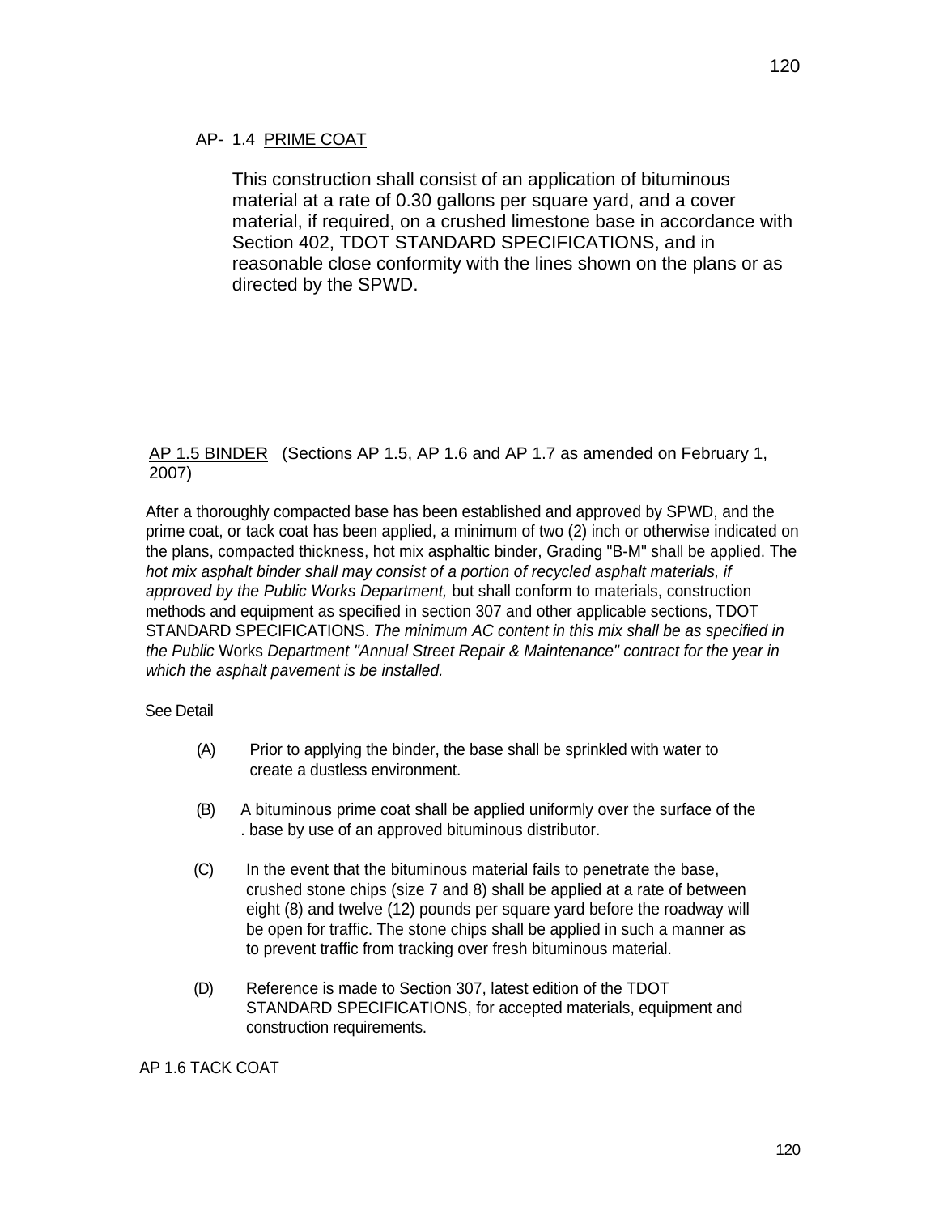## AP- 1.4 PRIME COAT

This construction shall consist of an application of bituminous material at a rate of 0.30 gallons per square yard, and a cover material, if required, on a crushed limestone base in accordance with Section 402, TDOT STANDARD SPECIFICATIONS, and in reasonable close conformity with the lines shown on the plans or as directed by the SPWD.

## AP 1.5 BINDER (Sections AP 1.5, AP 1.6 and AP 1.7 as amended on February 1, 2007)

After a thoroughly compacted base has been established and approved by SPWD, and the prime coat, or tack coat has been applied, a minimum of two (2) inch or otherwise indicated on the plans, compacted thickness, hot mix asphaltic binder, Grading "B-M" shall be applied. The *hot mix asphalt binder shall may consist of a portion of recycled asphalt materials, if approved by the Public Works Department,* but shall conform to materials, construction methods and equipment as specified in section 307 and other applicable sections, TDOT STANDARD SPECIFICATIONS. *The minimum AC content in this mix shall be as specified in the Public* Works *Department "Annual Street Repair & Maintenance" contract for the year in which the asphalt pavement is be installed.*

See Detail

(A) Prior to applying the binder, the base shall be sprinkled with water to create a dustless environment.

(B) A bituminous prime coat shall be applied uniformly over the surface of the . base by use of an approved bituminous distributor.

(C) In the event that the bituminous material fails to penetrate the base, crushed stone chips (size 7 and 8) shall be applied at a rate of between eight (8) and twelve (12) pounds per square yard before the roadway will be open for traffic. The stone chips shall be applied in such a manner as to prevent traffic from tracking over fresh bituminous material.

(D) Reference is made to Section 307, latest edition of the TDOT STANDARD SPECIFICATIONS, for accepted materials, equipment and construction requirements.

## AP 1.6 TACK COAT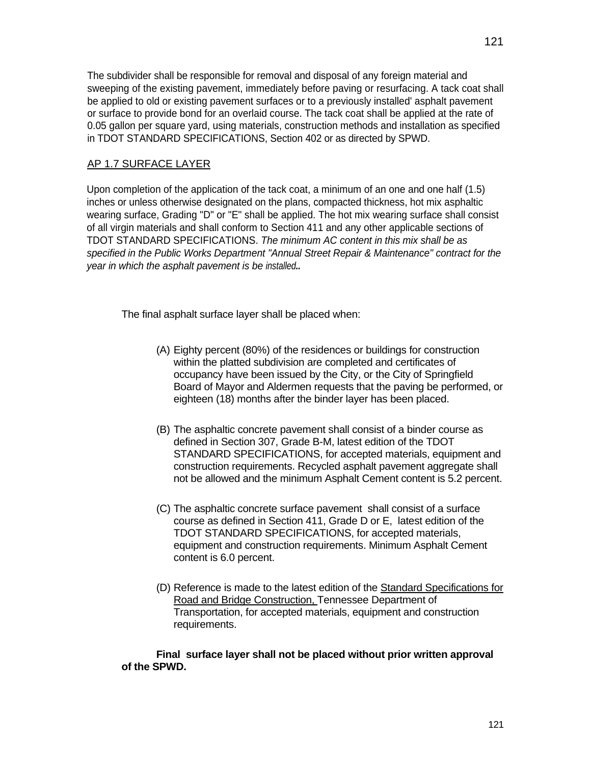The subdivider shall be responsible for removal and disposal of any foreign material and sweeping of the existing pavement, immediately before paving or resurfacing. A tack coat shall be applied to old or existing pavement surfaces or to a previously installed' asphalt pavement or surface to provide bond for an overlaid course. The tack coat shall be applied at the rate of 0.05 gallon per square yard, using materials, construction methods and installation as specified in TDOT STANDARD SPECIFICATIONS, Section 402 or as directed by SPWD.

## AP 1.7 SURFACE LAYER

Upon completion of the application of the tack coat, a minimum of an one and one half (1.5) inches or unless otherwise designated on the plans, compacted thickness, hot mix asphaltic wearing surface, Grading "D" or "E" shall be applied. The hot mix wearing surface shall consist of all virgin materials and shall conform to Section 411 and any other applicable sections of TDOT STANDARD SPECIFICATIONS. *The minimum AC content in this mix shall be as specified in the Public Works Department "Annual Street Repair & Maintenance" contract for the year in which the asphalt pavement is be installed..*

The final asphalt surface layer shall be placed when:

(A) Eighty percent (80%) of the residences or buildings for construction within the platted subdivision are completed and certificates of occupancy have been issued by the City, or the City of Springfield Board of Mayor and Aldermen requests that the paving be performed, or eighteen (18) months after the binder layer has been placed.

(B) The asphaltic concrete pavement shall consist of a binder course as defined in Section 307, Grade B-M, latest edition of the TDOT STANDARD SPECIFICATIONS, for accepted materials, equipment and construction requirements. Recycled asphalt pavement aggregate shall not be allowed and the minimum Asphalt Cement content is 5.2 percent.

(C) The asphaltic concrete surface pavement shall consist of a surface course as defined in Section 411, Grade D or E, latest edition of the TDOT STANDARD SPECIFICATIONS, for accepted materials, equipment and construction requirements. Minimum Asphalt Cement content is 6.0 percent.

(D) Reference is made to the latest edition of the Standard Specifications for Road and Bridge Construction, Tennessee Department of Transportation, for accepted materials, equipment and construction requirements.

**Final surface layer shall not be placed without prior written approval of the SPWD.**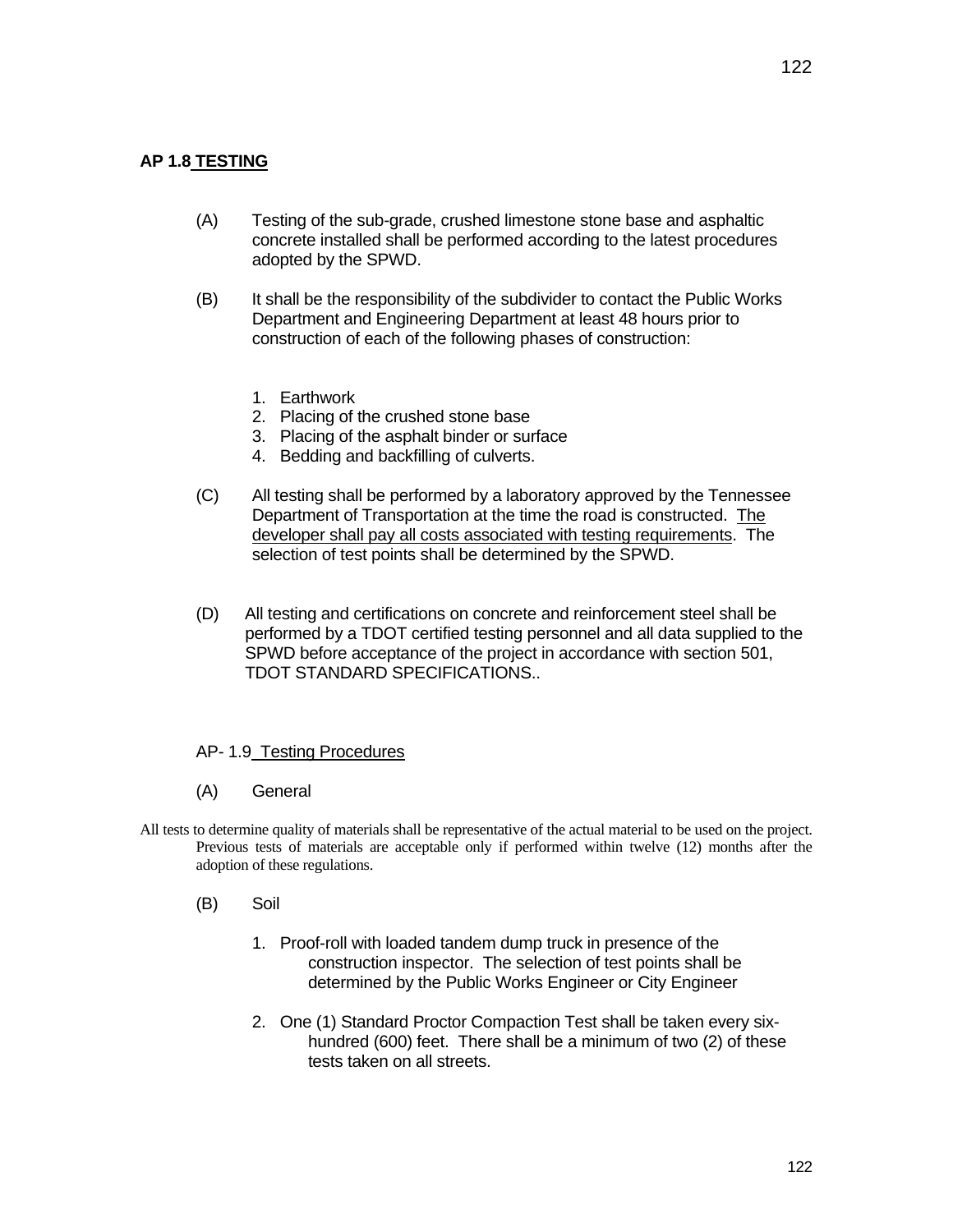## AP 1.8 TESTING

(A) Testing of the sub-grade, crushed limestone stone base and asphaltic concrete installed shall be performed according to the latest procedures adopted by the SPWD.

(B) It shall be the responsibility of the subdivider to contact the Public Works Department and Engineering Department at least 48 hours prior to construction of each of the following phases of construction:

1. Earthwork
2. Placing of the crushed stone base
3. Placing of the asphalt binder or surface
4. Bedding and backfilling of culverts.

(C) All testing shall be performed by a laboratory approved by the Tennessee Department of Transportation at the time the road is constructed. The developer shall pay all costs associated with testing requirements. The selection of test points shall be determined by the SPWD.

(D) All testing and certifications on concrete and reinforcement steel shall be performed by a TDOT certified testing personnel and all data supplied to the SPWD before acceptance of the project in accordance with section 501, TDOT STANDARD SPECIFICATIONS..

### AP- 1.9 Testing Procedures

(A) General

All tests to determine quality of materials shall be representative of the actual material to be used on the project. Previous tests of materials are acceptable only if performed within twelve (12) months after the adoption of these regulations.

(B) Soil

1. Proof-roll with loaded tandem dump truck in presence of the construction inspector. The selection of test points shall be determined by the Public Works Engineer or City Engineer

2. One (1) Standard Proctor Compaction Test shall be taken every six-hundred (600) feet. There shall be a minimum of two (2) of these tests taken on all streets.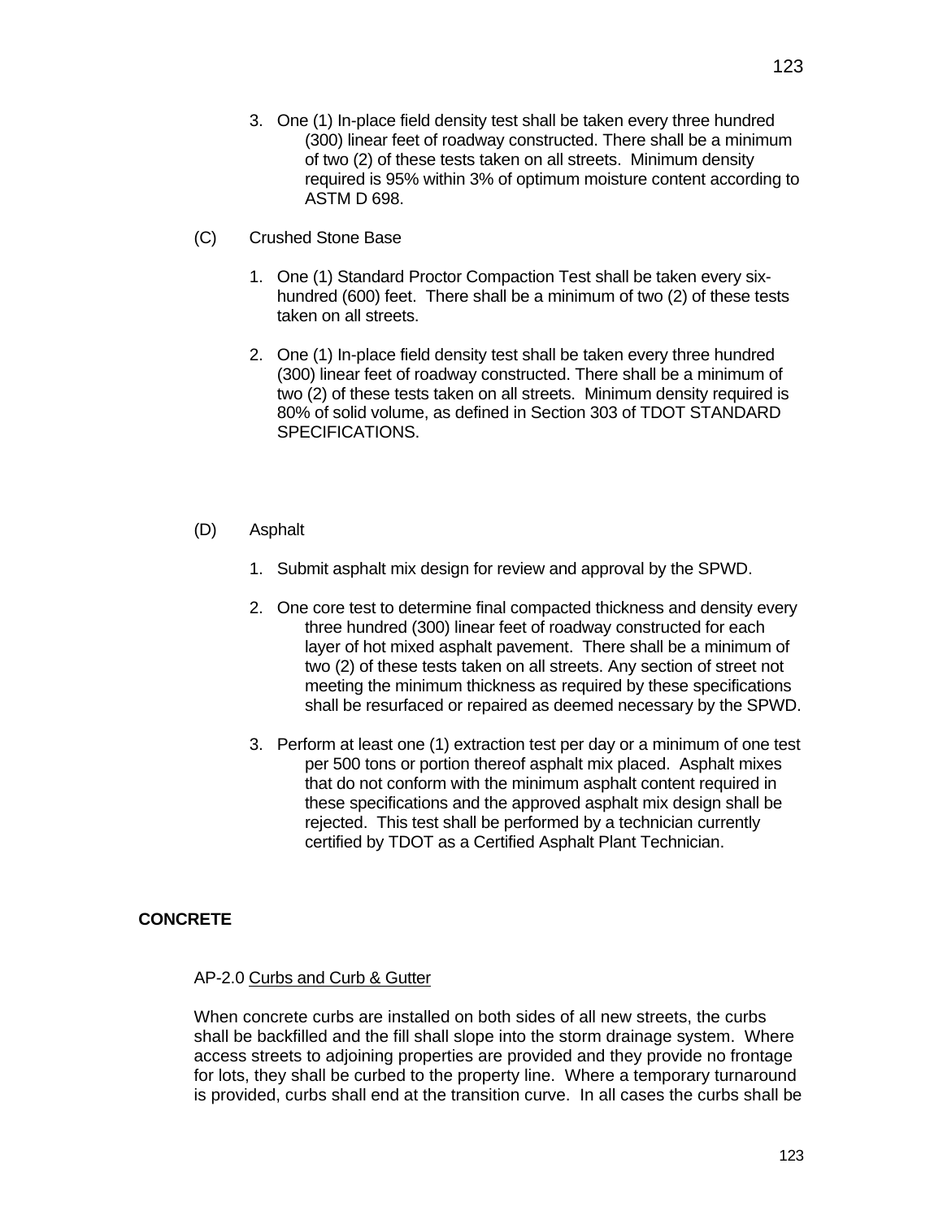3. One (1) In-place field density test shall be taken every three hundred (300) linear feet of roadway constructed. There shall be a minimum of two (2) of these tests taken on all streets. Minimum density required is 95% within 3% of optimum moisture content according to ASTM D 698.

(C) Crushed Stone Base

1. One (1) Standard Proctor Compaction Test shall be taken every six-hundred (600) feet. There shall be a minimum of two (2) of these tests taken on all streets.

2. One (1) In-place field density test shall be taken every three hundred (300) linear feet of roadway constructed. There shall be a minimum of two (2) of these tests taken on all streets. Minimum density required is 80% of solid volume, as defined in Section 303 of TDOT STANDARD SPECIFICATIONS.

(D) Asphalt

1. Submit asphalt mix design for review and approval by the SPWD.

2. One core test to determine final compacted thickness and density every three hundred (300) linear feet of roadway constructed for each layer of hot mixed asphalt pavement. There shall be a minimum of two (2) of these tests taken on all streets. Any section of street not meeting the minimum thickness as required by these specifications shall be resurfaced or repaired as deemed necessary by the SPWD.

3. Perform at least one (1) extraction test per day or a minimum of one test per 500 tons or portion thereof asphalt mix placed. Asphalt mixes that do not conform with the minimum asphalt content required in these specifications and the approved asphalt mix design shall be rejected. This test shall be performed by a technician currently certified by TDOT as a Certified Asphalt Plant Technician.

**CONCRETE**

AP-2.0 Curbs and Curb & Gutter

When concrete curbs are installed on both sides of all new streets, the curbs shall be backfilled and the fill shall slope into the storm drainage system. Where access streets to adjoining properties are provided and they provide no frontage for lots, they shall be curbed to the property line. Where a temporary turnaround is provided, curbs shall end at the transition curve. In all cases the curbs shall be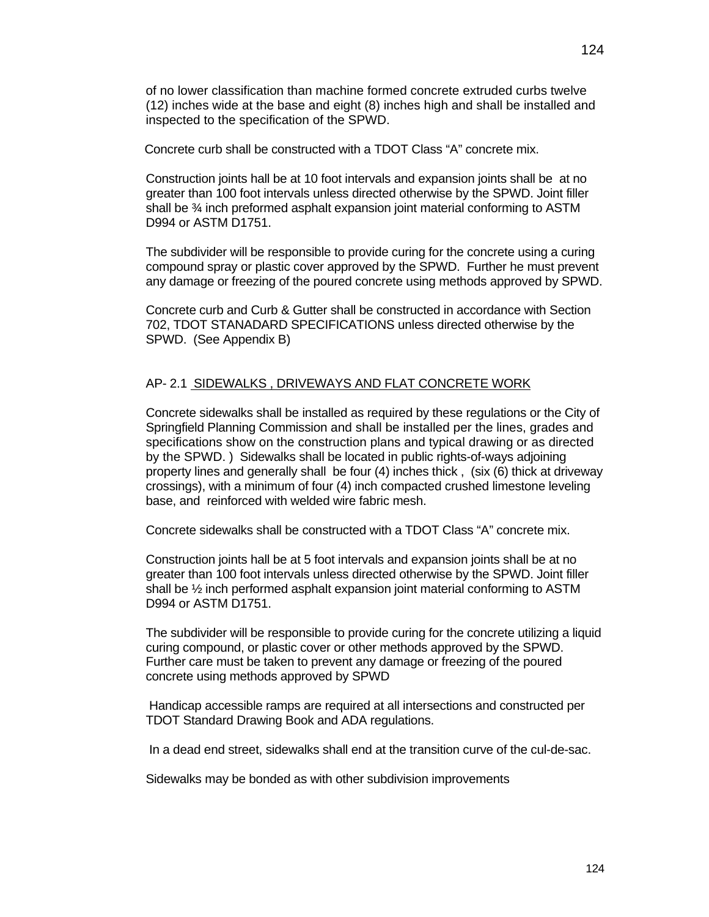of no lower classification than machine formed concrete extruded curbs twelve (12) inches wide at the base and eight (8) inches high and shall be installed and inspected to the specification of the SPWD.

Concrete curb shall be constructed with a TDOT Class “A” concrete mix.

Construction joints hall be at 10 foot intervals and expansion joints shall be at no greater than 100 foot intervals unless directed otherwise by the SPWD. Joint filler shall be ¾ inch preformed asphalt expansion joint material conforming to ASTM D994 or ASTM D1751.

The subdivider will be responsible to provide curing for the concrete using a curing compound spray or plastic cover approved by the SPWD. Further he must prevent any damage or freezing of the poured concrete using methods approved by SPWD.

Concrete curb and Curb & Gutter shall be constructed in accordance with Section 702, TDOT STANADARD SPECIFICATIONS unless directed otherwise by the SPWD. (See Appendix B)

AP- 2.1 <u>SIDEWALKS , DRIVEWAYS AND FLAT CONCRETE WORK</u>

Concrete sidewalks shall be installed as required by these regulations or the City of Springfield Planning Commission and shall be installed per the lines, grades and specifications show on the construction plans and typical drawing or as directed by the SPWD. ) Sidewalks shall be located in public rights-of-ways adjoining property lines and generally shall be four (4) inches thick , (six (6) thick at driveway crossings), with a minimum of four (4) inch compacted crushed limestone leveling base, and reinforced with welded wire fabric mesh.

Concrete sidewalks shall be constructed with a TDOT Class “A” concrete mix.

Construction joints hall be at 5 foot intervals and expansion joints shall be at no greater than 100 foot intervals unless directed otherwise by the SPWD. Joint filler shall be ½ inch performed asphalt expansion joint material conforming to ASTM D994 or ASTM D1751.

The subdivider will be responsible to provide curing for the concrete utilizing a liquid curing compound, or plastic cover or other methods approved by the SPWD. Further care must be taken to prevent any damage or freezing of the poured concrete using methods approved by SPWD

Handicap accessible ramps are required at all intersections and constructed per TDOT Standard Drawing Book and ADA regulations.

In a dead end street, sidewalks shall end at the transition curve of the cul-de-sac.

Sidewalks may be bonded as with other subdivision improvements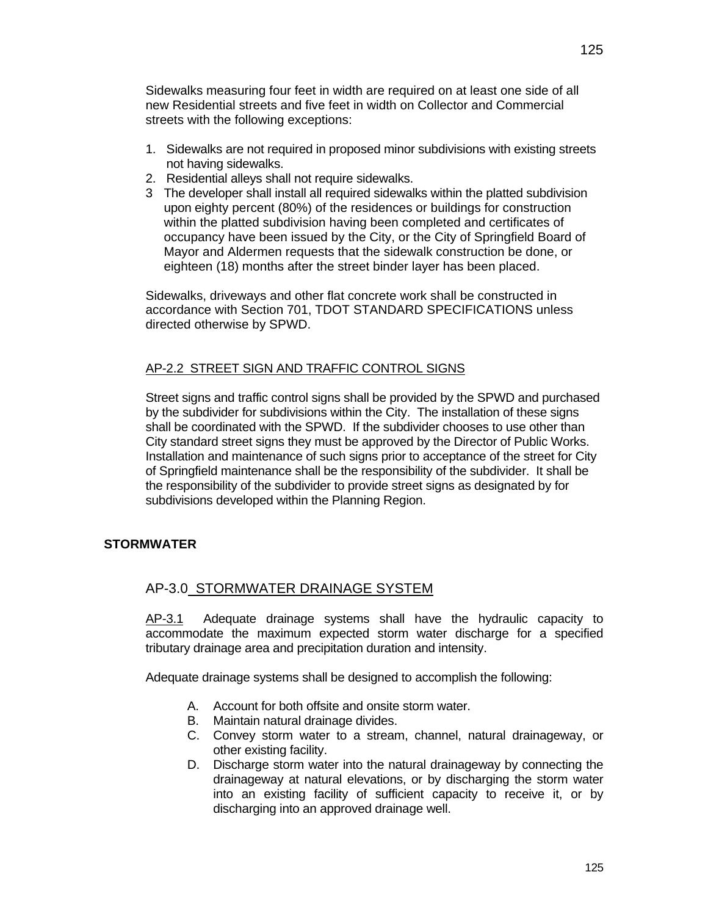Sidewalks measuring four feet in width are required on at least one side of all new Residential streets and five feet in width on Collector and Commercial streets with the following exceptions:

1. Sidewalks are not required in proposed minor subdivisions with existing streets not having sidewalks.
2. Residential alleys shall not require sidewalks.
3. The developer shall install all required sidewalks within the platted subdivision upon eighty percent (80%) of the residences or buildings for construction within the platted subdivision having been completed and certificates of occupancy have been issued by the City, or the City of Springfield Board of Mayor and Aldermen requests that the sidewalk construction be done, or eighteen (18) months after the street binder layer has been placed.

Sidewalks, driveways and other flat concrete work shall be constructed in accordance with Section 701, TDOT STANDARD SPECIFICATIONS unless directed otherwise by SPWD.

### AP-2.2 STREET SIGN AND TRAFFIC CONTROL SIGNS

Street signs and traffic control signs shall be provided by the SPWD and purchased by the subdivider for subdivisions within the City. The installation of these signs shall be coordinated with the SPWD. If the subdivider chooses to use other than City standard street signs they must be approved by the Director of Public Works. Installation and maintenance of such signs prior to acceptance of the street for City of Springfield maintenance shall be the responsibility of the subdivider. It shall be the responsibility of the subdivider to provide street signs as designated by for subdivisions developed within the Planning Region.

## STORMWATER

### AP-3.0 STORMWATER DRAINAGE SYSTEM

AP-3.1 Adequate drainage systems shall have the hydraulic capacity to accommodate the maximum expected storm water discharge for a specified tributary drainage area and precipitation duration and intensity.

Adequate drainage systems shall be designed to accomplish the following:

A. Account for both offsite and onsite storm water.
B. Maintain natural drainage divides.
C. Convey storm water to a stream, channel, natural drainageway, or other existing facility.
D. Discharge storm water into the natural drainageway by connecting the drainageway at natural elevations, or by discharging the storm water into an existing facility of sufficient capacity to receive it, or by discharging into an approved drainage well.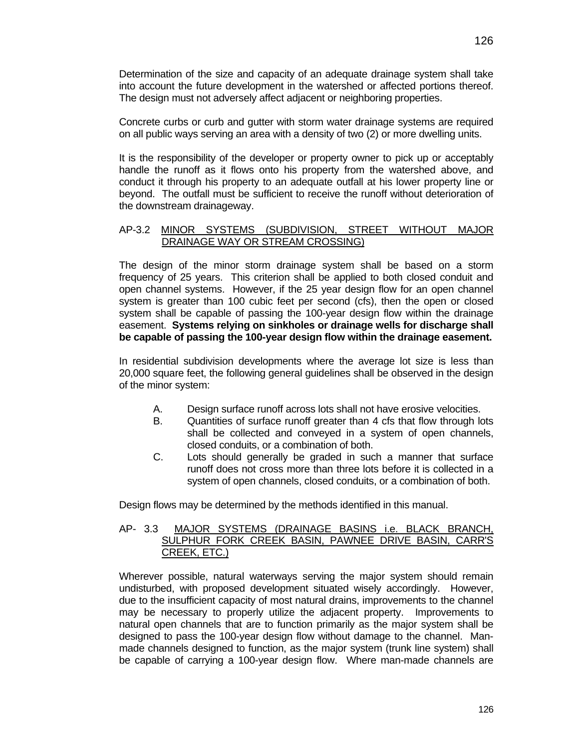Determination of the size and capacity of an adequate drainage system shall take into account the future development in the watershed or affected portions thereof. The design must not adversely affect adjacent or neighboring properties.

Concrete curbs or curb and gutter with storm water drainage systems are required on all public ways serving an area with a density of two (2) or more dwelling units.

It is the responsibility of the developer or property owner to pick up or acceptably handle the runoff as it flows onto his property from the watershed above, and conduct it through his property to an adequate outfall at his lower property line or beyond. The outfall must be sufficient to receive the runoff without deterioration of the downstream drainageway.

## AP-3.2 MINOR SYSTEMS (SUBDIVISION, STREET WITHOUT MAJOR DRAINAGE WAY OR STREAM CROSSING)

The design of the minor storm drainage system shall be based on a storm frequency of 25 years. This criterion shall be applied to both closed conduit and open channel systems. However, if the 25 year design flow for an open channel system is greater than 100 cubic feet per second (cfs), then the open or closed system shall be capable of passing the 100-year design flow within the drainage easement. **Systems relying on sinkholes or drainage wells for discharge shall be capable of passing the 100-year design flow within the drainage easement.**

In residential subdivision developments where the average lot size is less than 20,000 square feet, the following general guidelines shall be observed in the design of the minor system:

A. Design surface runoff across lots shall not have erosive velocities.
B. Quantities of surface runoff greater than 4 cfs that flow through lots shall be collected and conveyed in a system of open channels, closed conduits, or a combination of both.
C. Lots should generally be graded in such a manner that surface runoff does not cross more than three lots before it is collected in a system of open channels, closed conduits, or a combination of both.

Design flows may be determined by the methods identified in this manual.

## AP- 3.3 MAJOR SYSTEMS (DRAINAGE BASINS i.e. BLACK BRANCH, SULPHUR FORK CREEK BASIN, PAWNEE DRIVE BASIN, CARR'S CREEK, ETC.)

Wherever possible, natural waterways serving the major system should remain undisturbed, with proposed development situated wisely accordingly. However, due to the insufficient capacity of most natural drains, improvements to the channel may be necessary to properly utilize the adjacent property. Improvements to natural open channels that are to function primarily as the major system shall be designed to pass the 100-year design flow without damage to the channel. Man-made channels designed to function, as the major system (trunk line system) shall be capable of carrying a 100-year design flow. Where man-made channels are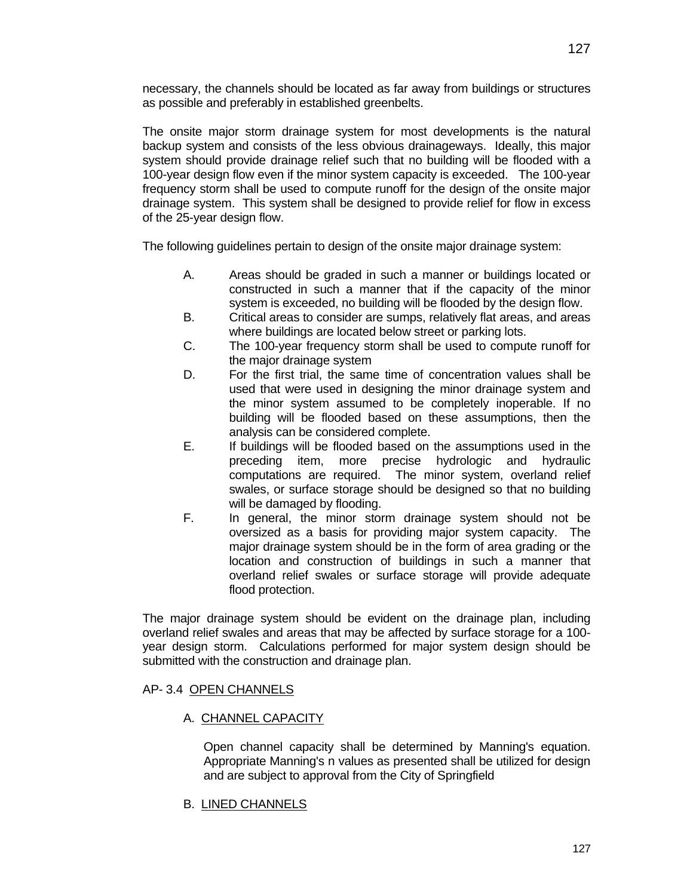necessary, the channels should be located as far away from buildings or structures as possible and preferably in established greenbelts.

The onsite major storm drainage system for most developments is the natural backup system and consists of the less obvious drainageways. Ideally, this major system should provide drainage relief such that no building will be flooded with a 100-year design flow even if the minor system capacity is exceeded. The 100-year frequency storm shall be used to compute runoff for the design of the onsite major drainage system. This system shall be designed to provide relief for flow in excess of the 25-year design flow.

The following guidelines pertain to design of the onsite major drainage system:

A. Areas should be graded in such a manner or buildings located or constructed in such a manner that if the capacity of the minor system is exceeded, no building will be flooded by the design flow.

B. Critical areas to consider are sumps, relatively flat areas, and areas where buildings are located below street or parking lots.

C. The 100-year frequency storm shall be used to compute runoff for the major drainage system

D. For the first trial, the same time of concentration values shall be used that were used in designing the minor drainage system and the minor system assumed to be completely inoperable. If no building will be flooded based on these assumptions, then the analysis can be considered complete.

E. If buildings will be flooded based on the assumptions used in the preceding item, more precise hydrologic and hydraulic computations are required. The minor system, overland relief swales, or surface storage should be designed so that no building will be damaged by flooding.

F. In general, the minor storm drainage system should not be oversized as a basis for providing major system capacity. The major drainage system should be in the form of area grading or the location and construction of buildings in such a manner that overland relief swales or surface storage will provide adequate flood protection.

The major drainage system should be evident on the drainage plan, including overland relief swales and areas that may be affected by surface storage for a 100-year design storm. Calculations performed for major system design should be submitted with the construction and drainage plan.

## AP- 3.4 OPEN CHANNELS

### A. CHANNEL CAPACITY

Open channel capacity shall be determined by Manning's equation. Appropriate Manning's n values as presented shall be utilized for design and are subject to approval from the City of Springfield

### B. LINED CHANNELS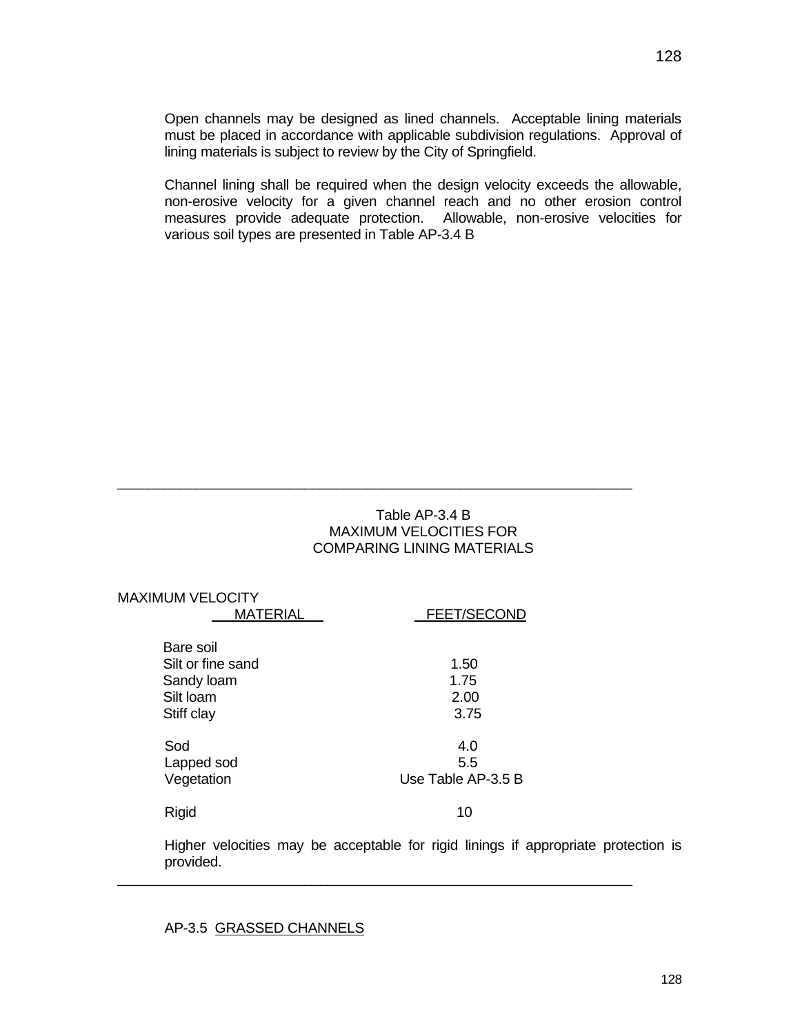Open channels may be designed as lined channels. Acceptable lining materials must be placed in accordance with applicable subdivision regulations. Approval of lining materials is subject to review by the City of Springfield.

Channel lining shall be required when the design velocity exceeds the allowable, non-erosive velocity for a given channel reach and no other erosion control measures provide adequate protection. Allowable, non-erosive velocities for various soil types are presented in Table AP-3.4 B

Table AP-3.4 B
MAXIMUM VELOCITIES FOR
COMPARING LINING MATERIALS

| MATERIAL | MAXIMUM VELOCITY FEET/SECOND |
|---|---|
| Bare soil | |
| Silt or fine sand | 1.50 |
| Sandy loam | 1.75 |
| Silt loam | 2.00 |
| Stiff clay | 3.75 |
| Sod | 4.0 |
| Lapped sod | 5.5 |
| Vegetation | Use Table AP-3.5 B |
| Rigid | 10 |

Higher velocities may be acceptable for rigid linings if appropriate protection is provided.

## AP-3.5 GRASSED CHANNELS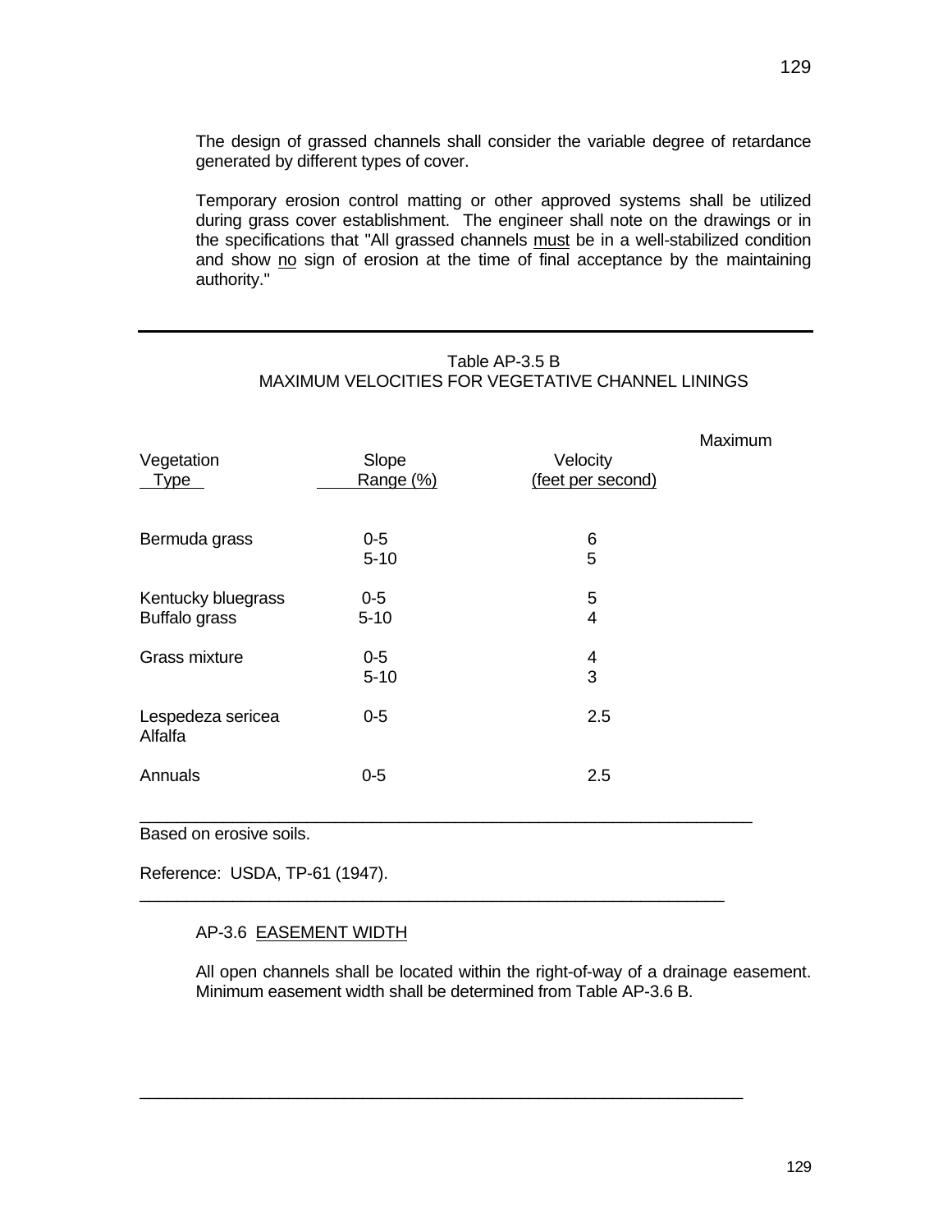The design of grassed channels shall consider the variable degree of retardance generated by different types of cover.

Temporary erosion control matting or other approved systems shall be utilized during grass cover establishment. The engineer shall note on the drawings or in the specifications that "All grassed channels must be in a well-stabilized condition and show no sign of erosion at the time of final acceptance by the maintaining authority."

Table AP-3.5 B
MAXIMUM VELOCITIES FOR VEGETATIVE CHANNEL LININGS

| Vegetation Type | Slope Range (%) | Maximum Velocity (feet per second) |
|---|---|---|
| Bermuda grass | 0-5 | 6 |
| | 5-10 | 5 |
| Kentucky bluegrass | 0-5 | 5 |
| Buffalo grass | 5-10 | 4 |
| Grass mixture | 0-5 | 4 |
| | 5-10 | 3 |
| Lespedeza sericea Alfalfa | 0-5 | 2.5 |
| Annuals | 0-5 | 2.5 |

Based on erosive soils.

Reference: USDA, TP-61 (1947).

AP-3.6 EASEMENT WIDTH

All open channels shall be located within the right-of-way of a drainage easement. Minimum easement width shall be determined from Table AP-3.6 B.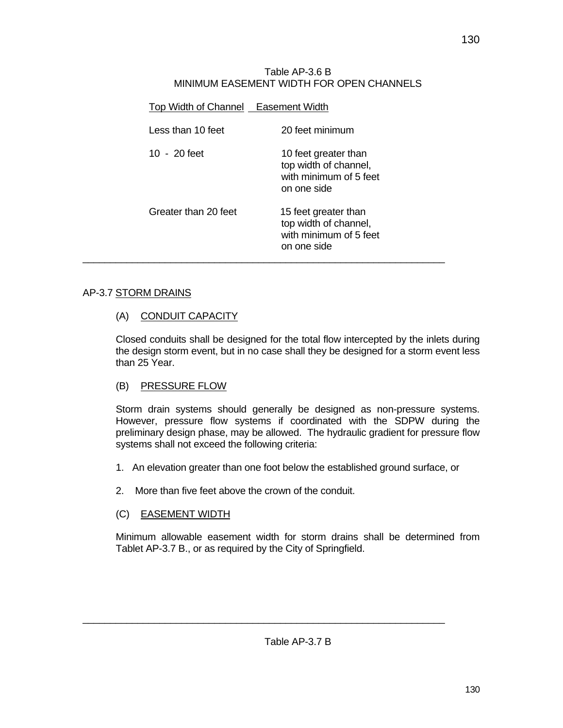Table AP-3.6 B
MINIMUM EASEMENT WIDTH FOR OPEN CHANNELS

| Top Width of Channel | Easement Width |
|---|---|
| Less than 10 feet | 20 feet minimum |
| 10 - 20 feet | 10 feet greater than top width of channel, with minimum of 5 feet on one side |
| Greater than 20 feet | 15 feet greater than top width of channel, with minimum of 5 feet on one side |

## AP-3.7 STORM DRAINS

### (A) CONDUIT CAPACITY

Closed conduits shall be designed for the total flow intercepted by the inlets during the design storm event, but in no case shall they be designed for a storm event less than 25 Year.

### (B) PRESSURE FLOW

Storm drain systems should generally be designed as non-pressure systems. However, pressure flow systems if coordinated with the SDPW during the preliminary design phase, may be allowed. The hydraulic gradient for pressure flow systems shall not exceed the following criteria:

1. An elevation greater than one foot below the established ground surface, or

2. More than five feet above the crown of the conduit.

### (C) EASEMENT WIDTH

Minimum allowable easement width for storm drains shall be determined from Tablet AP-3.7 B., or as required by the City of Springfield.

Table AP-3.7 B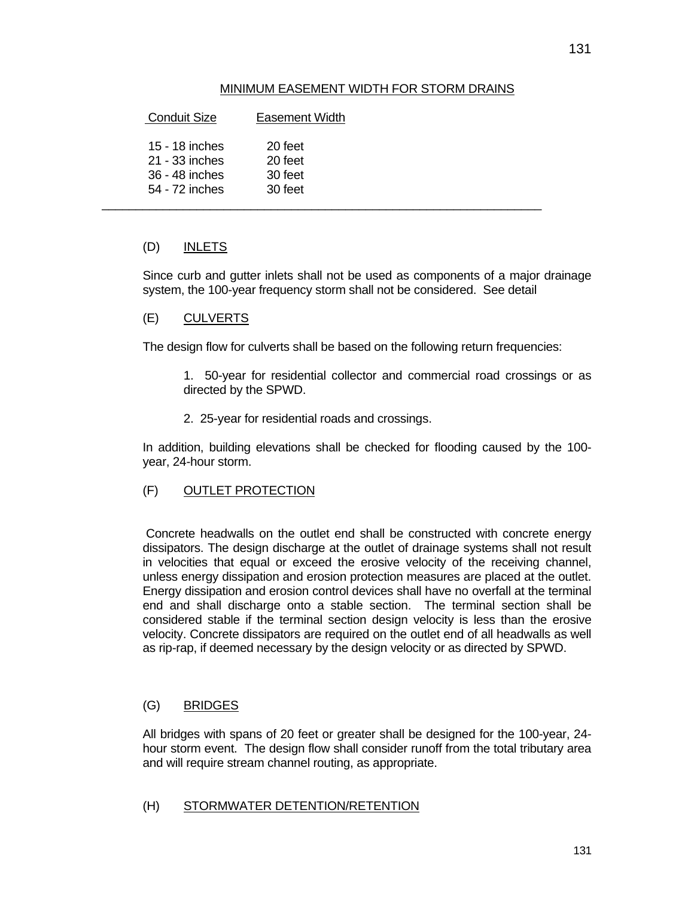MINIMUM EASEMENT WIDTH FOR STORM DRAINS

| Conduit Size | Easement Width |
|---|---|
| 15 - 18 inches | 20 feet |
| 21 - 33 inches | 20 feet |
| 36 - 48 inches | 30 feet |
| 54 - 72 inches | 30 feet |

---

(D) INLETS

Since curb and gutter inlets shall not be used as components of a major drainage system, the 100-year frequency storm shall not be considered. See detail

(E) CULVERTS

The design flow for culverts shall be based on the following return frequencies:

1. 50-year for residential collector and commercial road crossings or as directed by the SPWD.

2. 25-year for residential roads and crossings.

In addition, building elevations shall be checked for flooding caused by the 100-year, 24-hour storm.

(F) OUTLET PROTECTION

Concrete headwalls on the outlet end shall be constructed with concrete energy dissipators. The design discharge at the outlet of drainage systems shall not result in velocities that equal or exceed the erosive velocity of the receiving channel, unless energy dissipation and erosion protection measures are placed at the outlet. Energy dissipation and erosion control devices shall have no overfall at the terminal end and shall discharge onto a stable section. The terminal section shall be considered stable if the terminal section design velocity is less than the erosive velocity. Concrete dissipators are required on the outlet end of all headwalls as well as rip-rap, if deemed necessary by the design velocity or as directed by SPWD.

(G) BRIDGES

All bridges with spans of 20 feet or greater shall be designed for the 100-year, 24-hour storm event. The design flow shall consider runoff from the total tributary area and will require stream channel routing, as appropriate.

(H) STORMWATER DETENTION/RETENTION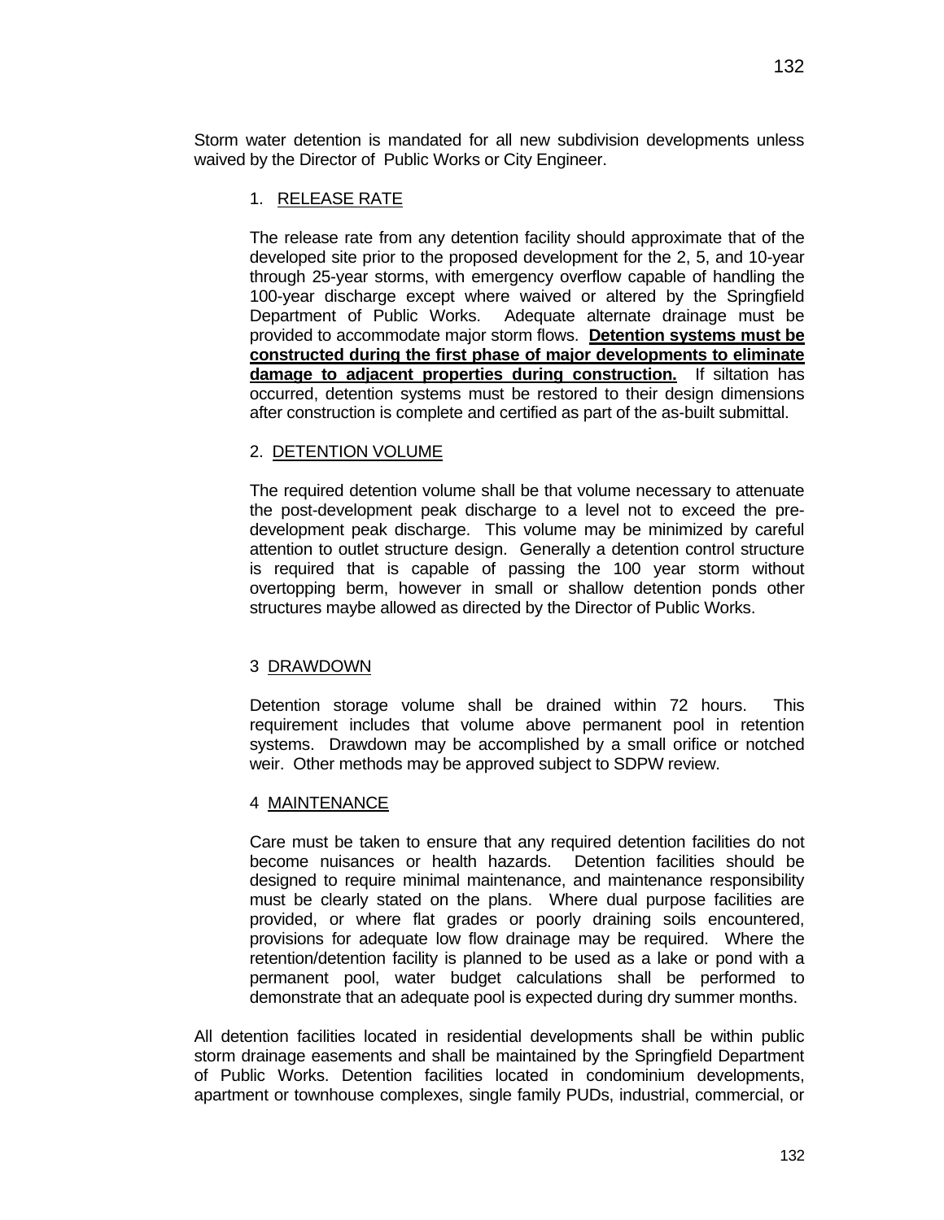Storm water detention is mandated for all new subdivision developments unless waived by the Director of Public Works or City Engineer.

1. RELEASE RATE

The release rate from any detention facility should approximate that of the developed site prior to the proposed development for the 2, 5, and 10-year through 25-year storms, with emergency overflow capable of handling the 100-year discharge except where waived or altered by the Springfield Department of Public Works. Adequate alternate drainage must be provided to accommodate major storm flows. **Detention systems must be constructed during the first phase of major developments to eliminate damage to adjacent properties during construction.** If siltation has occurred, detention systems must be restored to their design dimensions after construction is complete and certified as part of the as-built submittal.

2. DETENTION VOLUME

The required detention volume shall be that volume necessary to attenuate the post-development peak discharge to a level not to exceed the pre-development peak discharge. This volume may be minimized by careful attention to outlet structure design. Generally a detention control structure is required that is capable of passing the 100 year storm without overtopping berm, however in small or shallow detention ponds other structures maybe allowed as directed by the Director of Public Works.

3 DRAWDOWN

Detention storage volume shall be drained within 72 hours. This requirement includes that volume above permanent pool in retention systems. Drawdown may be accomplished by a small orifice or notched weir. Other methods may be approved subject to SDPW review.

4 MAINTENANCE

Care must be taken to ensure that any required detention facilities do not become nuisances or health hazards. Detention facilities should be designed to require minimal maintenance, and maintenance responsibility must be clearly stated on the plans. Where dual purpose facilities are provided, or where flat grades or poorly draining soils encountered, provisions for adequate low flow drainage may be required. Where the retention/detention facility is planned to be used as a lake or pond with a permanent pool, water budget calculations shall be performed to demonstrate that an adequate pool is expected during dry summer months.

All detention facilities located in residential developments shall be within public storm drainage easements and shall be maintained by the Springfield Department of Public Works. Detention facilities located in condominium developments, apartment or townhouse complexes, single family PUDs, industrial, commercial, or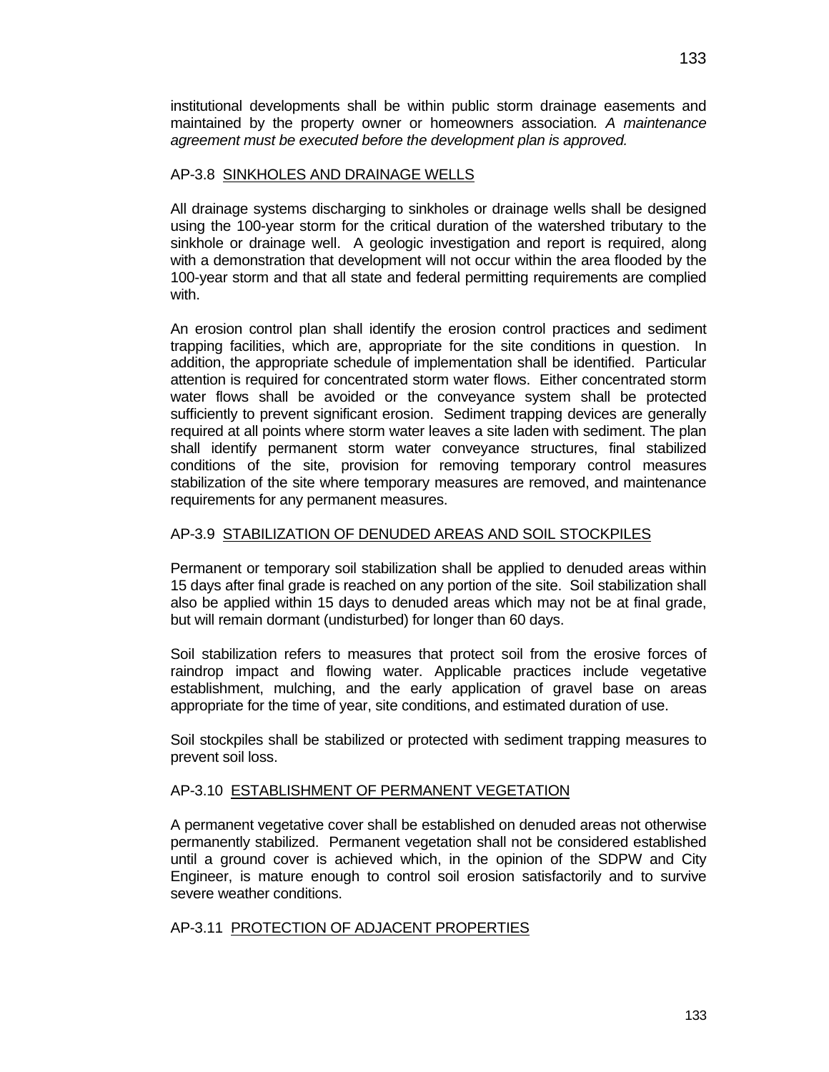institutional developments shall be within public storm drainage easements and maintained by the property owner or homeowners association*. A maintenance agreement must be executed before the development plan is approved.*

## AP-3.8 SINKHOLES AND DRAINAGE WELLS

All drainage systems discharging to sinkholes or drainage wells shall be designed using the 100-year storm for the critical duration of the watershed tributary to the sinkhole or drainage well. A geologic investigation and report is required, along with a demonstration that development will not occur within the area flooded by the 100-year storm and that all state and federal permitting requirements are complied with.

An erosion control plan shall identify the erosion control practices and sediment trapping facilities, which are, appropriate for the site conditions in question. In addition, the appropriate schedule of implementation shall be identified. Particular attention is required for concentrated storm water flows. Either concentrated storm water flows shall be avoided or the conveyance system shall be protected sufficiently to prevent significant erosion. Sediment trapping devices are generally required at all points where storm water leaves a site laden with sediment. The plan shall identify permanent storm water conveyance structures, final stabilized conditions of the site, provision for removing temporary control measures stabilization of the site where temporary measures are removed, and maintenance requirements for any permanent measures.

## AP-3.9 STABILIZATION OF DENUDED AREAS AND SOIL STOCKPILES

Permanent or temporary soil stabilization shall be applied to denuded areas within 15 days after final grade is reached on any portion of the site. Soil stabilization shall also be applied within 15 days to denuded areas which may not be at final grade, but will remain dormant (undisturbed) for longer than 60 days.

Soil stabilization refers to measures that protect soil from the erosive forces of raindrop impact and flowing water. Applicable practices include vegetative establishment, mulching, and the early application of gravel base on areas appropriate for the time of year, site conditions, and estimated duration of use.

Soil stockpiles shall be stabilized or protected with sediment trapping measures to prevent soil loss.

## AP-3.10 ESTABLISHMENT OF PERMANENT VEGETATION

A permanent vegetative cover shall be established on denuded areas not otherwise permanently stabilized. Permanent vegetation shall not be considered established until a ground cover is achieved which, in the opinion of the SDPW and City Engineer, is mature enough to control soil erosion satisfactorily and to survive severe weather conditions.

## AP-3.11 PROTECTION OF ADJACENT PROPERTIES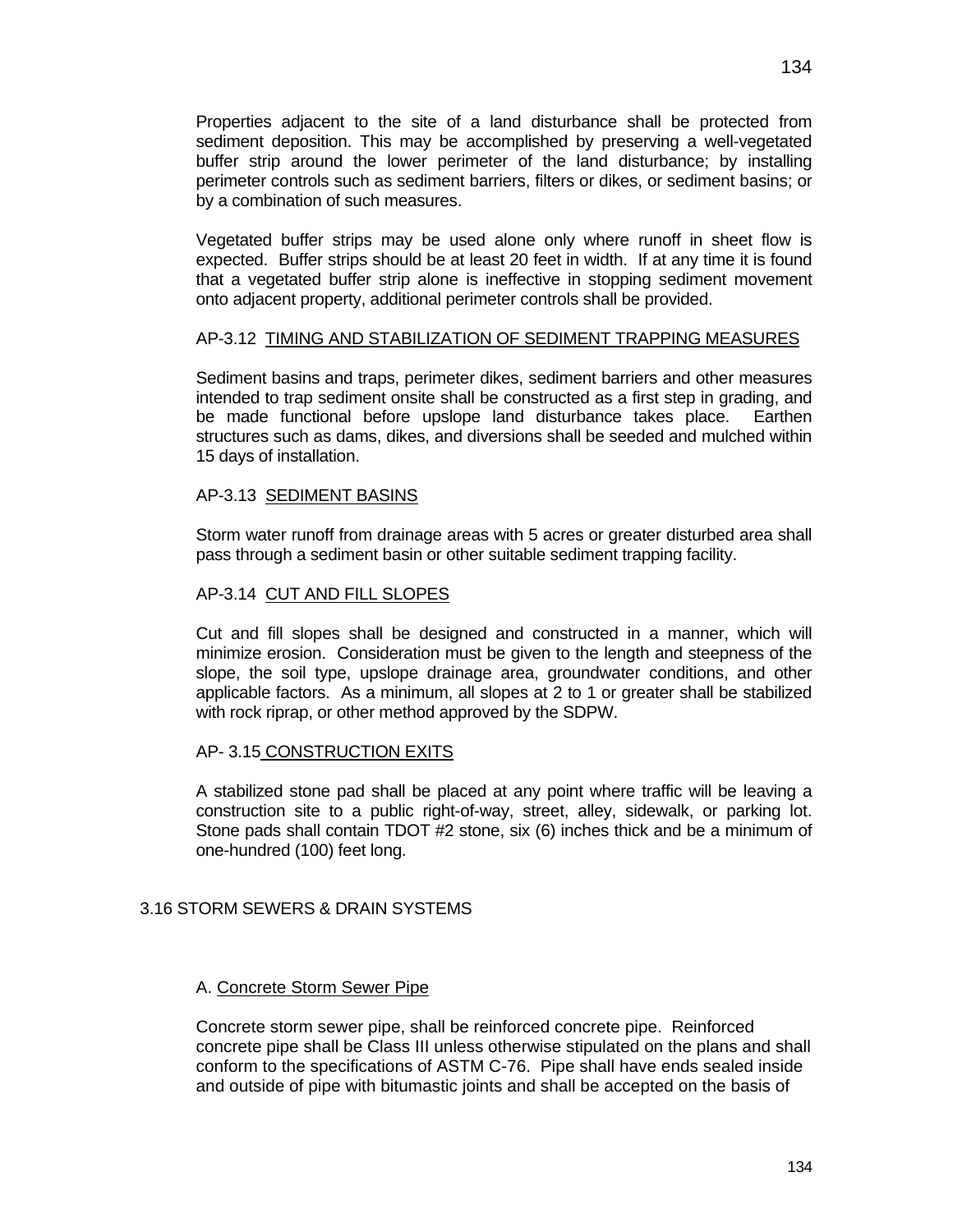Properties adjacent to the site of a land disturbance shall be protected from sediment deposition. This may be accomplished by preserving a well-vegetated buffer strip around the lower perimeter of the land disturbance; by installing perimeter controls such as sediment barriers, filters or dikes, or sediment basins; or by a combination of such measures.

Vegetated buffer strips may be used alone only where runoff in sheet flow is expected. Buffer strips should be at least 20 feet in width. If at any time it is found that a vegetated buffer strip alone is ineffective in stopping sediment movement onto adjacent property, additional perimeter controls shall be provided.

#### AP-3.12 TIMING AND STABILIZATION OF SEDIMENT TRAPPING MEASURES

Sediment basins and traps, perimeter dikes, sediment barriers and other measures intended to trap sediment onsite shall be constructed as a first step in grading, and be made functional before upslope land disturbance takes place. Earthen structures such as dams, dikes, and diversions shall be seeded and mulched within 15 days of installation.

#### AP-3.13 SEDIMENT BASINS

Storm water runoff from drainage areas with 5 acres or greater disturbed area shall pass through a sediment basin or other suitable sediment trapping facility.

#### AP-3.14 CUT AND FILL SLOPES

Cut and fill slopes shall be designed and constructed in a manner, which will minimize erosion. Consideration must be given to the length and steepness of the slope, the soil type, upslope drainage area, groundwater conditions, and other applicable factors. As a minimum, all slopes at 2 to 1 or greater shall be stabilized with rock riprap, or other method approved by the SDPW.

#### AP- 3.15 CONSTRUCTION EXITS

A stabilized stone pad shall be placed at any point where traffic will be leaving a construction site to a public right-of-way, street, alley, sidewalk, or parking lot. Stone pads shall contain TDOT #2 stone, six (6) inches thick and be a minimum of one-hundred (100) feet long.

### 3.16 STORM SEWERS & DRAIN SYSTEMS

#### A. Concrete Storm Sewer Pipe

Concrete storm sewer pipe, shall be reinforced concrete pipe. Reinforced concrete pipe shall be Class III unless otherwise stipulated on the plans and shall conform to the specifications of ASTM C-76. Pipe shall have ends sealed inside and outside of pipe with bitumastic joints and shall be accepted on the basis of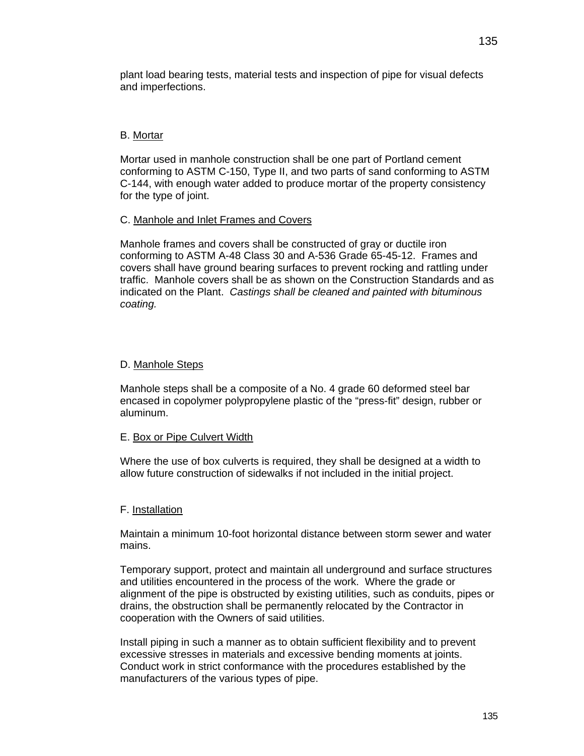plant load bearing tests, material tests and inspection of pipe for visual defects and imperfections.

B. <u>Mortar</u>

Mortar used in manhole construction shall be one part of Portland cement conforming to ASTM C-150, Type II, and two parts of sand conforming to ASTM C-144, with enough water added to produce mortar of the property consistency for the type of joint.

C. <u>Manhole and Inlet Frames and Covers</u>

Manhole frames and covers shall be constructed of gray or ductile iron conforming to ASTM A-48 Class 30 and A-536 Grade 65-45-12. Frames and covers shall have ground bearing surfaces to prevent rocking and rattling under traffic. Manhole covers shall be as shown on the Construction Standards and as indicated on the Plant. *Castings shall be cleaned and painted with bituminous coating.*

D. <u>Manhole Steps</u>

Manhole steps shall be a composite of a No. 4 grade 60 deformed steel bar encased in copolymer polypropylene plastic of the “press-fit” design, rubber or aluminum.

E. <u>Box or Pipe Culvert Width</u>

Where the use of box culverts is required, they shall be designed at a width to allow future construction of sidewalks if not included in the initial project.

F. <u>Installation</u>

Maintain a minimum 10-foot horizontal distance between storm sewer and water mains.

Temporary support, protect and maintain all underground and surface structures and utilities encountered in the process of the work. Where the grade or alignment of the pipe is obstructed by existing utilities, such as conduits, pipes or drains, the obstruction shall be permanently relocated by the Contractor in cooperation with the Owners of said utilities.

Install piping in such a manner as to obtain sufficient flexibility and to prevent excessive stresses in materials and excessive bending moments at joints. Conduct work in strict conformance with the procedures established by the manufacturers of the various types of pipe.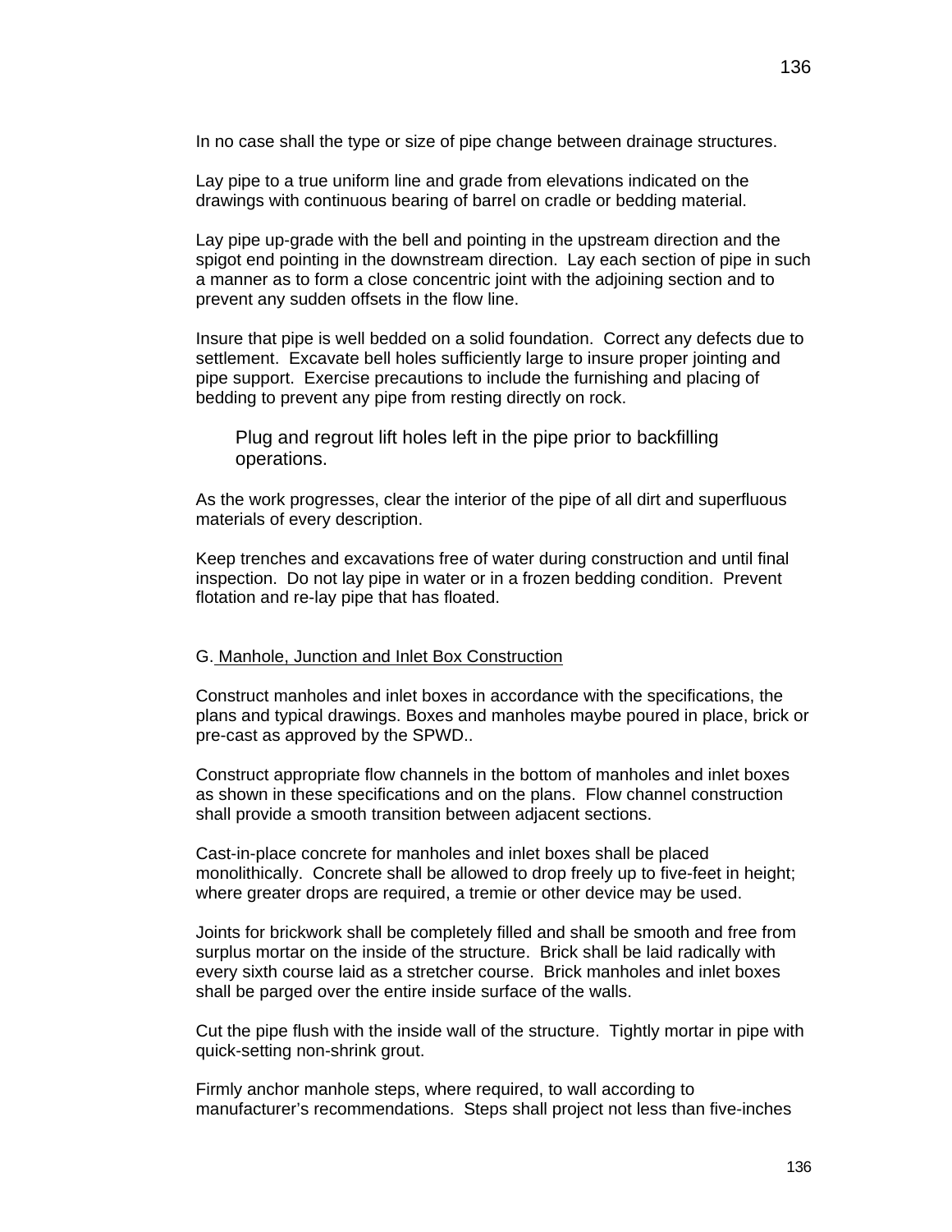In no case shall the type or size of pipe change between drainage structures.

Lay pipe to a true uniform line and grade from elevations indicated on the drawings with continuous bearing of barrel on cradle or bedding material.

Lay pipe up-grade with the bell and pointing in the upstream direction and the spigot end pointing in the downstream direction. Lay each section of pipe in such a manner as to form a close concentric joint with the adjoining section and to prevent any sudden offsets in the flow line.

Insure that pipe is well bedded on a solid foundation. Correct any defects due to settlement. Excavate bell holes sufficiently large to insure proper jointing and pipe support. Exercise precautions to include the furnishing and placing of bedding to prevent any pipe from resting directly on rock.

Plug and regrout lift holes left in the pipe prior to backfilling operations.

As the work progresses, clear the interior of the pipe of all dirt and superfluous materials of every description.

Keep trenches and excavations free of water during construction and until final inspection. Do not lay pipe in water or in a frozen bedding condition. Prevent flotation and re-lay pipe that has floated.

G. Manhole, Junction and Inlet Box Construction

Construct manholes and inlet boxes in accordance with the specifications, the plans and typical drawings. Boxes and manholes maybe poured in place, brick or pre-cast as approved by the SPWD..

Construct appropriate flow channels in the bottom of manholes and inlet boxes as shown in these specifications and on the plans. Flow channel construction shall provide a smooth transition between adjacent sections.

Cast-in-place concrete for manholes and inlet boxes shall be placed monolithically. Concrete shall be allowed to drop freely up to five-feet in height; where greater drops are required, a tremie or other device may be used.

Joints for brickwork shall be completely filled and shall be smooth and free from surplus mortar on the inside of the structure. Brick shall be laid radically with every sixth course laid as a stretcher course. Brick manholes and inlet boxes shall be parged over the entire inside surface of the walls.

Cut the pipe flush with the inside wall of the structure. Tightly mortar in pipe with quick-setting non-shrink grout.

Firmly anchor manhole steps, where required, to wall according to manufacturer's recommendations. Steps shall project not less than five-inches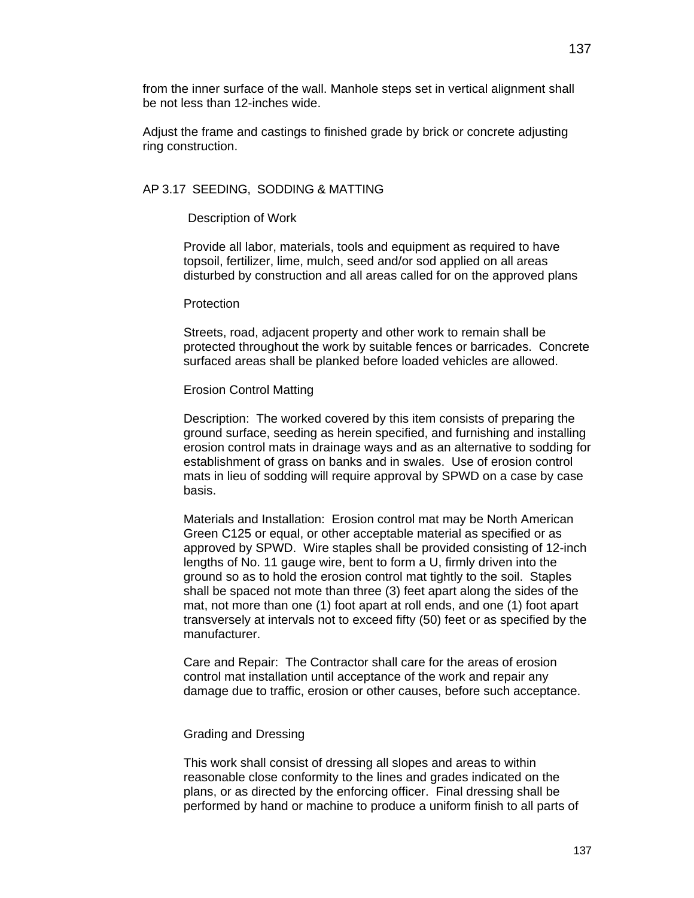from the inner surface of the wall. Manhole steps set in vertical alignment shall be not less than 12-inches wide.

Adjust the frame and castings to finished grade by brick or concrete adjusting ring construction.

## AP 3.17 SEEDING, SODDING & MATTING

### Description of Work

Provide all labor, materials, tools and equipment as required to have topsoil, fertilizer, lime, mulch, seed and/or sod applied on all areas disturbed by construction and all areas called for on the approved plans

### Protection

Streets, road, adjacent property and other work to remain shall be protected throughout the work by suitable fences or barricades. Concrete surfaced areas shall be planked before loaded vehicles are allowed.

### Erosion Control Matting

Description: The worked covered by this item consists of preparing the ground surface, seeding as herein specified, and furnishing and installing erosion control mats in drainage ways and as an alternative to sodding for establishment of grass on banks and in swales. Use of erosion control mats in lieu of sodding will require approval by SPWD on a case by case basis.

Materials and Installation: Erosion control mat may be North American Green C125 or equal, or other acceptable material as specified or as approved by SPWD. Wire staples shall be provided consisting of 12-inch lengths of No. 11 gauge wire, bent to form a U, firmly driven into the ground so as to hold the erosion control mat tightly to the soil. Staples shall be spaced not mote than three (3) feet apart along the sides of the mat, not more than one (1) foot apart at roll ends, and one (1) foot apart transversely at intervals not to exceed fifty (50) feet or as specified by the manufacturer.

Care and Repair: The Contractor shall care for the areas of erosion control mat installation until acceptance of the work and repair any damage due to traffic, erosion or other causes, before such acceptance.

### Grading and Dressing

This work shall consist of dressing all slopes and areas to within reasonable close conformity to the lines and grades indicated on the plans, or as directed by the enforcing officer. Final dressing shall be performed by hand or machine to produce a uniform finish to all parts of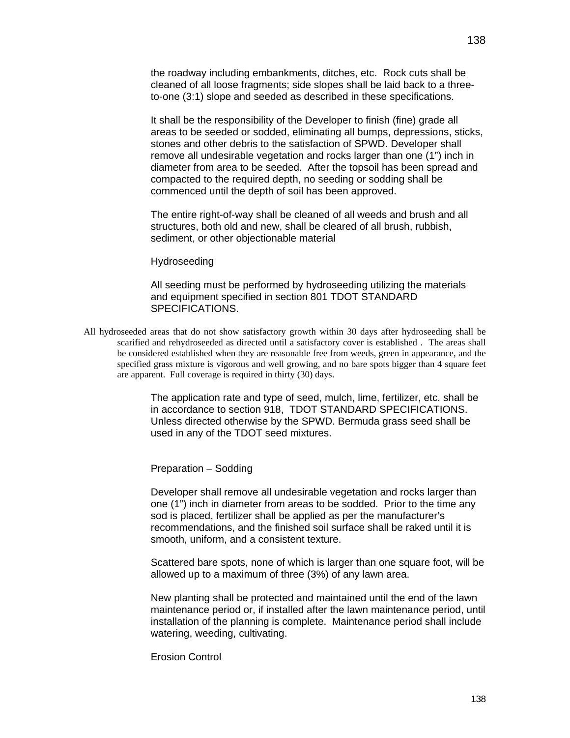the roadway including embankments, ditches, etc. Rock cuts shall be cleaned of all loose fragments; side slopes shall be laid back to a three-to-one (3:1) slope and seeded as described in these specifications.

It shall be the responsibility of the Developer to finish (fine) grade all areas to be seeded or sodded, eliminating all bumps, depressions, sticks, stones and other debris to the satisfaction of SPWD. Developer shall remove all undesirable vegetation and rocks larger than one (1") inch in diameter from area to be seeded. After the topsoil has been spread and compacted to the required depth, no seeding or sodding shall be commenced until the depth of soil has been approved.

The entire right-of-way shall be cleaned of all weeds and brush and all structures, both old and new, shall be cleared of all brush, rubbish, sediment, or other objectionable material

Hydroseeding

All seeding must be performed by hydroseeding utilizing the materials and equipment specified in section 801 TDOT STANDARD SPECIFICATIONS.

All hydroseeded areas that do not show satisfactory growth within 30 days after hydroseeding shall be scarified and rehydroseeded as directed until a satisfactory cover is established . The areas shall be considered established when they are reasonable free from weeds, green in appearance, and the specified grass mixture is vigorous and well growing, and no bare spots bigger than 4 square feet are apparent. Full coverage is required in thirty (30) days.

The application rate and type of seed, mulch, lime, fertilizer, etc. shall be in accordance to section 918, TDOT STANDARD SPECIFICATIONS. Unless directed otherwise by the SPWD. Bermuda grass seed shall be used in any of the TDOT seed mixtures.

Preparation – Sodding

Developer shall remove all undesirable vegetation and rocks larger than one (1") inch in diameter from areas to be sodded. Prior to the time any sod is placed, fertilizer shall be applied as per the manufacturer's recommendations, and the finished soil surface shall be raked until it is smooth, uniform, and a consistent texture.

Scattered bare spots, none of which is larger than one square foot, will be allowed up to a maximum of three (3%) of any lawn area.

New planting shall be protected and maintained until the end of the lawn maintenance period or, if installed after the lawn maintenance period, until installation of the planning is complete. Maintenance period shall include watering, weeding, cultivating.

Erosion Control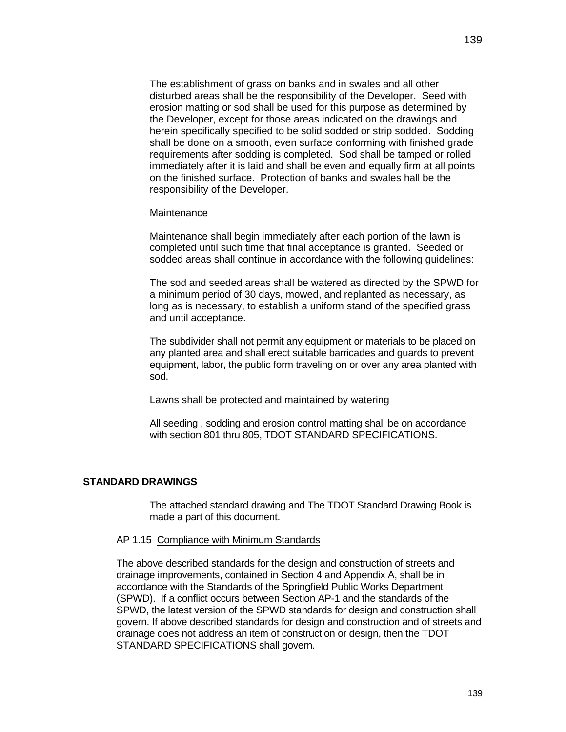The establishment of grass on banks and in swales and all other disturbed areas shall be the responsibility of the Developer. Seed with erosion matting or sod shall be used for this purpose as determined by the Developer, except for those areas indicated on the drawings and herein specifically specified to be solid sodded or strip sodded. Sodding shall be done on a smooth, even surface conforming with finished grade requirements after sodding is completed. Sod shall be tamped or rolled immediately after it is laid and shall be even and equally firm at all points on the finished surface. Protection of banks and swales hall be the responsibility of the Developer.

Maintenance

Maintenance shall begin immediately after each portion of the lawn is completed until such time that final acceptance is granted. Seeded or sodded areas shall continue in accordance with the following guidelines:

The sod and seeded areas shall be watered as directed by the SPWD for a minimum period of 30 days, mowed, and replanted as necessary, as long as is necessary, to establish a uniform stand of the specified grass and until acceptance.

The subdivider shall not permit any equipment or materials to be placed on any planted area and shall erect suitable barricades and guards to prevent equipment, labor, the public form traveling on or over any area planted with sod.

Lawns shall be protected and maintained by watering

All seeding , sodding and erosion control matting shall be on accordance with section 801 thru 805, TDOT STANDARD SPECIFICATIONS.

**STANDARD DRAWINGS**

The attached standard drawing and The TDOT Standard Drawing Book is made a part of this document.

AP 1.15 Compliance with Minimum Standards

The above described standards for the design and construction of streets and drainage improvements, contained in Section 4 and Appendix A, shall be in accordance with the Standards of the Springfield Public Works Department (SPWD). If a conflict occurs between Section AP-1 and the standards of the SPWD, the latest version of the SPWD standards for design and construction shall govern. If above described standards for design and construction and of streets and drainage does not address an item of construction or design, then the TDOT STANDARD SPECIFICATIONS shall govern.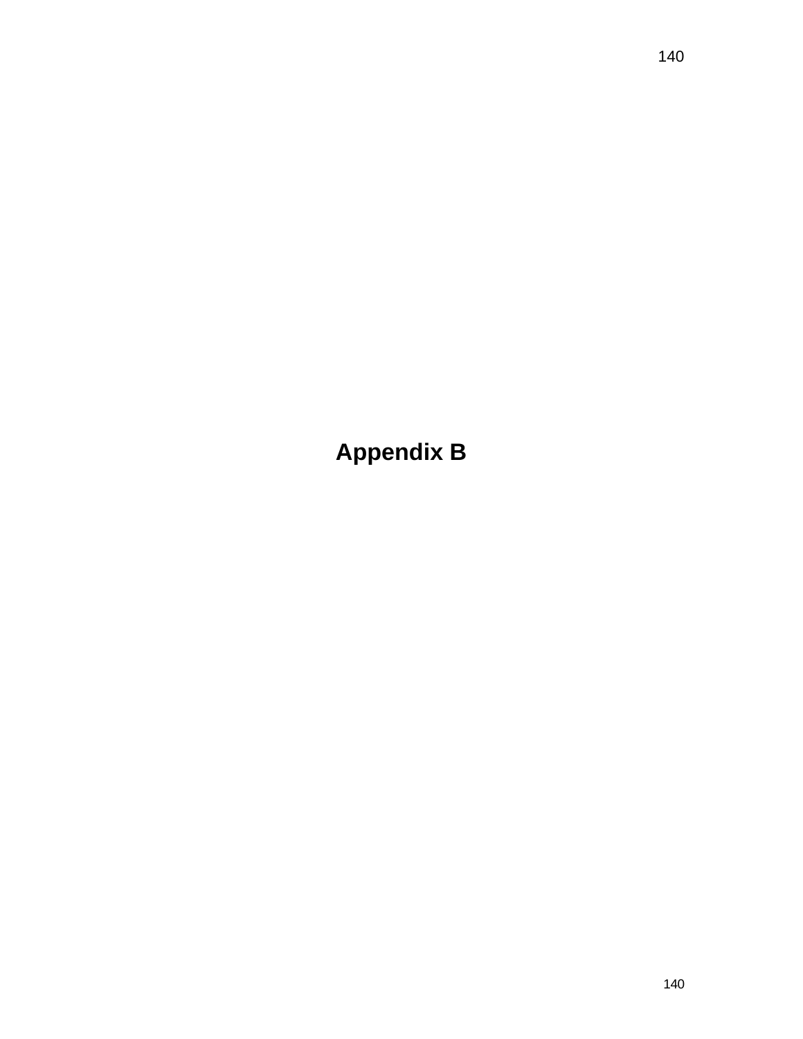# Appendix B